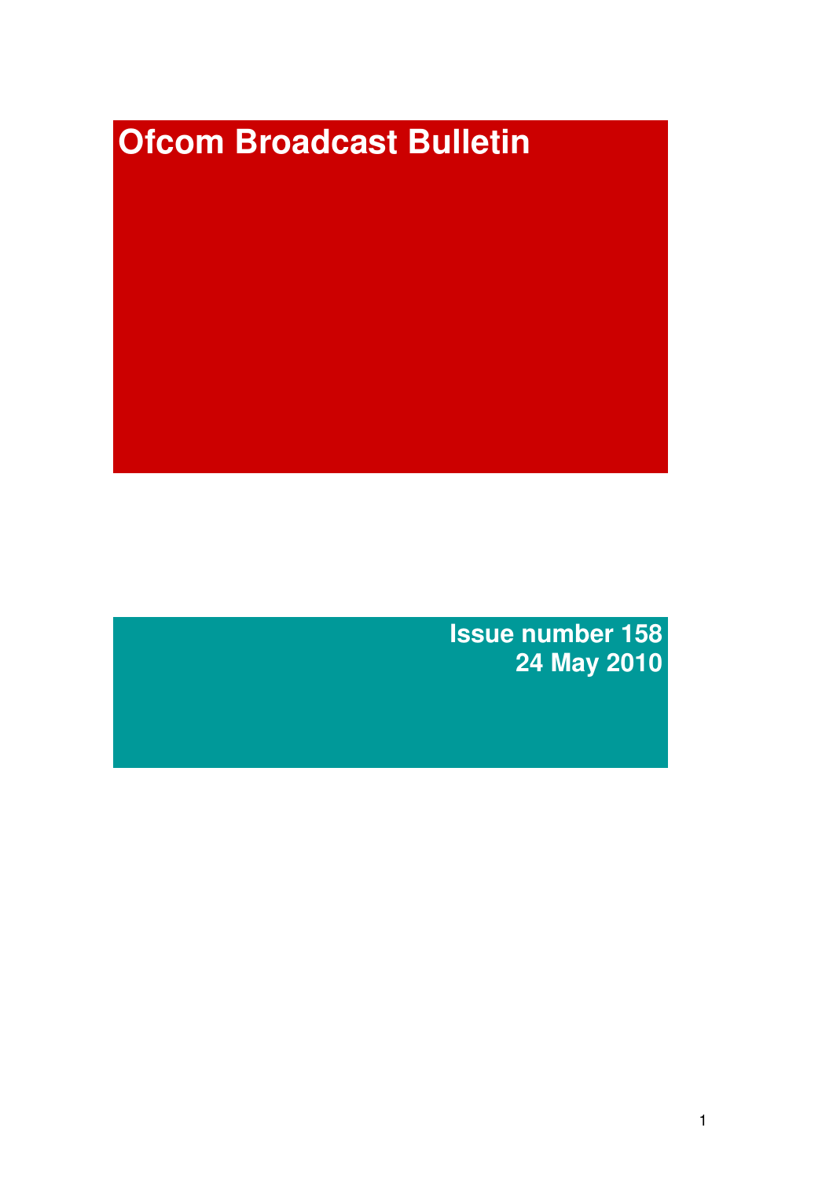# Ofcom Broadcast Bulletin

**Issue number 158**
**24 May 2010**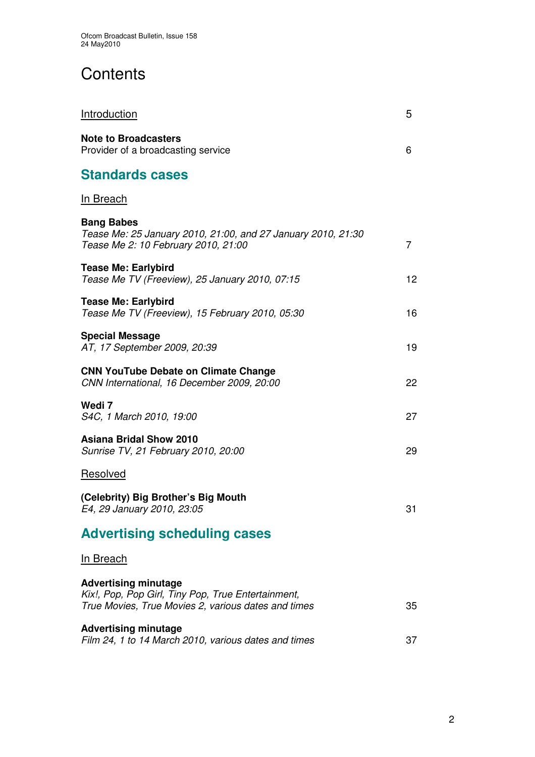# Contents

| | |
|---|---|
| Introduction | 5 |
| **Note to Broadcasters**<br>Provider of a broadcasting service | 6 |

## Standards cases

In Breach

| | |
|---|---|
| **Bang Babes**<br>*Tease Me: 25 January 2010, 21:00, and 27 January 2010, 21:30*<br>*Tease Me 2: 10 February 2010, 21:00* | 7 |
| **Tease Me: Earlybird**<br>*Tease Me TV (Freeview), 25 January 2010, 07:15* | 12 |
| **Tease Me: Earlybird**<br>*Tease Me TV (Freeview), 15 February 2010, 05:30* | 16 |
| **Special Message**<br>*AT, 17 September 2009, 20:39* | 19 |
| **CNN YouTube Debate on Climate Change**<br>*CNN International, 16 December 2009, 20:00* | 22 |
| **Wedi 7**<br>*S4C, 1 March 2010, 19:00* | 27 |
| **Asiana Bridal Show 2010**<br>*Sunrise TV, 21 February 2010, 20:00* | 29 |

Resolved

| | |
|---|---|
| **(Celebrity) Big Brother's Big Mouth**<br>*E4, 29 January 2010, 23:05* | 31 |

## Advertising scheduling cases

In Breach

| | |
|---|---|
| **Advertising minutage**<br>*Kix!, Pop, Pop Girl, Tiny Pop, True Entertainment, True Movies, True Movies 2, various dates and times* | 35 |
| **Advertising minutage**<br>*Film 24, 1 to 14 March 2010, various dates and times* | 37 |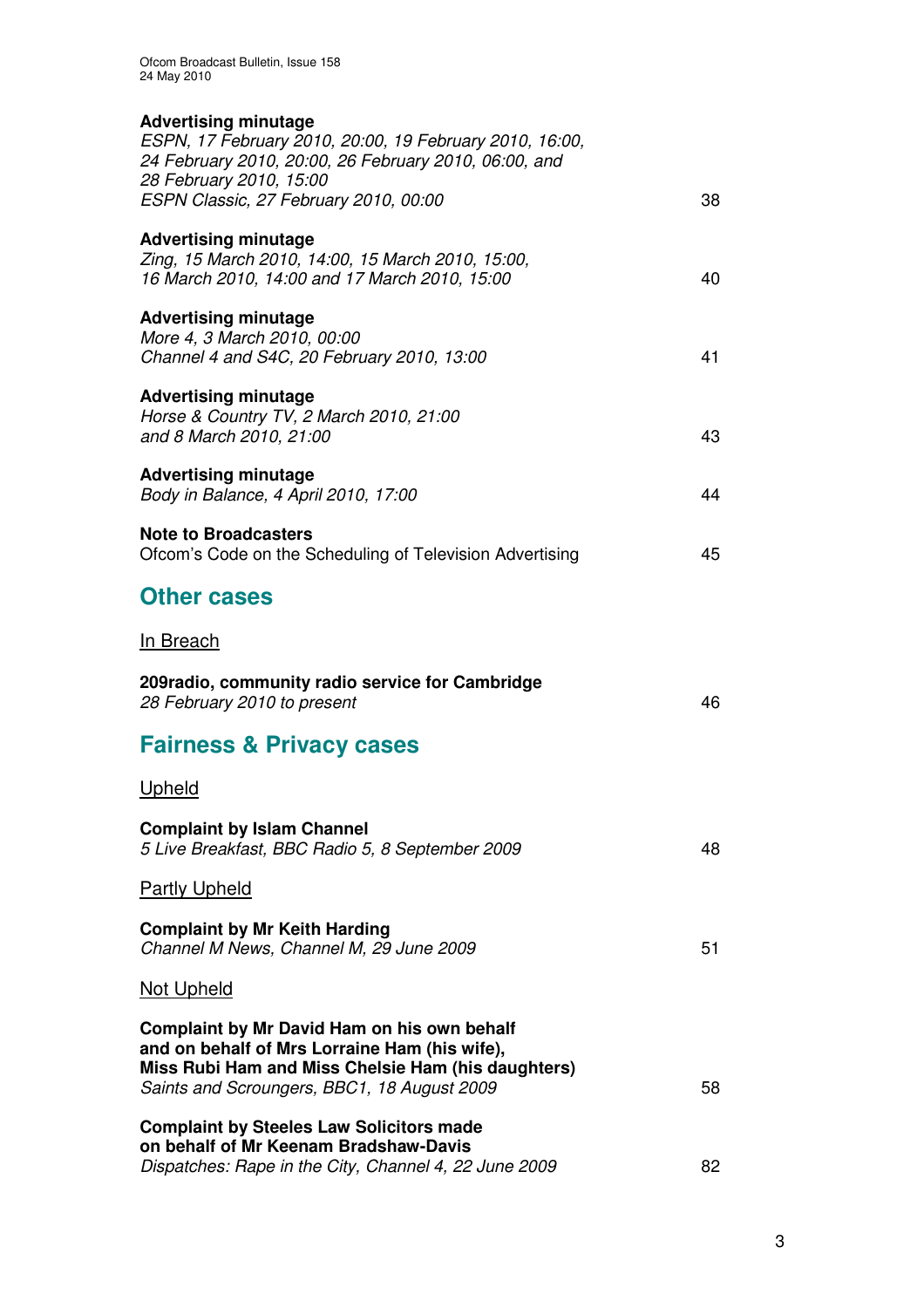**Advertising minutage**
*ESPN, 17 February 2010, 20:00, 19 February 2010, 16:00, 24 February 2010, 20:00, 26 February 2010, 06:00, and 28 February 2010, 15:00*
*ESPN Classic, 27 February 2010, 00:00* 38

**Advertising minutage**
*Zing, 15 March 2010, 14:00, 15 March 2010, 15:00, 16 March 2010, 14:00 and 17 March 2010, 15:00* 40

**Advertising minutage**
*More 4, 3 March 2010, 00:00*
*Channel 4 and S4C, 20 February 2010, 13:00* 41

**Advertising minutage**
*Horse & Country TV, 2 March 2010, 21:00 and 8 March 2010, 21:00* 43

**Advertising minutage**
*Body in Balance, 4 April 2010, 17:00* 44

**Note to Broadcasters**
Ofcom's Code on the Scheduling of Television Advertising 45

## Other cases

In Breach

**209radio, community radio service for Cambridge**
*28 February 2010 to present* 46

## Fairness & Privacy cases

Upheld

**Complaint by Islam Channel**
*5 Live Breakfast, BBC Radio 5, 8 September 2009* 48

Partly Upheld

**Complaint by Mr Keith Harding**
*Channel M News, Channel M, 29 June 2009* 51

Not Upheld

**Complaint by Mr David Ham on his own behalf and on behalf of Mrs Lorraine Ham (his wife), Miss Rubi Ham and Miss Chelsie Ham (his daughters)**
*Saints and Scroungers, BBC1, 18 August 2009* 58

**Complaint by Steeles Law Solicitors made on behalf of Mr Keenam Bradshaw-Davis**
*Dispatches: Rape in the City, Channel 4, 22 June 2009* 82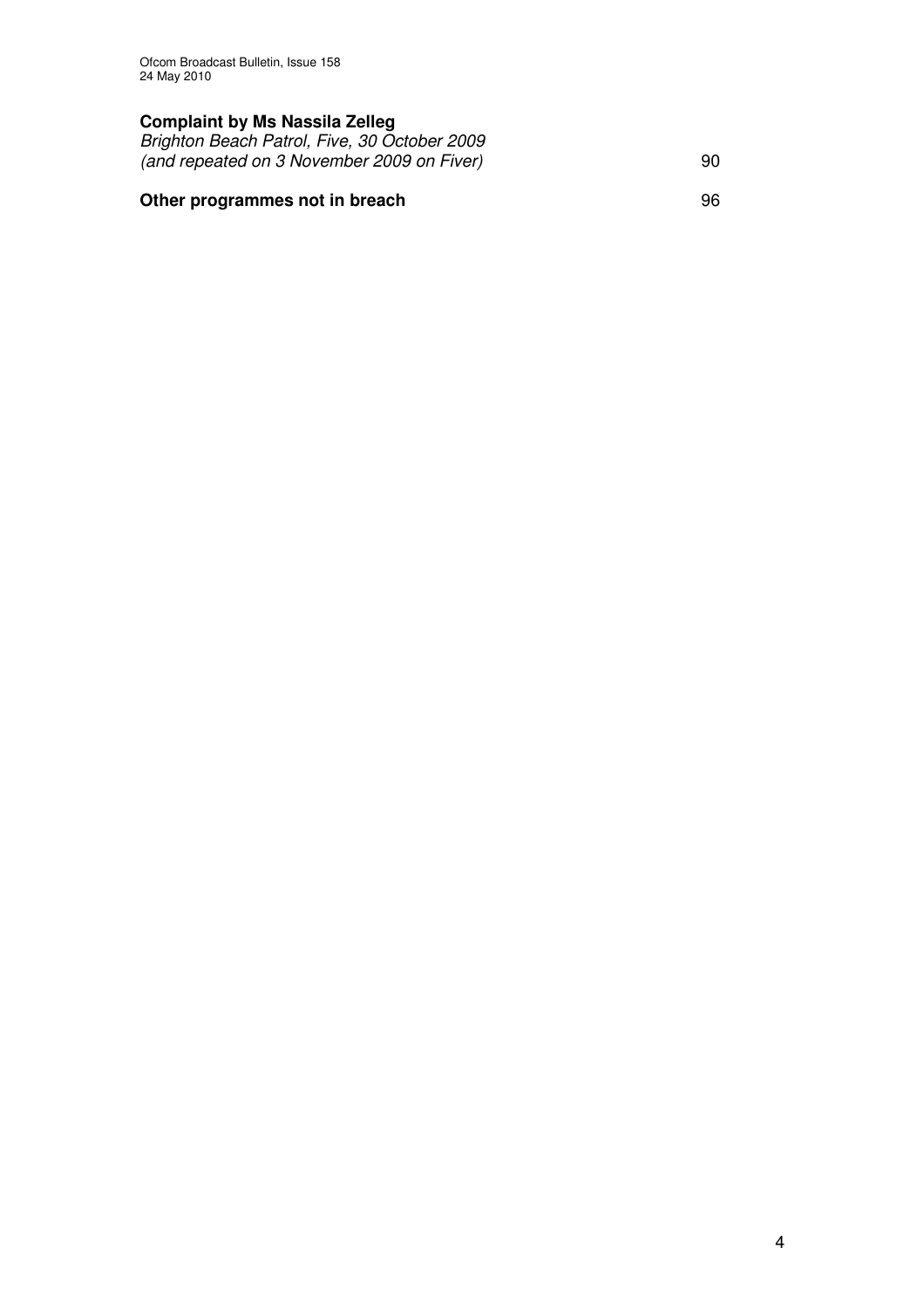**Complaint by Ms Nassila Zelleg**
*Brighton Beach Patrol, Five, 30 October 2009*
*(and repeated on 3 November 2009 on Fiver)* 90

**Other programmes not in breach** 96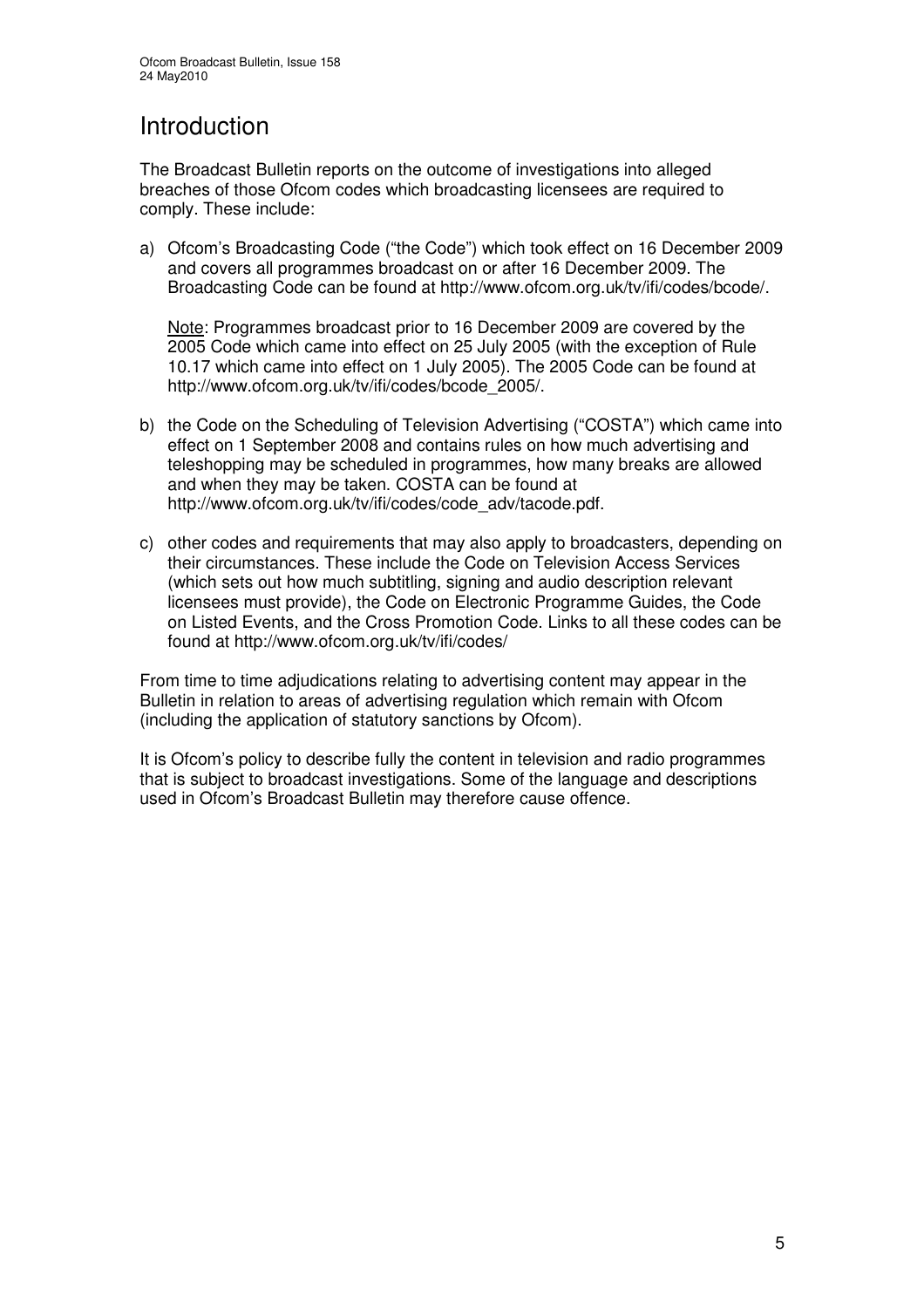# Introduction

The Broadcast Bulletin reports on the outcome of investigations into alleged breaches of those Ofcom codes which broadcasting licensees are required to comply. These include:

a) Ofcom's Broadcasting Code ("the Code") which took effect on 16 December 2009 and covers all programmes broadcast on or after 16 December 2009. The Broadcasting Code can be found at http://www.ofcom.org.uk/tv/ifi/codes/bcode/.

   Note: Programmes broadcast prior to 16 December 2009 are covered by the 2005 Code which came into effect on 25 July 2005 (with the exception of Rule 10.17 which came into effect on 1 July 2005). The 2005 Code can be found at http://www.ofcom.org.uk/tv/ifi/codes/bcode_2005/.

b) the Code on the Scheduling of Television Advertising ("COSTA") which came into effect on 1 September 2008 and contains rules on how much advertising and teleshopping may be scheduled in programmes, how many breaks are allowed and when they may be taken. COSTA can be found at http://www.ofcom.org.uk/tv/ifi/codes/code_adv/tacode.pdf.

c) other codes and requirements that may also apply to broadcasters, depending on their circumstances. These include the Code on Television Access Services (which sets out how much subtitling, signing and audio description relevant licensees must provide), the Code on Electronic Programme Guides, the Code on Listed Events, and the Cross Promotion Code. Links to all these codes can be found at http://www.ofcom.org.uk/tv/ifi/codes/

From time to time adjudications relating to advertising content may appear in the Bulletin in relation to areas of advertising regulation which remain with Ofcom (including the application of statutory sanctions by Ofcom).

It is Ofcom's policy to describe fully the content in television and radio programmes that is subject to broadcast investigations. Some of the language and descriptions used in Ofcom's Broadcast Bulletin may therefore cause offence.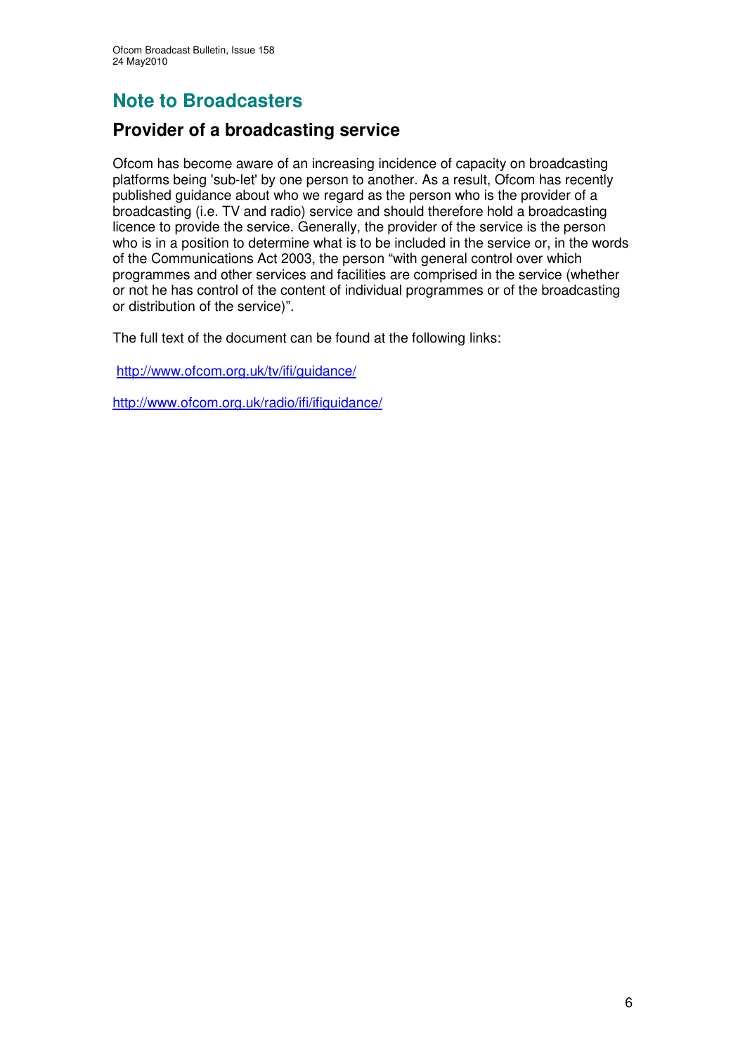# Note to Broadcasters

## Provider of a broadcasting service

Ofcom has become aware of an increasing incidence of capacity on broadcasting platforms being 'sub-let' by one person to another. As a result, Ofcom has recently published guidance about who we regard as the person who is the provider of a broadcasting (i.e. TV and radio) service and should therefore hold a broadcasting licence to provide the service. Generally, the provider of the service is the person who is in a position to determine what is to be included in the service or, in the words of the Communications Act 2003, the person "with general control over which programmes and other services and facilities are comprised in the service (whether or not he has control of the content of individual programmes or of the broadcasting or distribution of the service)".

The full text of the document can be found at the following links:

http://www.ofcom.org.uk/tv/ifi/guidance/

http://www.ofcom.org.uk/radio/ifi/ifiguidance/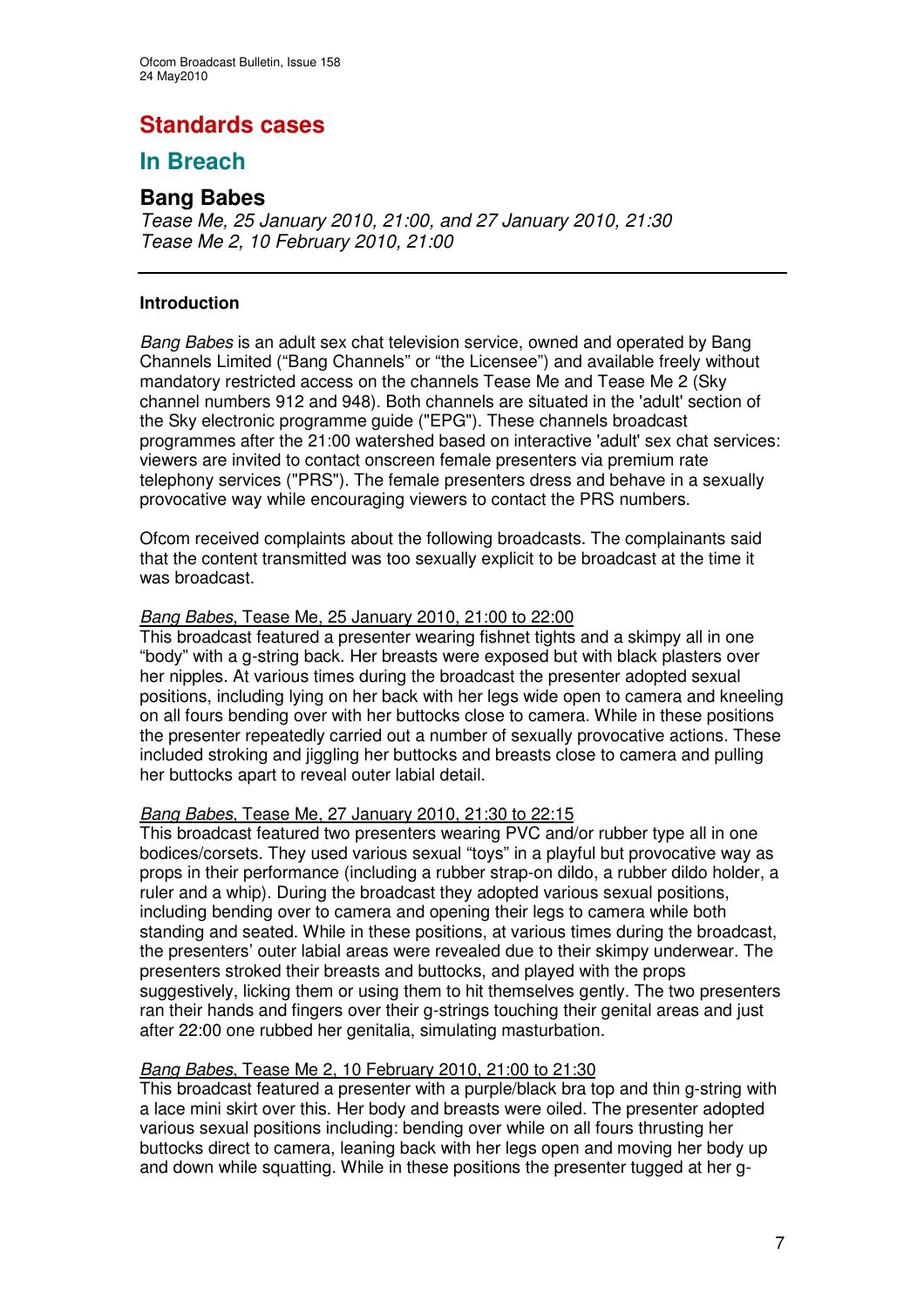# Standards cases

## In Breach

### Bang Babes

*Tease Me, 25 January 2010, 21:00, and 27 January 2010, 21:30*
*Tease Me 2, 10 February 2010, 21:00*

---

**Introduction**

*Bang Babes* is an adult sex chat television service, owned and operated by Bang Channels Limited ("Bang Channels" or "the Licensee") and available freely without mandatory restricted access on the channels Tease Me and Tease Me 2 (Sky channel numbers 912 and 948). Both channels are situated in the 'adult' section of the Sky electronic programme guide ("EPG"). These channels broadcast programmes after the 21:00 watershed based on interactive 'adult' sex chat services: viewers are invited to contact onscreen female presenters via premium rate telephony services ("PRS"). The female presenters dress and behave in a sexually provocative way while encouraging viewers to contact the PRS numbers.

Ofcom received complaints about the following broadcasts. The complainants said that the content transmitted was too sexually explicit to be broadcast at the time it was broadcast.

*Bang Babes*, Tease Me, 25 January 2010, 21:00 to 22:00
This broadcast featured a presenter wearing fishnet tights and a skimpy all in one "body" with a g-string back. Her breasts were exposed but with black plasters over her nipples. At various times during the broadcast the presenter adopted sexual positions, including lying on her back with her legs wide open to camera and kneeling on all fours bending over with her buttocks close to camera. While in these positions the presenter repeatedly carried out a number of sexually provocative actions. These included stroking and jiggling her buttocks and breasts close to camera and pulling her buttocks apart to reveal outer labial detail.

*Bang Babes*, Tease Me, 27 January 2010, 21:30 to 22:15
This broadcast featured two presenters wearing PVC and/or rubber type all in one bodices/corsets. They used various sexual "toys" in a playful but provocative way as props in their performance (including a rubber strap-on dildo, a rubber dildo holder, a ruler and a whip). During the broadcast they adopted various sexual positions, including bending over to camera and opening their legs to camera while both standing and seated. While in these positions, at various times during the broadcast, the presenters' outer labial areas were revealed due to their skimpy underwear. The presenters stroked their breasts and buttocks, and played with the props suggestively, licking them or using them to hit themselves gently. The two presenters ran their hands and fingers over their g-strings touching their genital areas and just after 22:00 one rubbed her genitalia, simulating masturbation.

*Bang Babes*, Tease Me 2, 10 February 2010, 21:00 to 21:30
This broadcast featured a presenter with a purple/black bra top and thin g-string with a lace mini skirt over this. Her body and breasts were oiled. The presenter adopted various sexual positions including: bending over while on all fours thrusting her buttocks direct to camera, leaning back with her legs open and moving her body up and down while squatting. While in these positions the presenter tugged at her g-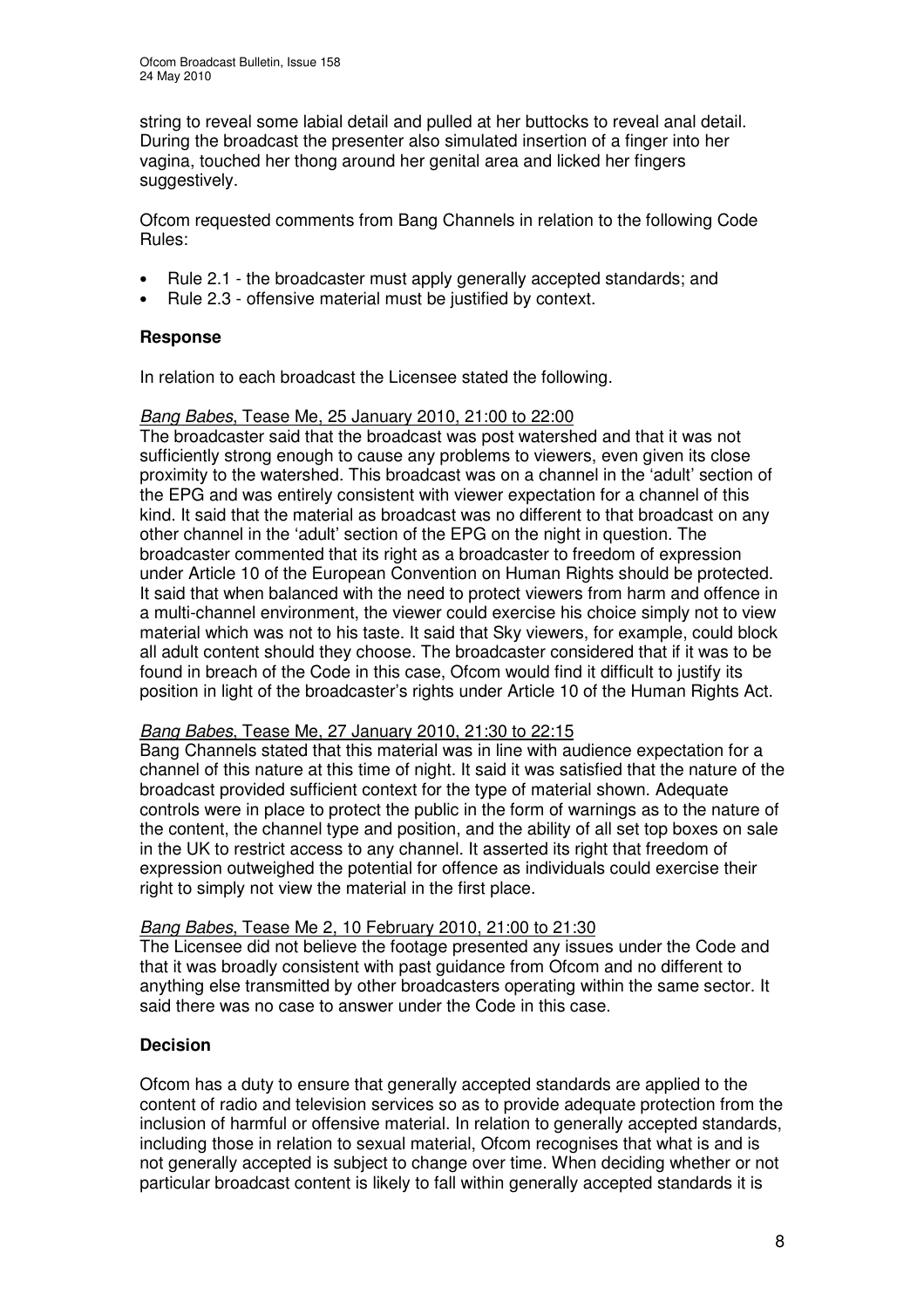string to reveal some labial detail and pulled at her buttocks to reveal anal detail. During the broadcast the presenter also simulated insertion of a finger into her vagina, touched her thong around her genital area and licked her fingers suggestively.

Ofcom requested comments from Bang Channels in relation to the following Code Rules:

- Rule 2.1 - the broadcaster must apply generally accepted standards; and
- Rule 2.3 - offensive material must be justified by context.

### Response

In relation to each broadcast the Licensee stated the following.

*Bang Babes*, Tease Me, 25 January 2010, 21:00 to 22:00
The broadcaster said that the broadcast was post watershed and that it was not sufficiently strong enough to cause any problems to viewers, even given its close proximity to the watershed. This broadcast was on a channel in the 'adult' section of the EPG and was entirely consistent with viewer expectation for a channel of this kind. It said that the material as broadcast was no different to that broadcast on any other channel in the 'adult' section of the EPG on the night in question. The broadcaster commented that its right as a broadcaster to freedom of expression under Article 10 of the European Convention on Human Rights should be protected. It said that when balanced with the need to protect viewers from harm and offence in a multi-channel environment, the viewer could exercise his choice simply not to view material which was not to his taste. It said that Sky viewers, for example, could block all adult content should they choose. The broadcaster considered that if it was to be found in breach of the Code in this case, Ofcom would find it difficult to justify its position in light of the broadcaster's rights under Article 10 of the Human Rights Act.

*Bang Babes*, Tease Me, 27 January 2010, 21:30 to 22:15
Bang Channels stated that this material was in line with audience expectation for a channel of this nature at this time of night. It said it was satisfied that the nature of the broadcast provided sufficient context for the type of material shown. Adequate controls were in place to protect the public in the form of warnings as to the nature of the content, the channel type and position, and the ability of all set top boxes on sale in the UK to restrict access to any channel. It asserted its right that freedom of expression outweighed the potential for offence as individuals could exercise their right to simply not view the material in the first place.

*Bang Babes*, Tease Me 2, 10 February 2010, 21:00 to 21:30
The Licensee did not believe the footage presented any issues under the Code and that it was broadly consistent with past guidance from Ofcom and no different to anything else transmitted by other broadcasters operating within the same sector. It said there was no case to answer under the Code in this case.

### Decision

Ofcom has a duty to ensure that generally accepted standards are applied to the content of radio and television services so as to provide adequate protection from the inclusion of harmful or offensive material. In relation to generally accepted standards, including those in relation to sexual material, Ofcom recognises that what is and is not generally accepted is subject to change over time. When deciding whether or not particular broadcast content is likely to fall within generally accepted standards it is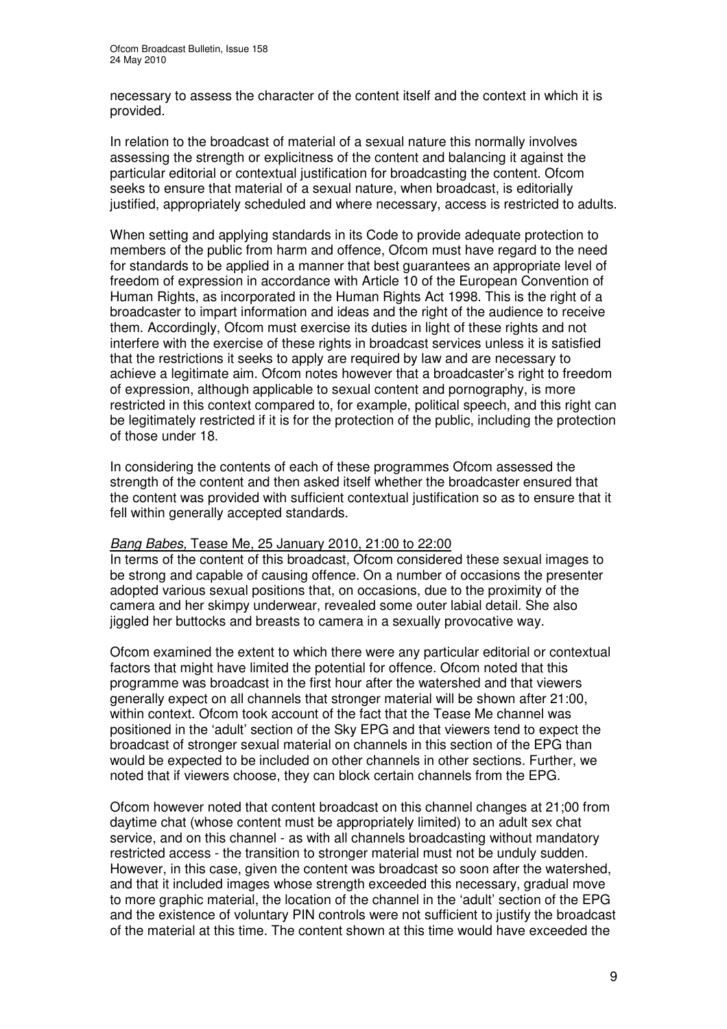necessary to assess the character of the content itself and the context in which it is provided.

In relation to the broadcast of material of a sexual nature this normally involves assessing the strength or explicitness of the content and balancing it against the particular editorial or contextual justification for broadcasting the content. Ofcom seeks to ensure that material of a sexual nature, when broadcast, is editorially justified, appropriately scheduled and where necessary, access is restricted to adults.

When setting and applying standards in its Code to provide adequate protection to members of the public from harm and offence, Ofcom must have regard to the need for standards to be applied in a manner that best guarantees an appropriate level of freedom of expression in accordance with Article 10 of the European Convention of Human Rights, as incorporated in the Human Rights Act 1998. This is the right of a broadcaster to impart information and ideas and the right of the audience to receive them. Accordingly, Ofcom must exercise its duties in light of these rights and not interfere with the exercise of these rights in broadcast services unless it is satisfied that the restrictions it seeks to apply are required by law and are necessary to achieve a legitimate aim. Ofcom notes however that a broadcaster's right to freedom of expression, although applicable to sexual content and pornography, is more restricted in this context compared to, for example, political speech, and this right can be legitimately restricted if it is for the protection of the public, including the protection of those under 18.

In considering the contents of each of these programmes Ofcom assessed the strength of the content and then asked itself whether the broadcaster ensured that the content was provided with sufficient contextual justification so as to ensure that it fell within generally accepted standards.

*Bang Babes,* Tease Me, 25 January 2010, 21:00 to 22:00

In terms of the content of this broadcast, Ofcom considered these sexual images to be strong and capable of causing offence. On a number of occasions the presenter adopted various sexual positions that, on occasions, due to the proximity of the camera and her skimpy underwear, revealed some outer labial detail. She also jiggled her buttocks and breasts to camera in a sexually provocative way.

Ofcom examined the extent to which there were any particular editorial or contextual factors that might have limited the potential for offence. Ofcom noted that this programme was broadcast in the first hour after the watershed and that viewers generally expect on all channels that stronger material will be shown after 21:00, within context. Ofcom took account of the fact that the Tease Me channel was positioned in the 'adult' section of the Sky EPG and that viewers tend to expect the broadcast of stronger sexual material on channels in this section of the EPG than would be expected to be included on other channels in other sections. Further, we noted that if viewers choose, they can block certain channels from the EPG.

Ofcom however noted that content broadcast on this channel changes at 21;00 from daytime chat (whose content must be appropriately limited) to an adult sex chat service, and on this channel - as with all channels broadcasting without mandatory restricted access - the transition to stronger material must not be unduly sudden. However, in this case, given the content was broadcast so soon after the watershed, and that it included images whose strength exceeded this necessary, gradual move to more graphic material, the location of the channel in the 'adult' section of the EPG and the existence of voluntary PIN controls were not sufficient to justify the broadcast of the material at this time. The content shown at this time would have exceeded the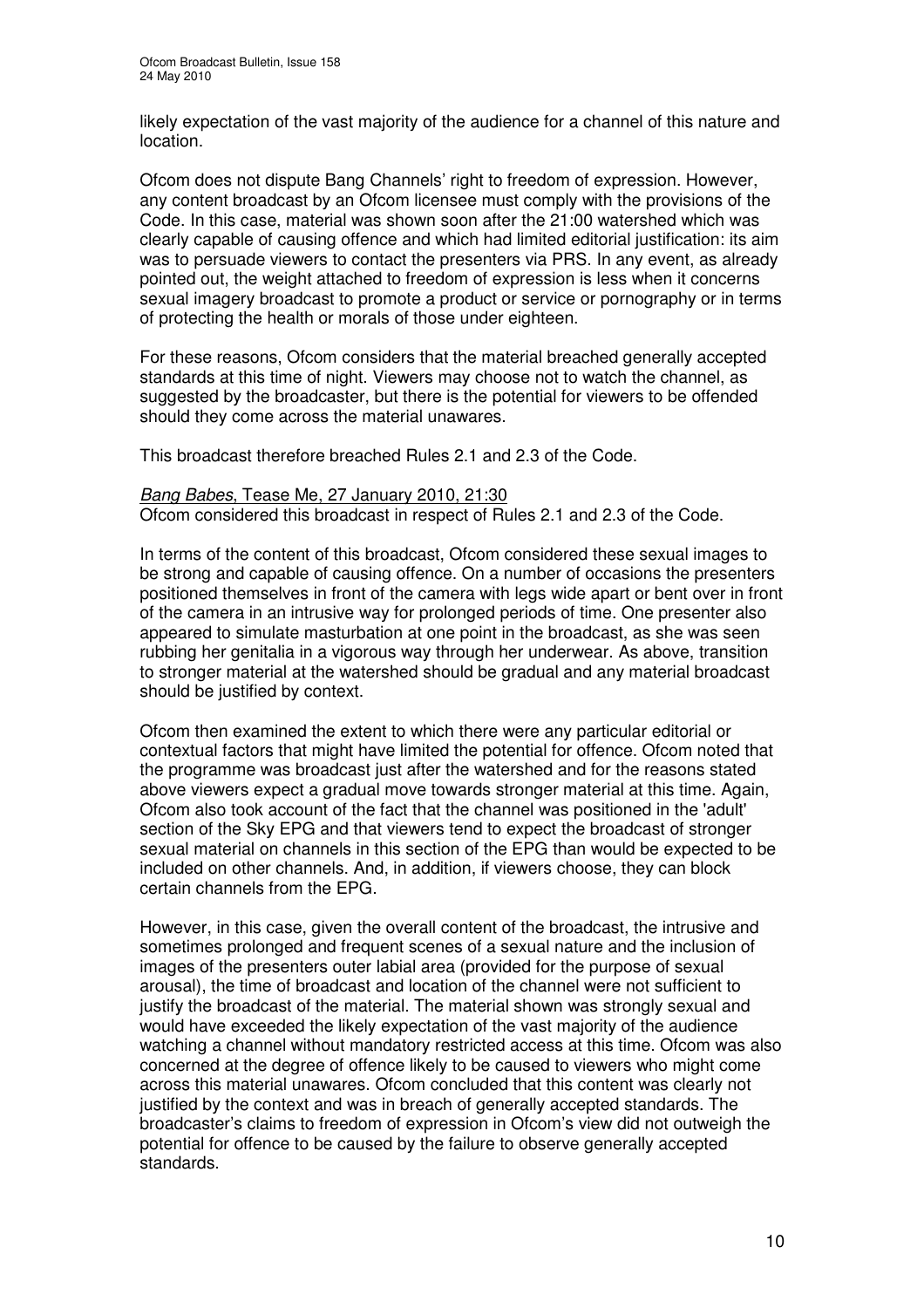likely expectation of the vast majority of the audience for a channel of this nature and location.

Ofcom does not dispute Bang Channels' right to freedom of expression. However, any content broadcast by an Ofcom licensee must comply with the provisions of the Code. In this case, material was shown soon after the 21:00 watershed which was clearly capable of causing offence and which had limited editorial justification: its aim was to persuade viewers to contact the presenters via PRS. In any event, as already pointed out, the weight attached to freedom of expression is less when it concerns sexual imagery broadcast to promote a product or service or pornography or in terms of protecting the health or morals of those under eighteen.

For these reasons, Ofcom considers that the material breached generally accepted standards at this time of night. Viewers may choose not to watch the channel, as suggested by the broadcaster, but there is the potential for viewers to be offended should they come across the material unawares.

This broadcast therefore breached Rules 2.1 and 2.3 of the Code.

*Bang Babes*, Tease Me, 27 January 2010, 21:30

Ofcom considered this broadcast in respect of Rules 2.1 and 2.3 of the Code.

In terms of the content of this broadcast, Ofcom considered these sexual images to be strong and capable of causing offence. On a number of occasions the presenters positioned themselves in front of the camera with legs wide apart or bent over in front of the camera in an intrusive way for prolonged periods of time. One presenter also appeared to simulate masturbation at one point in the broadcast, as she was seen rubbing her genitalia in a vigorous way through her underwear. As above, transition to stronger material at the watershed should be gradual and any material broadcast should be justified by context.

Ofcom then examined the extent to which there were any particular editorial or contextual factors that might have limited the potential for offence. Ofcom noted that the programme was broadcast just after the watershed and for the reasons stated above viewers expect a gradual move towards stronger material at this time. Again, Ofcom also took account of the fact that the channel was positioned in the 'adult' section of the Sky EPG and that viewers tend to expect the broadcast of stronger sexual material on channels in this section of the EPG than would be expected to be included on other channels. And, in addition, if viewers choose, they can block certain channels from the EPG.

However, in this case, given the overall content of the broadcast, the intrusive and sometimes prolonged and frequent scenes of a sexual nature and the inclusion of images of the presenters outer labial area (provided for the purpose of sexual arousal), the time of broadcast and location of the channel were not sufficient to justify the broadcast of the material. The material shown was strongly sexual and would have exceeded the likely expectation of the vast majority of the audience watching a channel without mandatory restricted access at this time. Ofcom was also concerned at the degree of offence likely to be caused to viewers who might come across this material unawares. Ofcom concluded that this content was clearly not justified by the context and was in breach of generally accepted standards. The broadcaster's claims to freedom of expression in Ofcom's view did not outweigh the potential for offence to be caused by the failure to observe generally accepted standards.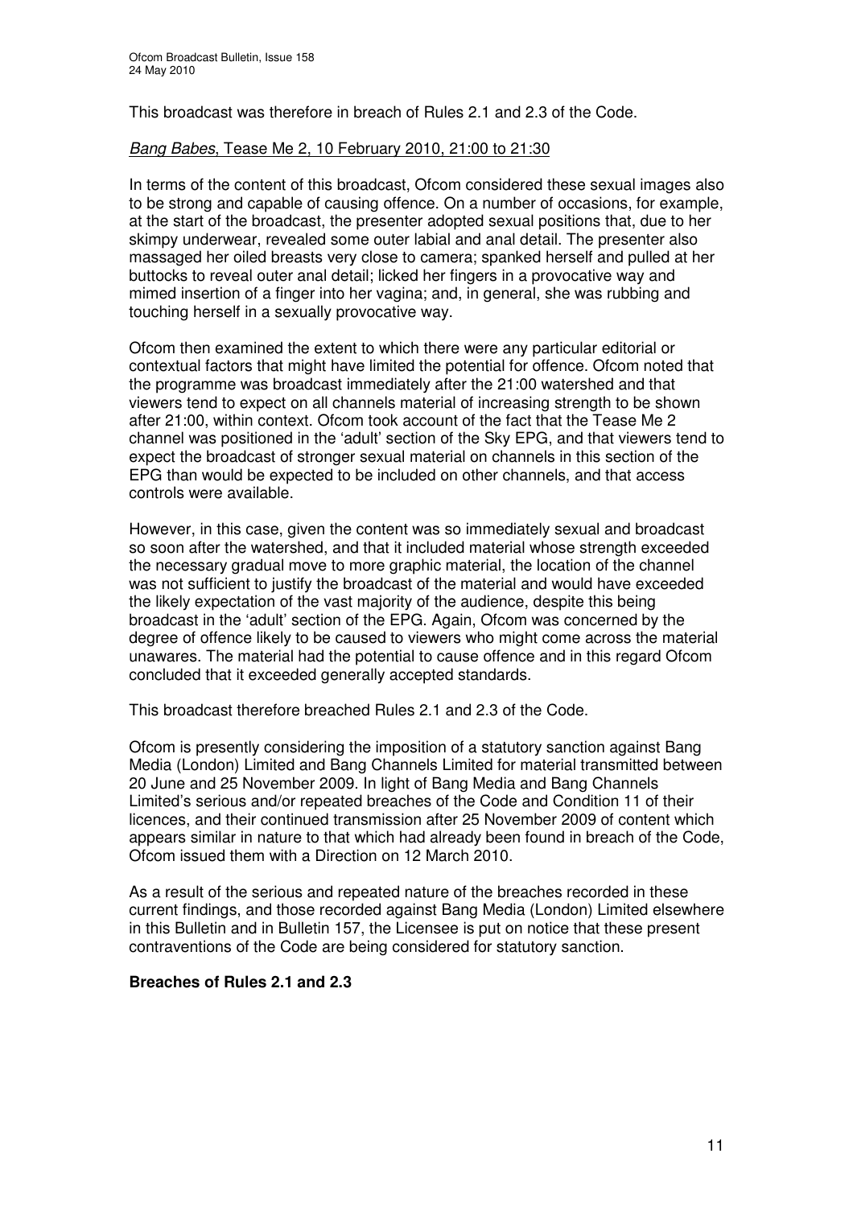This broadcast was therefore in breach of Rules 2.1 and 2.3 of the Code.

*Bang Babes*, Tease Me 2, 10 February 2010, 21:00 to 21:30

In terms of the content of this broadcast, Ofcom considered these sexual images also to be strong and capable of causing offence. On a number of occasions, for example, at the start of the broadcast, the presenter adopted sexual positions that, due to her skimpy underwear, revealed some outer labial and anal detail. The presenter also massaged her oiled breasts very close to camera; spanked herself and pulled at her buttocks to reveal outer anal detail; licked her fingers in a provocative way and mimed insertion of a finger into her vagina; and, in general, she was rubbing and touching herself in a sexually provocative way.

Ofcom then examined the extent to which there were any particular editorial or contextual factors that might have limited the potential for offence. Ofcom noted that the programme was broadcast immediately after the 21:00 watershed and that viewers tend to expect on all channels material of increasing strength to be shown after 21:00, within context. Ofcom took account of the fact that the Tease Me 2 channel was positioned in the 'adult' section of the Sky EPG, and that viewers tend to expect the broadcast of stronger sexual material on channels in this section of the EPG than would be expected to be included on other channels, and that access controls were available.

However, in this case, given the content was so immediately sexual and broadcast so soon after the watershed, and that it included material whose strength exceeded the necessary gradual move to more graphic material, the location of the channel was not sufficient to justify the broadcast of the material and would have exceeded the likely expectation of the vast majority of the audience, despite this being broadcast in the 'adult' section of the EPG. Again, Ofcom was concerned by the degree of offence likely to be caused to viewers who might come across the material unawares. The material had the potential to cause offence and in this regard Ofcom concluded that it exceeded generally accepted standards.

This broadcast therefore breached Rules 2.1 and 2.3 of the Code.

Ofcom is presently considering the imposition of a statutory sanction against Bang Media (London) Limited and Bang Channels Limited for material transmitted between 20 June and 25 November 2009. In light of Bang Media and Bang Channels Limited's serious and/or repeated breaches of the Code and Condition 11 of their licences, and their continued transmission after 25 November 2009 of content which appears similar in nature to that which had already been found in breach of the Code, Ofcom issued them with a Direction on 12 March 2010.

As a result of the serious and repeated nature of the breaches recorded in these current findings, and those recorded against Bang Media (London) Limited elsewhere in this Bulletin and in Bulletin 157, the Licensee is put on notice that these present contraventions of the Code are being considered for statutory sanction.

**Breaches of Rules 2.1 and 2.3**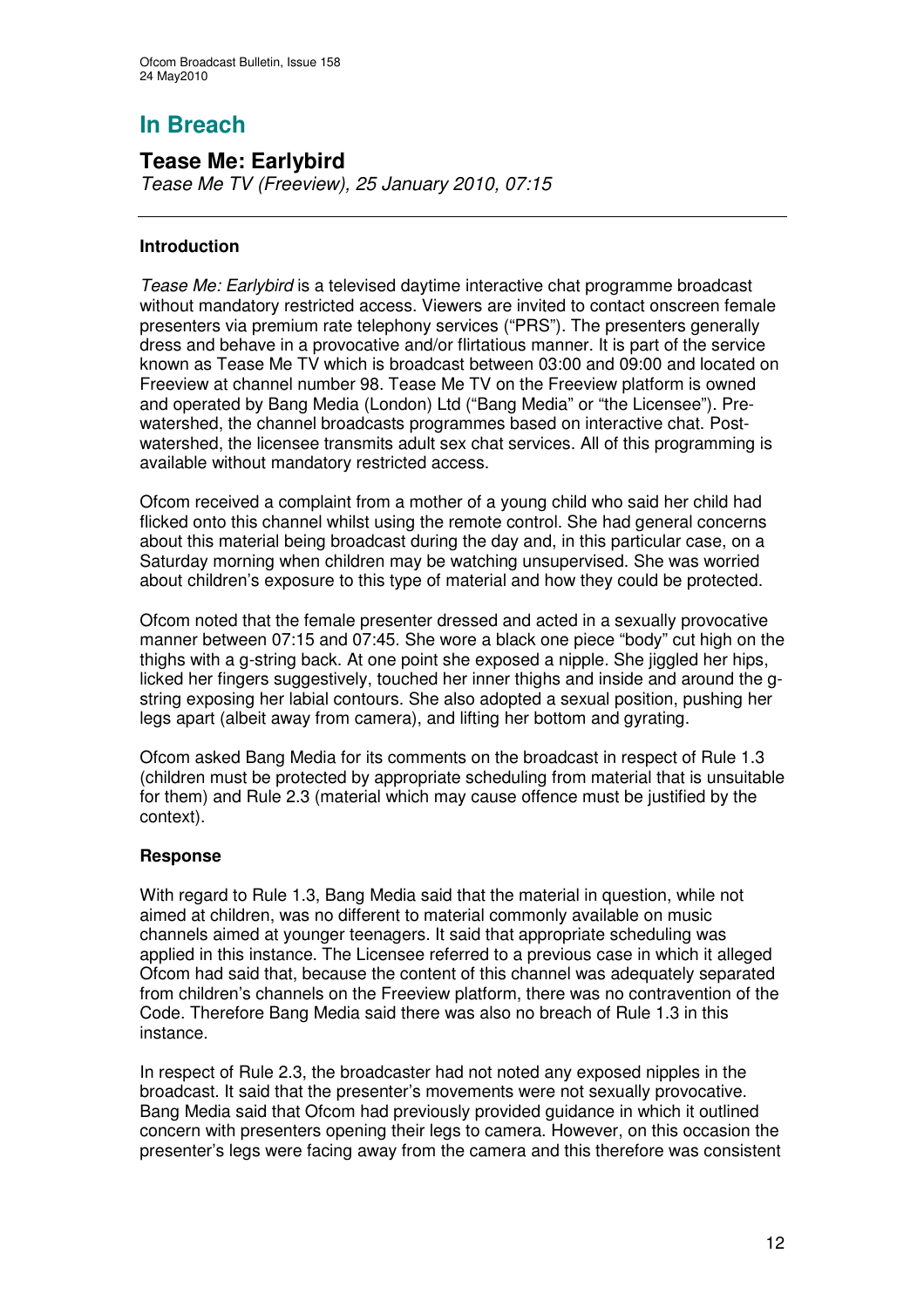# In Breach

## Tease Me: Earlybird

*Tease Me TV (Freeview), 25 January 2010, 07:15*

---

### Introduction

*Tease Me: Earlybird* is a televised daytime interactive chat programme broadcast without mandatory restricted access. Viewers are invited to contact onscreen female presenters via premium rate telephony services ("PRS"). The presenters generally dress and behave in a provocative and/or flirtatious manner. It is part of the service known as Tease Me TV which is broadcast between 03:00 and 09:00 and located on Freeview at channel number 98. Tease Me TV on the Freeview platform is owned and operated by Bang Media (London) Ltd ("Bang Media" or "the Licensee"). Pre-watershed, the channel broadcasts programmes based on interactive chat. Post-watershed, the licensee transmits adult sex chat services. All of this programming is available without mandatory restricted access.

Ofcom received a complaint from a mother of a young child who said her child had flicked onto this channel whilst using the remote control. She had general concerns about this material being broadcast during the day and, in this particular case, on a Saturday morning when children may be watching unsupervised. She was worried about children's exposure to this type of material and how they could be protected.

Ofcom noted that the female presenter dressed and acted in a sexually provocative manner between 07:15 and 07:45. She wore a black one piece "body" cut high on the thighs with a g-string back. At one point she exposed a nipple. She jiggled her hips, licked her fingers suggestively, touched her inner thighs and inside and around the g-string exposing her labial contours. She also adopted a sexual position, pushing her legs apart (albeit away from camera), and lifting her bottom and gyrating.

Ofcom asked Bang Media for its comments on the broadcast in respect of Rule 1.3 (children must be protected by appropriate scheduling from material that is unsuitable for them) and Rule 2.3 (material which may cause offence must be justified by the context).

### Response

With regard to Rule 1.3, Bang Media said that the material in question, while not aimed at children, was no different to material commonly available on music channels aimed at younger teenagers. It said that appropriate scheduling was applied in this instance. The Licensee referred to a previous case in which it alleged Ofcom had said that, because the content of this channel was adequately separated from children's channels on the Freeview platform, there was no contravention of the Code. Therefore Bang Media said there was also no breach of Rule 1.3 in this instance.

In respect of Rule 2.3, the broadcaster had not noted any exposed nipples in the broadcast. It said that the presenter's movements were not sexually provocative. Bang Media said that Ofcom had previously provided guidance in which it outlined concern with presenters opening their legs to camera. However, on this occasion the presenter's legs were facing away from the camera and this therefore was consistent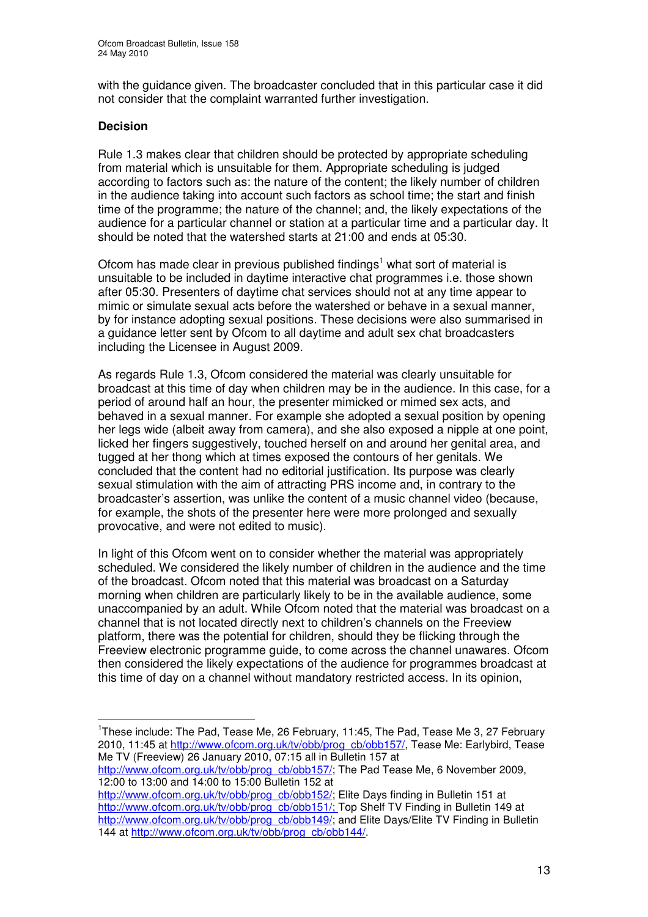with the guidance given. The broadcaster concluded that in this particular case it did not consider that the complaint warranted further investigation.

**Decision**

Rule 1.3 makes clear that children should be protected by appropriate scheduling from material which is unsuitable for them. Appropriate scheduling is judged according to factors such as: the nature of the content; the likely number of children in the audience taking into account such factors as school time; the start and finish time of the programme; the nature of the channel; and, the likely expectations of the audience for a particular channel or station at a particular time and a particular day. It should be noted that the watershed starts at 21:00 and ends at 05:30.

Ofcom has made clear in previous published findings[1] what sort of material is unsuitable to be included in daytime interactive chat programmes i.e. those shown after 05:30. Presenters of daytime chat services should not at any time appear to mimic or simulate sexual acts before the watershed or behave in a sexual manner, by for instance adopting sexual positions. These decisions were also summarised in a guidance letter sent by Ofcom to all daytime and adult sex chat broadcasters including the Licensee in August 2009.

As regards Rule 1.3, Ofcom considered the material was clearly unsuitable for broadcast at this time of day when children may be in the audience. In this case, for a period of around half an hour, the presenter mimicked or mimed sex acts, and behaved in a sexual manner. For example she adopted a sexual position by opening her legs wide (albeit away from camera), and she also exposed a nipple at one point, licked her fingers suggestively, touched herself on and around her genital area, and tugged at her thong which at times exposed the contours of her genitals. We concluded that the content had no editorial justification. Its purpose was clearly sexual stimulation with the aim of attracting PRS income and, in contrary to the broadcaster's assertion, was unlike the content of a music channel video (because, for example, the shots of the presenter here were more prolonged and sexually provocative, and were not edited to music).

In light of this Ofcom went on to consider whether the material was appropriately scheduled. We considered the likely number of children in the audience and the time of the broadcast. Ofcom noted that this material was broadcast on a Saturday morning when children are particularly likely to be in the available audience, some unaccompanied by an adult. While Ofcom noted that the material was broadcast on a channel that is not located directly next to children's channels on the Freeview platform, there was the potential for children, should they be flicking through the Freeview electronic programme guide, to come across the channel unawares. Ofcom then considered the likely expectations of the audience for programmes broadcast at this time of day on a channel without mandatory restricted access. In its opinion,

---

[1] These include: The Pad, Tease Me, 26 February, 11:45, The Pad, Tease Me 3, 27 February 2010, 11:45 at http://www.ofcom.org.uk/tv/obb/prog_cb/obb157/, Tease Me: Earlybird, Tease Me TV (Freeview) 26 January 2010, 07:15 all in Bulletin 157 at http://www.ofcom.org.uk/tv/obb/prog_cb/obb157/; The Pad Tease Me, 6 November 2009, 12:00 to 13:00 and 14:00 to 15:00 Bulletin 152 at http://www.ofcom.org.uk/tv/obb/prog_cb/obb152/; Elite Days finding in Bulletin 151 at http://www.ofcom.org.uk/tv/obb/prog_cb/obb151/; Top Shelf TV Finding in Bulletin 149 at http://www.ofcom.org.uk/tv/obb/prog_cb/obb149/; and Elite Days/Elite TV Finding in Bulletin 144 at http://www.ofcom.org.uk/tv/obb/prog_cb/obb144/.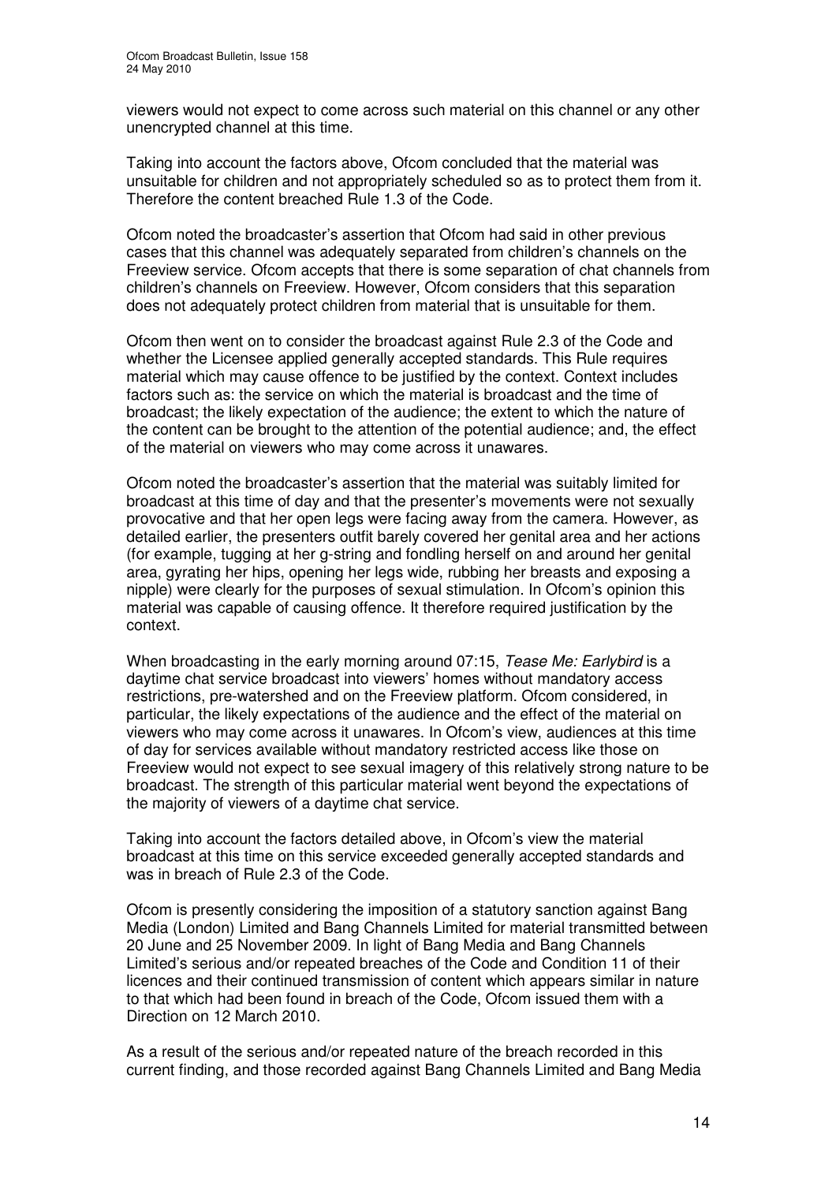viewers would not expect to come across such material on this channel or any other unencrypted channel at this time.

Taking into account the factors above, Ofcom concluded that the material was unsuitable for children and not appropriately scheduled so as to protect them from it. Therefore the content breached Rule 1.3 of the Code.

Ofcom noted the broadcaster's assertion that Ofcom had said in other previous cases that this channel was adequately separated from children's channels on the Freeview service. Ofcom accepts that there is some separation of chat channels from children's channels on Freeview. However, Ofcom considers that this separation does not adequately protect children from material that is unsuitable for them.

Ofcom then went on to consider the broadcast against Rule 2.3 of the Code and whether the Licensee applied generally accepted standards. This Rule requires material which may cause offence to be justified by the context. Context includes factors such as: the service on which the material is broadcast and the time of broadcast; the likely expectation of the audience; the extent to which the nature of the content can be brought to the attention of the potential audience; and, the effect of the material on viewers who may come across it unawares.

Ofcom noted the broadcaster's assertion that the material was suitably limited for broadcast at this time of day and that the presenter's movements were not sexually provocative and that her open legs were facing away from the camera. However, as detailed earlier, the presenters outfit barely covered her genital area and her actions (for example, tugging at her g-string and fondling herself on and around her genital area, gyrating her hips, opening her legs wide, rubbing her breasts and exposing a nipple) were clearly for the purposes of sexual stimulation. In Ofcom's opinion this material was capable of causing offence. It therefore required justification by the context.

When broadcasting in the early morning around 07:15, *Tease Me: Earlybird* is a daytime chat service broadcast into viewers' homes without mandatory access restrictions, pre-watershed and on the Freeview platform. Ofcom considered, in particular, the likely expectations of the audience and the effect of the material on viewers who may come across it unawares. In Ofcom's view, audiences at this time of day for services available without mandatory restricted access like those on Freeview would not expect to see sexual imagery of this relatively strong nature to be broadcast. The strength of this particular material went beyond the expectations of the majority of viewers of a daytime chat service.

Taking into account the factors detailed above, in Ofcom's view the material broadcast at this time on this service exceeded generally accepted standards and was in breach of Rule 2.3 of the Code.

Ofcom is presently considering the imposition of a statutory sanction against Bang Media (London) Limited and Bang Channels Limited for material transmitted between 20 June and 25 November 2009. In light of Bang Media and Bang Channels Limited's serious and/or repeated breaches of the Code and Condition 11 of their licences and their continued transmission of content which appears similar in nature to that which had been found in breach of the Code, Ofcom issued them with a Direction on 12 March 2010.

As a result of the serious and/or repeated nature of the breach recorded in this current finding, and those recorded against Bang Channels Limited and Bang Media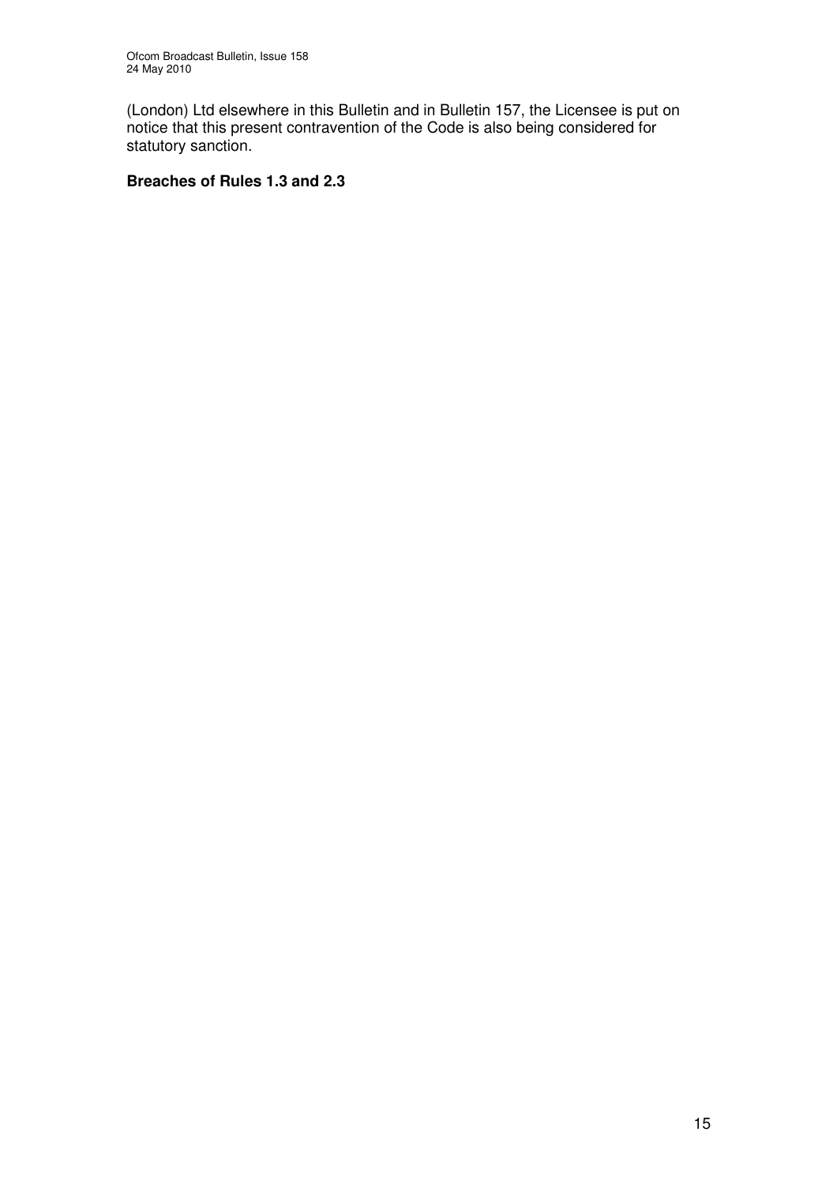(London) Ltd elsewhere in this Bulletin and in Bulletin 157, the Licensee is put on notice that this present contravention of the Code is also being considered for statutory sanction.

**Breaches of Rules 1.3 and 2.3**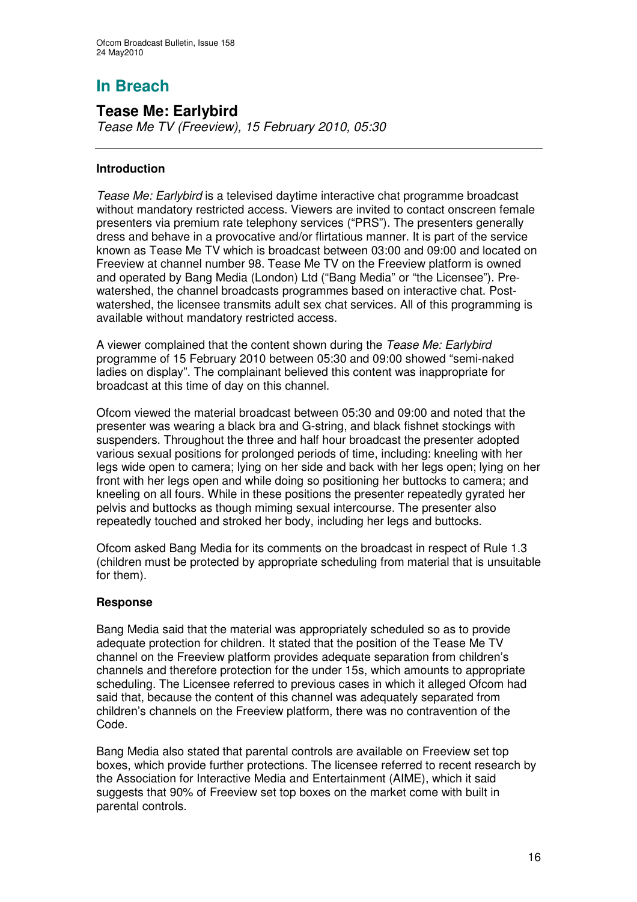# In Breach

## Tease Me: Earlybird

*Tease Me TV (Freeview), 15 February 2010, 05:30*

---

### Introduction

*Tease Me: Earlybird* is a televised daytime interactive chat programme broadcast without mandatory restricted access. Viewers are invited to contact onscreen female presenters via premium rate telephony services ("PRS"). The presenters generally dress and behave in a provocative and/or flirtatious manner. It is part of the service known as Tease Me TV which is broadcast between 03:00 and 09:00 and located on Freeview at channel number 98. Tease Me TV on the Freeview platform is owned and operated by Bang Media (London) Ltd ("Bang Media" or "the Licensee"). Pre-watershed, the channel broadcasts programmes based on interactive chat. Post-watershed, the licensee transmits adult sex chat services. All of this programming is available without mandatory restricted access.

A viewer complained that the content shown during the *Tease Me: Earlybird* programme of 15 February 2010 between 05:30 and 09:00 showed "semi-naked ladies on display". The complainant believed this content was inappropriate for broadcast at this time of day on this channel.

Ofcom viewed the material broadcast between 05:30 and 09:00 and noted that the presenter was wearing a black bra and G-string, and black fishnet stockings with suspenders. Throughout the three and half hour broadcast the presenter adopted various sexual positions for prolonged periods of time, including: kneeling with her legs wide open to camera; lying on her side and back with her legs open; lying on her front with her legs open and while doing so positioning her buttocks to camera; and kneeling on all fours. While in these positions the presenter repeatedly gyrated her pelvis and buttocks as though miming sexual intercourse. The presenter also repeatedly touched and stroked her body, including her legs and buttocks.

Ofcom asked Bang Media for its comments on the broadcast in respect of Rule 1.3 (children must be protected by appropriate scheduling from material that is unsuitable for them).

### Response

Bang Media said that the material was appropriately scheduled so as to provide adequate protection for children. It stated that the position of the Tease Me TV channel on the Freeview platform provides adequate separation from children's channels and therefore protection for the under 15s, which amounts to appropriate scheduling. The Licensee referred to previous cases in which it alleged Ofcom had said that, because the content of this channel was adequately separated from children's channels on the Freeview platform, there was no contravention of the Code.

Bang Media also stated that parental controls are available on Freeview set top boxes, which provide further protections. The licensee referred to recent research by the Association for Interactive Media and Entertainment (AIME), which it said suggests that 90% of Freeview set top boxes on the market come with built in parental controls.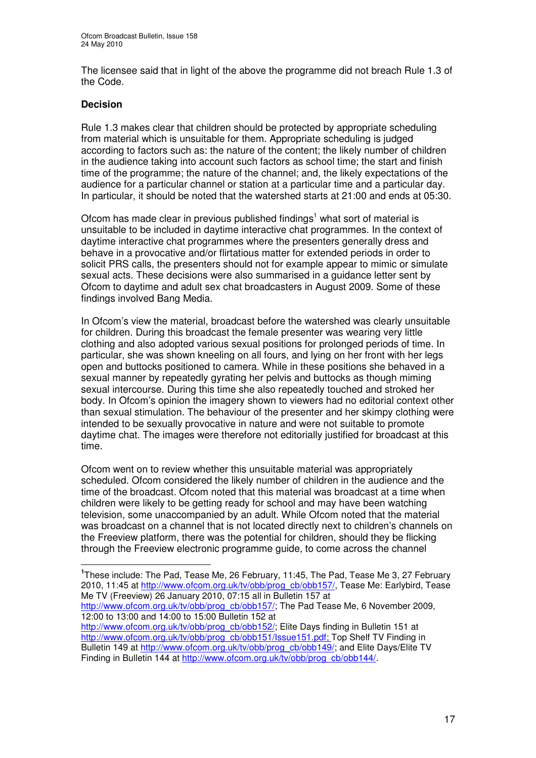The licensee said that in light of the above the programme did not breach Rule 1.3 of the Code.

**Decision**

Rule 1.3 makes clear that children should be protected by appropriate scheduling from material which is unsuitable for them. Appropriate scheduling is judged according to factors such as: the nature of the content; the likely number of children in the audience taking into account such factors as school time; the start and finish time of the programme; the nature of the channel; and, the likely expectations of the audience for a particular channel or station at a particular time and a particular day. In particular, it should be noted that the watershed starts at 21:00 and ends at 05:30.

Ofcom has made clear in previous published findings[1] what sort of material is unsuitable to be included in daytime interactive chat programmes. In the context of daytime interactive chat programmes where the presenters generally dress and behave in a provocative and/or flirtatious matter for extended periods in order to solicit PRS calls, the presenters should not for example appear to mimic or simulate sexual acts. These decisions were also summarised in a guidance letter sent by Ofcom to daytime and adult sex chat broadcasters in August 2009. Some of these findings involved Bang Media.

In Ofcom's view the material, broadcast before the watershed was clearly unsuitable for children. During this broadcast the female presenter was wearing very little clothing and also adopted various sexual positions for prolonged periods of time. In particular, she was shown kneeling on all fours, and lying on her front with her legs open and buttocks positioned to camera. While in these positions she behaved in a sexual manner by repeatedly gyrating her pelvis and buttocks as though miming sexual intercourse. During this time she also repeatedly touched and stroked her body. In Ofcom's opinion the imagery shown to viewers had no editorial context other than sexual stimulation. The behaviour of the presenter and her skimpy clothing were intended to be sexually provocative in nature and were not suitable to promote daytime chat. The images were therefore not editorially justified for broadcast at this time.

Ofcom went on to review whether this unsuitable material was appropriately scheduled. Ofcom considered the likely number of children in the audience and the time of the broadcast. Ofcom noted that this material was broadcast at a time when children were likely to be getting ready for school and may have been watching television, some unaccompanied by an adult. While Ofcom noted that the material was broadcast on a channel that is not located directly next to children's channels on the Freeview platform, there was the potential for children, should they be flicking through the Freeview electronic programme guide, to come across the channel

---

[1] These include: The Pad, Tease Me, 26 February, 11:45, The Pad, Tease Me 3, 27 February 2010, 11:45 at http://www.ofcom.org.uk/tv/obb/prog_cb/obb157/, Tease Me: Earlybird, Tease Me TV (Freeview) 26 January 2010, 07:15 all in Bulletin 157 at http://www.ofcom.org.uk/tv/obb/prog_cb/obb157/; The Pad Tease Me, 6 November 2009, 12:00 to 13:00 and 14:00 to 15:00 Bulletin 152 at http://www.ofcom.org.uk/tv/obb/prog_cb/obb152/; Elite Days finding in Bulletin 151 at http://www.ofcom.org.uk/tv/obb/prog_cb/obb151/Issue151.pdf; Top Shelf TV Finding in Bulletin 149 at http://www.ofcom.org.uk/tv/obb/prog_cb/obb149/; and Elite Days/Elite TV Finding in Bulletin 144 at http://www.ofcom.org.uk/tv/obb/prog_cb/obb144/.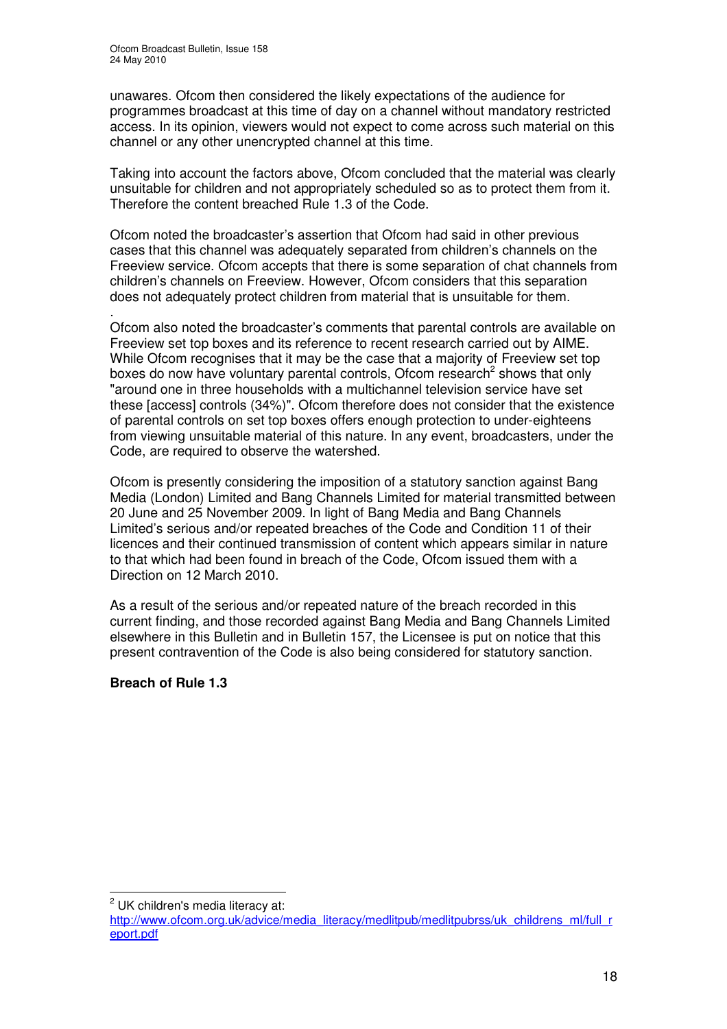unawares. Ofcom then considered the likely expectations of the audience for programmes broadcast at this time of day on a channel without mandatory restricted access. In its opinion, viewers would not expect to come across such material on this channel or any other unencrypted channel at this time.

Taking into account the factors above, Ofcom concluded that the material was clearly unsuitable for children and not appropriately scheduled so as to protect them from it. Therefore the content breached Rule 1.3 of the Code.

Ofcom noted the broadcaster's assertion that Ofcom had said in other previous cases that this channel was adequately separated from children's channels on the Freeview service. Ofcom accepts that there is some separation of chat channels from children's channels on Freeview. However, Ofcom considers that this separation does not adequately protect children from material that is unsuitable for them.

Ofcom also noted the broadcaster's comments that parental controls are available on Freeview set top boxes and its reference to recent research carried out by AIME. While Ofcom recognises that it may be the case that a majority of Freeview set top boxes do now have voluntary parental controls, Ofcom research[2] shows that only "around one in three households with a multichannel television service have set these [access] controls (34%)". Ofcom therefore does not consider that the existence of parental controls on set top boxes offers enough protection to under-eighteens from viewing unsuitable material of this nature. In any event, broadcasters, under the Code, are required to observe the watershed.

Ofcom is presently considering the imposition of a statutory sanction against Bang Media (London) Limited and Bang Channels Limited for material transmitted between 20 June and 25 November 2009. In light of Bang Media and Bang Channels Limited's serious and/or repeated breaches of the Code and Condition 11 of their licences and their continued transmission of content which appears similar in nature to that which had been found in breach of the Code, Ofcom issued them with a Direction on 12 March 2010.

As a result of the serious and/or repeated nature of the breach recorded in this current finding, and those recorded against Bang Media and Bang Channels Limited elsewhere in this Bulletin and in Bulletin 157, the Licensee is put on notice that this present contravention of the Code is also being considered for statutory sanction.

**Breach of Rule 1.3**

---

[2] UK children's media literacy at: http://www.ofcom.org.uk/advice/media_literacy/medlitpub/medlitpubrss/uk_childrens_ml/full_report.pdf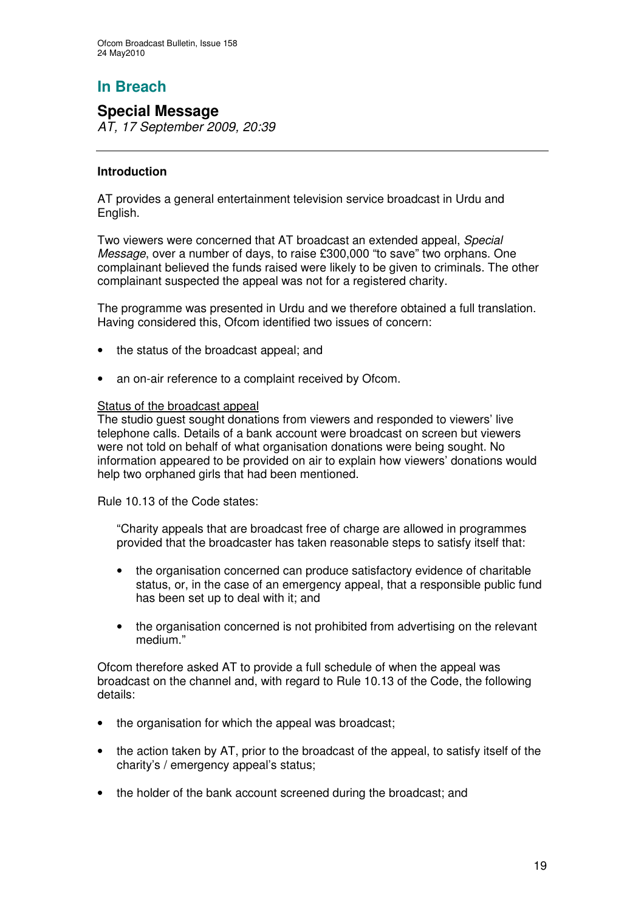## In Breach

### Special Message

*AT, 17 September 2009, 20:39*

---

#### Introduction

AT provides a general entertainment television service broadcast in Urdu and English.

Two viewers were concerned that AT broadcast an extended appeal, *Special Message*, over a number of days, to raise £300,000 "to save" two orphans. One complainant believed the funds raised were likely to be given to criminals. The other complainant suspected the appeal was not for a registered charity.

The programme was presented in Urdu and we therefore obtained a full translation. Having considered this, Ofcom identified two issues of concern:

- the status of the broadcast appeal; and
- an on-air reference to a complaint received by Ofcom.

Status of the broadcast appeal

The studio guest sought donations from viewers and responded to viewers' live telephone calls. Details of a bank account were broadcast on screen but viewers were not told on behalf of what organisation donations were being sought. No information appeared to be provided on air to explain how viewers' donations would help two orphaned girls that had been mentioned.

Rule 10.13 of the Code states:

> "Charity appeals that are broadcast free of charge are allowed in programmes provided that the broadcaster has taken reasonable steps to satisfy itself that:
>
> - the organisation concerned can produce satisfactory evidence of charitable status, or, in the case of an emergency appeal, that a responsible public fund has been set up to deal with it; and
> - the organisation concerned is not prohibited from advertising on the relevant medium."

Ofcom therefore asked AT to provide a full schedule of when the appeal was broadcast on the channel and, with regard to Rule 10.13 of the Code, the following details:

- the organisation for which the appeal was broadcast;
- the action taken by AT, prior to the broadcast of the appeal, to satisfy itself of the charity's / emergency appeal's status;
- the holder of the bank account screened during the broadcast; and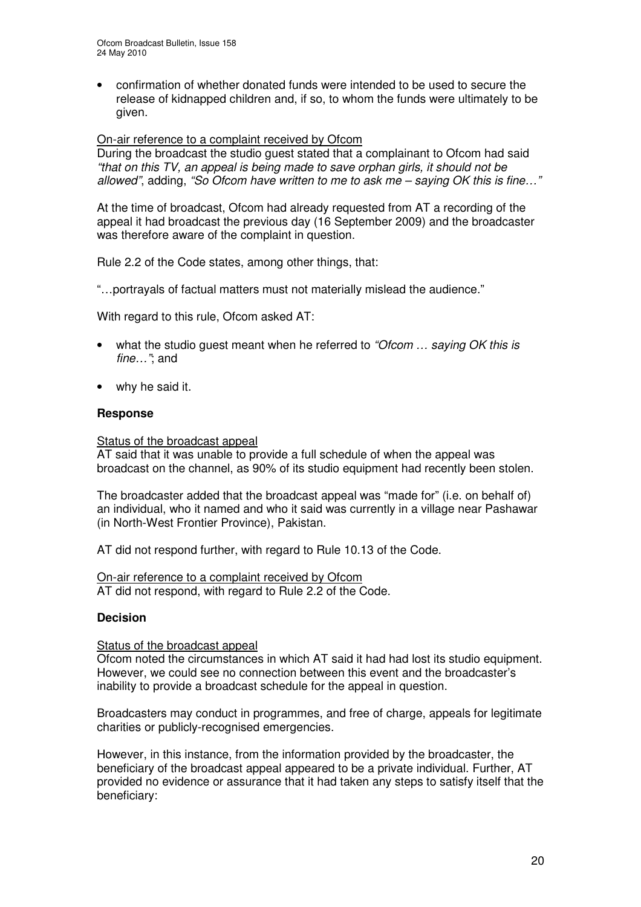- confirmation of whether donated funds were intended to be used to secure the release of kidnapped children and, if so, to whom the funds were ultimately to be given.

On-air reference to a complaint received by Ofcom

During the broadcast the studio guest stated that a complainant to Ofcom had said *"that on this TV, an appeal is being made to save orphan girls, it should not be allowed"*, adding, *"So Ofcom have written to me to ask me – saying OK this is fine…"*

At the time of broadcast, Ofcom had already requested from AT a recording of the appeal it had broadcast the previous day (16 September 2009) and the broadcaster was therefore aware of the complaint in question.

Rule 2.2 of the Code states, among other things, that:

"…portrayals of factual matters must not materially mislead the audience."

With regard to this rule, Ofcom asked AT:

- what the studio guest meant when he referred to *"Ofcom … saying OK this is fine…"*; and
- why he said it.

**Response**

Status of the broadcast appeal

AT said that it was unable to provide a full schedule of when the appeal was broadcast on the channel, as 90% of its studio equipment had recently been stolen.

The broadcaster added that the broadcast appeal was "made for" (i.e. on behalf of) an individual, who it named and who it said was currently in a village near Pashawar (in North-West Frontier Province), Pakistan.

AT did not respond further, with regard to Rule 10.13 of the Code.

On-air reference to a complaint received by Ofcom

AT did not respond, with regard to Rule 2.2 of the Code.

**Decision**

Status of the broadcast appeal

Ofcom noted the circumstances in which AT said it had had lost its studio equipment. However, we could see no connection between this event and the broadcaster's inability to provide a broadcast schedule for the appeal in question.

Broadcasters may conduct in programmes, and free of charge, appeals for legitimate charities or publicly-recognised emergencies.

However, in this instance, from the information provided by the broadcaster, the beneficiary of the broadcast appeal appeared to be a private individual. Further, AT provided no evidence or assurance that it had taken any steps to satisfy itself that the beneficiary: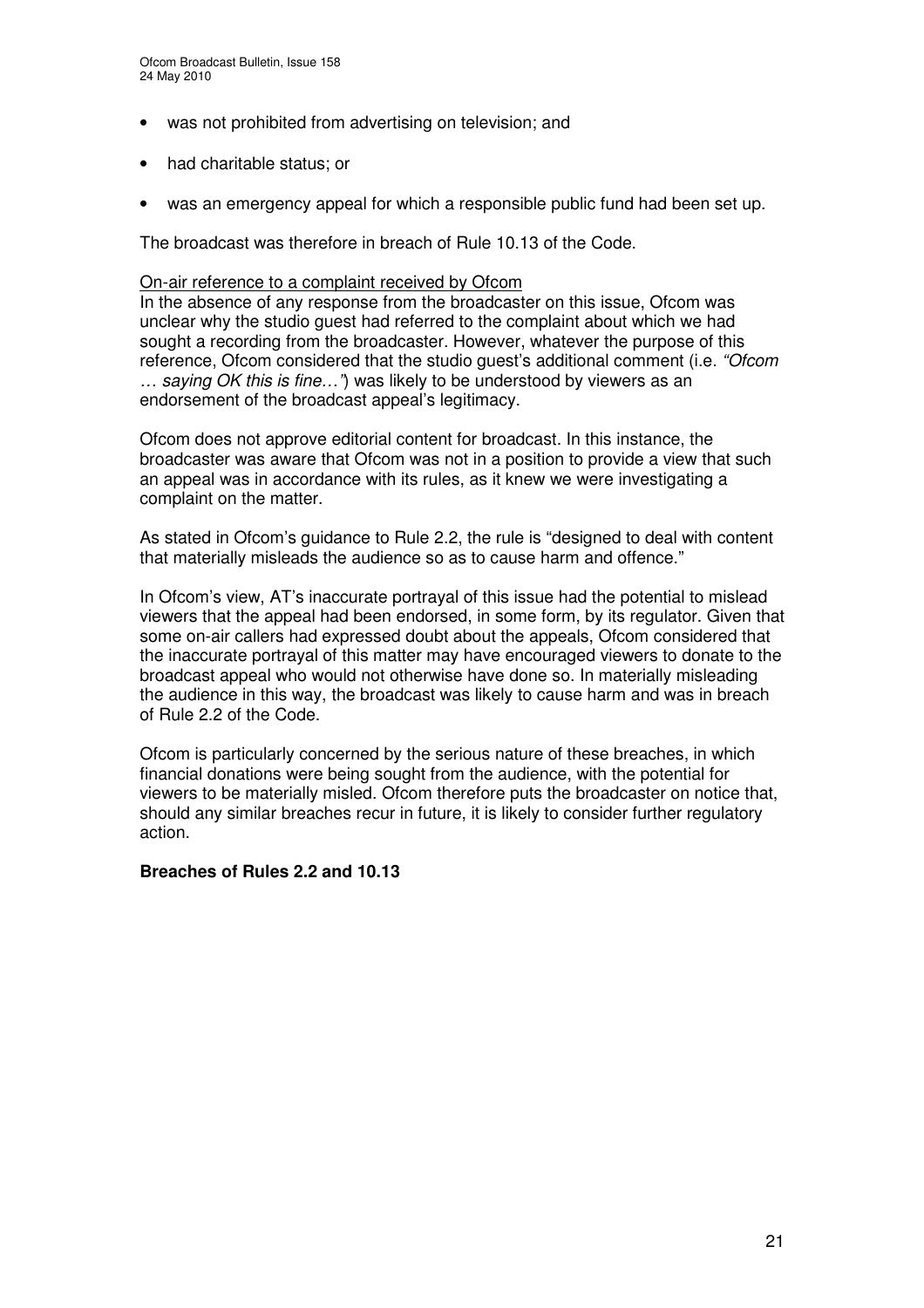- was not prohibited from advertising on television; and
- had charitable status; or
- was an emergency appeal for which a responsible public fund had been set up.

The broadcast was therefore in breach of Rule 10.13 of the Code.

<u>On-air reference to a complaint received by Ofcom</u>

In the absence of any response from the broadcaster on this issue, Ofcom was unclear why the studio guest had referred to the complaint about which we had sought a recording from the broadcaster. However, whatever the purpose of this reference, Ofcom considered that the studio guest's additional comment (i.e. *"Ofcom … saying OK this is fine…"*) was likely to be understood by viewers as an endorsement of the broadcast appeal's legitimacy.

Ofcom does not approve editorial content for broadcast. In this instance, the broadcaster was aware that Ofcom was not in a position to provide a view that such an appeal was in accordance with its rules, as it knew we were investigating a complaint on the matter.

As stated in Ofcom's guidance to Rule 2.2, the rule is "designed to deal with content that materially misleads the audience so as to cause harm and offence."

In Ofcom's view, AT's inaccurate portrayal of this issue had the potential to mislead viewers that the appeal had been endorsed, in some form, by its regulator. Given that some on-air callers had expressed doubt about the appeals, Ofcom considered that the inaccurate portrayal of this matter may have encouraged viewers to donate to the broadcast appeal who would not otherwise have done so. In materially misleading the audience in this way, the broadcast was likely to cause harm and was in breach of Rule 2.2 of the Code.

Ofcom is particularly concerned by the serious nature of these breaches, in which financial donations were being sought from the audience, with the potential for viewers to be materially misled. Ofcom therefore puts the broadcaster on notice that, should any similar breaches recur in future, it is likely to consider further regulatory action.

**Breaches of Rules 2.2 and 10.13**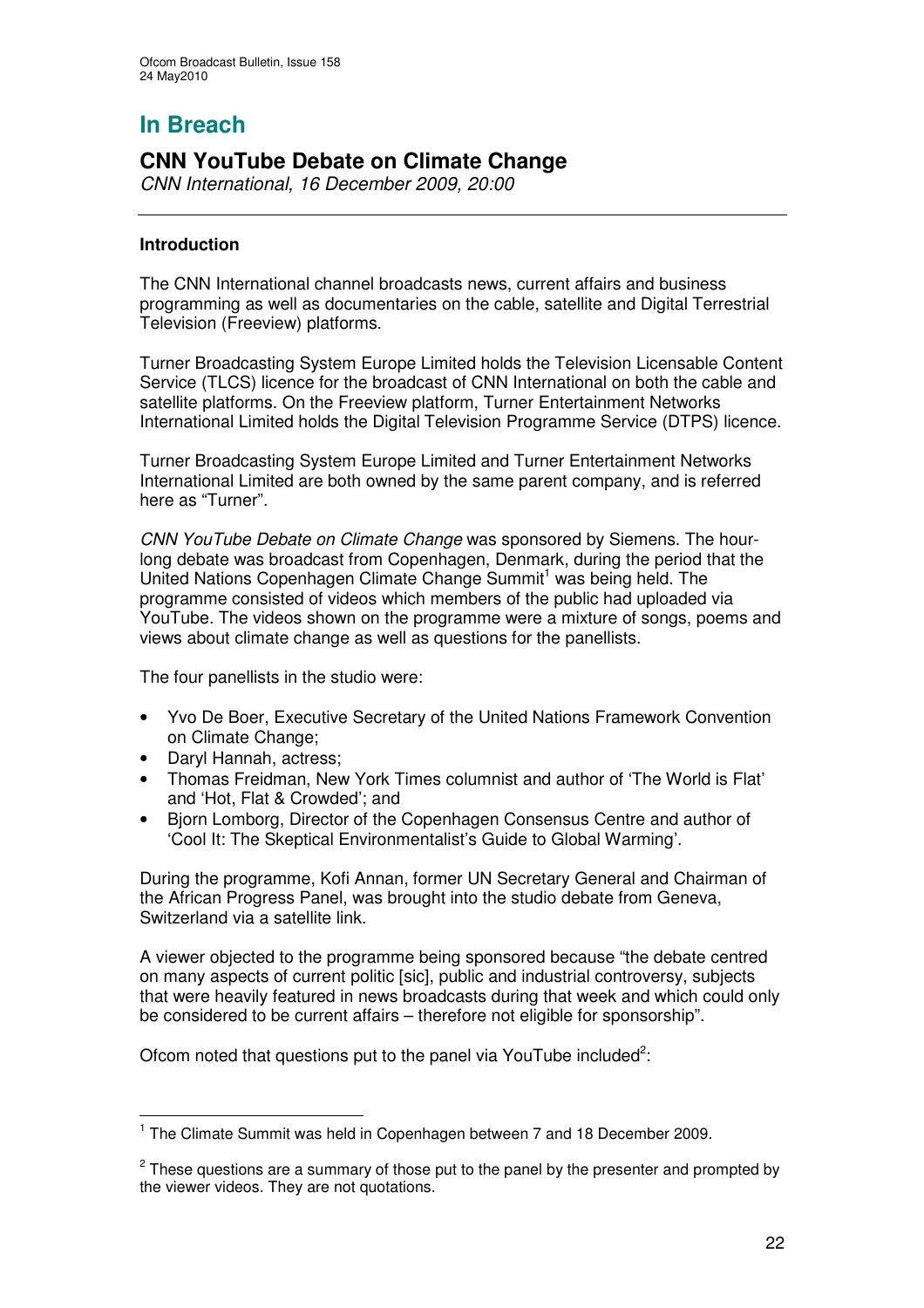# In Breach

## CNN YouTube Debate on Climate Change

*CNN International, 16 December 2009, 20:00*

### Introduction

The CNN International channel broadcasts news, current affairs and business programming as well as documentaries on the cable, satellite and Digital Terrestrial Television (Freeview) platforms.

Turner Broadcasting System Europe Limited holds the Television Licensable Content Service (TLCS) licence for the broadcast of CNN International on both the cable and satellite platforms. On the Freeview platform, Turner Entertainment Networks International Limited holds the Digital Television Programme Service (DTPS) licence.

Turner Broadcasting System Europe Limited and Turner Entertainment Networks International Limited are both owned by the same parent company, and is referred here as "Turner".

*CNN YouTube Debate on Climate Change* was sponsored by Siemens. The hour-long debate was broadcast from Copenhagen, Denmark, during the period that the United Nations Copenhagen Climate Change Summit[1] was being held. The programme consisted of videos which members of the public had uploaded via YouTube. The videos shown on the programme were a mixture of songs, poems and views about climate change as well as questions for the panellists.

The four panellists in the studio were:

- Yvo De Boer, Executive Secretary of the United Nations Framework Convention on Climate Change;
- Daryl Hannah, actress;
- Thomas Freidman, New York Times columnist and author of 'The World is Flat' and 'Hot, Flat & Crowded'; and
- Bjorn Lomborg, Director of the Copenhagen Consensus Centre and author of 'Cool It: The Skeptical Environmentalist's Guide to Global Warming'.

During the programme, Kofi Annan, former UN Secretary General and Chairman of the African Progress Panel, was brought into the studio debate from Geneva, Switzerland via a satellite link.

A viewer objected to the programme being sponsored because "the debate centred on many aspects of current politic [sic], public and industrial controversy, subjects that were heavily featured in news broadcasts during that week and which could only be considered to be current affairs – therefore not eligible for sponsorship".

Ofcom noted that questions put to the panel via YouTube included[2]:

---

[1] The Climate Summit was held in Copenhagen between 7 and 18 December 2009.

[2] These questions are a summary of those put to the panel by the presenter and prompted by the viewer videos. They are not quotations.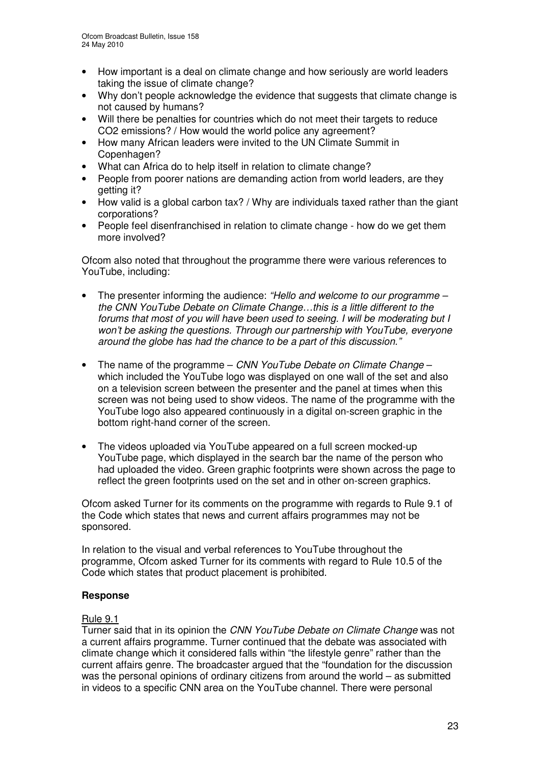- How important is a deal on climate change and how seriously are world leaders taking the issue of climate change?
- Why don't people acknowledge the evidence that suggests that climate change is not caused by humans?
- Will there be penalties for countries which do not meet their targets to reduce $CO_2$ emissions? / How would the world police any agreement?
- How many African leaders were invited to the UN Climate Summit in Copenhagen?
- What can Africa do to help itself in relation to climate change?
- People from poorer nations are demanding action from world leaders, are they getting it?
- How valid is a global carbon tax? / Why are individuals taxed rather than the giant corporations?
- People feel disenfranchised in relation to climate change - how do we get them more involved?

Ofcom also noted that throughout the programme there were various references to YouTube, including:

- The presenter informing the audience: *"Hello and welcome to our programme – the CNN YouTube Debate on Climate Change…this is a little different to the forums that most of you will have been used to seeing. I will be moderating but I won't be asking the questions. Through our partnership with YouTube, everyone around the globe has had the chance to be a part of this discussion."*

- The name of the programme – *CNN YouTube Debate on Climate Change* – which included the YouTube logo was displayed on one wall of the set and also on a television screen between the presenter and the panel at times when this screen was not being used to show videos. The name of the programme with the YouTube logo also appeared continuously in a digital on-screen graphic in the bottom right-hand corner of the screen.

- The videos uploaded via YouTube appeared on a full screen mocked-up YouTube page, which displayed in the search bar the name of the person who had uploaded the video. Green graphic footprints were shown across the page to reflect the green footprints used on the set and in other on-screen graphics.

Ofcom asked Turner for its comments on the programme with regards to Rule 9.1 of the Code which states that news and current affairs programmes may not be sponsored.

In relation to the visual and verbal references to YouTube throughout the programme, Ofcom asked Turner for its comments with regard to Rule 10.5 of the Code which states that product placement is prohibited.

### Response

Rule 9.1

Turner said that in its opinion the *CNN YouTube Debate on Climate Change* was not a current affairs programme. Turner continued that the debate was associated with climate change which it considered falls within "the lifestyle genre" rather than the current affairs genre. The broadcaster argued that the "foundation for the discussion was the personal opinions of ordinary citizens from around the world – as submitted in videos to a specific CNN area on the YouTube channel. There were personal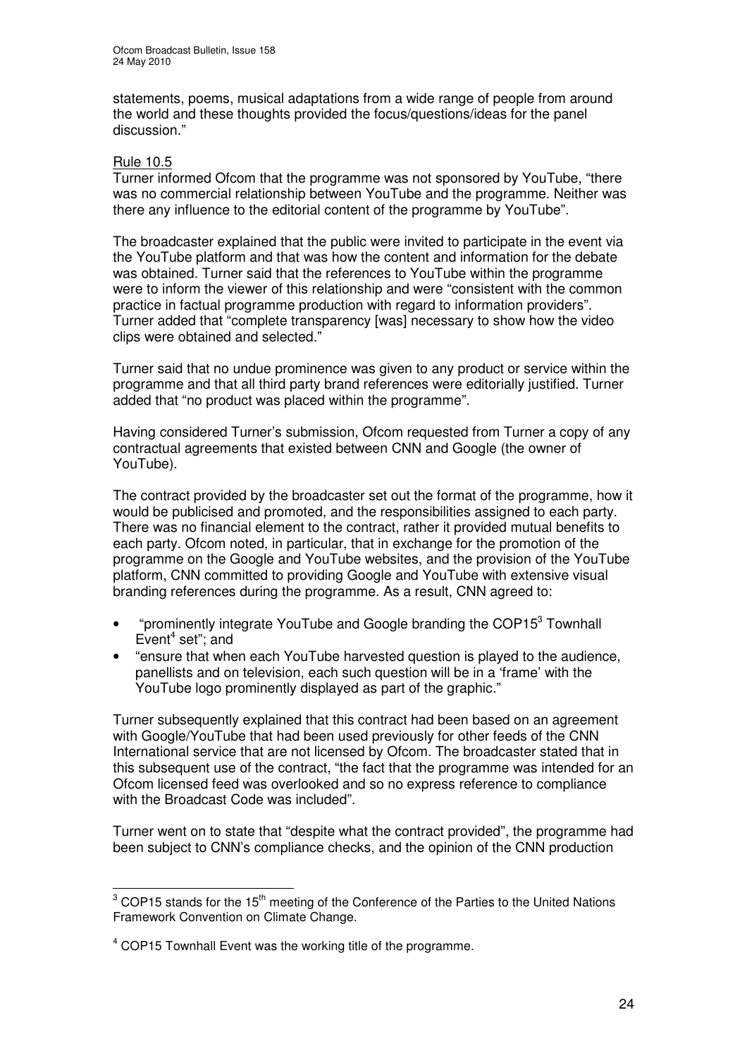statements, poems, musical adaptations from a wide range of people from around the world and these thoughts provided the focus/questions/ideas for the panel discussion."

Rule 10.5

Turner informed Ofcom that the programme was not sponsored by YouTube, "there was no commercial relationship between YouTube and the programme. Neither was there any influence to the editorial content of the programme by YouTube".

The broadcaster explained that the public were invited to participate in the event via the YouTube platform and that was how the content and information for the debate was obtained. Turner said that the references to YouTube within the programme were to inform the viewer of this relationship and were "consistent with the common practice in factual programme production with regard to information providers". Turner added that "complete transparency [was] necessary to show how the video clips were obtained and selected."

Turner said that no undue prominence was given to any product or service within the programme and that all third party brand references were editorially justified. Turner added that "no product was placed within the programme".

Having considered Turner's submission, Ofcom requested from Turner a copy of any contractual agreements that existed between CNN and Google (the owner of YouTube).

The contract provided by the broadcaster set out the format of the programme, how it would be publicised and promoted, and the responsibilities assigned to each party. There was no financial element to the contract, rather it provided mutual benefits to each party. Ofcom noted, in particular, that in exchange for the promotion of the programme on the Google and YouTube websites, and the provision of the YouTube platform, CNN committed to providing Google and YouTube with extensive visual branding references during the programme. As a result, CNN agreed to:

- "prominently integrate YouTube and Google branding the COP15[3] Townhall Event[4] set"; and
- "ensure that when each YouTube harvested question is played to the audience, panellists and on television, each such question will be in a 'frame' with the YouTube logo prominently displayed as part of the graphic."

Turner subsequently explained that this contract had been based on an agreement with Google/YouTube that had been used previously for other feeds of the CNN International service that are not licensed by Ofcom. The broadcaster stated that in this subsequent use of the contract, "the fact that the programme was intended for an Ofcom licensed feed was overlooked and so no express reference to compliance with the Broadcast Code was included".

Turner went on to state that "despite what the contract provided", the programme had been subject to CNN's compliance checks, and the opinion of the CNN production

---

[3] COP15 stands for the 15th meeting of the Conference of the Parties to the United Nations Framework Convention on Climate Change.

[4] COP15 Townhall Event was the working title of the programme.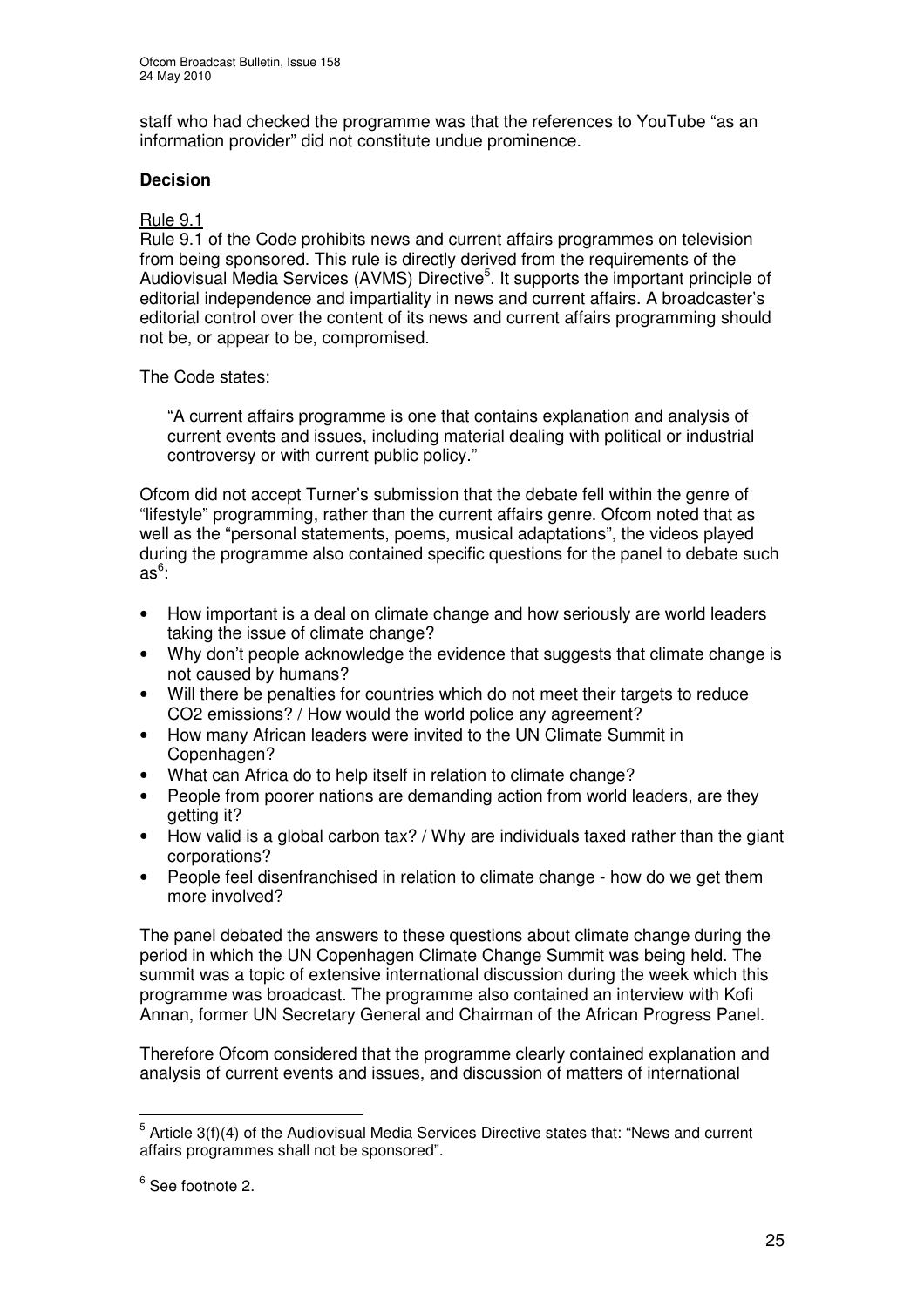staff who had checked the programme was that the references to YouTube "as an information provider" did not constitute undue prominence.

### Decision

Rule 9.1

Rule 9.1 of the Code prohibits news and current affairs programmes on television from being sponsored. This rule is directly derived from the requirements of the Audiovisual Media Services (AVMS) Directive[5]. It supports the important principle of editorial independence and impartiality in news and current affairs. A broadcaster's editorial control over the content of its news and current affairs programming should not be, or appear to be, compromised.

The Code states:

> "A current affairs programme is one that contains explanation and analysis of current events and issues, including material dealing with political or industrial controversy or with current public policy."

Ofcom did not accept Turner's submission that the debate fell within the genre of "lifestyle" programming, rather than the current affairs genre. Ofcom noted that as well as the "personal statements, poems, musical adaptations", the videos played during the programme also contained specific questions for the panel to debate such as[6]:

- How important is a deal on climate change and how seriously are world leaders taking the issue of climate change?
- Why don't people acknowledge the evidence that suggests that climate change is not caused by humans?
- Will there be penalties for countries which do not meet their targets to reduce $CO_2$ emissions? / How would the world police any agreement?
- How many African leaders were invited to the UN Climate Summit in Copenhagen?
- What can Africa do to help itself in relation to climate change?
- People from poorer nations are demanding action from world leaders, are they getting it?
- How valid is a global carbon tax? / Why are individuals taxed rather than the giant corporations?
- People feel disenfranchised in relation to climate change - how do we get them more involved?

The panel debated the answers to these questions about climate change during the period in which the UN Copenhagen Climate Change Summit was being held. The summit was a topic of extensive international discussion during the week which this programme was broadcast. The programme also contained an interview with Kofi Annan, former UN Secretary General and Chairman of the African Progress Panel.

Therefore Ofcom considered that the programme clearly contained explanation and analysis of current events and issues, and discussion of matters of international

---

[5] Article 3(f)(4) of the Audiovisual Media Services Directive states that: "News and current affairs programmes shall not be sponsored".

[6] See footnote 2.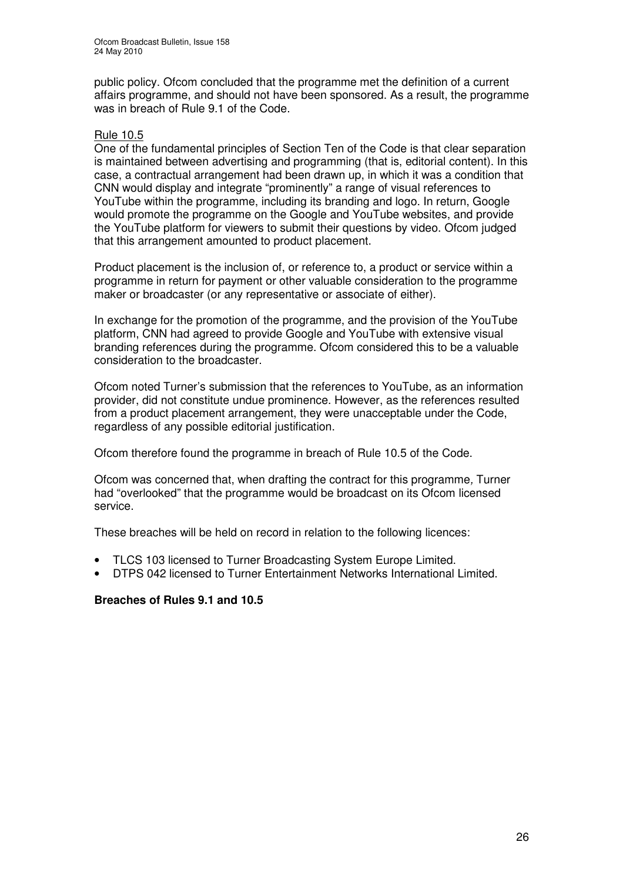public policy. Ofcom concluded that the programme met the definition of a current affairs programme, and should not have been sponsored. As a result, the programme was in breach of Rule 9.1 of the Code.

Rule 10.5

One of the fundamental principles of Section Ten of the Code is that clear separation is maintained between advertising and programming (that is, editorial content). In this case, a contractual arrangement had been drawn up, in which it was a condition that CNN would display and integrate "prominently" a range of visual references to YouTube within the programme, including its branding and logo. In return, Google would promote the programme on the Google and YouTube websites, and provide the YouTube platform for viewers to submit their questions by video. Ofcom judged that this arrangement amounted to product placement.

Product placement is the inclusion of, or reference to, a product or service within a programme in return for payment or other valuable consideration to the programme maker or broadcaster (or any representative or associate of either).

In exchange for the promotion of the programme, and the provision of the YouTube platform, CNN had agreed to provide Google and YouTube with extensive visual branding references during the programme. Ofcom considered this to be a valuable consideration to the broadcaster.

Ofcom noted Turner's submission that the references to YouTube, as an information provider, did not constitute undue prominence. However, as the references resulted from a product placement arrangement, they were unacceptable under the Code, regardless of any possible editorial justification.

Ofcom therefore found the programme in breach of Rule 10.5 of the Code.

Ofcom was concerned that, when drafting the contract for this programme, Turner had "overlooked" that the programme would be broadcast on its Ofcom licensed service.

These breaches will be held on record in relation to the following licences:

- TLCS 103 licensed to Turner Broadcasting System Europe Limited.
- DTPS 042 licensed to Turner Entertainment Networks International Limited.

**Breaches of Rules 9.1 and 10.5**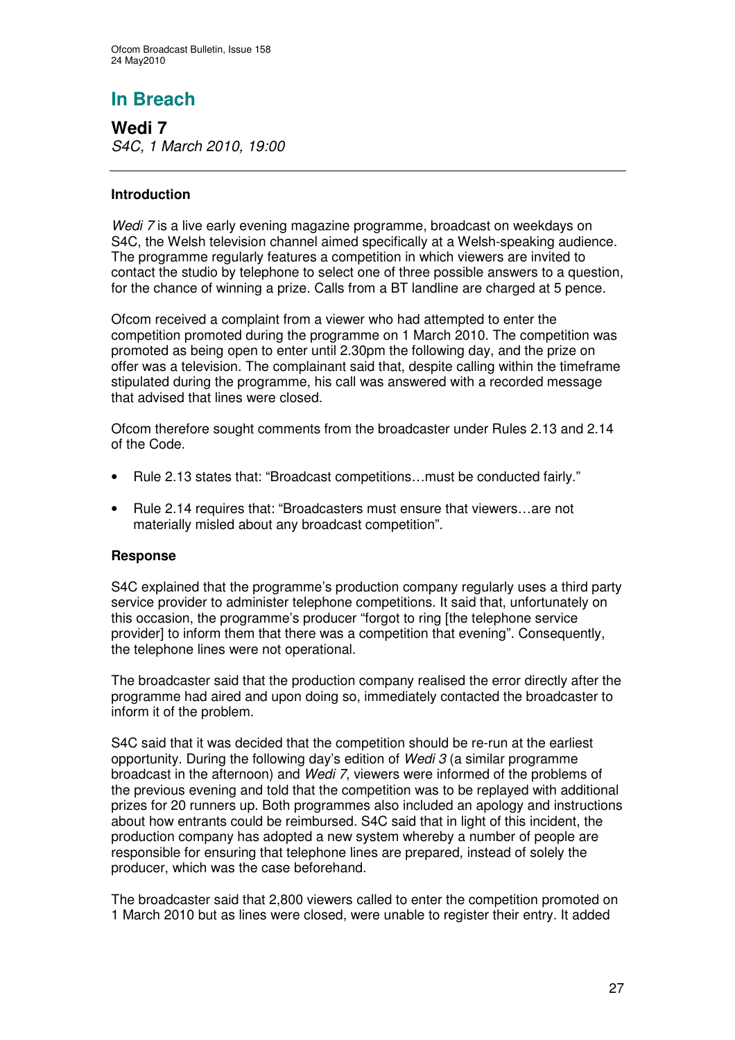# In Breach

## Wedi 7

*S4C, 1 March 2010, 19:00*

---

### Introduction

*Wedi 7* is a live early evening magazine programme, broadcast on weekdays on S4C, the Welsh television channel aimed specifically at a Welsh-speaking audience. The programme regularly features a competition in which viewers are invited to contact the studio by telephone to select one of three possible answers to a question, for the chance of winning a prize. Calls from a BT landline are charged at 5 pence.

Ofcom received a complaint from a viewer who had attempted to enter the competition promoted during the programme on 1 March 2010. The competition was promoted as being open to enter until 2.30pm the following day, and the prize on offer was a television. The complainant said that, despite calling within the timeframe stipulated during the programme, his call was answered with a recorded message that advised that lines were closed.

Ofcom therefore sought comments from the broadcaster under Rules 2.13 and 2.14 of the Code.

- Rule 2.13 states that: "Broadcast competitions…must be conducted fairly."
- Rule 2.14 requires that: "Broadcasters must ensure that viewers…are not materially misled about any broadcast competition".

### Response

S4C explained that the programme's production company regularly uses a third party service provider to administer telephone competitions. It said that, unfortunately on this occasion, the programme's producer "forgot to ring [the telephone service provider] to inform them that there was a competition that evening". Consequently, the telephone lines were not operational.

The broadcaster said that the production company realised the error directly after the programme had aired and upon doing so, immediately contacted the broadcaster to inform it of the problem.

S4C said that it was decided that the competition should be re-run at the earliest opportunity. During the following day's edition of *Wedi 3* (a similar programme broadcast in the afternoon) and *Wedi 7*, viewers were informed of the problems of the previous evening and told that the competition was to be replayed with additional prizes for 20 runners up. Both programmes also included an apology and instructions about how entrants could be reimbursed. S4C said that in light of this incident, the production company has adopted a new system whereby a number of people are responsible for ensuring that telephone lines are prepared, instead of solely the producer, which was the case beforehand.

The broadcaster said that 2,800 viewers called to enter the competition promoted on 1 March 2010 but as lines were closed, were unable to register their entry. It added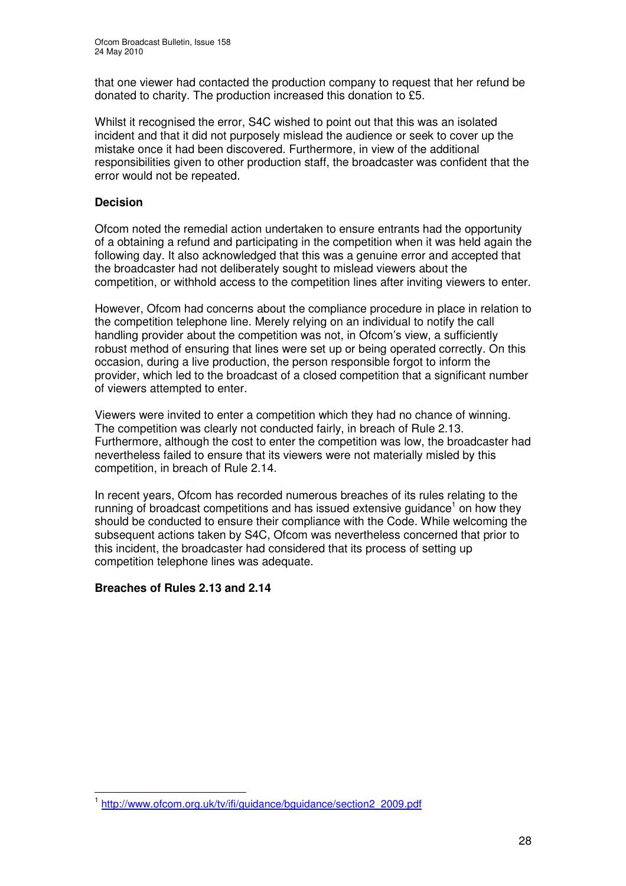that one viewer had contacted the production company to request that her refund be donated to charity. The production increased this donation to £5.

Whilst it recognised the error, S4C wished to point out that this was an isolated incident and that it did not purposely mislead the audience or seek to cover up the mistake once it had been discovered. Furthermore, in view of the additional responsibilities given to other production staff, the broadcaster was confident that the error would not be repeated.

**Decision**

Ofcom noted the remedial action undertaken to ensure entrants had the opportunity of a obtaining a refund and participating in the competition when it was held again the following day. It also acknowledged that this was a genuine error and accepted that the broadcaster had not deliberately sought to mislead viewers about the competition, or withhold access to the competition lines after inviting viewers to enter.

However, Ofcom had concerns about the compliance procedure in place in relation to the competition telephone line. Merely relying on an individual to notify the call handling provider about the competition was not, in Ofcom's view, a sufficiently robust method of ensuring that lines were set up or being operated correctly. On this occasion, during a live production, the person responsible forgot to inform the provider, which led to the broadcast of a closed competition that a significant number of viewers attempted to enter.

Viewers were invited to enter a competition which they had no chance of winning. The competition was clearly not conducted fairly, in breach of Rule 2.13. Furthermore, although the cost to enter the competition was low, the broadcaster had nevertheless failed to ensure that its viewers were not materially misled by this competition, in breach of Rule 2.14.

In recent years, Ofcom has recorded numerous breaches of its rules relating to the running of broadcast competitions and has issued extensive guidance[1] on how they should be conducted to ensure their compliance with the Code. While welcoming the subsequent actions taken by S4C, Ofcom was nevertheless concerned that prior to this incident, the broadcaster had considered that its process of setting up competition telephone lines was adequate.

**Breaches of Rules 2.13 and 2.14**

[1] http://www.ofcom.org.uk/tv/ifi/guidance/bguidance/section2_2009.pdf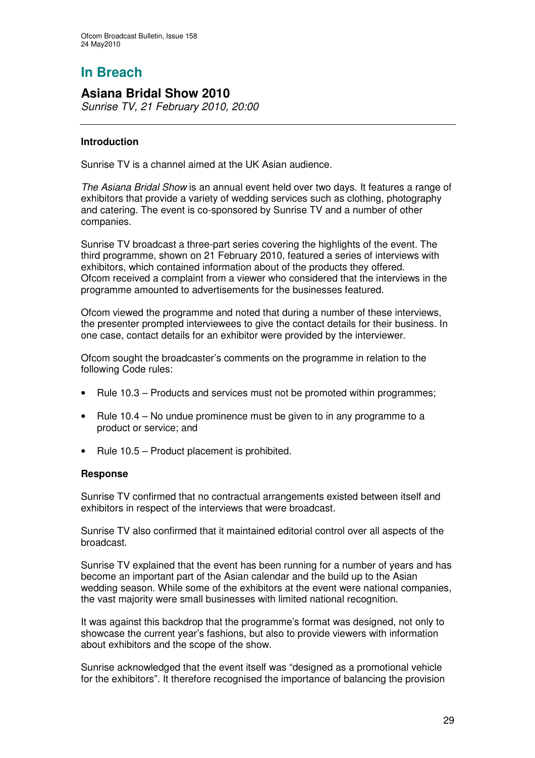# In Breach

## Asiana Bridal Show 2010

*Sunrise TV, 21 February 2010, 20:00*

---

### Introduction

Sunrise TV is a channel aimed at the UK Asian audience.

*The Asiana Bridal Show* is an annual event held over two days. It features a range of exhibitors that provide a variety of wedding services such as clothing, photography and catering. The event is co-sponsored by Sunrise TV and a number of other companies.

Sunrise TV broadcast a three-part series covering the highlights of the event. The third programme, shown on 21 February 2010, featured a series of interviews with exhibitors, which contained information about of the products they offered. Ofcom received a complaint from a viewer who considered that the interviews in the programme amounted to advertisements for the businesses featured.

Ofcom viewed the programme and noted that during a number of these interviews, the presenter prompted interviewees to give the contact details for their business. In one case, contact details for an exhibitor were provided by the interviewer.

Ofcom sought the broadcaster's comments on the programme in relation to the following Code rules:

- Rule 10.3 – Products and services must not be promoted within programmes;
- Rule 10.4 – No undue prominence must be given to in any programme to a product or service; and
- Rule 10.5 – Product placement is prohibited.

### Response

Sunrise TV confirmed that no contractual arrangements existed between itself and exhibitors in respect of the interviews that were broadcast.

Sunrise TV also confirmed that it maintained editorial control over all aspects of the broadcast.

Sunrise TV explained that the event has been running for a number of years and has become an important part of the Asian calendar and the build up to the Asian wedding season. While some of the exhibitors at the event were national companies, the vast majority were small businesses with limited national recognition.

It was against this backdrop that the programme's format was designed, not only to showcase the current year's fashions, but also to provide viewers with information about exhibitors and the scope of the show.

Sunrise acknowledged that the event itself was "designed as a promotional vehicle for the exhibitors". It therefore recognised the importance of balancing the provision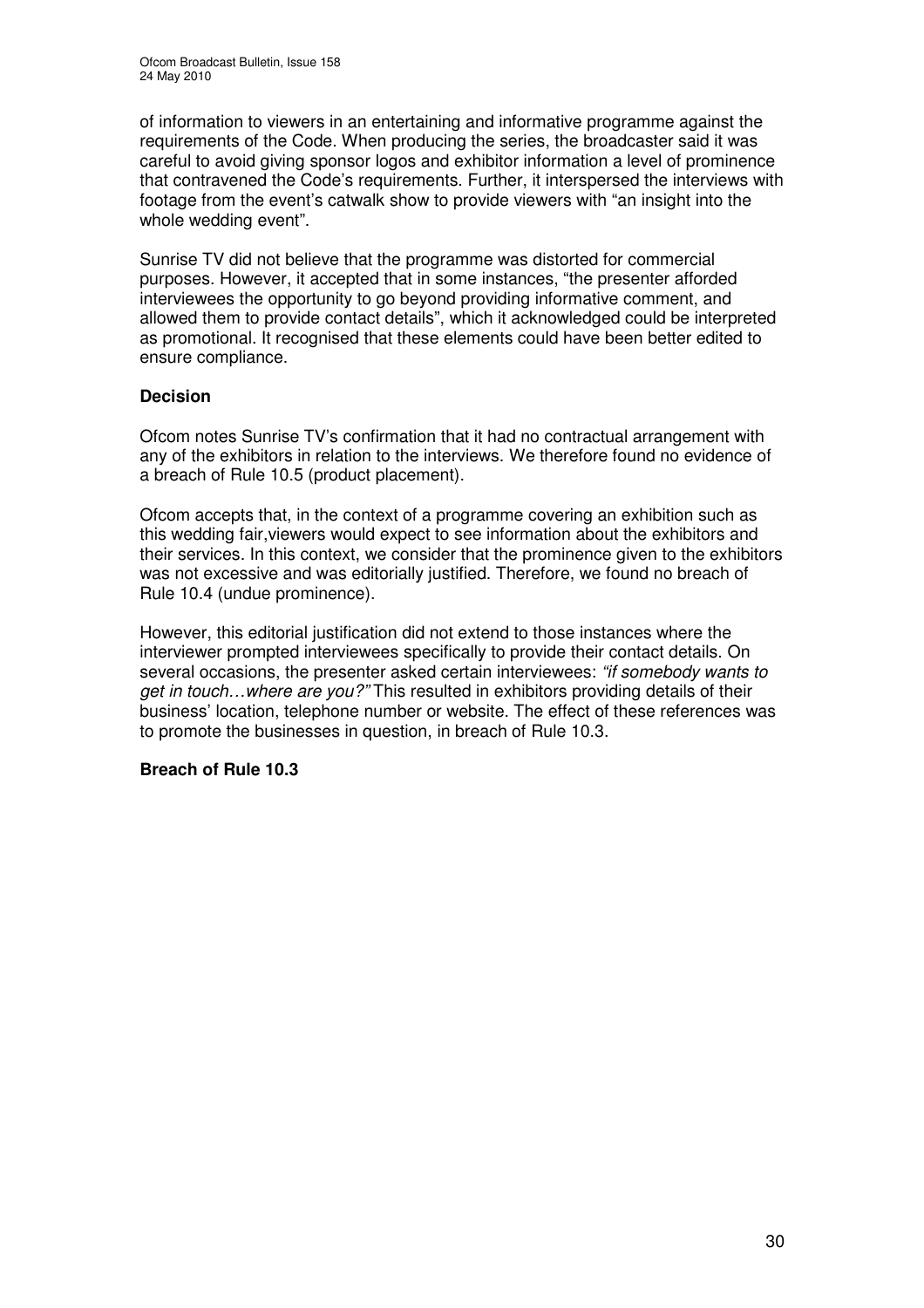of information to viewers in an entertaining and informative programme against the requirements of the Code. When producing the series, the broadcaster said it was careful to avoid giving sponsor logos and exhibitor information a level of prominence that contravened the Code's requirements. Further, it interspersed the interviews with footage from the event's catwalk show to provide viewers with "an insight into the whole wedding event".

Sunrise TV did not believe that the programme was distorted for commercial purposes. However, it accepted that in some instances, "the presenter afforded interviewees the opportunity to go beyond providing informative comment, and allowed them to provide contact details", which it acknowledged could be interpreted as promotional. It recognised that these elements could have been better edited to ensure compliance.

**Decision**

Ofcom notes Sunrise TV's confirmation that it had no contractual arrangement with any of the exhibitors in relation to the interviews. We therefore found no evidence of a breach of Rule 10.5 (product placement).

Ofcom accepts that, in the context of a programme covering an exhibition such as this wedding fair,viewers would expect to see information about the exhibitors and their services. In this context, we consider that the prominence given to the exhibitors was not excessive and was editorially justified. Therefore, we found no breach of Rule 10.4 (undue prominence).

However, this editorial justification did not extend to those instances where the interviewer prompted interviewees specifically to provide their contact details. On several occasions, the presenter asked certain interviewees: *"if somebody wants to get in touch…where are you?"* This resulted in exhibitors providing details of their business' location, telephone number or website. The effect of these references was to promote the businesses in question, in breach of Rule 10.3.

**Breach of Rule 10.3**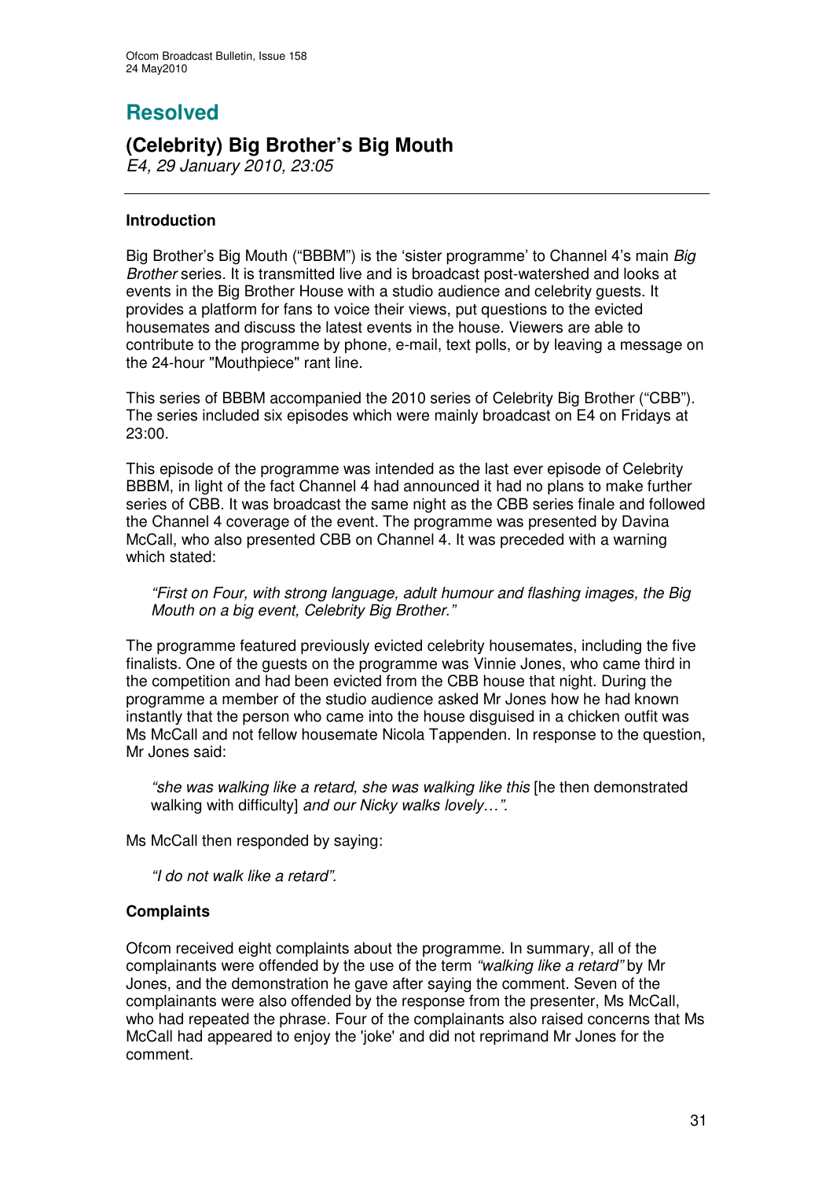# Resolved

## (Celebrity) Big Brother's Big Mouth

*E4, 29 January 2010, 23:05*

### Introduction

Big Brother's Big Mouth ("BBBM") is the 'sister programme' to Channel 4's main *Big Brother* series. It is transmitted live and is broadcast post-watershed and looks at events in the Big Brother House with a studio audience and celebrity guests. It provides a platform for fans to voice their views, put questions to the evicted housemates and discuss the latest events in the house. Viewers are able to contribute to the programme by phone, e-mail, text polls, or by leaving a message on the 24-hour "Mouthpiece" rant line.

This series of BBBM accompanied the 2010 series of Celebrity Big Brother ("CBB"). The series included six episodes which were mainly broadcast on E4 on Fridays at 23:00.

This episode of the programme was intended as the last ever episode of Celebrity BBBM, in light of the fact Channel 4 had announced it had no plans to make further series of CBB. It was broadcast the same night as the CBB series finale and followed the Channel 4 coverage of the event. The programme was presented by Davina McCall, who also presented CBB on Channel 4. It was preceded with a warning which stated:

> *"First on Four, with strong language, adult humour and flashing images, the Big Mouth on a big event, Celebrity Big Brother."*

The programme featured previously evicted celebrity housemates, including the five finalists. One of the guests on the programme was Vinnie Jones, who came third in the competition and had been evicted from the CBB house that night. During the programme a member of the studio audience asked Mr Jones how he had known instantly that the person who came into the house disguised in a chicken outfit was Ms McCall and not fellow housemate Nicola Tappenden. In response to the question, Mr Jones said:

> *"she was walking like a retard, she was walking like this* [he then demonstrated walking with difficulty] *and our Nicky walks lovely…".*

Ms McCall then responded by saying:

> *"I do not walk like a retard".*

### Complaints

Ofcom received eight complaints about the programme. In summary, all of the complainants were offended by the use of the term *"walking like a retard"* by Mr Jones, and the demonstration he gave after saying the comment. Seven of the complainants were also offended by the response from the presenter, Ms McCall, who had repeated the phrase. Four of the complainants also raised concerns that Ms McCall had appeared to enjoy the 'joke' and did not reprimand Mr Jones for the comment.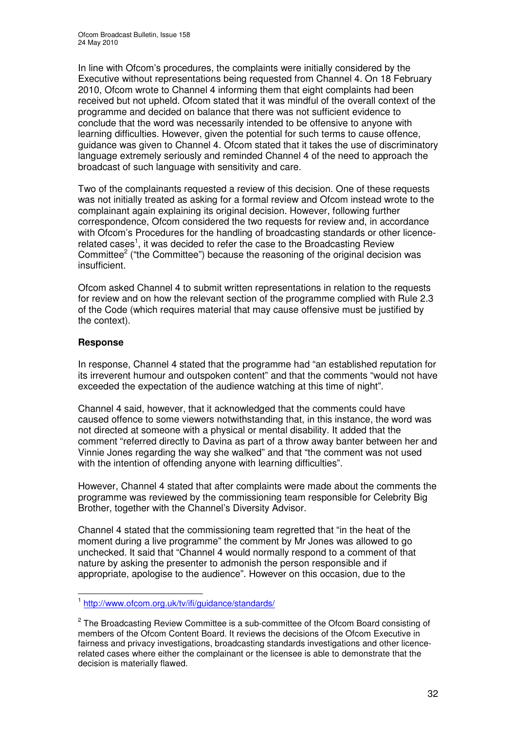In line with Ofcom's procedures, the complaints were initially considered by the Executive without representations being requested from Channel 4. On 18 February 2010, Ofcom wrote to Channel 4 informing them that eight complaints had been received but not upheld. Ofcom stated that it was mindful of the overall context of the programme and decided on balance that there was not sufficient evidence to conclude that the word was necessarily intended to be offensive to anyone with learning difficulties. However, given the potential for such terms to cause offence, guidance was given to Channel 4. Ofcom stated that it takes the use of discriminatory language extremely seriously and reminded Channel 4 of the need to approach the broadcast of such language with sensitivity and care.

Two of the complainants requested a review of this decision. One of these requests was not initially treated as asking for a formal review and Ofcom instead wrote to the complainant again explaining its original decision. However, following further correspondence, Ofcom considered the two requests for review and, in accordance with Ofcom's Procedures for the handling of broadcasting standards or other licence-related cases[1], it was decided to refer the case to the Broadcasting Review Committee[2] ("the Committee") because the reasoning of the original decision was insufficient.

Ofcom asked Channel 4 to submit written representations in relation to the requests for review and on how the relevant section of the programme complied with Rule 2.3 of the Code (which requires material that may cause offensive must be justified by the context).

### Response

In response, Channel 4 stated that the programme had "an established reputation for its irreverent humour and outspoken content" and that the comments "would not have exceeded the expectation of the audience watching at this time of night".

Channel 4 said, however, that it acknowledged that the comments could have caused offence to some viewers notwithstanding that, in this instance, the word was not directed at someone with a physical or mental disability. It added that the comment "referred directly to Davina as part of a throw away banter between her and Vinnie Jones regarding the way she walked" and that "the comment was not used with the intention of offending anyone with learning difficulties".

However, Channel 4 stated that after complaints were made about the comments the programme was reviewed by the commissioning team responsible for Celebrity Big Brother, together with the Channel's Diversity Advisor.

Channel 4 stated that the commissioning team regretted that "in the heat of the moment during a live programme" the comment by Mr Jones was allowed to go unchecked. It said that "Channel 4 would normally respond to a comment of that nature by asking the presenter to admonish the person responsible and if appropriate, apologise to the audience". However on this occasion, due to the

---

[1] http://www.ofcom.org.uk/tv/ifi/guidance/standards/

[2] The Broadcasting Review Committee is a sub-committee of the Ofcom Board consisting of members of the Ofcom Content Board. It reviews the decisions of the Ofcom Executive in fairness and privacy investigations, broadcasting standards investigations and other licence-related cases where either the complainant or the licensee is able to demonstrate that the decision is materially flawed.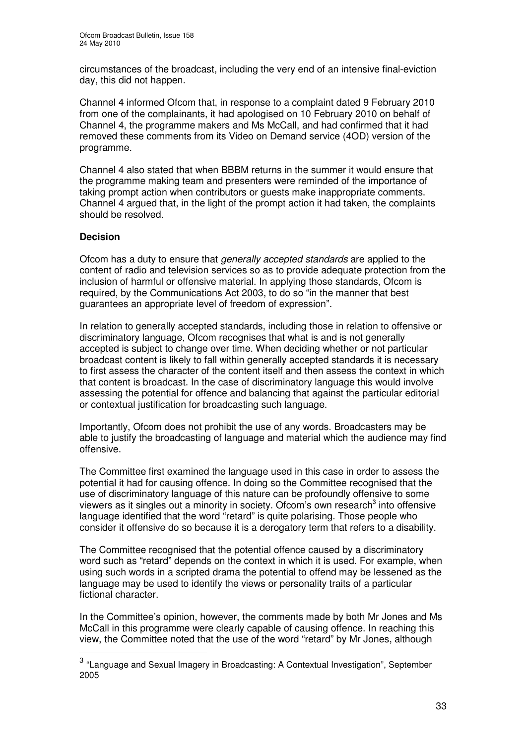circumstances of the broadcast, including the very end of an intensive final-eviction day, this did not happen.

Channel 4 informed Ofcom that, in response to a complaint dated 9 February 2010 from one of the complainants, it had apologised on 10 February 2010 on behalf of Channel 4, the programme makers and Ms McCall, and had confirmed that it had removed these comments from its Video on Demand service (4OD) version of the programme.

Channel 4 also stated that when BBBM returns in the summer it would ensure that the programme making team and presenters were reminded of the importance of taking prompt action when contributors or guests make inappropriate comments. Channel 4 argued that, in the light of the prompt action it had taken, the complaints should be resolved.

**Decision**

Ofcom has a duty to ensure that *generally accepted standards* are applied to the content of radio and television services so as to provide adequate protection from the inclusion of harmful or offensive material. In applying those standards, Ofcom is required, by the Communications Act 2003, to do so "in the manner that best guarantees an appropriate level of freedom of expression".

In relation to generally accepted standards, including those in relation to offensive or discriminatory language, Ofcom recognises that what is and is not generally accepted is subject to change over time. When deciding whether or not particular broadcast content is likely to fall within generally accepted standards it is necessary to first assess the character of the content itself and then assess the context in which that content is broadcast. In the case of discriminatory language this would involve assessing the potential for offence and balancing that against the particular editorial or contextual justification for broadcasting such language.

Importantly, Ofcom does not prohibit the use of any words. Broadcasters may be able to justify the broadcasting of language and material which the audience may find offensive.

The Committee first examined the language used in this case in order to assess the potential it had for causing offence. In doing so the Committee recognised that the use of discriminatory language of this nature can be profoundly offensive to some viewers as it singles out a minority in society. Ofcom's own research[3] into offensive language identified that the word "retard" is quite polarising. Those people who consider it offensive do so because it is a derogatory term that refers to a disability.

The Committee recognised that the potential offence caused by a discriminatory word such as "retard" depends on the context in which it is used. For example, when using such words in a scripted drama the potential to offend may be lessened as the language may be used to identify the views or personality traits of a particular fictional character.

In the Committee's opinion, however, the comments made by both Mr Jones and Ms McCall in this programme were clearly capable of causing offence. In reaching this view, the Committee noted that the use of the word "retard" by Mr Jones, although

[3] "Language and Sexual Imagery in Broadcasting: A Contextual Investigation", September 2005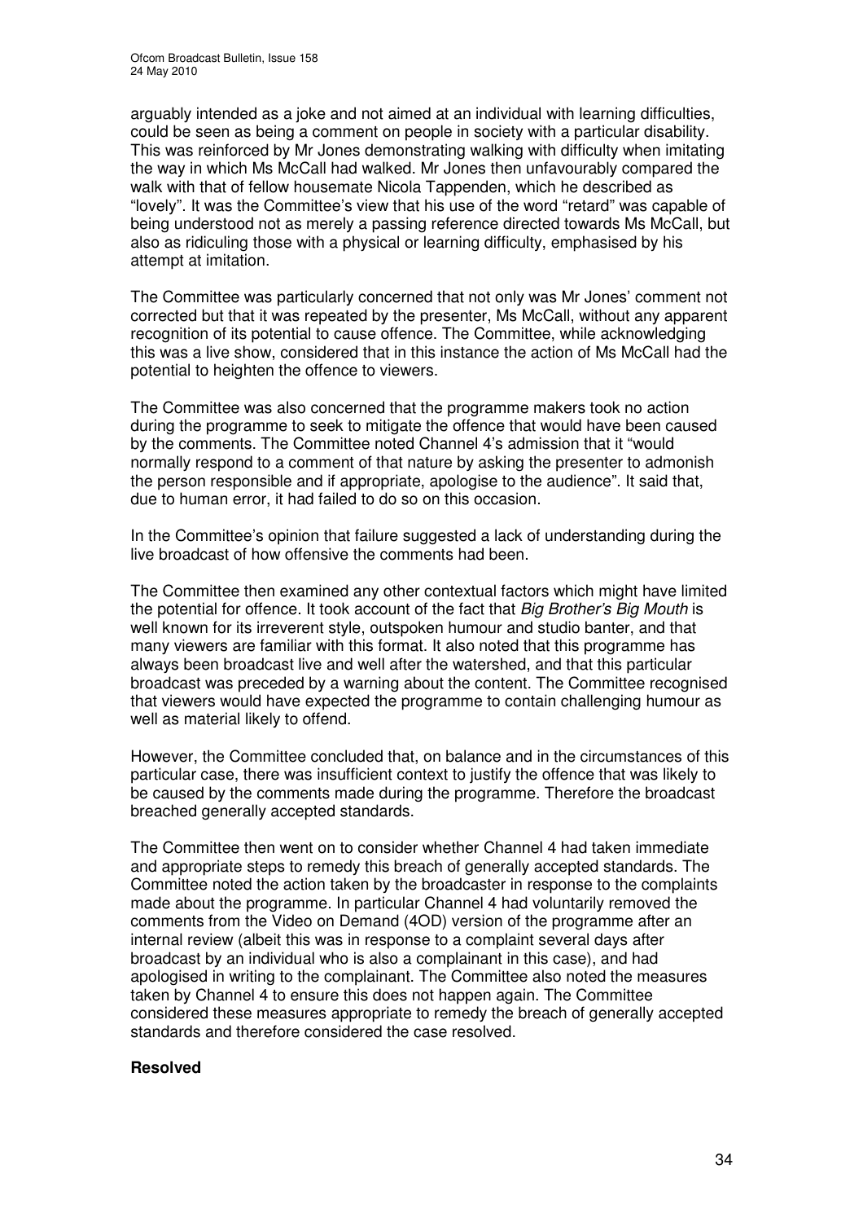arguably intended as a joke and not aimed at an individual with learning difficulties, could be seen as being a comment on people in society with a particular disability. This was reinforced by Mr Jones demonstrating walking with difficulty when imitating the way in which Ms McCall had walked. Mr Jones then unfavourably compared the walk with that of fellow housemate Nicola Tappenden, which he described as "lovely". It was the Committee's view that his use of the word "retard" was capable of being understood not as merely a passing reference directed towards Ms McCall, but also as ridiculing those with a physical or learning difficulty, emphasised by his attempt at imitation.

The Committee was particularly concerned that not only was Mr Jones' comment not corrected but that it was repeated by the presenter, Ms McCall, without any apparent recognition of its potential to cause offence. The Committee, while acknowledging this was a live show, considered that in this instance the action of Ms McCall had the potential to heighten the offence to viewers.

The Committee was also concerned that the programme makers took no action during the programme to seek to mitigate the offence that would have been caused by the comments. The Committee noted Channel 4's admission that it "would normally respond to a comment of that nature by asking the presenter to admonish the person responsible and if appropriate, apologise to the audience". It said that, due to human error, it had failed to do so on this occasion.

In the Committee's opinion that failure suggested a lack of understanding during the live broadcast of how offensive the comments had been.

The Committee then examined any other contextual factors which might have limited the potential for offence. It took account of the fact that *Big Brother's Big Mouth* is well known for its irreverent style, outspoken humour and studio banter, and that many viewers are familiar with this format. It also noted that this programme has always been broadcast live and well after the watershed, and that this particular broadcast was preceded by a warning about the content. The Committee recognised that viewers would have expected the programme to contain challenging humour as well as material likely to offend.

However, the Committee concluded that, on balance and in the circumstances of this particular case, there was insufficient context to justify the offence that was likely to be caused by the comments made during the programme. Therefore the broadcast breached generally accepted standards.

The Committee then went on to consider whether Channel 4 had taken immediate and appropriate steps to remedy this breach of generally accepted standards. The Committee noted the action taken by the broadcaster in response to the complaints made about the programme. In particular Channel 4 had voluntarily removed the comments from the Video on Demand (4OD) version of the programme after an internal review (albeit this was in response to a complaint several days after broadcast by an individual who is also a complainant in this case), and had apologised in writing to the complainant. The Committee also noted the measures taken by Channel 4 to ensure this does not happen again. The Committee considered these measures appropriate to remedy the breach of generally accepted standards and therefore considered the case resolved.

**Resolved**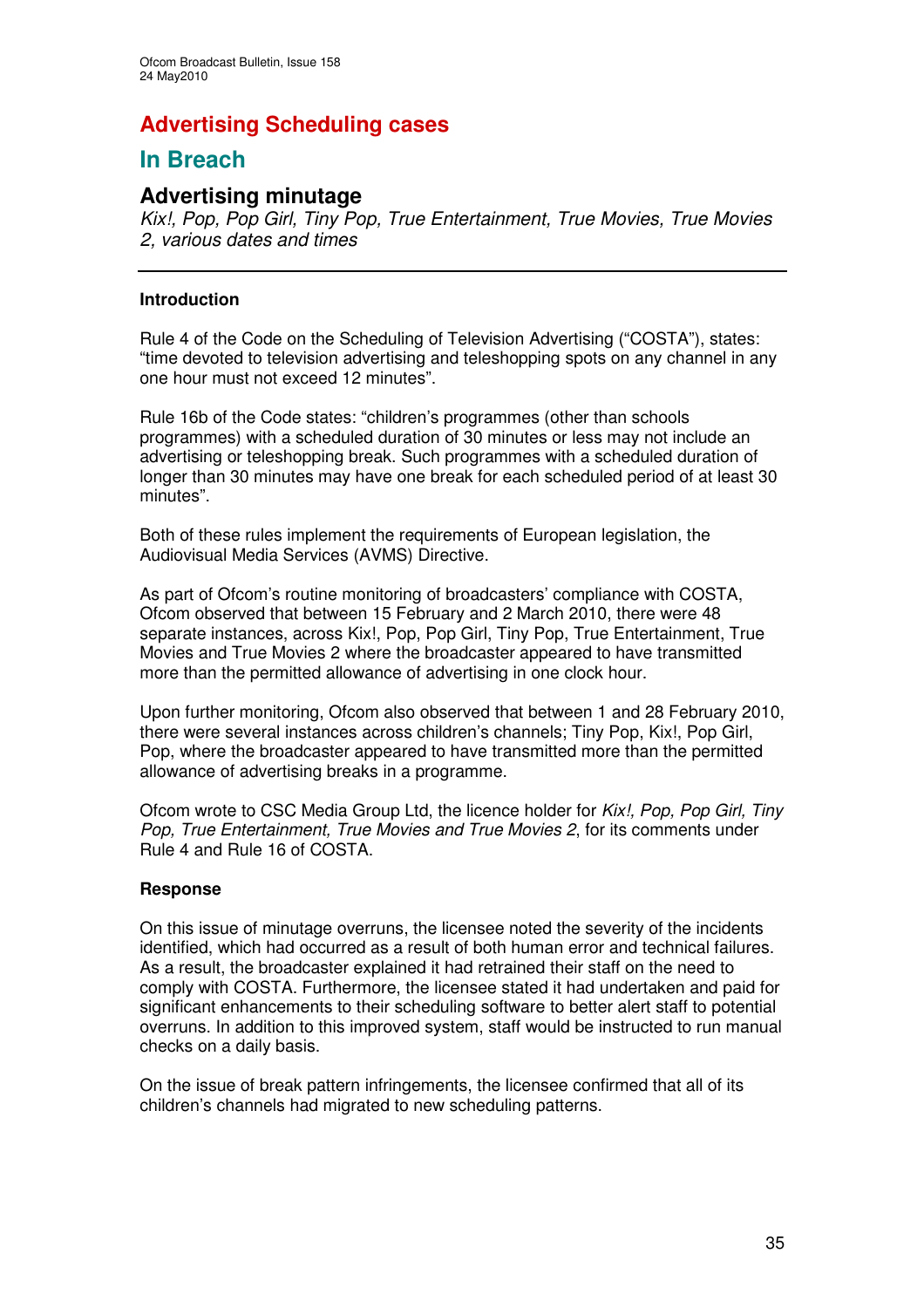# Advertising Scheduling cases

## In Breach

### Advertising minutage

*Kix!, Pop, Pop Girl, Tiny Pop, True Entertainment, True Movies, True Movies 2, various dates and times*

---

**Introduction**

Rule 4 of the Code on the Scheduling of Television Advertising ("COSTA"), states: "time devoted to television advertising and teleshopping spots on any channel in any one hour must not exceed 12 minutes".

Rule 16b of the Code states: "children's programmes (other than schools programmes) with a scheduled duration of 30 minutes or less may not include an advertising or teleshopping break. Such programmes with a scheduled duration of longer than 30 minutes may have one break for each scheduled period of at least 30 minutes".

Both of these rules implement the requirements of European legislation, the Audiovisual Media Services (AVMS) Directive.

As part of Ofcom's routine monitoring of broadcasters' compliance with COSTA, Ofcom observed that between 15 February and 2 March 2010, there were 48 separate instances, across Kix!, Pop, Pop Girl, Tiny Pop, True Entertainment, True Movies and True Movies 2 where the broadcaster appeared to have transmitted more than the permitted allowance of advertising in one clock hour.

Upon further monitoring, Ofcom also observed that between 1 and 28 February 2010, there were several instances across children's channels; Tiny Pop, Kix!, Pop Girl, Pop, where the broadcaster appeared to have transmitted more than the permitted allowance of advertising breaks in a programme.

Ofcom wrote to CSC Media Group Ltd, the licence holder for *Kix!, Pop, Pop Girl, Tiny Pop, True Entertainment, True Movies and True Movies 2*, for its comments under Rule 4 and Rule 16 of COSTA.

**Response**

On this issue of minutage overruns, the licensee noted the severity of the incidents identified, which had occurred as a result of both human error and technical failures. As a result, the broadcaster explained it had retrained their staff on the need to comply with COSTA. Furthermore, the licensee stated it had undertaken and paid for significant enhancements to their scheduling software to better alert staff to potential overruns. In addition to this improved system, staff would be instructed to run manual checks on a daily basis.

On the issue of break pattern infringements, the licensee confirmed that all of its children's channels had migrated to new scheduling patterns.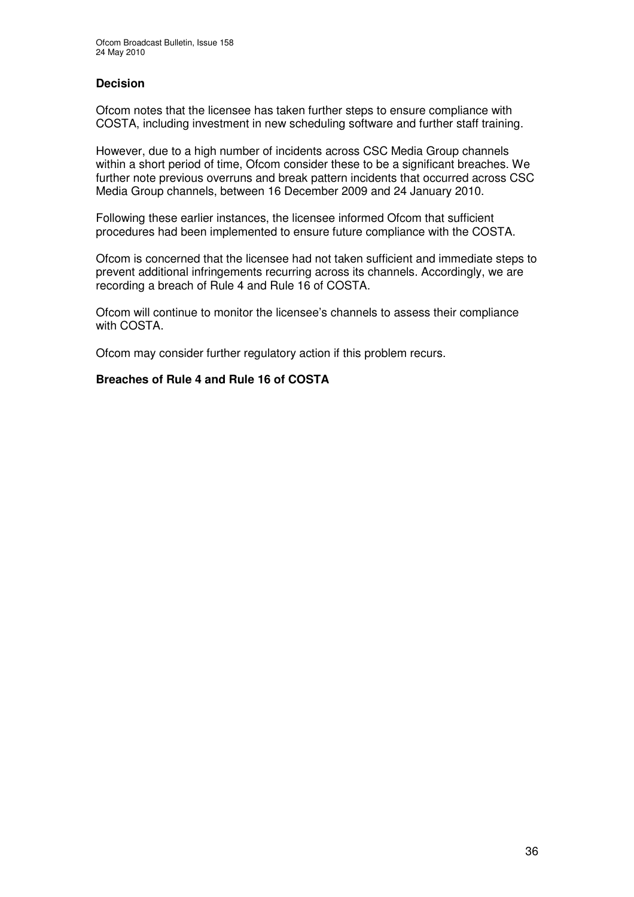### Decision

Ofcom notes that the licensee has taken further steps to ensure compliance with COSTA, including investment in new scheduling software and further staff training.

However, due to a high number of incidents across CSC Media Group channels within a short period of time, Ofcom consider these to be a significant breaches. We further note previous overruns and break pattern incidents that occurred across CSC Media Group channels, between 16 December 2009 and 24 January 2010.

Following these earlier instances, the licensee informed Ofcom that sufficient procedures had been implemented to ensure future compliance with the COSTA.

Ofcom is concerned that the licensee had not taken sufficient and immediate steps to prevent additional infringements recurring across its channels. Accordingly, we are recording a breach of Rule 4 and Rule 16 of COSTA.

Ofcom will continue to monitor the licensee's channels to assess their compliance with COSTA.

Ofcom may consider further regulatory action if this problem recurs.

**Breaches of Rule 4 and Rule 16 of COSTA**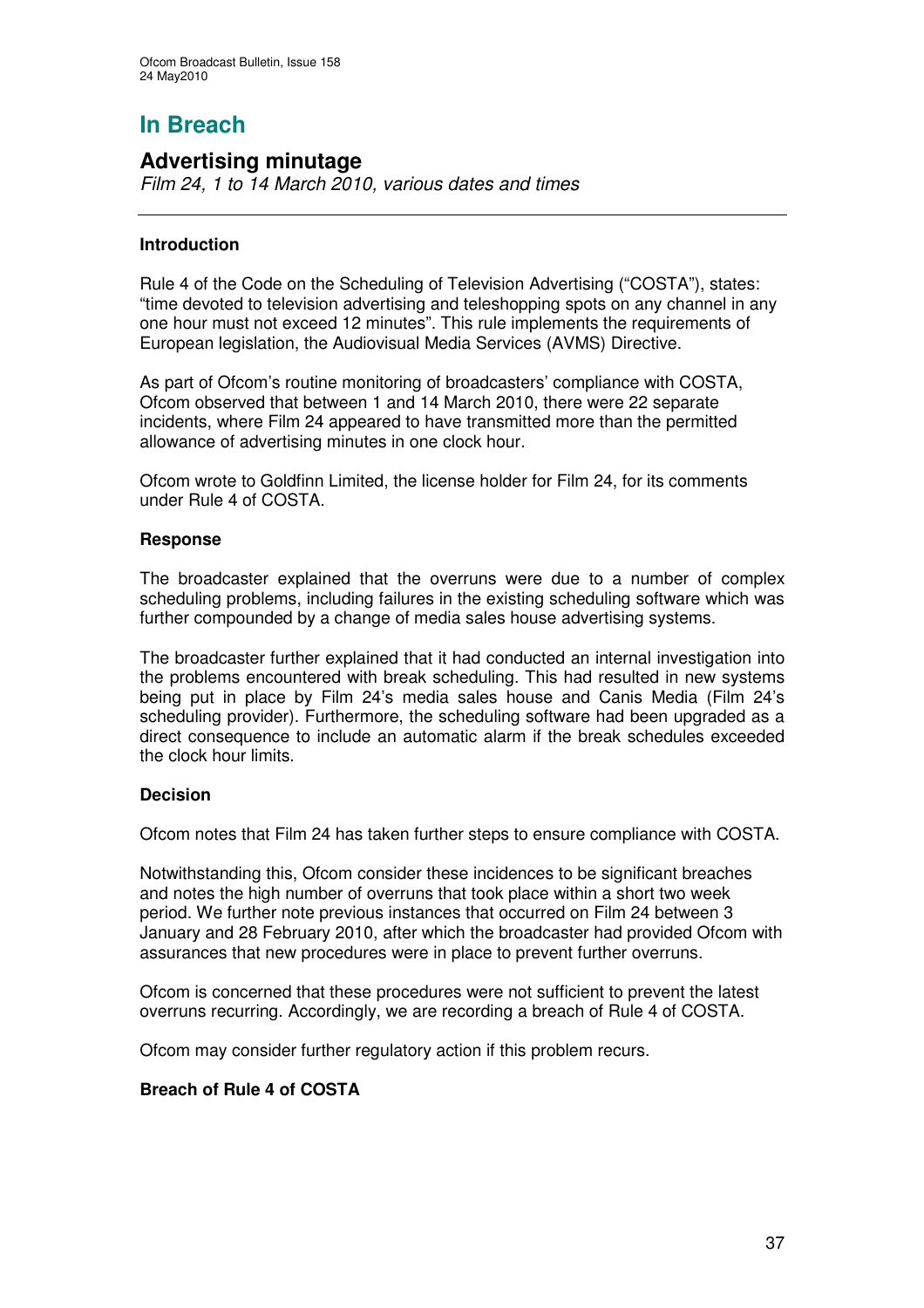# In Breach

## Advertising minutage

*Film 24, 1 to 14 March 2010, various dates and times*

---

**Introduction**

Rule 4 of the Code on the Scheduling of Television Advertising ("COSTA"), states: "time devoted to television advertising and teleshopping spots on any channel in any one hour must not exceed 12 minutes". This rule implements the requirements of European legislation, the Audiovisual Media Services (AVMS) Directive.

As part of Ofcom's routine monitoring of broadcasters' compliance with COSTA, Ofcom observed that between 1 and 14 March 2010, there were 22 separate incidents, where Film 24 appeared to have transmitted more than the permitted allowance of advertising minutes in one clock hour.

Ofcom wrote to Goldfinn Limited, the license holder for Film 24, for its comments under Rule 4 of COSTA.

**Response**

The broadcaster explained that the overruns were due to a number of complex scheduling problems, including failures in the existing scheduling software which was further compounded by a change of media sales house advertising systems.

The broadcaster further explained that it had conducted an internal investigation into the problems encountered with break scheduling. This had resulted in new systems being put in place by Film 24's media sales house and Canis Media (Film 24's scheduling provider). Furthermore, the scheduling software had been upgraded as a direct consequence to include an automatic alarm if the break schedules exceeded the clock hour limits.

**Decision**

Ofcom notes that Film 24 has taken further steps to ensure compliance with COSTA.

Notwithstanding this, Ofcom consider these incidences to be significant breaches and notes the high number of overruns that took place within a short two week period. We further note previous instances that occurred on Film 24 between 3 January and 28 February 2010, after which the broadcaster had provided Ofcom with assurances that new procedures were in place to prevent further overruns.

Ofcom is concerned that these procedures were not sufficient to prevent the latest overruns recurring. Accordingly, we are recording a breach of Rule 4 of COSTA.

Ofcom may consider further regulatory action if this problem recurs.

**Breach of Rule 4 of COSTA**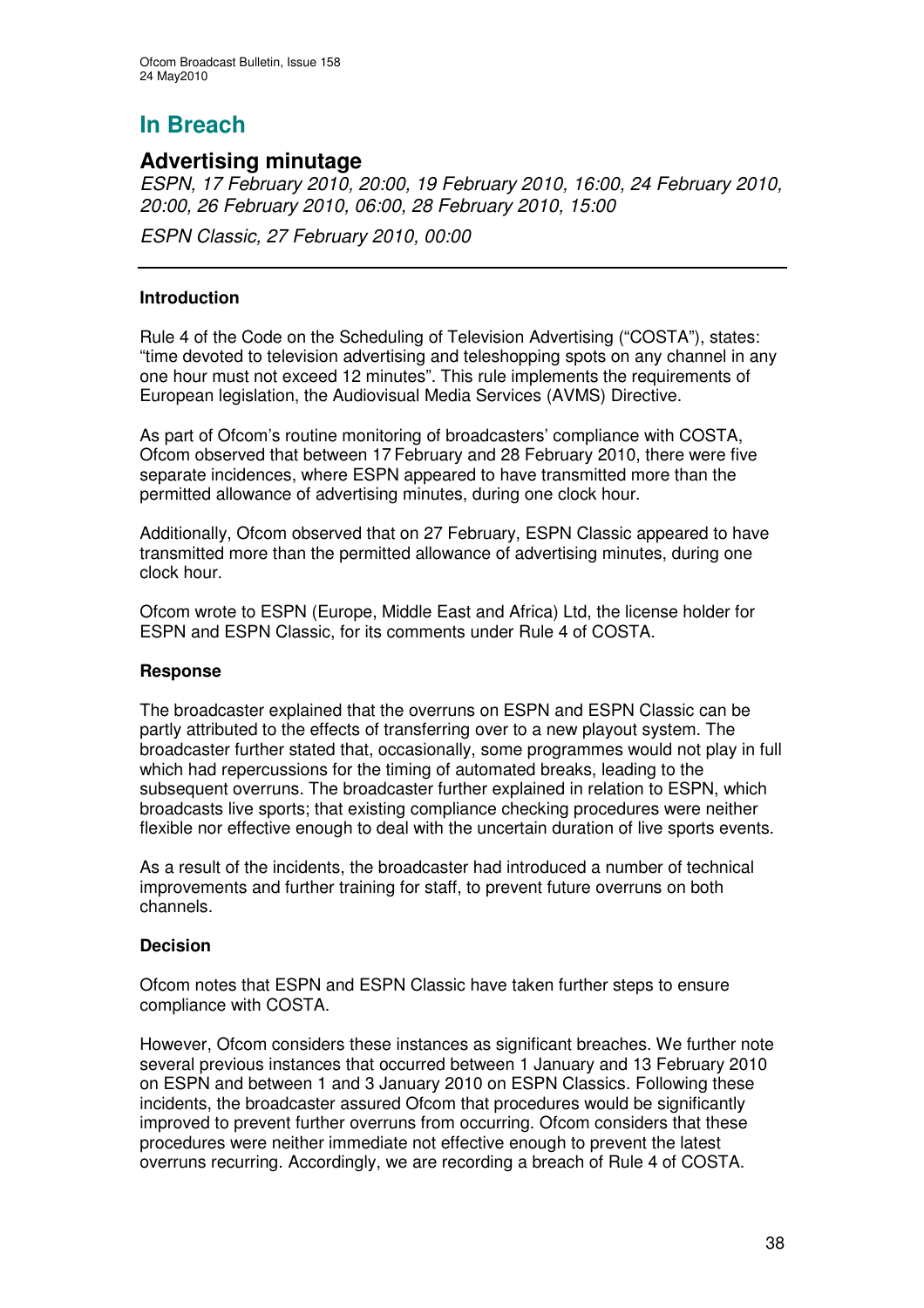# In Breach

## Advertising minutage

*ESPN, 17 February 2010, 20:00, 19 February 2010, 16:00, 24 February 2010, 20:00, 26 February 2010, 06:00, 28 February 2010, 15:00*

*ESPN Classic, 27 February 2010, 00:00*

---

### Introduction

Rule 4 of the Code on the Scheduling of Television Advertising ("COSTA"), states: "time devoted to television advertising and teleshopping spots on any channel in any one hour must not exceed 12 minutes". This rule implements the requirements of European legislation, the Audiovisual Media Services (AVMS) Directive.

As part of Ofcom's routine monitoring of broadcasters' compliance with COSTA, Ofcom observed that between 17 February and 28 February 2010, there were five separate incidences, where ESPN appeared to have transmitted more than the permitted allowance of advertising minutes, during one clock hour.

Additionally, Ofcom observed that on 27 February, ESPN Classic appeared to have transmitted more than the permitted allowance of advertising minutes, during one clock hour.

Ofcom wrote to ESPN (Europe, Middle East and Africa) Ltd, the license holder for ESPN and ESPN Classic, for its comments under Rule 4 of COSTA.

### Response

The broadcaster explained that the overruns on ESPN and ESPN Classic can be partly attributed to the effects of transferring over to a new playout system. The broadcaster further stated that, occasionally, some programmes would not play in full which had repercussions for the timing of automated breaks, leading to the subsequent overruns. The broadcaster further explained in relation to ESPN, which broadcasts live sports; that existing compliance checking procedures were neither flexible nor effective enough to deal with the uncertain duration of live sports events.

As a result of the incidents, the broadcaster had introduced a number of technical improvements and further training for staff, to prevent future overruns on both channels.

### Decision

Ofcom notes that ESPN and ESPN Classic have taken further steps to ensure compliance with COSTA.

However, Ofcom considers these instances as significant breaches. We further note several previous instances that occurred between 1 January and 13 February 2010 on ESPN and between 1 and 3 January 2010 on ESPN Classics. Following these incidents, the broadcaster assured Ofcom that procedures would be significantly improved to prevent further overruns from occurring. Ofcom considers that these procedures were neither immediate not effective enough to prevent the latest overruns recurring. Accordingly, we are recording a breach of Rule 4 of COSTA.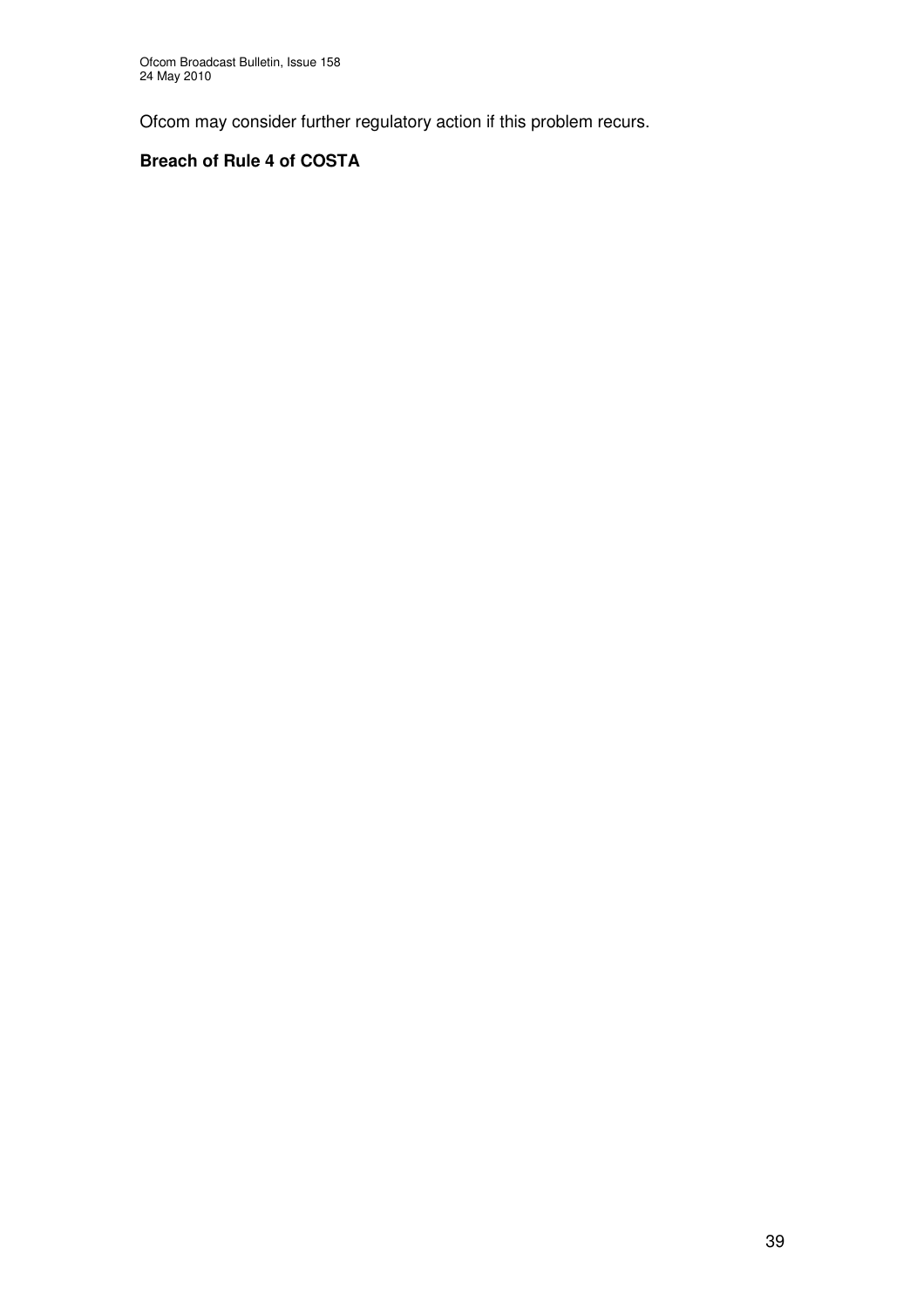Ofcom may consider further regulatory action if this problem recurs.

**Breach of Rule 4 of COSTA**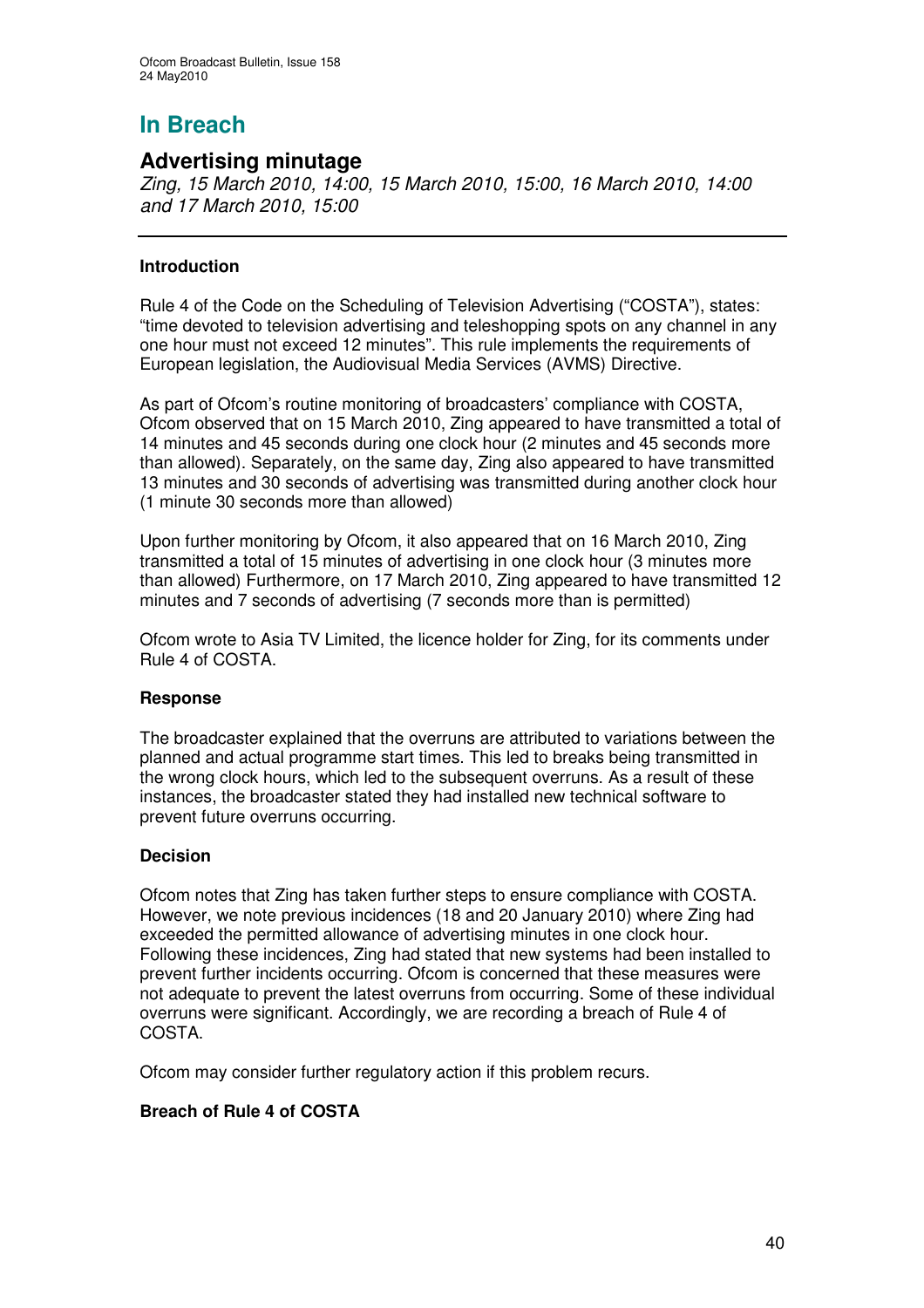# In Breach

## Advertising minutage

*Zing, 15 March 2010, 14:00, 15 March 2010, 15:00, 16 March 2010, 14:00 and 17 March 2010, 15:00*

---

**Introduction**

Rule 4 of the Code on the Scheduling of Television Advertising ("COSTA"), states: "time devoted to television advertising and teleshopping spots on any channel in any one hour must not exceed 12 minutes". This rule implements the requirements of European legislation, the Audiovisual Media Services (AVMS) Directive.

As part of Ofcom's routine monitoring of broadcasters' compliance with COSTA, Ofcom observed that on 15 March 2010, Zing appeared to have transmitted a total of 14 minutes and 45 seconds during one clock hour (2 minutes and 45 seconds more than allowed). Separately, on the same day, Zing also appeared to have transmitted 13 minutes and 30 seconds of advertising was transmitted during another clock hour (1 minute 30 seconds more than allowed)

Upon further monitoring by Ofcom, it also appeared that on 16 March 2010, Zing transmitted a total of 15 minutes of advertising in one clock hour (3 minutes more than allowed) Furthermore, on 17 March 2010, Zing appeared to have transmitted 12 minutes and 7 seconds of advertising (7 seconds more than is permitted)

Ofcom wrote to Asia TV Limited, the licence holder for Zing, for its comments under Rule 4 of COSTA.

**Response**

The broadcaster explained that the overruns are attributed to variations between the planned and actual programme start times. This led to breaks being transmitted in the wrong clock hours, which led to the subsequent overruns. As a result of these instances, the broadcaster stated they had installed new technical software to prevent future overruns occurring.

**Decision**

Ofcom notes that Zing has taken further steps to ensure compliance with COSTA. However, we note previous incidences (18 and 20 January 2010) where Zing had exceeded the permitted allowance of advertising minutes in one clock hour. Following these incidences, Zing had stated that new systems had been installed to prevent further incidents occurring. Ofcom is concerned that these measures were not adequate to prevent the latest overruns from occurring. Some of these individual overruns were significant. Accordingly, we are recording a breach of Rule 4 of COSTA.

Ofcom may consider further regulatory action if this problem recurs.

**Breach of Rule 4 of COSTA**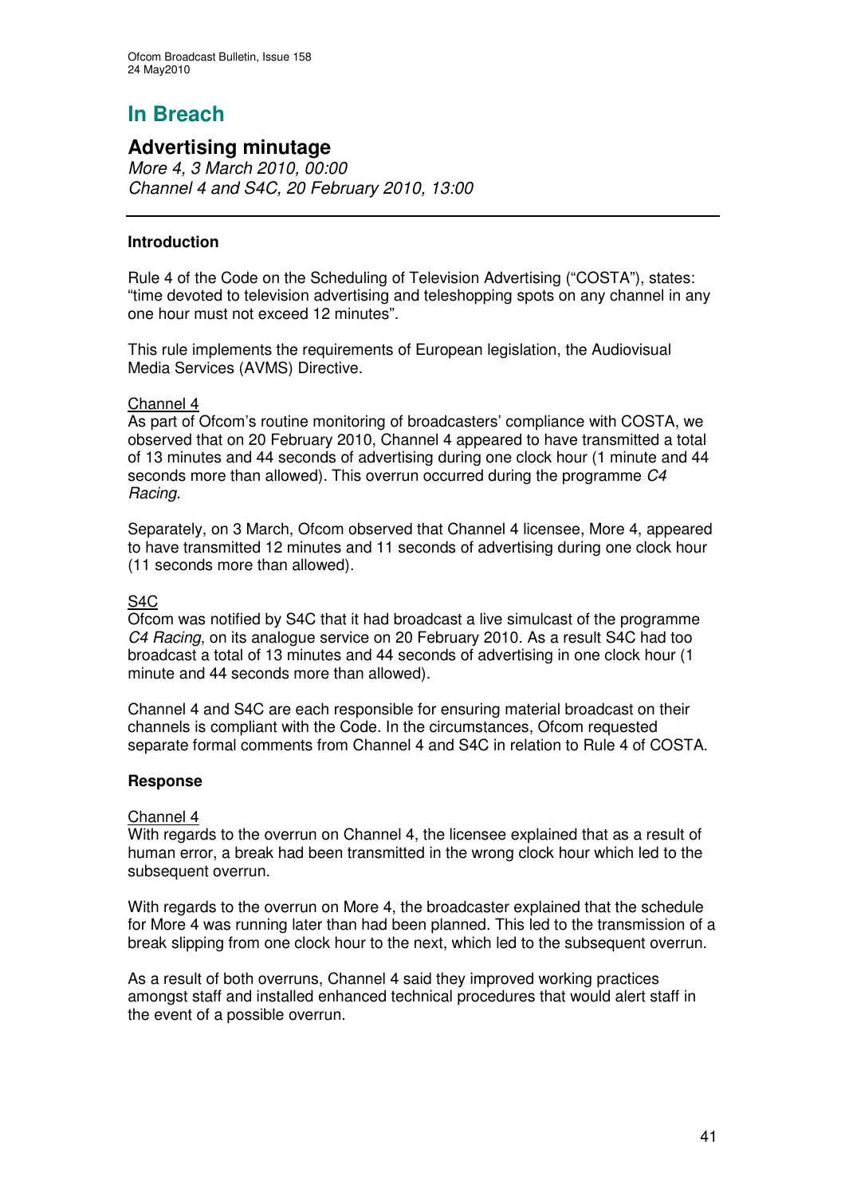# In Breach

## Advertising minutage

*More 4, 3 March 2010, 00:00*
*Channel 4 and S4C, 20 February 2010, 13:00*

---

**Introduction**

Rule 4 of the Code on the Scheduling of Television Advertising ("COSTA"), states: "time devoted to television advertising and teleshopping spots on any channel in any one hour must not exceed 12 minutes".

This rule implements the requirements of European legislation, the Audiovisual Media Services (AVMS) Directive.

Channel 4
As part of Ofcom's routine monitoring of broadcasters' compliance with COSTA, we observed that on 20 February 2010, Channel 4 appeared to have transmitted a total of 13 minutes and 44 seconds of advertising during one clock hour (1 minute and 44 seconds more than allowed). This overrun occurred during the programme *C4 Racing*.

Separately, on 3 March, Ofcom observed that Channel 4 licensee, More 4, appeared to have transmitted 12 minutes and 11 seconds of advertising during one clock hour (11 seconds more than allowed).

S4C
Ofcom was notified by S4C that it had broadcast a live simulcast of the programme *C4 Racing*, on its analogue service on 20 February 2010. As a result S4C had too broadcast a total of 13 minutes and 44 seconds of advertising in one clock hour (1 minute and 44 seconds more than allowed).

Channel 4 and S4C are each responsible for ensuring material broadcast on their channels is compliant with the Code. In the circumstances, Ofcom requested separate formal comments from Channel 4 and S4C in relation to Rule 4 of COSTA.

**Response**

Channel 4
With regards to the overrun on Channel 4, the licensee explained that as a result of human error, a break had been transmitted in the wrong clock hour which led to the subsequent overrun.

With regards to the overrun on More 4, the broadcaster explained that the schedule for More 4 was running later than had been planned. This led to the transmission of a break slipping from one clock hour to the next, which led to the subsequent overrun.

As a result of both overruns, Channel 4 said they improved working practices amongst staff and installed enhanced technical procedures that would alert staff in the event of a possible overrun.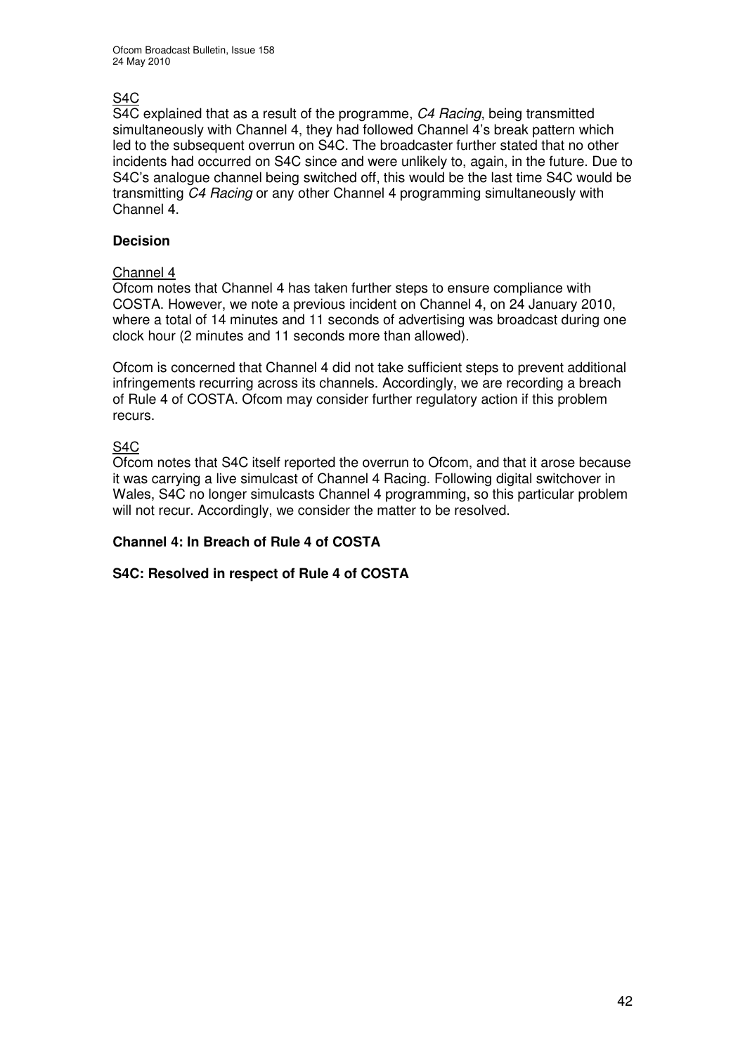S4C

S4C explained that as a result of the programme, *C4 Racing*, being transmitted simultaneously with Channel 4, they had followed Channel 4's break pattern which led to the subsequent overrun on S4C. The broadcaster further stated that no other incidents had occurred on S4C since and were unlikely to, again, in the future. Due to S4C's analogue channel being switched off, this would be the last time S4C would be transmitting *C4 Racing* or any other Channel 4 programming simultaneously with Channel 4.

**Decision**

Channel 4

Ofcom notes that Channel 4 has taken further steps to ensure compliance with COSTA. However, we note a previous incident on Channel 4, on 24 January 2010, where a total of 14 minutes and 11 seconds of advertising was broadcast during one clock hour (2 minutes and 11 seconds more than allowed).

Ofcom is concerned that Channel 4 did not take sufficient steps to prevent additional infringements recurring across its channels. Accordingly, we are recording a breach of Rule 4 of COSTA. Ofcom may consider further regulatory action if this problem recurs.

S4C

Ofcom notes that S4C itself reported the overrun to Ofcom, and that it arose because it was carrying a live simulcast of Channel 4 Racing. Following digital switchover in Wales, S4C no longer simulcasts Channel 4 programming, so this particular problem will not recur. Accordingly, we consider the matter to be resolved.

**Channel 4: In Breach of Rule 4 of COSTA**

**S4C: Resolved in respect of Rule 4 of COSTA**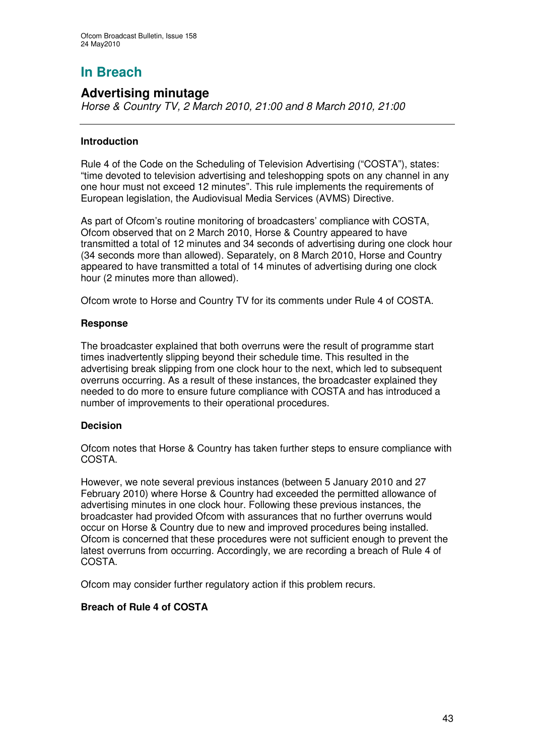# In Breach

## Advertising minutage

*Horse & Country TV, 2 March 2010, 21:00 and 8 March 2010, 21:00*

### Introduction

Rule 4 of the Code on the Scheduling of Television Advertising ("COSTA"), states: "time devoted to television advertising and teleshopping spots on any channel in any one hour must not exceed 12 minutes". This rule implements the requirements of European legislation, the Audiovisual Media Services (AVMS) Directive.

As part of Ofcom's routine monitoring of broadcasters' compliance with COSTA, Ofcom observed that on 2 March 2010, Horse & Country appeared to have transmitted a total of 12 minutes and 34 seconds of advertising during one clock hour (34 seconds more than allowed). Separately, on 8 March 2010, Horse and Country appeared to have transmitted a total of 14 minutes of advertising during one clock hour (2 minutes more than allowed).

Ofcom wrote to Horse and Country TV for its comments under Rule 4 of COSTA.

### Response

The broadcaster explained that both overruns were the result of programme start times inadvertently slipping beyond their schedule time. This resulted in the advertising break slipping from one clock hour to the next, which led to subsequent overruns occurring. As a result of these instances, the broadcaster explained they needed to do more to ensure future compliance with COSTA and has introduced a number of improvements to their operational procedures.

### Decision

Ofcom notes that Horse & Country has taken further steps to ensure compliance with COSTA.

However, we note several previous instances (between 5 January 2010 and 27 February 2010) where Horse & Country had exceeded the permitted allowance of advertising minutes in one clock hour. Following these previous instances, the broadcaster had provided Ofcom with assurances that no further overruns would occur on Horse & Country due to new and improved procedures being installed. Ofcom is concerned that these procedures were not sufficient enough to prevent the latest overruns from occurring. Accordingly, we are recording a breach of Rule 4 of COSTA.

Ofcom may consider further regulatory action if this problem recurs.

**Breach of Rule 4 of COSTA**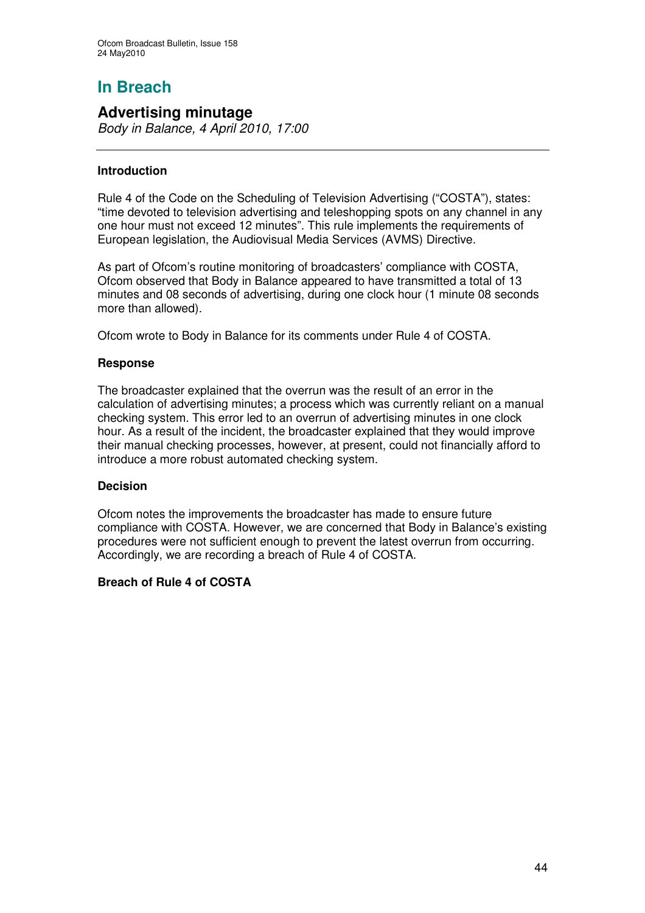# In Breach

## Advertising minutage

*Body in Balance, 4 April 2010, 17:00*

---

### Introduction

Rule 4 of the Code on the Scheduling of Television Advertising ("COSTA"), states: "time devoted to television advertising and teleshopping spots on any channel in any one hour must not exceed 12 minutes". This rule implements the requirements of European legislation, the Audiovisual Media Services (AVMS) Directive.

As part of Ofcom's routine monitoring of broadcasters' compliance with COSTA, Ofcom observed that Body in Balance appeared to have transmitted a total of 13 minutes and 08 seconds of advertising, during one clock hour (1 minute 08 seconds more than allowed).

Ofcom wrote to Body in Balance for its comments under Rule 4 of COSTA.

### Response

The broadcaster explained that the overrun was the result of an error in the calculation of advertising minutes; a process which was currently reliant on a manual checking system. This error led to an overrun of advertising minutes in one clock hour. As a result of the incident, the broadcaster explained that they would improve their manual checking processes, however, at present, could not financially afford to introduce a more robust automated checking system.

### Decision

Ofcom notes the improvements the broadcaster has made to ensure future compliance with COSTA. However, we are concerned that Body in Balance's existing procedures were not sufficient enough to prevent the latest overrun from occurring. Accordingly, we are recording a breach of Rule 4 of COSTA.

**Breach of Rule 4 of COSTA**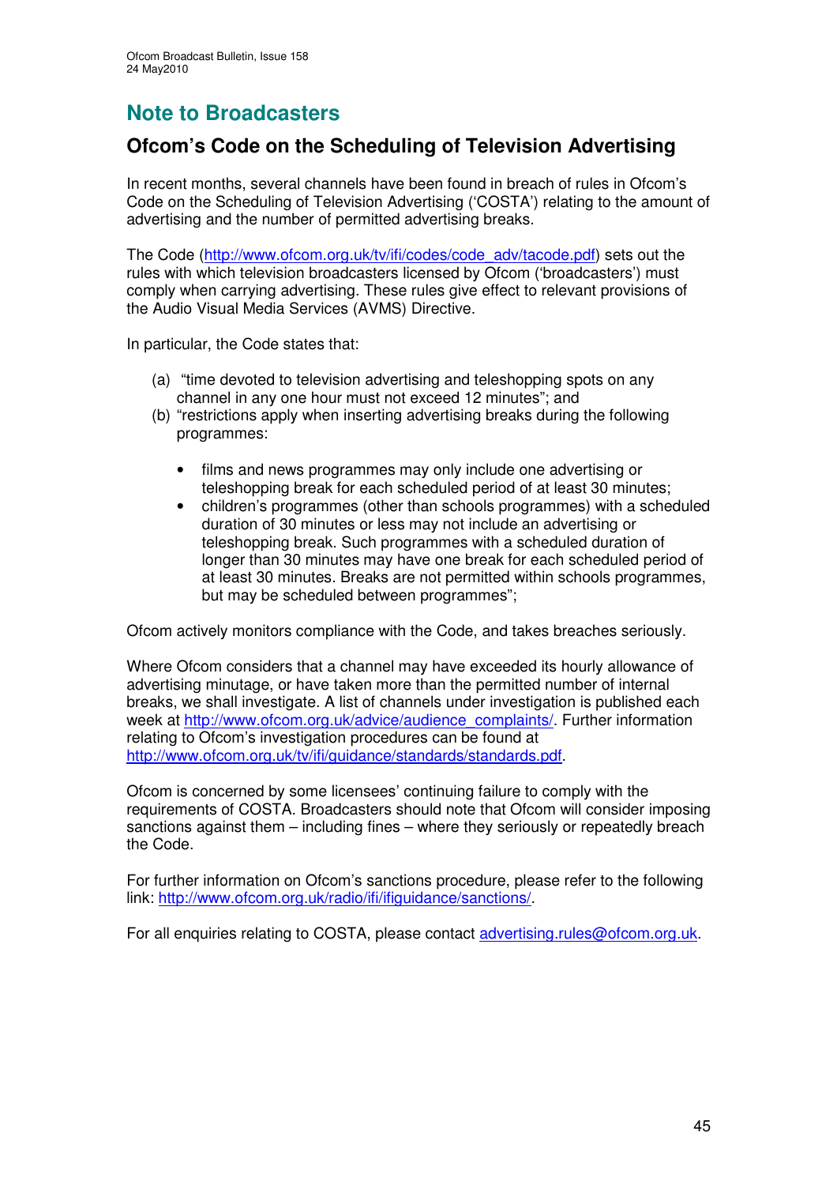# Note to Broadcasters

## Ofcom's Code on the Scheduling of Television Advertising

In recent months, several channels have been found in breach of rules in Ofcom's Code on the Scheduling of Television Advertising ('COSTA') relating to the amount of advertising and the number of permitted advertising breaks.

The Code (http://www.ofcom.org.uk/tv/ifi/codes/code_adv/tacode.pdf) sets out the rules with which television broadcasters licensed by Ofcom ('broadcasters') must comply when carrying advertising. These rules give effect to relevant provisions of the Audio Visual Media Services (AVMS) Directive.

In particular, the Code states that:

(a) "time devoted to television advertising and teleshopping spots on any channel in any one hour must not exceed 12 minutes"; and
(b) "restrictions apply when inserting advertising breaks during the following programmes:

- films and news programmes may only include one advertising or teleshopping break for each scheduled period of at least 30 minutes;
- children's programmes (other than schools programmes) with a scheduled duration of 30 minutes or less may not include an advertising or teleshopping break. Such programmes with a scheduled duration of longer than 30 minutes may have one break for each scheduled period of at least 30 minutes. Breaks are not permitted within schools programmes, but may be scheduled between programmes";

Ofcom actively monitors compliance with the Code, and takes breaches seriously.

Where Ofcom considers that a channel may have exceeded its hourly allowance of advertising minutage, or have taken more than the permitted number of internal breaks, we shall investigate. A list of channels under investigation is published each week at http://www.ofcom.org.uk/advice/audience_complaints/. Further information relating to Ofcom's investigation procedures can be found at http://www.ofcom.org.uk/tv/ifi/guidance/standards/standards.pdf.

Ofcom is concerned by some licensees' continuing failure to comply with the requirements of COSTA. Broadcasters should note that Ofcom will consider imposing sanctions against them – including fines – where they seriously or repeatedly breach the Code.

For further information on Ofcom's sanctions procedure, please refer to the following link: http://www.ofcom.org.uk/radio/ifi/ifiguidance/sanctions/.

For all enquiries relating to COSTA, please contact advertising.rules@ofcom.org.uk.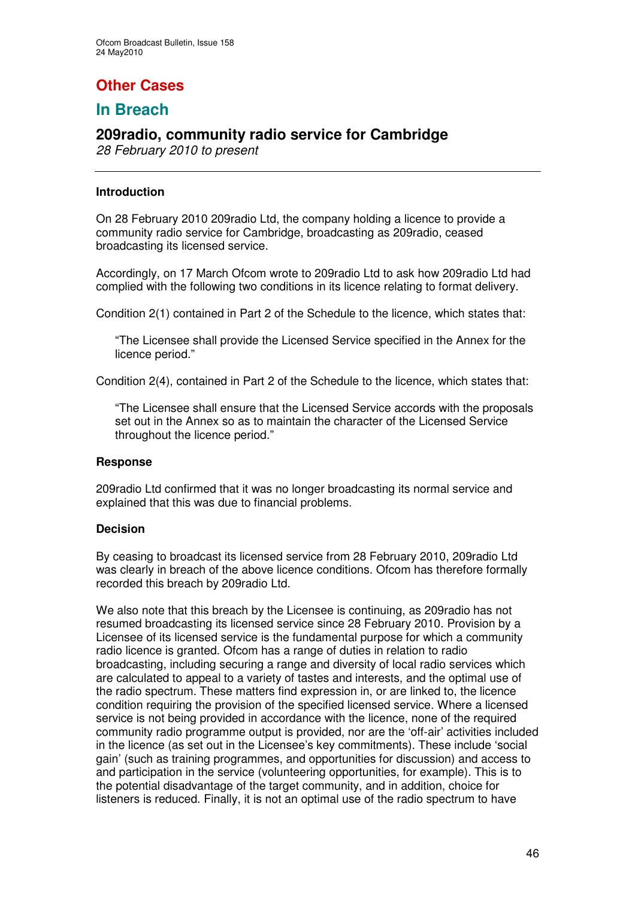## Other Cases

## In Breach

### 209radio, community radio service for Cambridge

*28 February 2010 to present*

---

#### Introduction

On 28 February 2010 209radio Ltd, the company holding a licence to provide a community radio service for Cambridge, broadcasting as 209radio, ceased broadcasting its licensed service.

Accordingly, on 17 March Ofcom wrote to 209radio Ltd to ask how 209radio Ltd had complied with the following two conditions in its licence relating to format delivery.

Condition 2(1) contained in Part 2 of the Schedule to the licence, which states that:

> "The Licensee shall provide the Licensed Service specified in the Annex for the licence period."

Condition 2(4), contained in Part 2 of the Schedule to the licence, which states that:

> "The Licensee shall ensure that the Licensed Service accords with the proposals set out in the Annex so as to maintain the character of the Licensed Service throughout the licence period."

#### Response

209radio Ltd confirmed that it was no longer broadcasting its normal service and explained that this was due to financial problems.

#### Decision

By ceasing to broadcast its licensed service from 28 February 2010, 209radio Ltd was clearly in breach of the above licence conditions. Ofcom has therefore formally recorded this breach by 209radio Ltd.

We also note that this breach by the Licensee is continuing, as 209radio has not resumed broadcasting its licensed service since 28 February 2010. Provision by a Licensee of its licensed service is the fundamental purpose for which a community radio licence is granted. Ofcom has a range of duties in relation to radio broadcasting, including securing a range and diversity of local radio services which are calculated to appeal to a variety of tastes and interests, and the optimal use of the radio spectrum. These matters find expression in, or are linked to, the licence condition requiring the provision of the specified licensed service. Where a licensed service is not being provided in accordance with the licence, none of the required community radio programme output is provided, nor are the 'off-air' activities included in the licence (as set out in the Licensee's key commitments). These include 'social gain' (such as training programmes, and opportunities for discussion) and access to and participation in the service (volunteering opportunities, for example). This is to the potential disadvantage of the target community, and in addition, choice for listeners is reduced. Finally, it is not an optimal use of the radio spectrum to have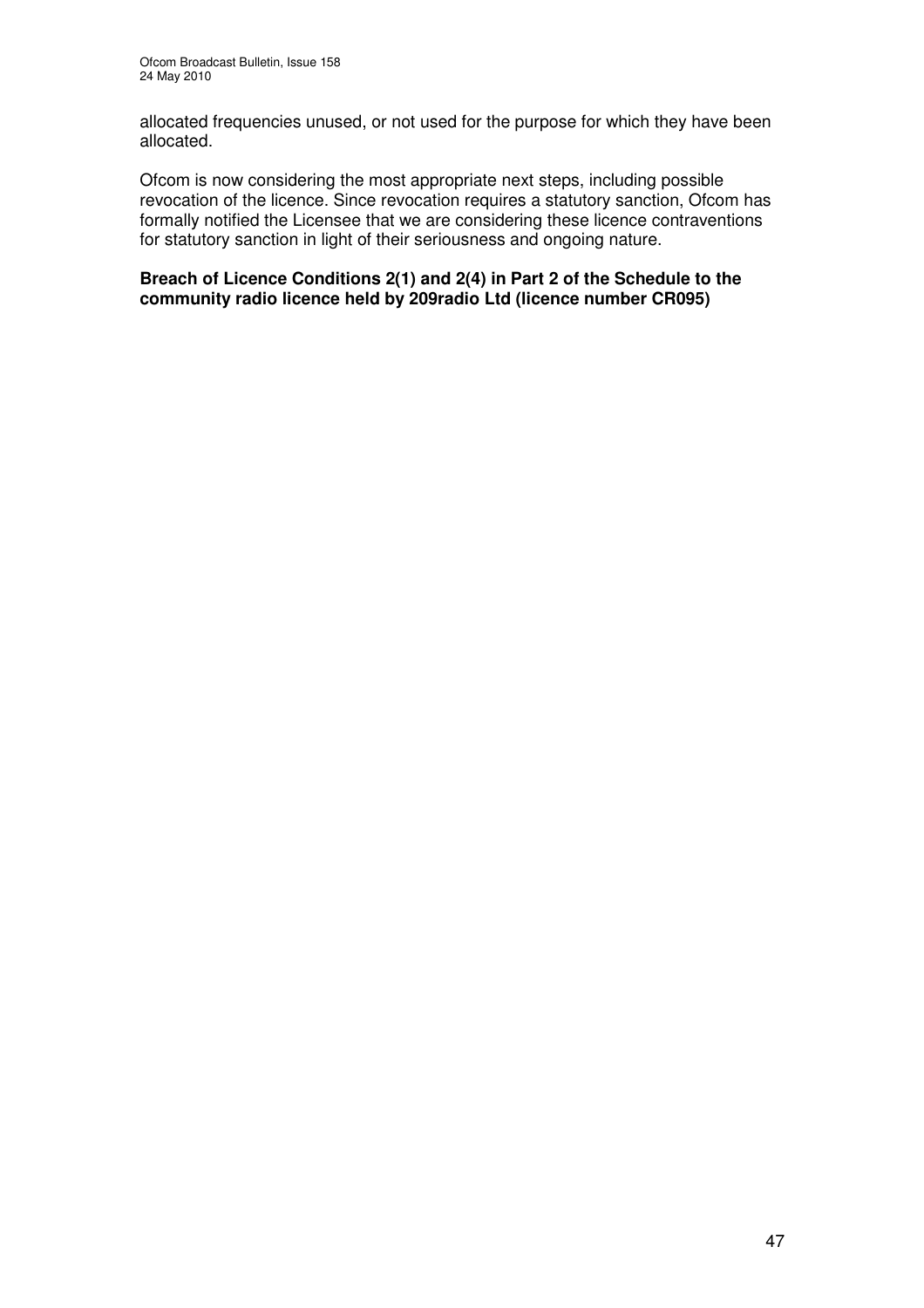allocated frequencies unused, or not used for the purpose for which they have been allocated.

Ofcom is now considering the most appropriate next steps, including possible revocation of the licence. Since revocation requires a statutory sanction, Ofcom has formally notified the Licensee that we are considering these licence contraventions for statutory sanction in light of their seriousness and ongoing nature.

**Breach of Licence Conditions 2(1) and 2(4) in Part 2 of the Schedule to the community radio licence held by 209radio Ltd (licence number CR095)**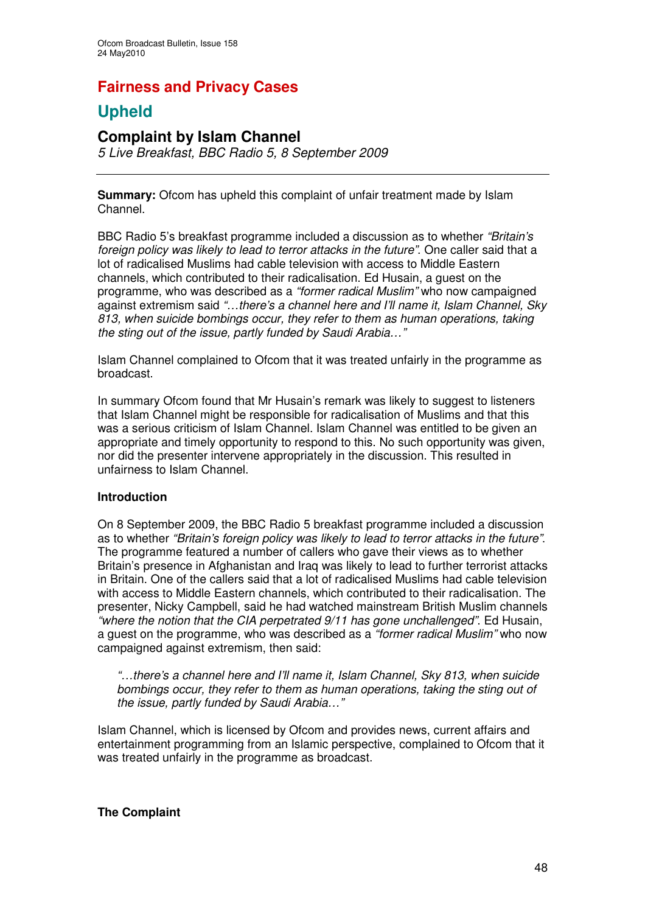# Fairness and Privacy Cases

## Upheld

### Complaint by Islam Channel

*5 Live Breakfast, BBC Radio 5, 8 September 2009*

---

**Summary:** Ofcom has upheld this complaint of unfair treatment made by Islam Channel.

BBC Radio 5's breakfast programme included a discussion as to whether *"Britain's foreign policy was likely to lead to terror attacks in the future"*. One caller said that a lot of radicalised Muslims had cable television with access to Middle Eastern channels, which contributed to their radicalisation. Ed Husain, a guest on the programme, who was described as a *"former radical Muslim"* who now campaigned against extremism said *"…there's a channel here and I'll name it, Islam Channel, Sky 813, when suicide bombings occur, they refer to them as human operations, taking the sting out of the issue, partly funded by Saudi Arabia…"*

Islam Channel complained to Ofcom that it was treated unfairly in the programme as broadcast.

In summary Ofcom found that Mr Husain's remark was likely to suggest to listeners that Islam Channel might be responsible for radicalisation of Muslims and that this was a serious criticism of Islam Channel. Islam Channel was entitled to be given an appropriate and timely opportunity to respond to this. No such opportunity was given, nor did the presenter intervene appropriately in the discussion. This resulted in unfairness to Islam Channel.

**Introduction**

On 8 September 2009, the BBC Radio 5 breakfast programme included a discussion as to whether *"Britain's foreign policy was likely to lead to terror attacks in the future"*. The programme featured a number of callers who gave their views as to whether Britain's presence in Afghanistan and Iraq was likely to lead to further terrorist attacks in Britain. One of the callers said that a lot of radicalised Muslims had cable television with access to Middle Eastern channels, which contributed to their radicalisation. The presenter, Nicky Campbell, said he had watched mainstream British Muslim channels *"where the notion that the CIA perpetrated 9/11 has gone unchallenged"*. Ed Husain, a guest on the programme, who was described as a *"former radical Muslim"* who now campaigned against extremism, then said:

> *"…there's a channel here and I'll name it, Islam Channel, Sky 813, when suicide bombings occur, they refer to them as human operations, taking the sting out of the issue, partly funded by Saudi Arabia…"*

Islam Channel, which is licensed by Ofcom and provides news, current affairs and entertainment programming from an Islamic perspective, complained to Ofcom that it was treated unfairly in the programme as broadcast.

**The Complaint**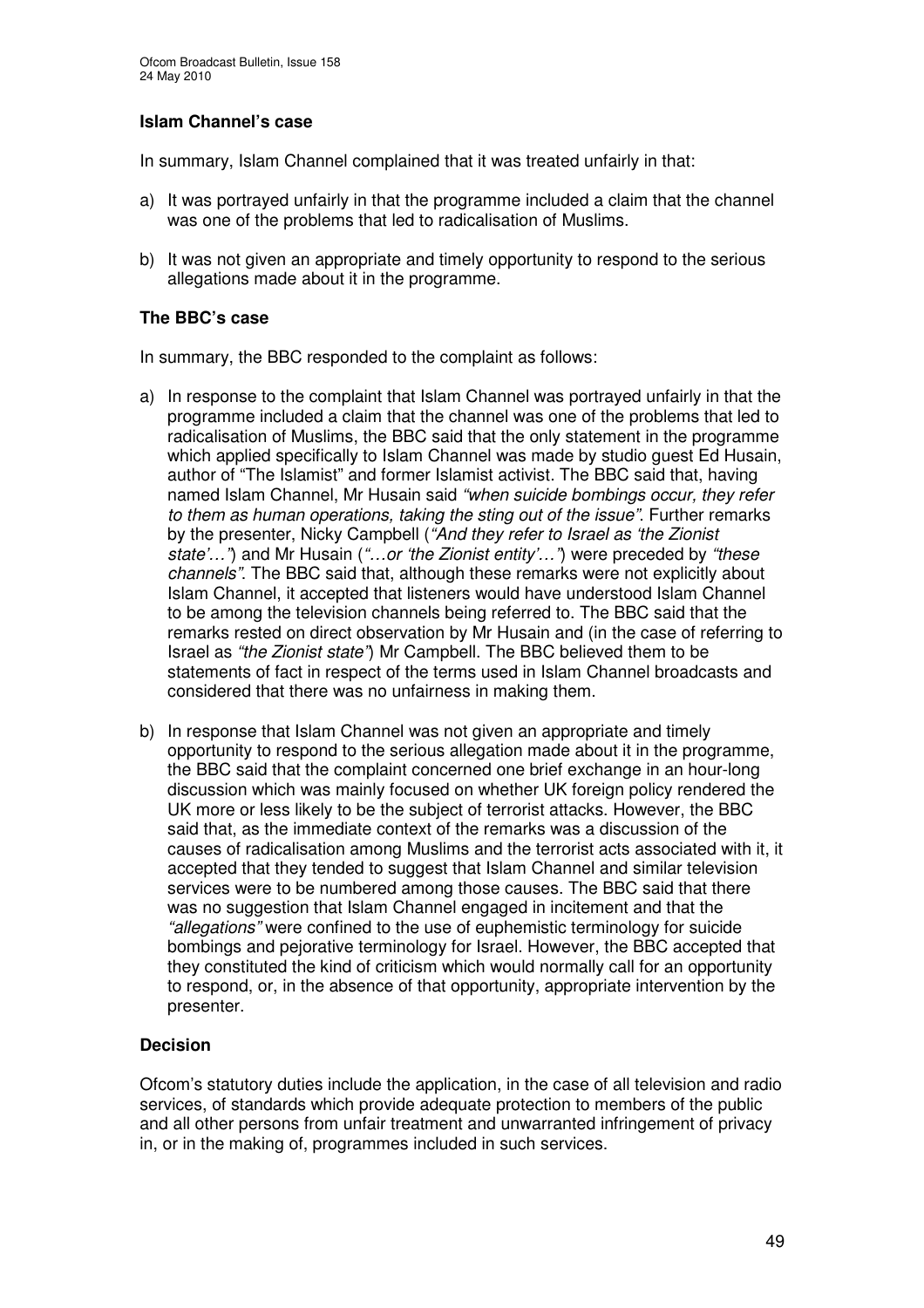**Islam Channel's case**

In summary, Islam Channel complained that it was treated unfairly in that:

a) It was portrayed unfairly in that the programme included a claim that the channel was one of the problems that led to radicalisation of Muslims.

b) It was not given an appropriate and timely opportunity to respond to the serious allegations made about it in the programme.

**The BBC's case**

In summary, the BBC responded to the complaint as follows:

a) In response to the complaint that Islam Channel was portrayed unfairly in that the programme included a claim that the channel was one of the problems that led to radicalisation of Muslims, the BBC said that the only statement in the programme which applied specifically to Islam Channel was made by studio guest Ed Husain, author of "The Islamist" and former Islamist activist. The BBC said that, having named Islam Channel, Mr Husain said *"when suicide bombings occur, they refer to them as human operations, taking the sting out of the issue"*. Further remarks by the presenter, Nicky Campbell (*"And they refer to Israel as 'the Zionist state'…"*) and Mr Husain (*"…or 'the Zionist entity'…"*) were preceded by *"these channels"*. The BBC said that, although these remarks were not explicitly about Islam Channel, it accepted that listeners would have understood Islam Channel to be among the television channels being referred to. The BBC said that the remarks rested on direct observation by Mr Husain and (in the case of referring to Israel as *"the Zionist state'*) Mr Campbell. The BBC believed them to be statements of fact in respect of the terms used in Islam Channel broadcasts and considered that there was no unfairness in making them.

b) In response that Islam Channel was not given an appropriate and timely opportunity to respond to the serious allegation made about it in the programme, the BBC said that the complaint concerned one brief exchange in an hour-long discussion which was mainly focused on whether UK foreign policy rendered the UK more or less likely to be the subject of terrorist attacks. However, the BBC said that, as the immediate context of the remarks was a discussion of the causes of radicalisation among Muslims and the terrorist acts associated with it, it accepted that they tended to suggest that Islam Channel and similar television services were to be numbered among those causes. The BBC said that there was no suggestion that Islam Channel engaged in incitement and that the *"allegations"* were confined to the use of euphemistic terminology for suicide bombings and pejorative terminology for Israel. However, the BBC accepted that they constituted the kind of criticism which would normally call for an opportunity to respond, or, in the absence of that opportunity, appropriate intervention by the presenter.

**Decision**

Ofcom's statutory duties include the application, in the case of all television and radio services, of standards which provide adequate protection to members of the public and all other persons from unfair treatment and unwarranted infringement of privacy in, or in the making of, programmes included in such services.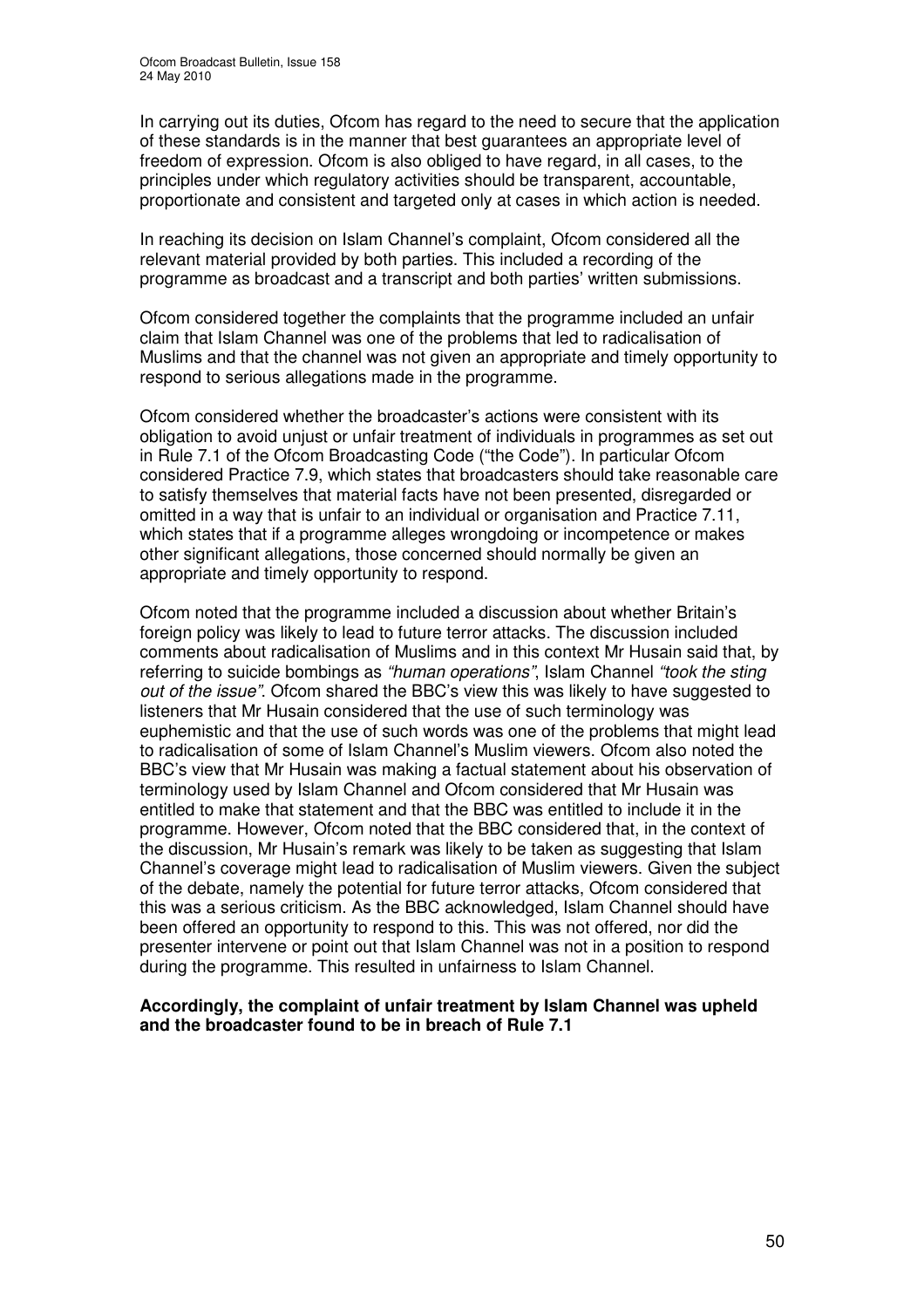In carrying out its duties, Ofcom has regard to the need to secure that the application of these standards is in the manner that best guarantees an appropriate level of freedom of expression. Ofcom is also obliged to have regard, in all cases, to the principles under which regulatory activities should be transparent, accountable, proportionate and consistent and targeted only at cases in which action is needed.

In reaching its decision on Islam Channel's complaint, Ofcom considered all the relevant material provided by both parties. This included a recording of the programme as broadcast and a transcript and both parties' written submissions.

Ofcom considered together the complaints that the programme included an unfair claim that Islam Channel was one of the problems that led to radicalisation of Muslims and that the channel was not given an appropriate and timely opportunity to respond to serious allegations made in the programme.

Ofcom considered whether the broadcaster's actions were consistent with its obligation to avoid unjust or unfair treatment of individuals in programmes as set out in Rule 7.1 of the Ofcom Broadcasting Code ("the Code"). In particular Ofcom considered Practice 7.9, which states that broadcasters should take reasonable care to satisfy themselves that material facts have not been presented, disregarded or omitted in a way that is unfair to an individual or organisation and Practice 7.11, which states that if a programme alleges wrongdoing or incompetence or makes other significant allegations, those concerned should normally be given an appropriate and timely opportunity to respond.

Ofcom noted that the programme included a discussion about whether Britain's foreign policy was likely to lead to future terror attacks. The discussion included comments about radicalisation of Muslims and in this context Mr Husain said that, by referring to suicide bombings as *"human operations"*, Islam Channel *"took the sting out of the issue"*. Ofcom shared the BBC's view this was likely to have suggested to listeners that Mr Husain considered that the use of such terminology was euphemistic and that the use of such words was one of the problems that might lead to radicalisation of some of Islam Channel's Muslim viewers. Ofcom also noted the BBC's view that Mr Husain was making a factual statement about his observation of terminology used by Islam Channel and Ofcom considered that Mr Husain was entitled to make that statement and that the BBC was entitled to include it in the programme. However, Ofcom noted that the BBC considered that, in the context of the discussion, Mr Husain's remark was likely to be taken as suggesting that Islam Channel's coverage might lead to radicalisation of Muslim viewers. Given the subject of the debate, namely the potential for future terror attacks, Ofcom considered that this was a serious criticism. As the BBC acknowledged, Islam Channel should have been offered an opportunity to respond to this. This was not offered, nor did the presenter intervene or point out that Islam Channel was not in a position to respond during the programme. This resulted in unfairness to Islam Channel.

**Accordingly, the complaint of unfair treatment by Islam Channel was upheld and the broadcaster found to be in breach of Rule 7.1**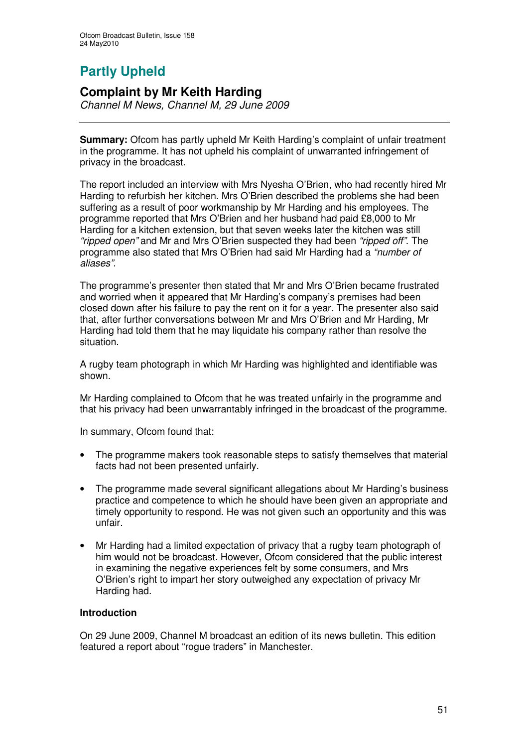# Partly Upheld

## Complaint by Mr Keith Harding

*Channel M News, Channel M, 29 June 2009*

---

**Summary:** Ofcom has partly upheld Mr Keith Harding's complaint of unfair treatment in the programme. It has not upheld his complaint of unwarranted infringement of privacy in the broadcast.

The report included an interview with Mrs Nyesha O'Brien, who had recently hired Mr Harding to refurbish her kitchen. Mrs O'Brien described the problems she had been suffering as a result of poor workmanship by Mr Harding and his employees. The programme reported that Mrs O'Brien and her husband had paid £8,000 to Mr Harding for a kitchen extension, but that seven weeks later the kitchen was still *"ripped open"* and Mr and Mrs O'Brien suspected they had been *"ripped off"*. The programme also stated that Mrs O'Brien had said Mr Harding had a *"number of aliases"*.

The programme's presenter then stated that Mr and Mrs O'Brien became frustrated and worried when it appeared that Mr Harding's company's premises had been closed down after his failure to pay the rent on it for a year. The presenter also said that, after further conversations between Mr and Mrs O'Brien and Mr Harding, Mr Harding had told them that he may liquidate his company rather than resolve the situation.

A rugby team photograph in which Mr Harding was highlighted and identifiable was shown.

Mr Harding complained to Ofcom that he was treated unfairly in the programme and that his privacy had been unwarrantably infringed in the broadcast of the programme.

In summary, Ofcom found that:

- The programme makers took reasonable steps to satisfy themselves that material facts had not been presented unfairly.
- The programme made several significant allegations about Mr Harding's business practice and competence to which he should have been given an appropriate and timely opportunity to respond. He was not given such an opportunity and this was unfair.
- Mr Harding had a limited expectation of privacy that a rugby team photograph of him would not be broadcast. However, Ofcom considered that the public interest in examining the negative experiences felt by some consumers, and Mrs O'Brien's right to impart her story outweighed any expectation of privacy Mr Harding had.

### Introduction

On 29 June 2009, Channel M broadcast an edition of its news bulletin. This edition featured a report about "rogue traders" in Manchester.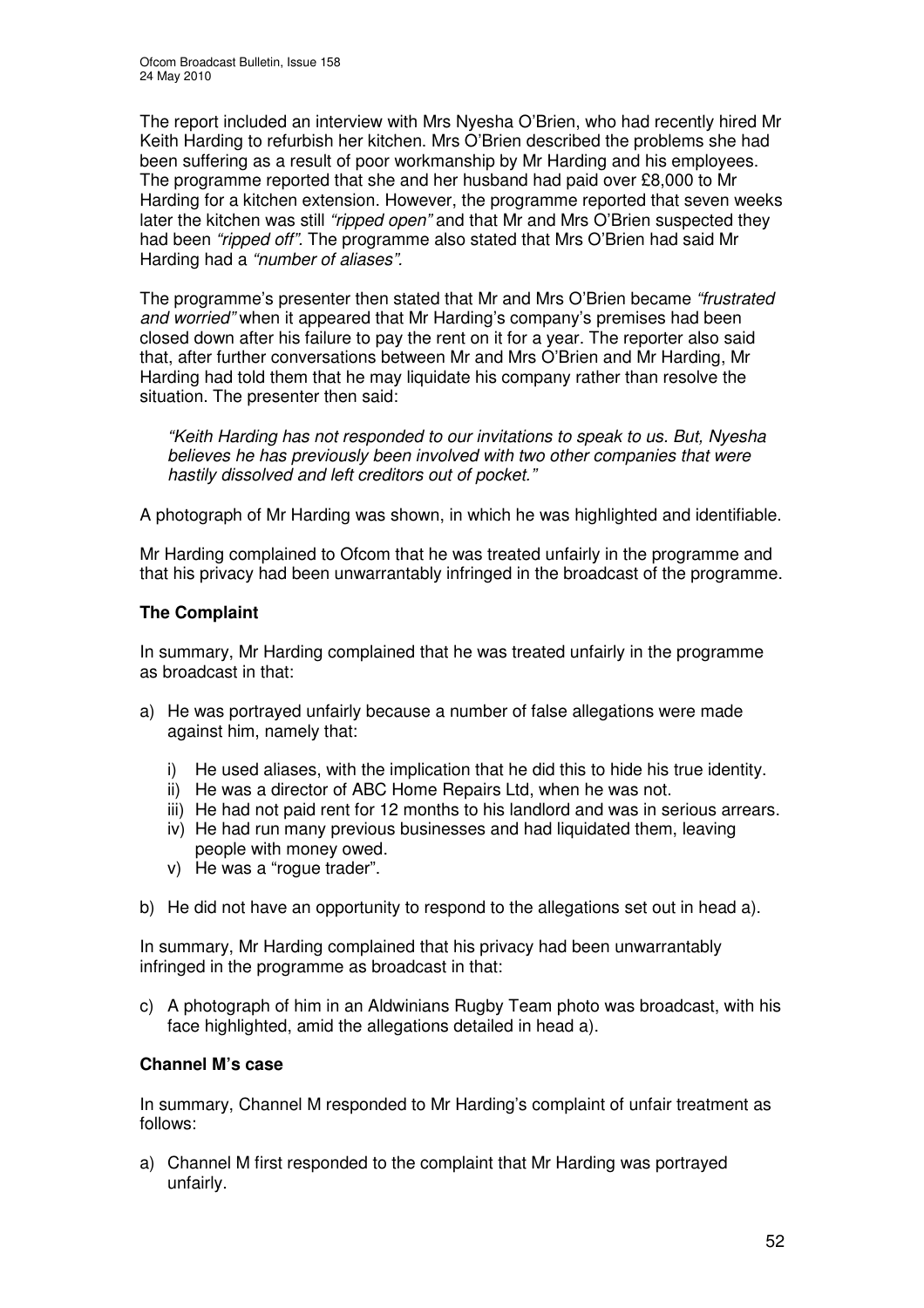The report included an interview with Mrs Nyesha O'Brien, who had recently hired Mr Keith Harding to refurbish her kitchen. Mrs O'Brien described the problems she had been suffering as a result of poor workmanship by Mr Harding and his employees. The programme reported that she and her husband had paid over £8,000 to Mr Harding for a kitchen extension. However, the programme reported that seven weeks later the kitchen was still *"ripped open"* and that Mr and Mrs O'Brien suspected they had been *"ripped off"*. The programme also stated that Mrs O'Brien had said Mr Harding had a *"number of aliases"*.

The programme's presenter then stated that Mr and Mrs O'Brien became *"frustrated and worried"* when it appeared that Mr Harding's company's premises had been closed down after his failure to pay the rent on it for a year. The reporter also said that, after further conversations between Mr and Mrs O'Brien and Mr Harding, Mr Harding had told them that he may liquidate his company rather than resolve the situation. The presenter then said:

> *"Keith Harding has not responded to our invitations to speak to us. But, Nyesha believes he has previously been involved with two other companies that were hastily dissolved and left creditors out of pocket."*

A photograph of Mr Harding was shown, in which he was highlighted and identifiable.

Mr Harding complained to Ofcom that he was treated unfairly in the programme and that his privacy had been unwarrantably infringed in the broadcast of the programme.

### The Complaint

In summary, Mr Harding complained that he was treated unfairly in the programme as broadcast in that:

a) He was portrayed unfairly because a number of false allegations were made against him, namely that:

   i) He used aliases, with the implication that he did this to hide his true identity.
   ii) He was a director of ABC Home Repairs Ltd, when he was not.
   iii) He had not paid rent for 12 months to his landlord and was in serious arrears.
   iv) He had run many previous businesses and had liquidated them, leaving people with money owed.
   v) He was a "rogue trader".

b) He did not have an opportunity to respond to the allegations set out in head a).

In summary, Mr Harding complained that his privacy had been unwarrantably infringed in the programme as broadcast in that:

c) A photograph of him in an Aldwinians Rugby Team photo was broadcast, with his face highlighted, amid the allegations detailed in head a).

### Channel M's case

In summary, Channel M responded to Mr Harding's complaint of unfair treatment as follows:

a) Channel M first responded to the complaint that Mr Harding was portrayed unfairly.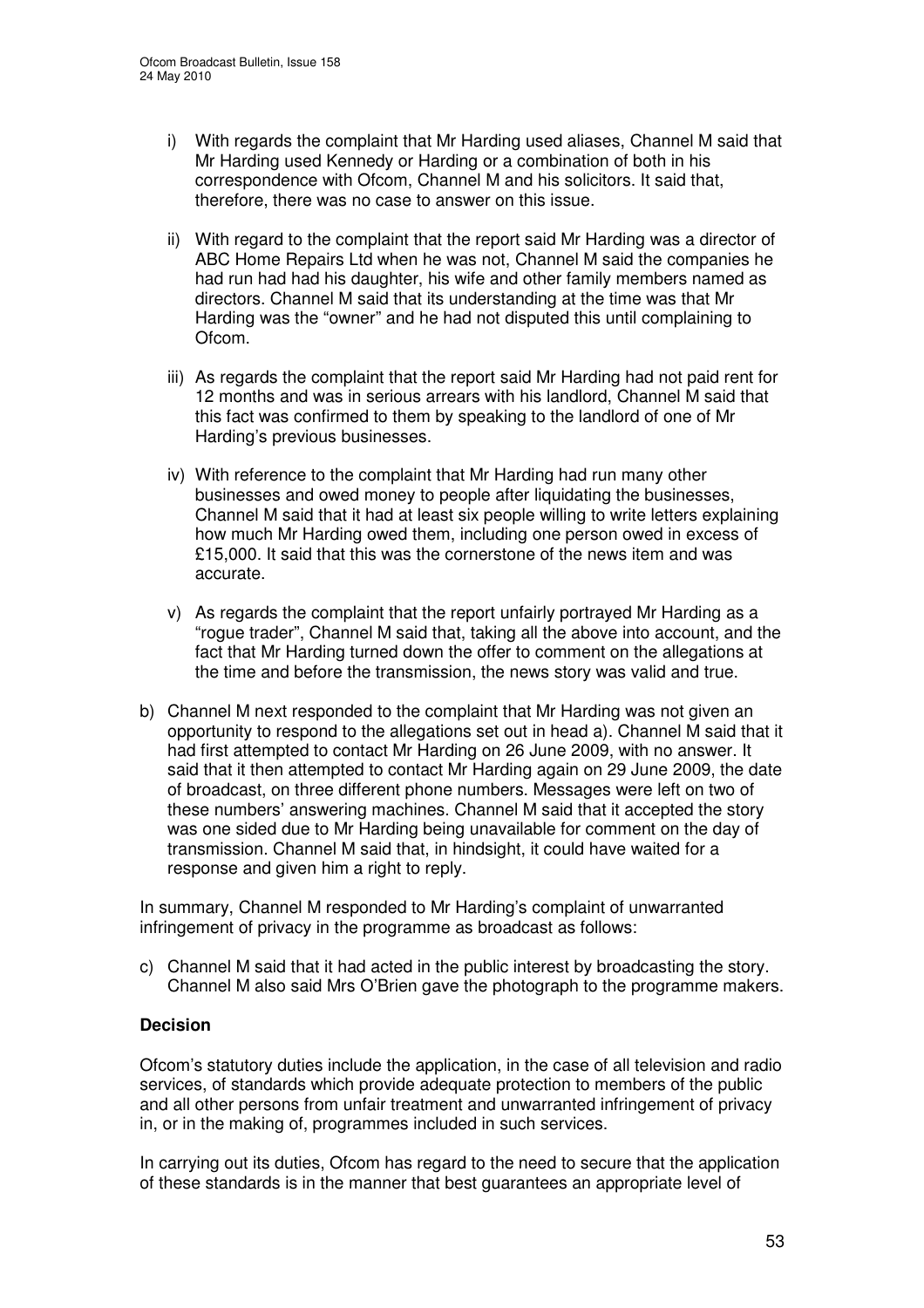i) With regards the complaint that Mr Harding used aliases, Channel M said that Mr Harding used Kennedy or Harding or a combination of both in his correspondence with Ofcom, Channel M and his solicitors. It said that, therefore, there was no case to answer on this issue.

ii) With regard to the complaint that the report said Mr Harding was a director of ABC Home Repairs Ltd when he was not, Channel M said the companies he had run had had his daughter, his wife and other family members named as directors. Channel M said that its understanding at the time was that Mr Harding was the "owner" and he had not disputed this until complaining to Ofcom.

iii) As regards the complaint that the report said Mr Harding had not paid rent for 12 months and was in serious arrears with his landlord, Channel M said that this fact was confirmed to them by speaking to the landlord of one of Mr Harding's previous businesses.

iv) With reference to the complaint that Mr Harding had run many other businesses and owed money to people after liquidating the businesses, Channel M said that it had at least six people willing to write letters explaining how much Mr Harding owed them, including one person owed in excess of £15,000. It said that this was the cornerstone of the news item and was accurate.

v) As regards the complaint that the report unfairly portrayed Mr Harding as a "rogue trader", Channel M said that, taking all the above into account, and the fact that Mr Harding turned down the offer to comment on the allegations at the time and before the transmission, the news story was valid and true.

b) Channel M next responded to the complaint that Mr Harding was not given an opportunity to respond to the allegations set out in head a). Channel M said that it had first attempted to contact Mr Harding on 26 June 2009, with no answer. It said that it then attempted to contact Mr Harding again on 29 June 2009, the date of broadcast, on three different phone numbers. Messages were left on two of these numbers' answering machines. Channel M said that it accepted the story was one sided due to Mr Harding being unavailable for comment on the day of transmission. Channel M said that, in hindsight, it could have waited for a response and given him a right to reply.

In summary, Channel M responded to Mr Harding's complaint of unwarranted infringement of privacy in the programme as broadcast as follows:

c) Channel M said that it had acted in the public interest by broadcasting the story. Channel M also said Mrs O'Brien gave the photograph to the programme makers.

**Decision**

Ofcom's statutory duties include the application, in the case of all television and radio services, of standards which provide adequate protection to members of the public and all other persons from unfair treatment and unwarranted infringement of privacy in, or in the making of, programmes included in such services.

In carrying out its duties, Ofcom has regard to the need to secure that the application of these standards is in the manner that best guarantees an appropriate level of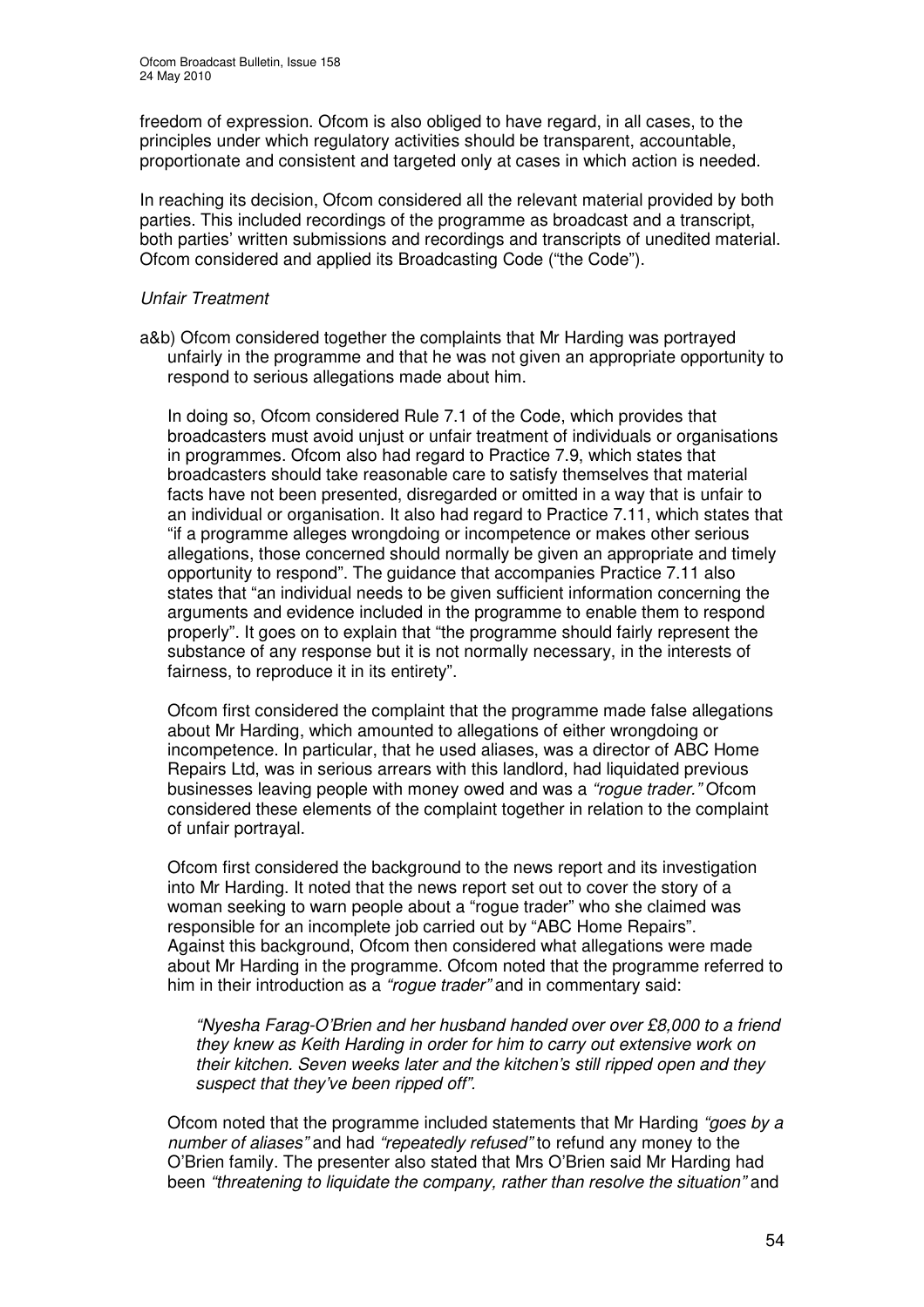freedom of expression. Ofcom is also obliged to have regard, in all cases, to the principles under which regulatory activities should be transparent, accountable, proportionate and consistent and targeted only at cases in which action is needed.

In reaching its decision, Ofcom considered all the relevant material provided by both parties. This included recordings of the programme as broadcast and a transcript, both parties' written submissions and recordings and transcripts of unedited material. Ofcom considered and applied its Broadcasting Code ("the Code").

*Unfair Treatment*

a&b) Ofcom considered together the complaints that Mr Harding was portrayed unfairly in the programme and that he was not given an appropriate opportunity to respond to serious allegations made about him.

In doing so, Ofcom considered Rule 7.1 of the Code, which provides that broadcasters must avoid unjust or unfair treatment of individuals or organisations in programmes. Ofcom also had regard to Practice 7.9, which states that broadcasters should take reasonable care to satisfy themselves that material facts have not been presented, disregarded or omitted in a way that is unfair to an individual or organisation. It also had regard to Practice 7.11, which states that "if a programme alleges wrongdoing or incompetence or makes other serious allegations, those concerned should normally be given an appropriate and timely opportunity to respond". The guidance that accompanies Practice 7.11 also states that "an individual needs to be given sufficient information concerning the arguments and evidence included in the programme to enable them to respond properly". It goes on to explain that "the programme should fairly represent the substance of any response but it is not normally necessary, in the interests of fairness, to reproduce it in its entirety".

Ofcom first considered the complaint that the programme made false allegations about Mr Harding, which amounted to allegations of either wrongdoing or incompetence. In particular, that he used aliases, was a director of ABC Home Repairs Ltd, was in serious arrears with this landlord, had liquidated previous businesses leaving people with money owed and was a *"rogue trader."* Ofcom considered these elements of the complaint together in relation to the complaint of unfair portrayal.

Ofcom first considered the background to the news report and its investigation into Mr Harding. It noted that the news report set out to cover the story of a woman seeking to warn people about a "rogue trader" who she claimed was responsible for an incomplete job carried out by "ABC Home Repairs". Against this background, Ofcom then considered what allegations were made about Mr Harding in the programme. Ofcom noted that the programme referred to him in their introduction as a *"rogue trader"* and in commentary said:

*"Nyesha Farag-O'Brien and her husband handed over over £8,000 to a friend they knew as Keith Harding in order for him to carry out extensive work on their kitchen. Seven weeks later and the kitchen's still ripped open and they suspect that they've been ripped off".*

Ofcom noted that the programme included statements that Mr Harding *"goes by a number of aliases"* and had *"repeatedly refused"* to refund any money to the O'Brien family. The presenter also stated that Mrs O'Brien said Mr Harding had been *"threatening to liquidate the company, rather than resolve the situation"* and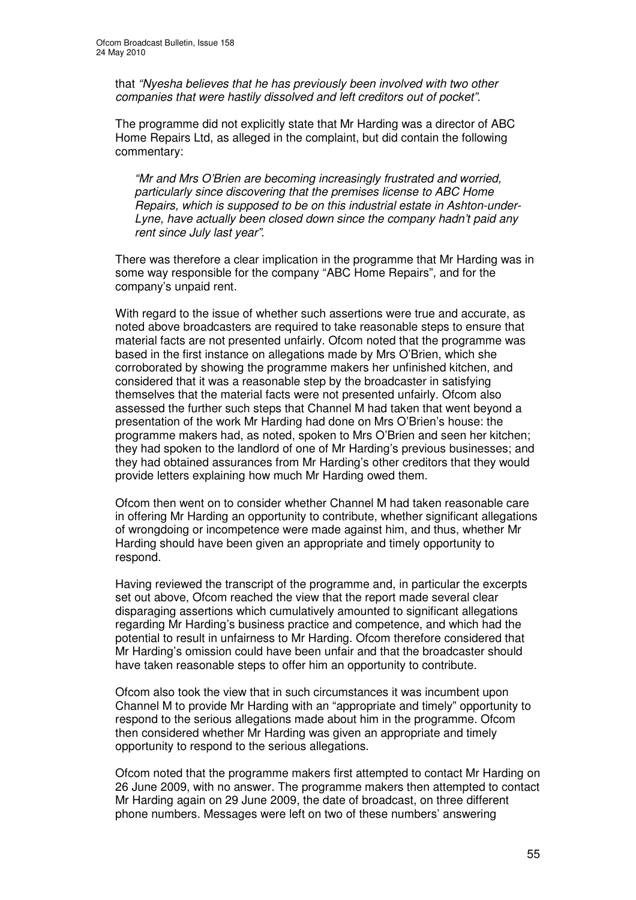that *"Nyesha believes that he has previously been involved with two other companies that were hastily dissolved and left creditors out of pocket"*.

The programme did not explicitly state that Mr Harding was a director of ABC Home Repairs Ltd, as alleged in the complaint, but did contain the following commentary:

> *"Mr and Mrs O'Brien are becoming increasingly frustrated and worried, particularly since discovering that the premises license to ABC Home Repairs, which is supposed to be on this industrial estate in Ashton-under-Lyne, have actually been closed down since the company hadn't paid any rent since July last year"*.

There was therefore a clear implication in the programme that Mr Harding was in some way responsible for the company "ABC Home Repairs", and for the company's unpaid rent.

With regard to the issue of whether such assertions were true and accurate, as noted above broadcasters are required to take reasonable steps to ensure that material facts are not presented unfairly. Ofcom noted that the programme was based in the first instance on allegations made by Mrs O'Brien, which she corroborated by showing the programme makers her unfinished kitchen, and considered that it was a reasonable step by the broadcaster in satisfying themselves that the material facts were not presented unfairly. Ofcom also assessed the further such steps that Channel M had taken that went beyond a presentation of the work Mr Harding had done on Mrs O'Brien's house: the programme makers had, as noted, spoken to Mrs O'Brien and seen her kitchen; they had spoken to the landlord of one of Mr Harding's previous businesses; and they had obtained assurances from Mr Harding's other creditors that they would provide letters explaining how much Mr Harding owed them.

Ofcom then went on to consider whether Channel M had taken reasonable care in offering Mr Harding an opportunity to contribute, whether significant allegations of wrongdoing or incompetence were made against him, and thus, whether Mr Harding should have been given an appropriate and timely opportunity to respond.

Having reviewed the transcript of the programme and, in particular the excerpts set out above, Ofcom reached the view that the report made several clear disparaging assertions which cumulatively amounted to significant allegations regarding Mr Harding's business practice and competence, and which had the potential to result in unfairness to Mr Harding. Ofcom therefore considered that Mr Harding's omission could have been unfair and that the broadcaster should have taken reasonable steps to offer him an opportunity to contribute.

Ofcom also took the view that in such circumstances it was incumbent upon Channel M to provide Mr Harding with an "appropriate and timely" opportunity to respond to the serious allegations made about him in the programme. Ofcom then considered whether Mr Harding was given an appropriate and timely opportunity to respond to the serious allegations.

Ofcom noted that the programme makers first attempted to contact Mr Harding on 26 June 2009, with no answer. The programme makers then attempted to contact Mr Harding again on 29 June 2009, the date of broadcast, on three different phone numbers. Messages were left on two of these numbers' answering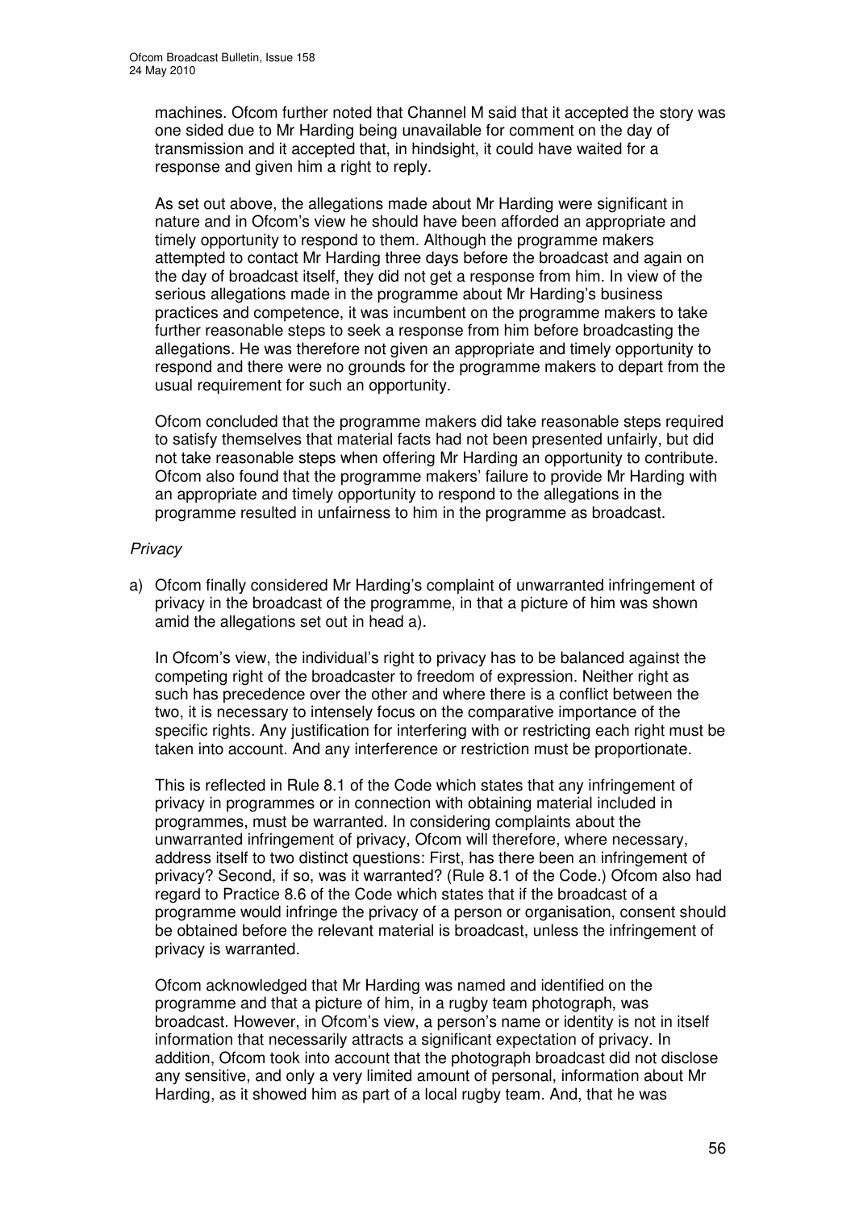machines. Ofcom further noted that Channel M said that it accepted the story was one sided due to Mr Harding being unavailable for comment on the day of transmission and it accepted that, in hindsight, it could have waited for a response and given him a right to reply.

As set out above, the allegations made about Mr Harding were significant in nature and in Ofcom's view he should have been afforded an appropriate and timely opportunity to respond to them. Although the programme makers attempted to contact Mr Harding three days before the broadcast and again on the day of broadcast itself, they did not get a response from him. In view of the serious allegations made in the programme about Mr Harding's business practices and competence, it was incumbent on the programme makers to take further reasonable steps to seek a response from him before broadcasting the allegations. He was therefore not given an appropriate and timely opportunity to respond and there were no grounds for the programme makers to depart from the usual requirement for such an opportunity.

Ofcom concluded that the programme makers did take reasonable steps required to satisfy themselves that material facts had not been presented unfairly, but did not take reasonable steps when offering Mr Harding an opportunity to contribute. Ofcom also found that the programme makers' failure to provide Mr Harding with an appropriate and timely opportunity to respond to the allegations in the programme resulted in unfairness to him in the programme as broadcast.

*Privacy*

a) Ofcom finally considered Mr Harding's complaint of unwarranted infringement of privacy in the broadcast of the programme, in that a picture of him was shown amid the allegations set out in head a).

   In Ofcom's view, the individual's right to privacy has to be balanced against the competing right of the broadcaster to freedom of expression. Neither right as such has precedence over the other and where there is a conflict between the two, it is necessary to intensely focus on the comparative importance of the specific rights. Any justification for interfering with or restricting each right must be taken into account. And any interference or restriction must be proportionate.

   This is reflected in Rule 8.1 of the Code which states that any infringement of privacy in programmes or in connection with obtaining material included in programmes, must be warranted. In considering complaints about the unwarranted infringement of privacy, Ofcom will therefore, where necessary, address itself to two distinct questions: First, has there been an infringement of privacy? Second, if so, was it warranted? (Rule 8.1 of the Code.) Ofcom also had regard to Practice 8.6 of the Code which states that if the broadcast of a programme would infringe the privacy of a person or organisation, consent should be obtained before the relevant material is broadcast, unless the infringement of privacy is warranted.

   Ofcom acknowledged that Mr Harding was named and identified on the programme and that a picture of him, in a rugby team photograph, was broadcast. However, in Ofcom's view, a person's name or identity is not in itself information that necessarily attracts a significant expectation of privacy. In addition, Ofcom took into account that the photograph broadcast did not disclose any sensitive, and only a very limited amount of personal, information about Mr Harding, as it showed him as part of a local rugby team. And, that he was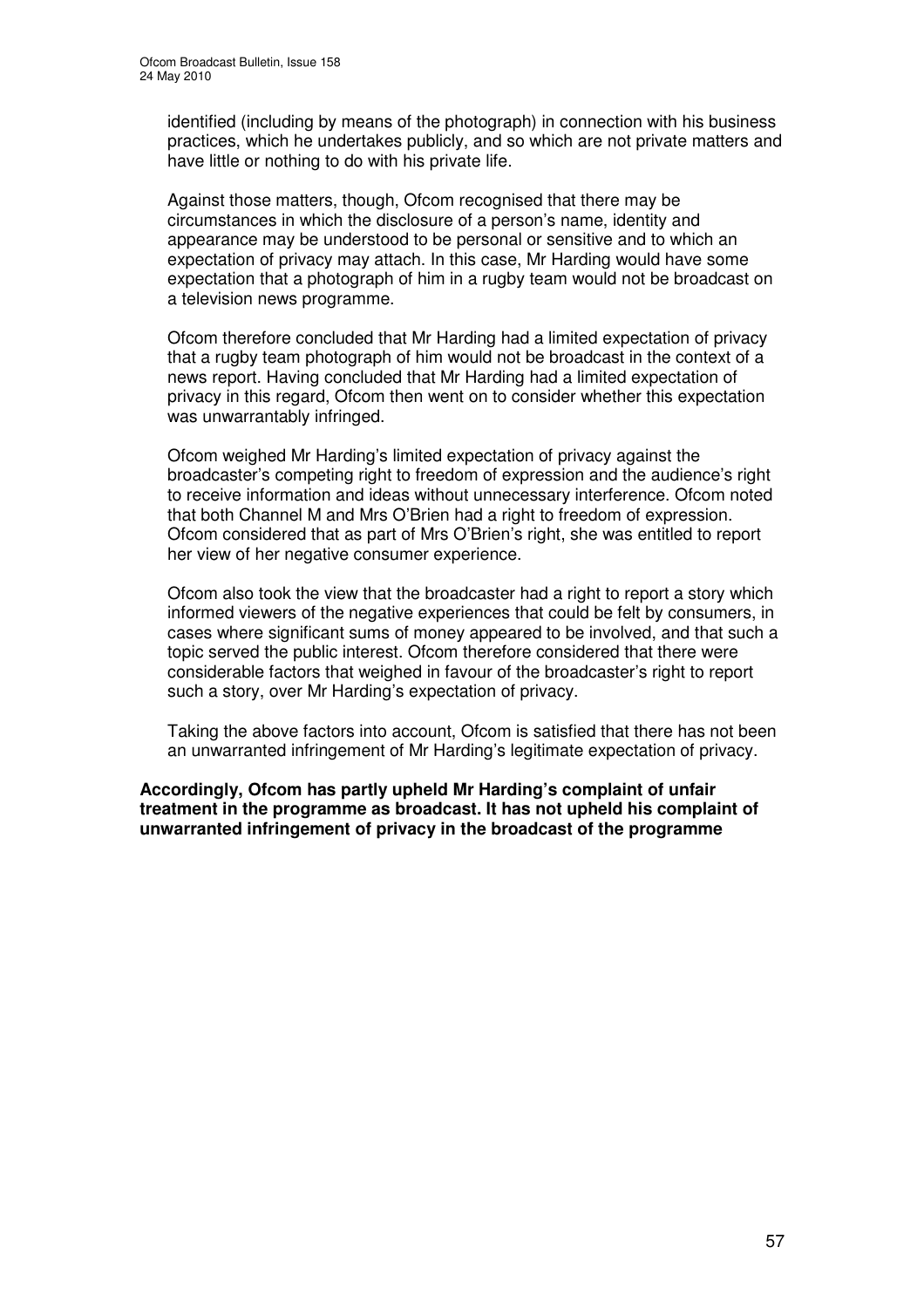identified (including by means of the photograph) in connection with his business practices, which he undertakes publicly, and so which are not private matters and have little or nothing to do with his private life.

Against those matters, though, Ofcom recognised that there may be circumstances in which the disclosure of a person's name, identity and appearance may be understood to be personal or sensitive and to which an expectation of privacy may attach. In this case, Mr Harding would have some expectation that a photograph of him in a rugby team would not be broadcast on a television news programme.

Ofcom therefore concluded that Mr Harding had a limited expectation of privacy that a rugby team photograph of him would not be broadcast in the context of a news report. Having concluded that Mr Harding had a limited expectation of privacy in this regard, Ofcom then went on to consider whether this expectation was unwarrantably infringed.

Ofcom weighed Mr Harding's limited expectation of privacy against the broadcaster's competing right to freedom of expression and the audience's right to receive information and ideas without unnecessary interference. Ofcom noted that both Channel M and Mrs O'Brien had a right to freedom of expression. Ofcom considered that as part of Mrs O'Brien's right, she was entitled to report her view of her negative consumer experience.

Ofcom also took the view that the broadcaster had a right to report a story which informed viewers of the negative experiences that could be felt by consumers, in cases where significant sums of money appeared to be involved, and that such a topic served the public interest. Ofcom therefore considered that there were considerable factors that weighed in favour of the broadcaster's right to report such a story, over Mr Harding's expectation of privacy.

Taking the above factors into account, Ofcom is satisfied that there has not been an unwarranted infringement of Mr Harding's legitimate expectation of privacy.

**Accordingly, Ofcom has partly upheld Mr Harding's complaint of unfair treatment in the programme as broadcast. It has not upheld his complaint of unwarranted infringement of privacy in the broadcast of the programme**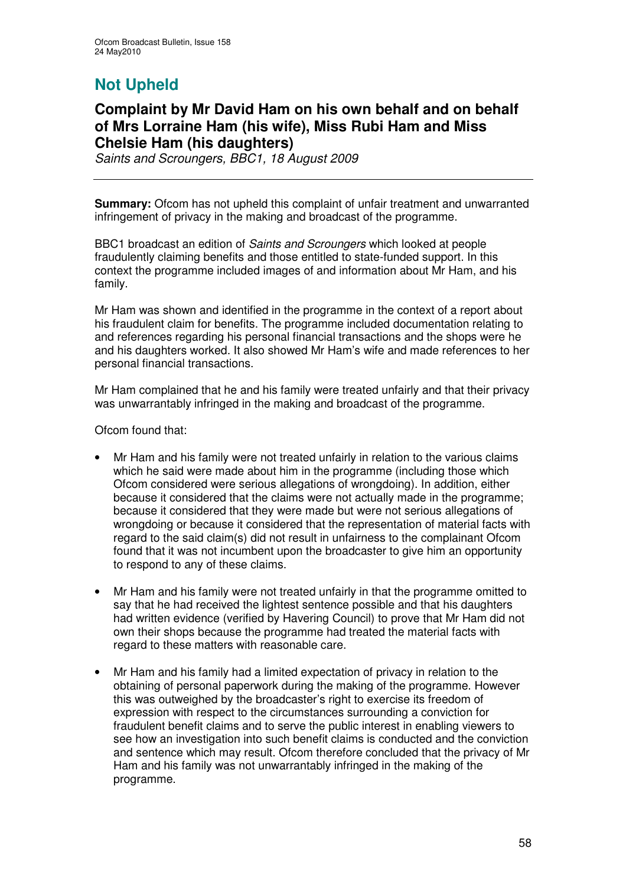# Not Upheld

## Complaint by Mr David Ham on his own behalf and on behalf of Mrs Lorraine Ham (his wife), Miss Rubi Ham and Miss Chelsie Ham (his daughters)

*Saints and Scroungers, BBC1, 18 August 2009*

**Summary:** Ofcom has not upheld this complaint of unfair treatment and unwarranted infringement of privacy in the making and broadcast of the programme.

BBC1 broadcast an edition of *Saints and Scroungers* which looked at people fraudulently claiming benefits and those entitled to state-funded support. In this context the programme included images of and information about Mr Ham, and his family.

Mr Ham was shown and identified in the programme in the context of a report about his fraudulent claim for benefits. The programme included documentation relating to and references regarding his personal financial transactions and the shops were he and his daughters worked. It also showed Mr Ham's wife and made references to her personal financial transactions.

Mr Ham complained that he and his family were treated unfairly and that their privacy was unwarrantably infringed in the making and broadcast of the programme.

Ofcom found that:

- Mr Ham and his family were not treated unfairly in relation to the various claims which he said were made about him in the programme (including those which Ofcom considered were serious allegations of wrongdoing). In addition, either because it considered that the claims were not actually made in the programme; because it considered that they were made but were not serious allegations of wrongdoing or because it considered that the representation of material facts with regard to the said claim(s) did not result in unfairness to the complainant Ofcom found that it was not incumbent upon the broadcaster to give him an opportunity to respond to any of these claims.
- Mr Ham and his family were not treated unfairly in that the programme omitted to say that he had received the lightest sentence possible and that his daughters had written evidence (verified by Havering Council) to prove that Mr Ham did not own their shops because the programme had treated the material facts with regard to these matters with reasonable care.
- Mr Ham and his family had a limited expectation of privacy in relation to the obtaining of personal paperwork during the making of the programme. However this was outweighed by the broadcaster's right to exercise its freedom of expression with respect to the circumstances surrounding a conviction for fraudulent benefit claims and to serve the public interest in enabling viewers to see how an investigation into such benefit claims is conducted and the conviction and sentence which may result. Ofcom therefore concluded that the privacy of Mr Ham and his family was not unwarrantably infringed in the making of the programme.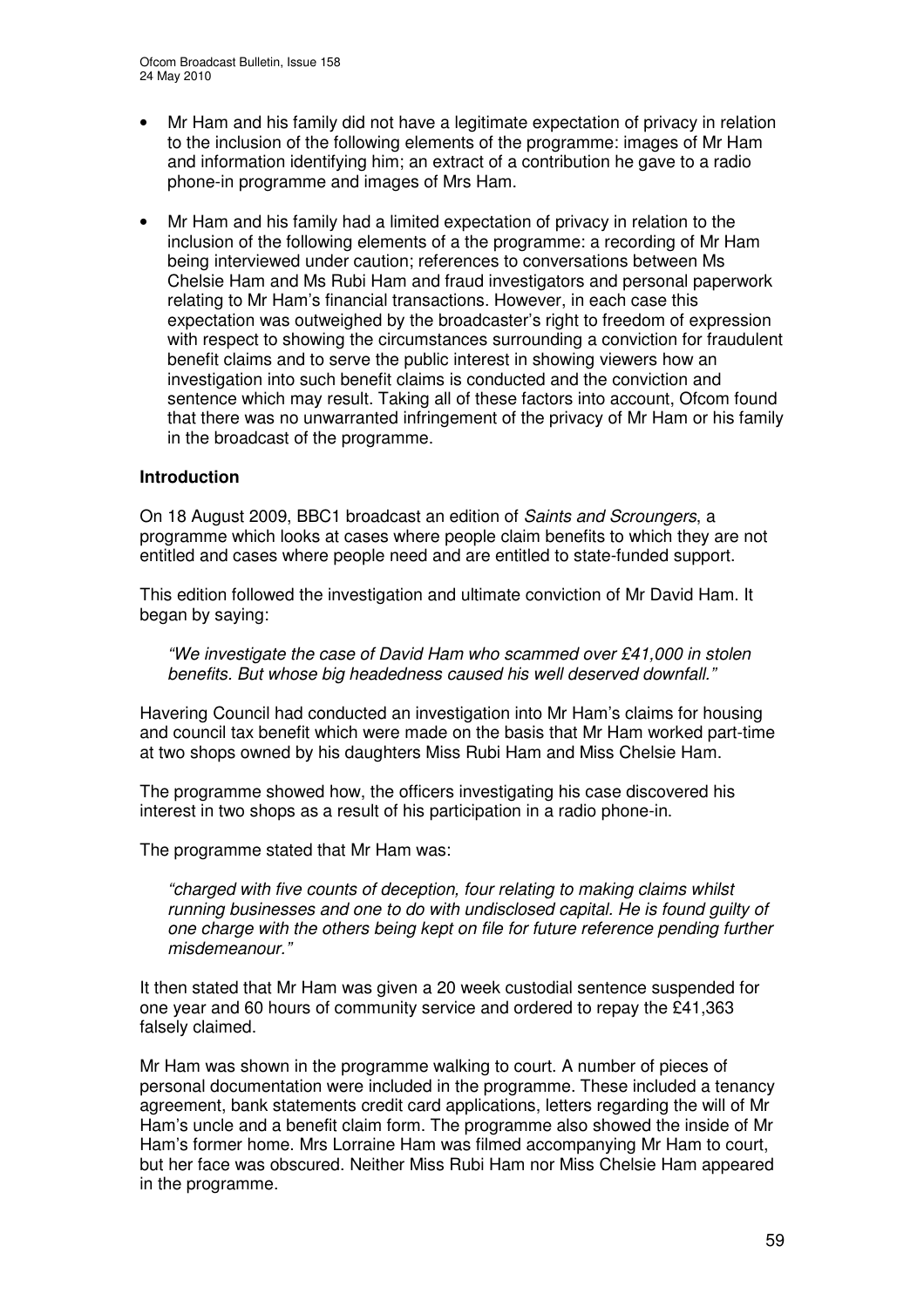- Mr Ham and his family did not have a legitimate expectation of privacy in relation to the inclusion of the following elements of the programme: images of Mr Ham and information identifying him; an extract of a contribution he gave to a radio phone-in programme and images of Mrs Ham.

- Mr Ham and his family had a limited expectation of privacy in relation to the inclusion of the following elements of a the programme: a recording of Mr Ham being interviewed under caution; references to conversations between Ms Chelsie Ham and Ms Rubi Ham and fraud investigators and personal paperwork relating to Mr Ham's financial transactions. However, in each case this expectation was outweighed by the broadcaster's right to freedom of expression with respect to showing the circumstances surrounding a conviction for fraudulent benefit claims and to serve the public interest in showing viewers how an investigation into such benefit claims is conducted and the conviction and sentence which may result. Taking all of these factors into account, Ofcom found that there was no unwarranted infringement of the privacy of Mr Ham or his family in the broadcast of the programme.

**Introduction**

On 18 August 2009, BBC1 broadcast an edition of *Saints and Scroungers*, a programme which looks at cases where people claim benefits to which they are not entitled and cases where people need and are entitled to state-funded support.

This edition followed the investigation and ultimate conviction of Mr David Ham. It began by saying:

> *"We investigate the case of David Ham who scammed over £41,000 in stolen benefits. But whose big headedness caused his well deserved downfall."*

Havering Council had conducted an investigation into Mr Ham's claims for housing and council tax benefit which were made on the basis that Mr Ham worked part-time at two shops owned by his daughters Miss Rubi Ham and Miss Chelsie Ham.

The programme showed how, the officers investigating his case discovered his interest in two shops as a result of his participation in a radio phone-in.

The programme stated that Mr Ham was:

> *"charged with five counts of deception, four relating to making claims whilst running businesses and one to do with undisclosed capital. He is found guilty of one charge with the others being kept on file for future reference pending further misdemeanour."*

It then stated that Mr Ham was given a 20 week custodial sentence suspended for one year and 60 hours of community service and ordered to repay the £41,363 falsely claimed.

Mr Ham was shown in the programme walking to court. A number of pieces of personal documentation were included in the programme. These included a tenancy agreement, bank statements credit card applications, letters regarding the will of Mr Ham's uncle and a benefit claim form. The programme also showed the inside of Mr Ham's former home. Mrs Lorraine Ham was filmed accompanying Mr Ham to court, but her face was obscured. Neither Miss Rubi Ham nor Miss Chelsie Ham appeared in the programme.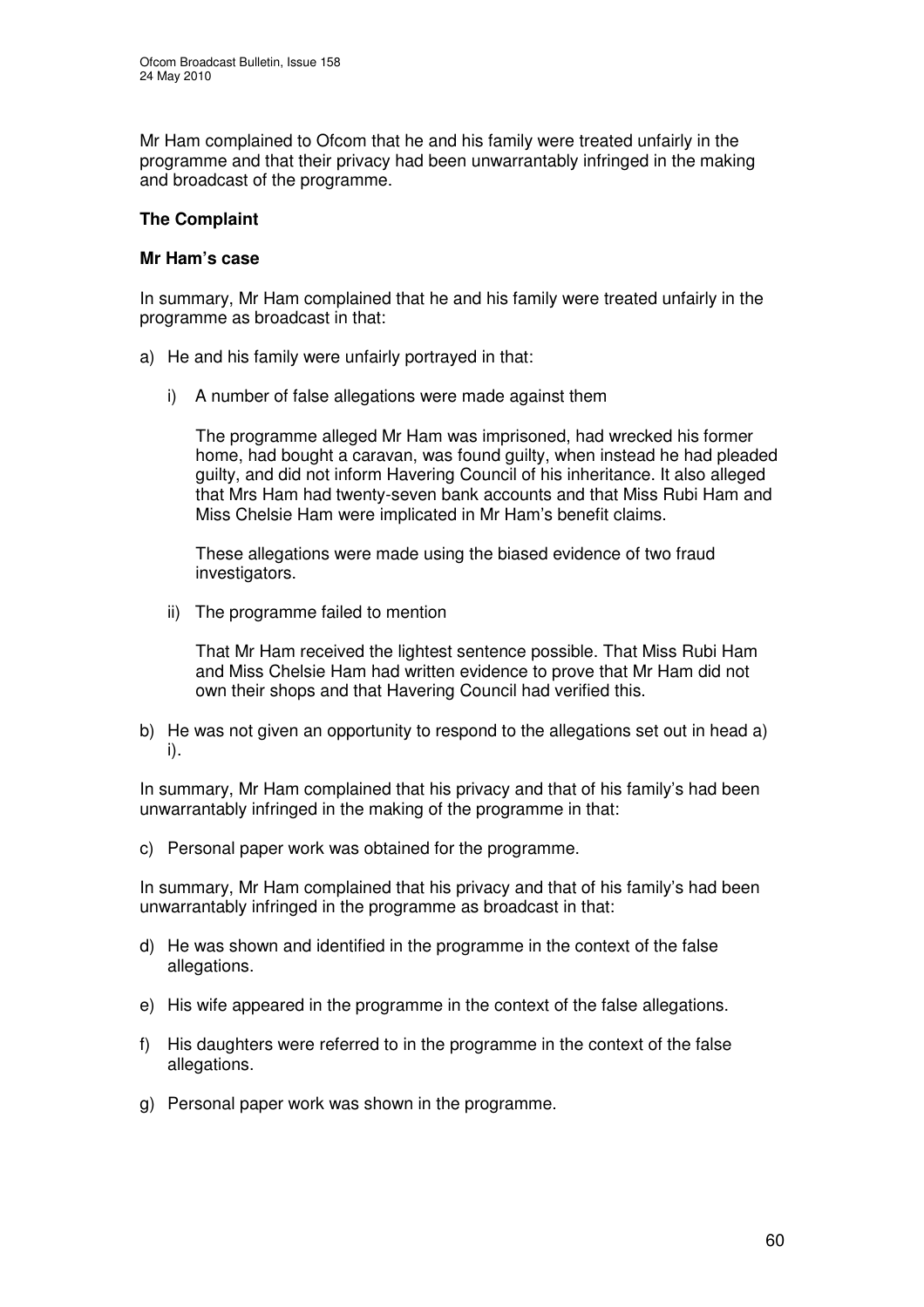Mr Ham complained to Ofcom that he and his family were treated unfairly in the programme and that their privacy had been unwarrantably infringed in the making and broadcast of the programme.

## The Complaint

### Mr Ham's case

In summary, Mr Ham complained that he and his family were treated unfairly in the programme as broadcast in that:

a) He and his family were unfairly portrayed in that:

   i) A number of false allegations were made against them

   The programme alleged Mr Ham was imprisoned, had wrecked his former home, had bought a caravan, was found guilty, when instead he had pleaded guilty, and did not inform Havering Council of his inheritance. It also alleged that Mrs Ham had twenty-seven bank accounts and that Miss Rubi Ham and Miss Chelsie Ham were implicated in Mr Ham's benefit claims.

   These allegations were made using the biased evidence of two fraud investigators.

   ii) The programme failed to mention

   That Mr Ham received the lightest sentence possible. That Miss Rubi Ham and Miss Chelsie Ham had written evidence to prove that Mr Ham did not own their shops and that Havering Council had verified this.

b) He was not given an opportunity to respond to the allegations set out in head a) i).

In summary, Mr Ham complained that his privacy and that of his family's had been unwarrantably infringed in the making of the programme in that:

c) Personal paper work was obtained for the programme.

In summary, Mr Ham complained that his privacy and that of his family's had been unwarrantably infringed in the programme as broadcast in that:

d) He was shown and identified in the programme in the context of the false allegations.

e) His wife appeared in the programme in the context of the false allegations.

f) His daughters were referred to in the programme in the context of the false allegations.

g) Personal paper work was shown in the programme.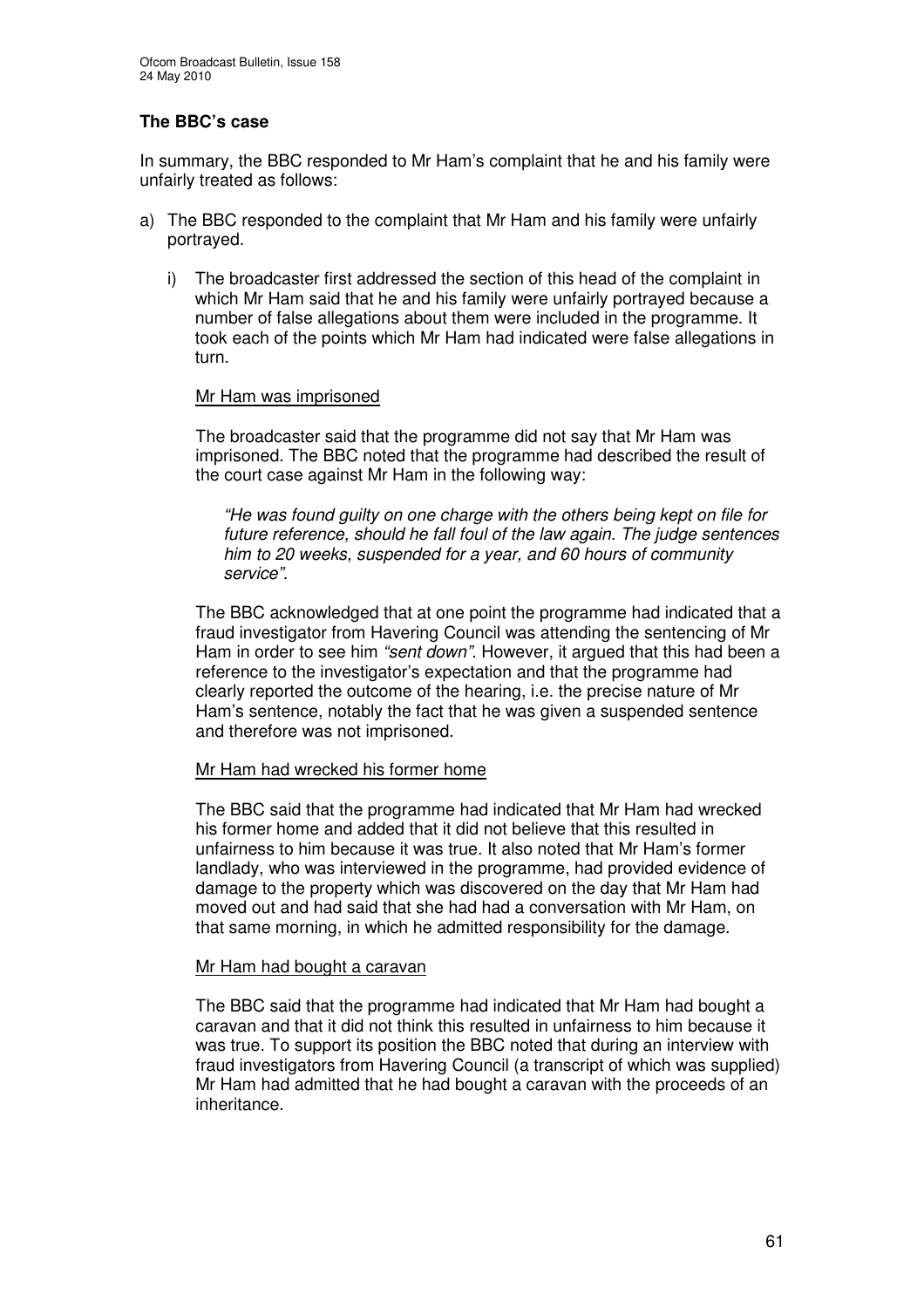### The BBC's case

In summary, the BBC responded to Mr Ham's complaint that he and his family were unfairly treated as follows:

a) The BBC responded to the complaint that Mr Ham and his family were unfairly portrayed.

   i) The broadcaster first addressed the section of this head of the complaint in which Mr Ham said that he and his family were unfairly portrayed because a number of false allegations about them were included in the programme. It took each of the points which Mr Ham had indicated were false allegations in turn.

   <u>Mr Ham was imprisoned</u>

   The broadcaster said that the programme did not say that Mr Ham was imprisoned. The BBC noted that the programme had described the result of the court case against Mr Ham in the following way:

   > *"He was found guilty on one charge with the others being kept on file for future reference, should he fall foul of the law again. The judge sentences him to 20 weeks, suspended for a year, and 60 hours of community service".*

   The BBC acknowledged that at one point the programme had indicated that a fraud investigator from Havering Council was attending the sentencing of Mr Ham in order to see him *"sent down"*. However, it argued that this had been a reference to the investigator's expectation and that the programme had clearly reported the outcome of the hearing, i.e. the precise nature of Mr Ham's sentence, notably the fact that he was given a suspended sentence and therefore was not imprisoned.

   <u>Mr Ham had wrecked his former home</u>

   The BBC said that the programme had indicated that Mr Ham had wrecked his former home and added that it did not believe that this resulted in unfairness to him because it was true. It also noted that Mr Ham's former landlady, who was interviewed in the programme, had provided evidence of damage to the property which was discovered on the day that Mr Ham had moved out and had said that she had had a conversation with Mr Ham, on that same morning, in which he admitted responsibility for the damage.

   <u>Mr Ham had bought a caravan</u>

   The BBC said that the programme had indicated that Mr Ham had bought a caravan and that it did not think this resulted in unfairness to him because it was true. To support its position the BBC noted that during an interview with fraud investigators from Havering Council (a transcript of which was supplied) Mr Ham had admitted that he had bought a caravan with the proceeds of an inheritance.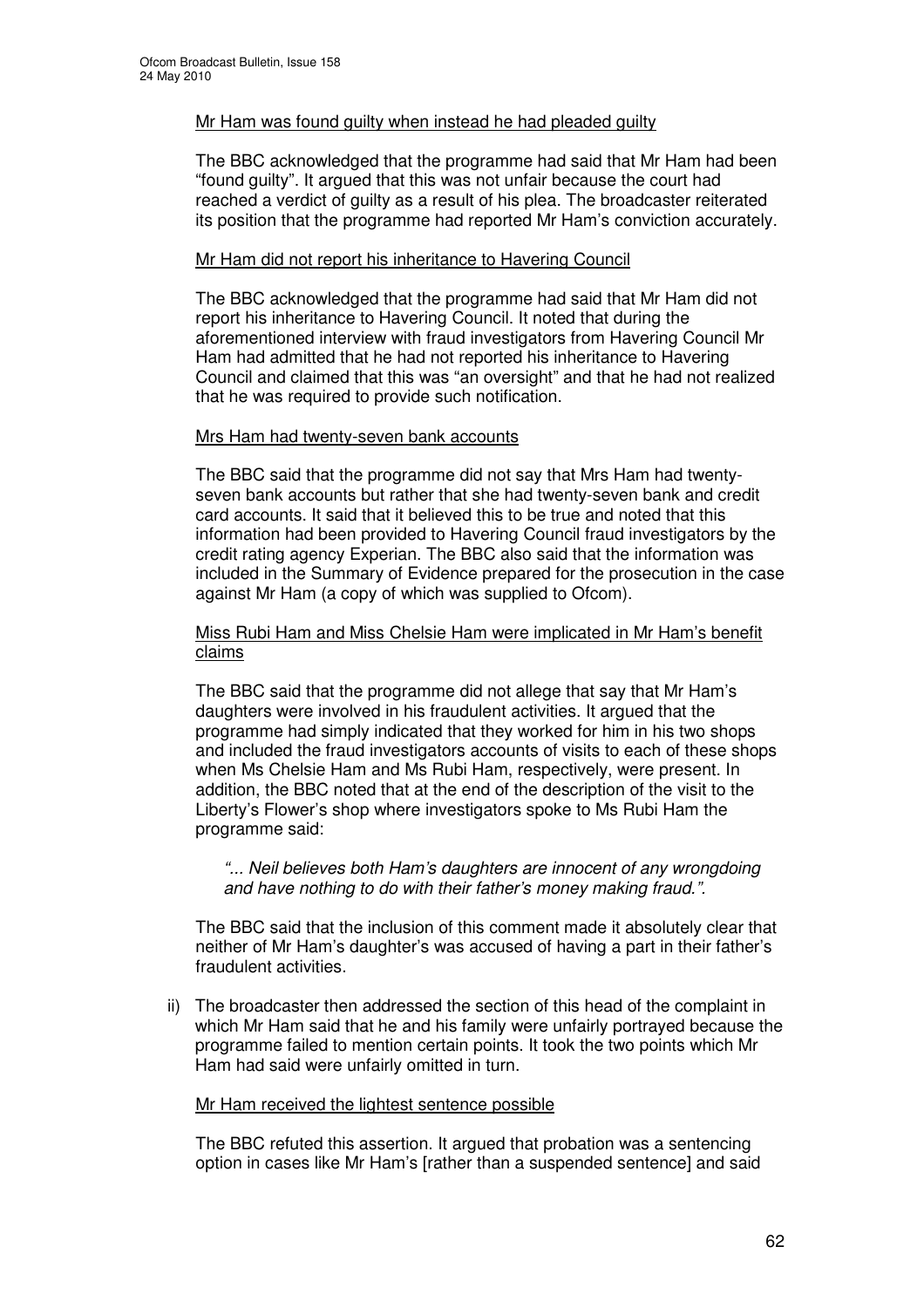Mr Ham was found guilty when instead he had pleaded guilty

The BBC acknowledged that the programme had said that Mr Ham had been "found guilty". It argued that this was not unfair because the court had reached a verdict of guilty as a result of his plea. The broadcaster reiterated its position that the programme had reported Mr Ham's conviction accurately.

Mr Ham did not report his inheritance to Havering Council

The BBC acknowledged that the programme had said that Mr Ham did not report his inheritance to Havering Council. It noted that during the aforementioned interview with fraud investigators from Havering Council Mr Ham had admitted that he had not reported his inheritance to Havering Council and claimed that this was "an oversight" and that he had not realized that he was required to provide such notification.

Mrs Ham had twenty-seven bank accounts

The BBC said that the programme did not say that Mrs Ham had twenty-seven bank accounts but rather that she had twenty-seven bank and credit card accounts. It said that it believed this to be true and noted that this information had been provided to Havering Council fraud investigators by the credit rating agency Experian. The BBC also said that the information was included in the Summary of Evidence prepared for the prosecution in the case against Mr Ham (a copy of which was supplied to Ofcom).

Miss Rubi Ham and Miss Chelsie Ham were implicated in Mr Ham's benefit claims

The BBC said that the programme did not allege that say that Mr Ham's daughters were involved in his fraudulent activities. It argued that the programme had simply indicated that they worked for him in his two shops and included the fraud investigators accounts of visits to each of these shops when Ms Chelsie Ham and Ms Rubi Ham, respectively, were present. In addition, the BBC noted that at the end of the description of the visit to the Liberty's Flower's shop where investigators spoke to Ms Rubi Ham the programme said:

*"... Neil believes both Ham's daughters are innocent of any wrongdoing and have nothing to do with their father's money making fraud.".*

The BBC said that the inclusion of this comment made it absolutely clear that neither of Mr Ham's daughter's was accused of having a part in their father's fraudulent activities.

ii) The broadcaster then addressed the section of this head of the complaint in which Mr Ham said that he and his family were unfairly portrayed because the programme failed to mention certain points. It took the two points which Mr Ham had said were unfairly omitted in turn.

Mr Ham received the lightest sentence possible

The BBC refuted this assertion. It argued that probation was a sentencing option in cases like Mr Ham's [rather than a suspended sentence] and said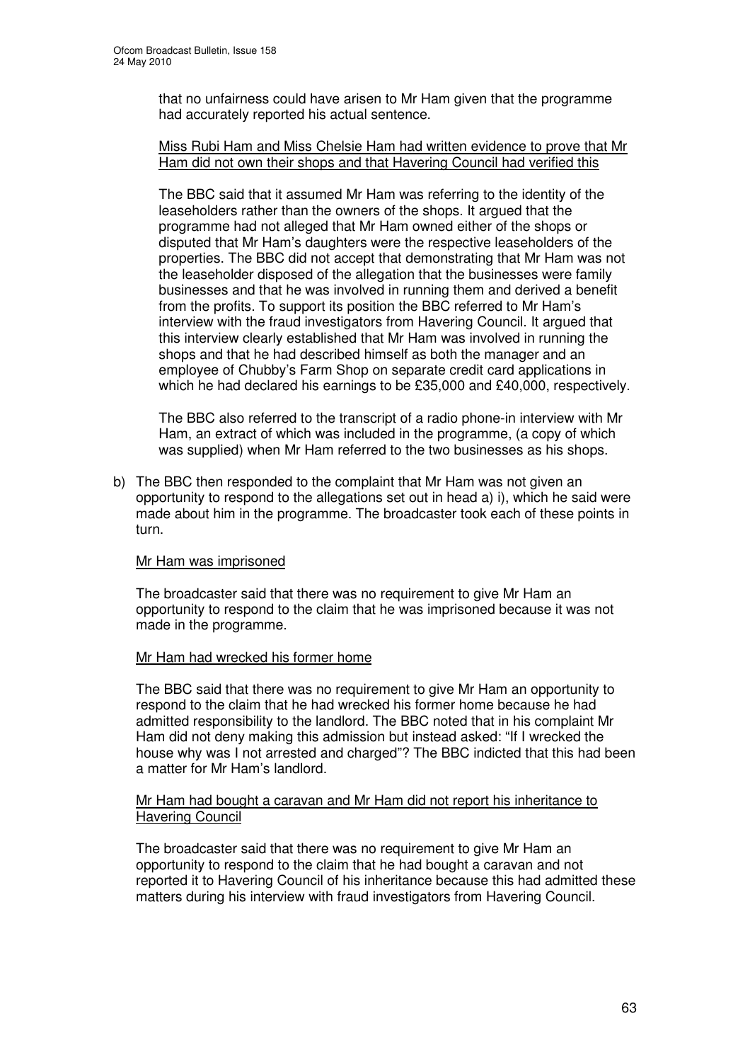that no unfairness could have arisen to Mr Ham given that the programme had accurately reported his actual sentence.

Miss Rubi Ham and Miss Chelsie Ham had written evidence to prove that Mr Ham did not own their shops and that Havering Council had verified this

The BBC said that it assumed Mr Ham was referring to the identity of the leaseholders rather than the owners of the shops. It argued that the programme had not alleged that Mr Ham owned either of the shops or disputed that Mr Ham's daughters were the respective leaseholders of the properties. The BBC did not accept that demonstrating that Mr Ham was not the leaseholder disposed of the allegation that the businesses were family businesses and that he was involved in running them and derived a benefit from the profits. To support its position the BBC referred to Mr Ham's interview with the fraud investigators from Havering Council. It argued that this interview clearly established that Mr Ham was involved in running the shops and that he had described himself as both the manager and an employee of Chubby's Farm Shop on separate credit card applications in which he had declared his earnings to be £35,000 and £40,000, respectively.

The BBC also referred to the transcript of a radio phone-in interview with Mr Ham, an extract of which was included in the programme, (a copy of which was supplied) when Mr Ham referred to the two businesses as his shops.

b) The BBC then responded to the complaint that Mr Ham was not given an opportunity to respond to the allegations set out in head a) i), which he said were made about him in the programme. The broadcaster took each of these points in turn.

Mr Ham was imprisoned

The broadcaster said that there was no requirement to give Mr Ham an opportunity to respond to the claim that he was imprisoned because it was not made in the programme.

Mr Ham had wrecked his former home

The BBC said that there was no requirement to give Mr Ham an opportunity to respond to the claim that he had wrecked his former home because he had admitted responsibility to the landlord. The BBC noted that in his complaint Mr Ham did not deny making this admission but instead asked: "If I wrecked the house why was I not arrested and charged"? The BBC indicted that this had been a matter for Mr Ham's landlord.

Mr Ham had bought a caravan and Mr Ham did not report his inheritance to Havering Council

The broadcaster said that there was no requirement to give Mr Ham an opportunity to respond to the claim that he had bought a caravan and not reported it to Havering Council of his inheritance because this had admitted these matters during his interview with fraud investigators from Havering Council.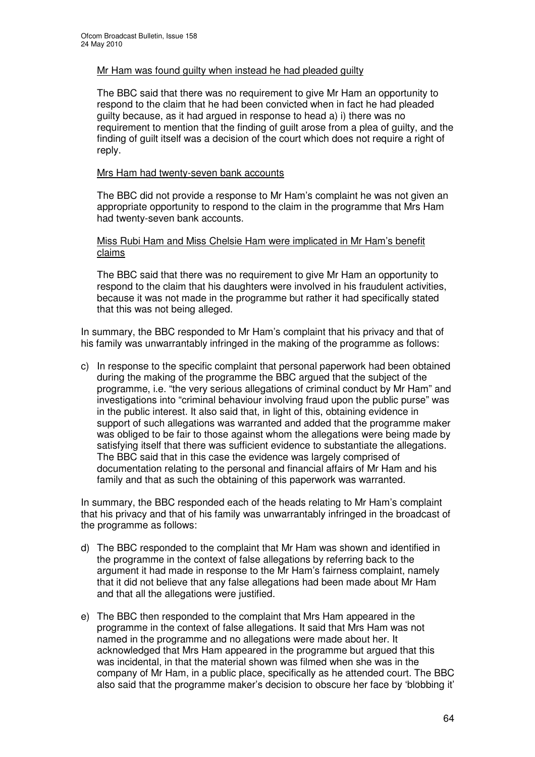Mr Ham was found guilty when instead he had pleaded guilty

The BBC said that there was no requirement to give Mr Ham an opportunity to respond to the claim that he had been convicted when in fact he had pleaded guilty because, as it had argued in response to head a) i) there was no requirement to mention that the finding of guilt arose from a plea of guilty, and the finding of guilt itself was a decision of the court which does not require a right of reply.

Mrs Ham had twenty-seven bank accounts

The BBC did not provide a response to Mr Ham's complaint he was not given an appropriate opportunity to respond to the claim in the programme that Mrs Ham had twenty-seven bank accounts.

Miss Rubi Ham and Miss Chelsie Ham were implicated in Mr Ham's benefit claims

The BBC said that there was no requirement to give Mr Ham an opportunity to respond to the claim that his daughters were involved in his fraudulent activities, because it was not made in the programme but rather it had specifically stated that this was not being alleged.

In summary, the BBC responded to Mr Ham's complaint that his privacy and that of his family was unwarrantably infringed in the making of the programme as follows:

c) In response to the specific complaint that personal paperwork had been obtained during the making of the programme the BBC argued that the subject of the programme, i.e. "the very serious allegations of criminal conduct by Mr Ham" and investigations into "criminal behaviour involving fraud upon the public purse" was in the public interest. It also said that, in light of this, obtaining evidence in support of such allegations was warranted and added that the programme maker was obliged to be fair to those against whom the allegations were being made by satisfying itself that there was sufficient evidence to substantiate the allegations. The BBC said that in this case the evidence was largely comprised of documentation relating to the personal and financial affairs of Mr Ham and his family and that as such the obtaining of this paperwork was warranted.

In summary, the BBC responded each of the heads relating to Mr Ham's complaint that his privacy and that of his family was unwarrantably infringed in the broadcast of the programme as follows:

d) The BBC responded to the complaint that Mr Ham was shown and identified in the programme in the context of false allegations by referring back to the argument it had made in response to the Mr Ham's fairness complaint, namely that it did not believe that any false allegations had been made about Mr Ham and that all the allegations were justified.

e) The BBC then responded to the complaint that Mrs Ham appeared in the programme in the context of false allegations. It said that Mrs Ham was not named in the programme and no allegations were made about her. It acknowledged that Mrs Ham appeared in the programme but argued that this was incidental, in that the material shown was filmed when she was in the company of Mr Ham, in a public place, specifically as he attended court. The BBC also said that the programme maker's decision to obscure her face by 'blobbing it'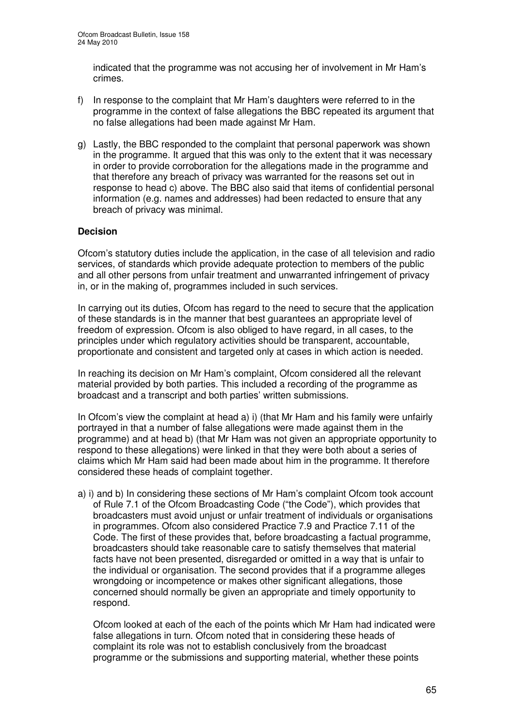indicated that the programme was not accusing her of involvement in Mr Ham's crimes.

f) In response to the complaint that Mr Ham's daughters were referred to in the programme in the context of false allegations the BBC repeated its argument that no false allegations had been made against Mr Ham.

g) Lastly, the BBC responded to the complaint that personal paperwork was shown in the programme. It argued that this was only to the extent that it was necessary in order to provide corroboration for the allegations made in the programme and that therefore any breach of privacy was warranted for the reasons set out in response to head c) above. The BBC also said that items of confidential personal information (e.g. names and addresses) had been redacted to ensure that any breach of privacy was minimal.

**Decision**

Ofcom's statutory duties include the application, in the case of all television and radio services, of standards which provide adequate protection to members of the public and all other persons from unfair treatment and unwarranted infringement of privacy in, or in the making of, programmes included in such services.

In carrying out its duties, Ofcom has regard to the need to secure that the application of these standards is in the manner that best guarantees an appropriate level of freedom of expression. Ofcom is also obliged to have regard, in all cases, to the principles under which regulatory activities should be transparent, accountable, proportionate and consistent and targeted only at cases in which action is needed.

In reaching its decision on Mr Ham's complaint, Ofcom considered all the relevant material provided by both parties. This included a recording of the programme as broadcast and a transcript and both parties' written submissions.

In Ofcom's view the complaint at head a) i) (that Mr Ham and his family were unfairly portrayed in that a number of false allegations were made against them in the programme) and at head b) (that Mr Ham was not given an appropriate opportunity to respond to these allegations) were linked in that they were both about a series of claims which Mr Ham said had been made about him in the programme. It therefore considered these heads of complaint together.

a) i) and b) In considering these sections of Mr Ham's complaint Ofcom took account of Rule 7.1 of the Ofcom Broadcasting Code ("the Code"), which provides that broadcasters must avoid unjust or unfair treatment of individuals or organisations in programmes. Ofcom also considered Practice 7.9 and Practice 7.11 of the Code. The first of these provides that, before broadcasting a factual programme, broadcasters should take reasonable care to satisfy themselves that material facts have not been presented, disregarded or omitted in a way that is unfair to the individual or organisation. The second provides that if a programme alleges wrongdoing or incompetence or makes other significant allegations, those concerned should normally be given an appropriate and timely opportunity to respond.

Ofcom looked at each of the each of the points which Mr Ham had indicated were false allegations in turn. Ofcom noted that in considering these heads of complaint its role was not to establish conclusively from the broadcast programme or the submissions and supporting material, whether these points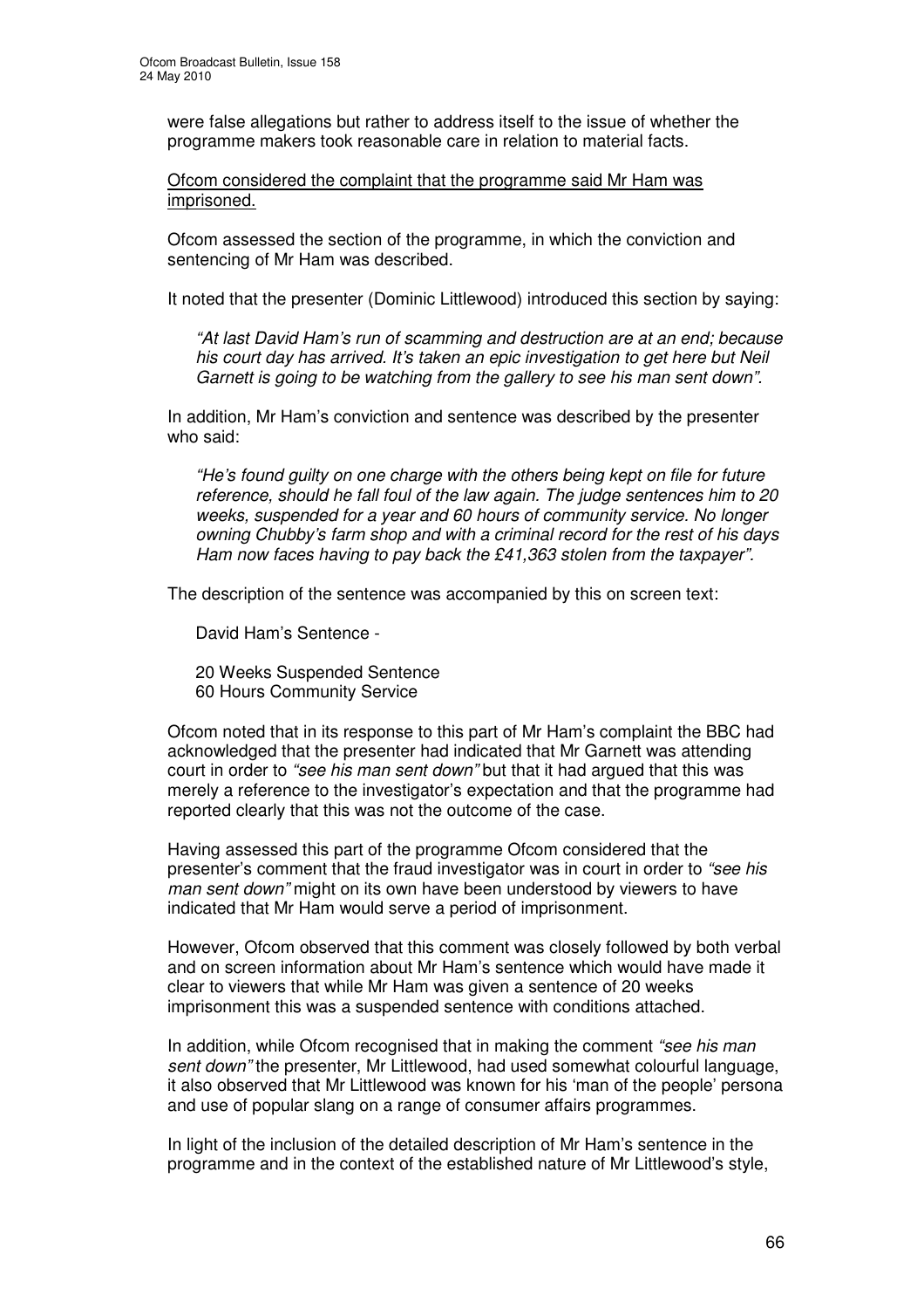were false allegations but rather to address itself to the issue of whether the programme makers took reasonable care in relation to material facts.

Ofcom considered the complaint that the programme said Mr Ham was imprisoned.

Ofcom assessed the section of the programme, in which the conviction and sentencing of Mr Ham was described.

It noted that the presenter (Dominic Littlewood) introduced this section by saying:

> *"At last David Ham's run of scamming and destruction are at an end; because his court day has arrived. It's taken an epic investigation to get here but Neil Garnett is going to be watching from the gallery to see his man sent down".*

In addition, Mr Ham's conviction and sentence was described by the presenter who said:

> *"He's found guilty on one charge with the others being kept on file for future reference, should he fall foul of the law again. The judge sentences him to 20 weeks, suspended for a year and 60 hours of community service. No longer owning Chubby's farm shop and with a criminal record for the rest of his days Ham now faces having to pay back the £41,363 stolen from the taxpayer".*

The description of the sentence was accompanied by this on screen text:

> David Ham's Sentence -
>
> 20 Weeks Suspended Sentence
> 60 Hours Community Service

Ofcom noted that in its response to this part of Mr Ham's complaint the BBC had acknowledged that the presenter had indicated that Mr Garnett was attending court in order to *"see his man sent down"* but that it had argued that this was merely a reference to the investigator's expectation and that the programme had reported clearly that this was not the outcome of the case.

Having assessed this part of the programme Ofcom considered that the presenter's comment that the fraud investigator was in court in order to *"see his man sent down"* might on its own have been understood by viewers to have indicated that Mr Ham would serve a period of imprisonment.

However, Ofcom observed that this comment was closely followed by both verbal and on screen information about Mr Ham's sentence which would have made it clear to viewers that while Mr Ham was given a sentence of 20 weeks imprisonment this was a suspended sentence with conditions attached.

In addition, while Ofcom recognised that in making the comment *"see his man sent down"* the presenter, Mr Littlewood, had used somewhat colourful language, it also observed that Mr Littlewood was known for his 'man of the people' persona and use of popular slang on a range of consumer affairs programmes.

In light of the inclusion of the detailed description of Mr Ham's sentence in the programme and in the context of the established nature of Mr Littlewood's style,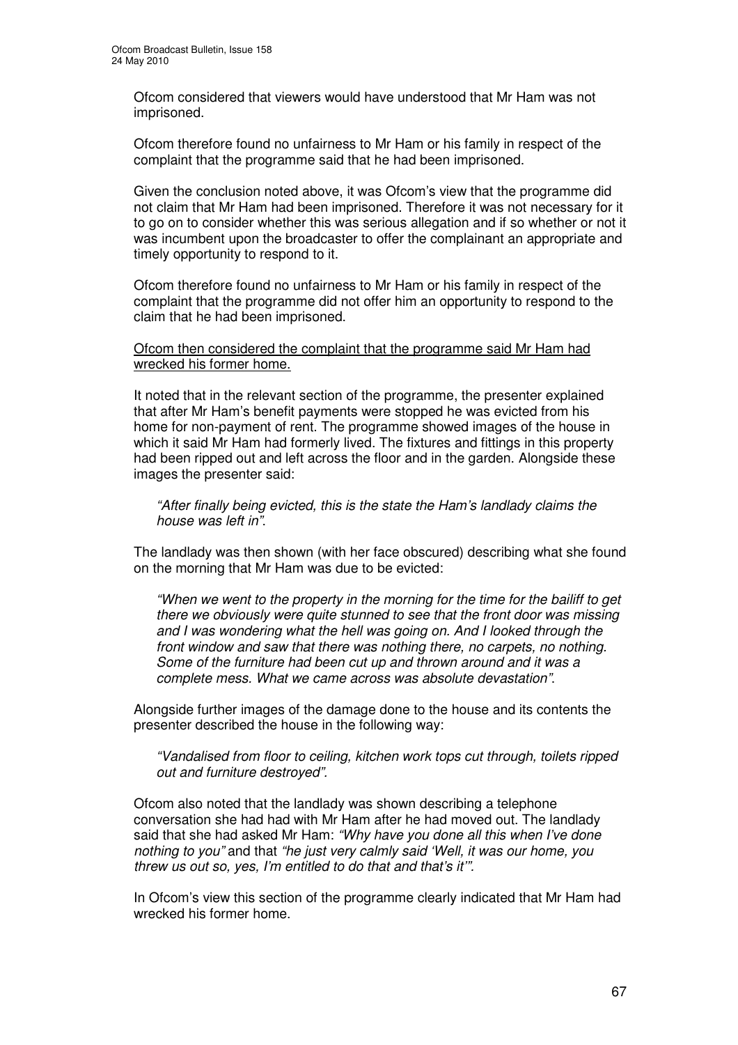Ofcom considered that viewers would have understood that Mr Ham was not imprisoned.

Ofcom therefore found no unfairness to Mr Ham or his family in respect of the complaint that the programme said that he had been imprisoned.

Given the conclusion noted above, it was Ofcom's view that the programme did not claim that Mr Ham had been imprisoned. Therefore it was not necessary for it to go on to consider whether this was serious allegation and if so whether or not it was incumbent upon the broadcaster to offer the complainant an appropriate and timely opportunity to respond to it.

Ofcom therefore found no unfairness to Mr Ham or his family in respect of the complaint that the programme did not offer him an opportunity to respond to the claim that he had been imprisoned.

<u>Ofcom then considered the complaint that the programme said Mr Ham had wrecked his former home.</u>

It noted that in the relevant section of the programme, the presenter explained that after Mr Ham's benefit payments were stopped he was evicted from his home for non-payment of rent. The programme showed images of the house in which it said Mr Ham had formerly lived. The fixtures and fittings in this property had been ripped out and left across the floor and in the garden. Alongside these images the presenter said:

> *"After finally being evicted, this is the state the Ham's landlady claims the house was left in".*

The landlady was then shown (with her face obscured) describing what she found on the morning that Mr Ham was due to be evicted:

> *"When we went to the property in the morning for the time for the bailiff to get there we obviously were quite stunned to see that the front door was missing and I was wondering what the hell was going on. And I looked through the front window and saw that there was nothing there, no carpets, no nothing. Some of the furniture had been cut up and thrown around and it was a complete mess. What we came across was absolute devastation".*

Alongside further images of the damage done to the house and its contents the presenter described the house in the following way:

> *"Vandalised from floor to ceiling, kitchen work tops cut through, toilets ripped out and furniture destroyed".*

Ofcom also noted that the landlady was shown describing a telephone conversation she had had with Mr Ham after he had moved out. The landlady said that she had asked Mr Ham: *"Why have you done all this when I've done nothing to you"* and that *"he just very calmly said 'Well, it was our home, you threw us out so, yes, I'm entitled to do that and that's it'".*

In Ofcom's view this section of the programme clearly indicated that Mr Ham had wrecked his former home.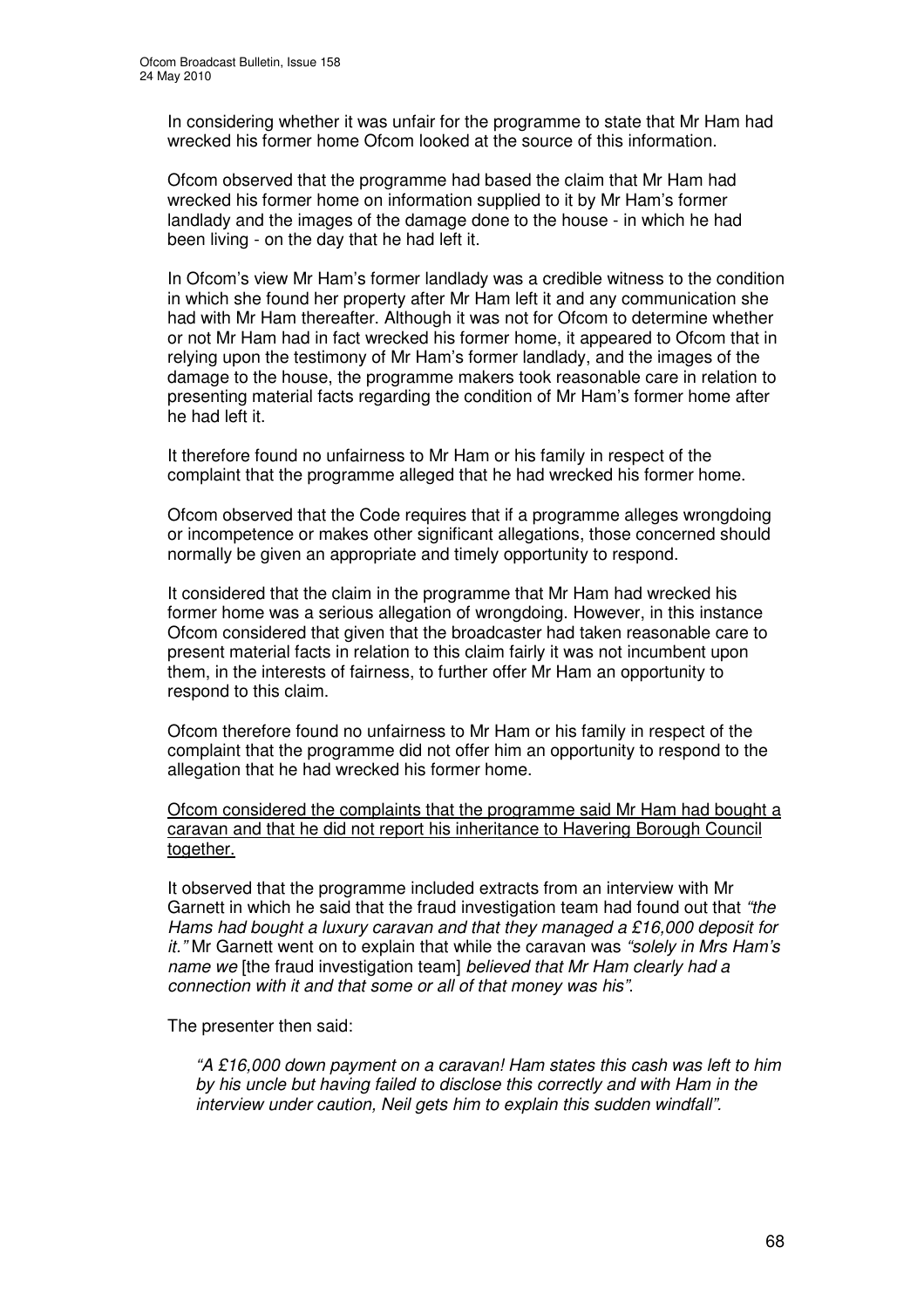In considering whether it was unfair for the programme to state that Mr Ham had wrecked his former home Ofcom looked at the source of this information.

Ofcom observed that the programme had based the claim that Mr Ham had wrecked his former home on information supplied to it by Mr Ham's former landlady and the images of the damage done to the house - in which he had been living - on the day that he had left it.

In Ofcom's view Mr Ham's former landlady was a credible witness to the condition in which she found her property after Mr Ham left it and any communication she had with Mr Ham thereafter. Although it was not for Ofcom to determine whether or not Mr Ham had in fact wrecked his former home, it appeared to Ofcom that in relying upon the testimony of Mr Ham's former landlady, and the images of the damage to the house, the programme makers took reasonable care in relation to presenting material facts regarding the condition of Mr Ham's former home after he had left it.

It therefore found no unfairness to Mr Ham or his family in respect of the complaint that the programme alleged that he had wrecked his former home.

Ofcom observed that the Code requires that if a programme alleges wrongdoing or incompetence or makes other significant allegations, those concerned should normally be given an appropriate and timely opportunity to respond.

It considered that the claim in the programme that Mr Ham had wrecked his former home was a serious allegation of wrongdoing. However, in this instance Ofcom considered that given that the broadcaster had taken reasonable care to present material facts in relation to this claim fairly it was not incumbent upon them, in the interests of fairness, to further offer Mr Ham an opportunity to respond to this claim.

Ofcom therefore found no unfairness to Mr Ham or his family in respect of the complaint that the programme did not offer him an opportunity to respond to the allegation that he had wrecked his former home.

<u>Ofcom considered the complaints that the programme said Mr Ham had bought a caravan and that he did not report his inheritance to Havering Borough Council together.</u>

It observed that the programme included extracts from an interview with Mr Garnett in which he said that the fraud investigation team had found out that *"the Hams had bought a luxury caravan and that they managed a £16,000 deposit for it."* Mr Garnett went on to explain that while the caravan was *"solely in Mrs Ham's name we* [the fraud investigation team] *believed that Mr Ham clearly had a connection with it and that some or all of that money was his"*.

The presenter then said:

> *"A £16,000 down payment on a caravan! Ham states this cash was left to him by his uncle but having failed to disclose this correctly and with Ham in the interview under caution, Neil gets him to explain this sudden windfall".*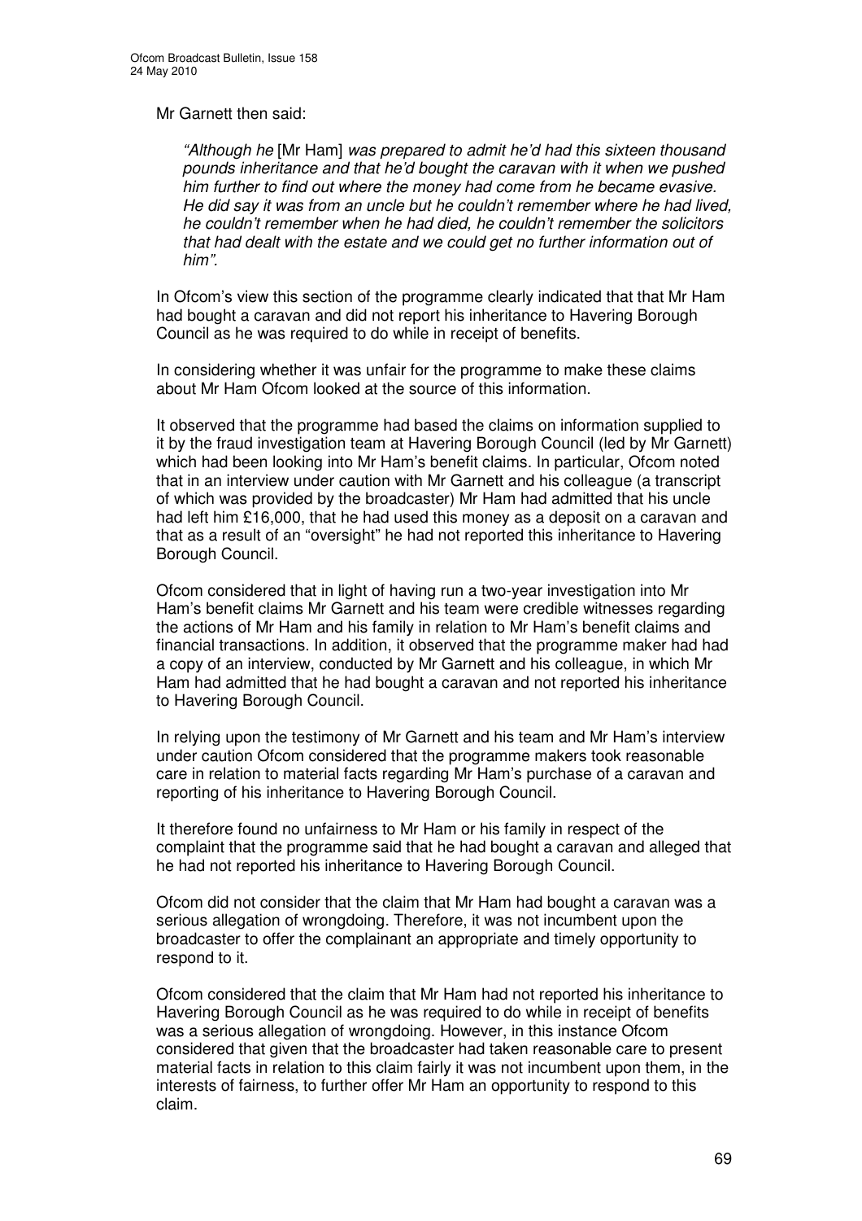Mr Garnett then said:

> *"Although he* [Mr Ham] *was prepared to admit he'd had this sixteen thousand pounds inheritance and that he'd bought the caravan with it when we pushed him further to find out where the money had come from he became evasive. He did say it was from an uncle but he couldn't remember where he had lived, he couldn't remember when he had died, he couldn't remember the solicitors that had dealt with the estate and we could get no further information out of him".*

In Ofcom's view this section of the programme clearly indicated that that Mr Ham had bought a caravan and did not report his inheritance to Havering Borough Council as he was required to do while in receipt of benefits.

In considering whether it was unfair for the programme to make these claims about Mr Ham Ofcom looked at the source of this information.

It observed that the programme had based the claims on information supplied to it by the fraud investigation team at Havering Borough Council (led by Mr Garnett) which had been looking into Mr Ham's benefit claims. In particular, Ofcom noted that in an interview under caution with Mr Garnett and his colleague (a transcript of which was provided by the broadcaster) Mr Ham had admitted that his uncle had left him £16,000, that he had used this money as a deposit on a caravan and that as a result of an "oversight" he had not reported this inheritance to Havering Borough Council.

Ofcom considered that in light of having run a two-year investigation into Mr Ham's benefit claims Mr Garnett and his team were credible witnesses regarding the actions of Mr Ham and his family in relation to Mr Ham's benefit claims and financial transactions. In addition, it observed that the programme maker had had a copy of an interview, conducted by Mr Garnett and his colleague, in which Mr Ham had admitted that he had bought a caravan and not reported his inheritance to Havering Borough Council.

In relying upon the testimony of Mr Garnett and his team and Mr Ham's interview under caution Ofcom considered that the programme makers took reasonable care in relation to material facts regarding Mr Ham's purchase of a caravan and reporting of his inheritance to Havering Borough Council.

It therefore found no unfairness to Mr Ham or his family in respect of the complaint that the programme said that he had bought a caravan and alleged that he had not reported his inheritance to Havering Borough Council.

Ofcom did not consider that the claim that Mr Ham had bought a caravan was a serious allegation of wrongdoing. Therefore, it was not incumbent upon the broadcaster to offer the complainant an appropriate and timely opportunity to respond to it.

Ofcom considered that the claim that Mr Ham had not reported his inheritance to Havering Borough Council as he was required to do while in receipt of benefits was a serious allegation of wrongdoing. However, in this instance Ofcom considered that given that the broadcaster had taken reasonable care to present material facts in relation to this claim fairly it was not incumbent upon them, in the interests of fairness, to further offer Mr Ham an opportunity to respond to this claim.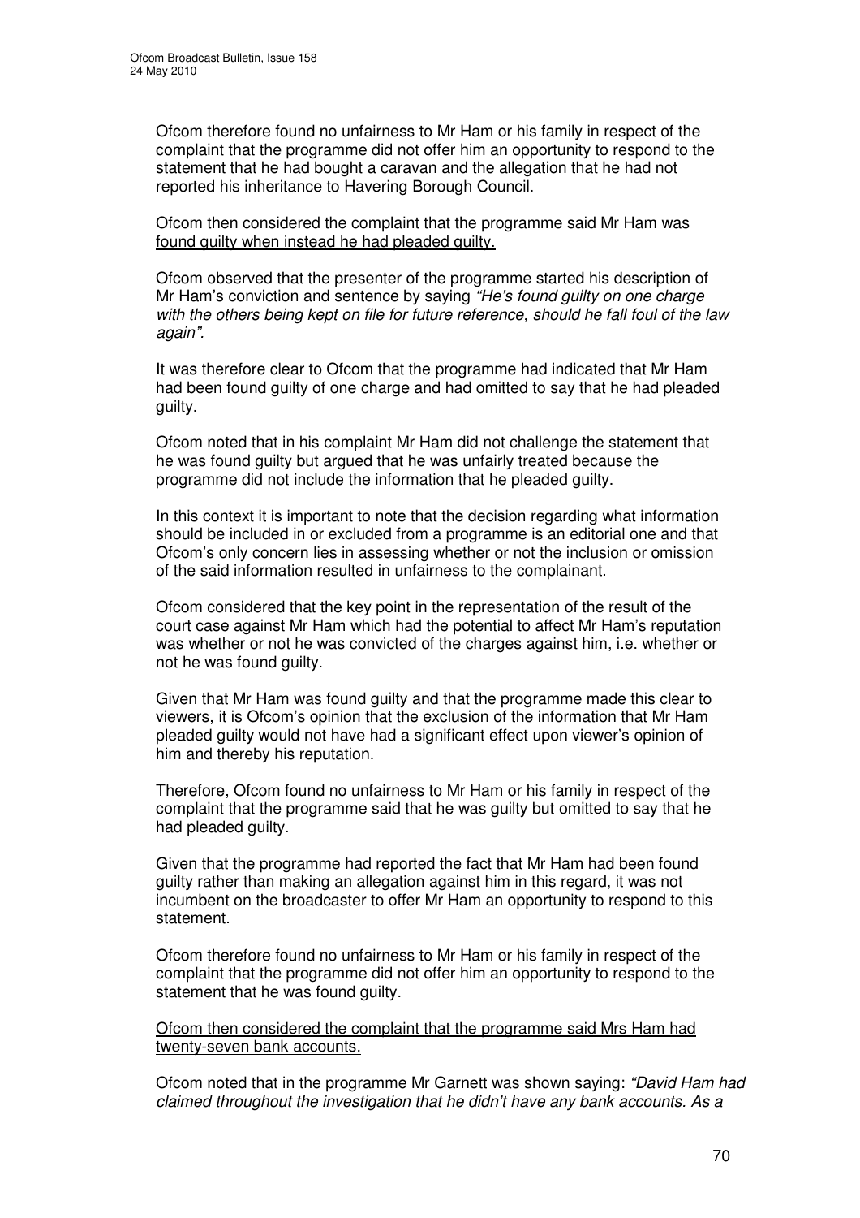Ofcom therefore found no unfairness to Mr Ham or his family in respect of the complaint that the programme did not offer him an opportunity to respond to the statement that he had bought a caravan and the allegation that he had not reported his inheritance to Havering Borough Council.

<u>Ofcom then considered the complaint that the programme said Mr Ham was found guilty when instead he had pleaded guilty.</u>

Ofcom observed that the presenter of the programme started his description of Mr Ham's conviction and sentence by saying *"He's found guilty on one charge with the others being kept on file for future reference, should he fall foul of the law again".*

It was therefore clear to Ofcom that the programme had indicated that Mr Ham had been found guilty of one charge and had omitted to say that he had pleaded guilty.

Ofcom noted that in his complaint Mr Ham did not challenge the statement that he was found guilty but argued that he was unfairly treated because the programme did not include the information that he pleaded guilty.

In this context it is important to note that the decision regarding what information should be included in or excluded from a programme is an editorial one and that Ofcom's only concern lies in assessing whether or not the inclusion or omission of the said information resulted in unfairness to the complainant.

Ofcom considered that the key point in the representation of the result of the court case against Mr Ham which had the potential to affect Mr Ham's reputation was whether or not he was convicted of the charges against him, i.e. whether or not he was found guilty.

Given that Mr Ham was found guilty and that the programme made this clear to viewers, it is Ofcom's opinion that the exclusion of the information that Mr Ham pleaded guilty would not have had a significant effect upon viewer's opinion of him and thereby his reputation.

Therefore, Ofcom found no unfairness to Mr Ham or his family in respect of the complaint that the programme said that he was guilty but omitted to say that he had pleaded guilty.

Given that the programme had reported the fact that Mr Ham had been found guilty rather than making an allegation against him in this regard, it was not incumbent on the broadcaster to offer Mr Ham an opportunity to respond to this statement.

Ofcom therefore found no unfairness to Mr Ham or his family in respect of the complaint that the programme did not offer him an opportunity to respond to the statement that he was found guilty.

<u>Ofcom then considered the complaint that the programme said Mrs Ham had twenty-seven bank accounts.</u>

Ofcom noted that in the programme Mr Garnett was shown saying: *"David Ham had claimed throughout the investigation that he didn't have any bank accounts. As a*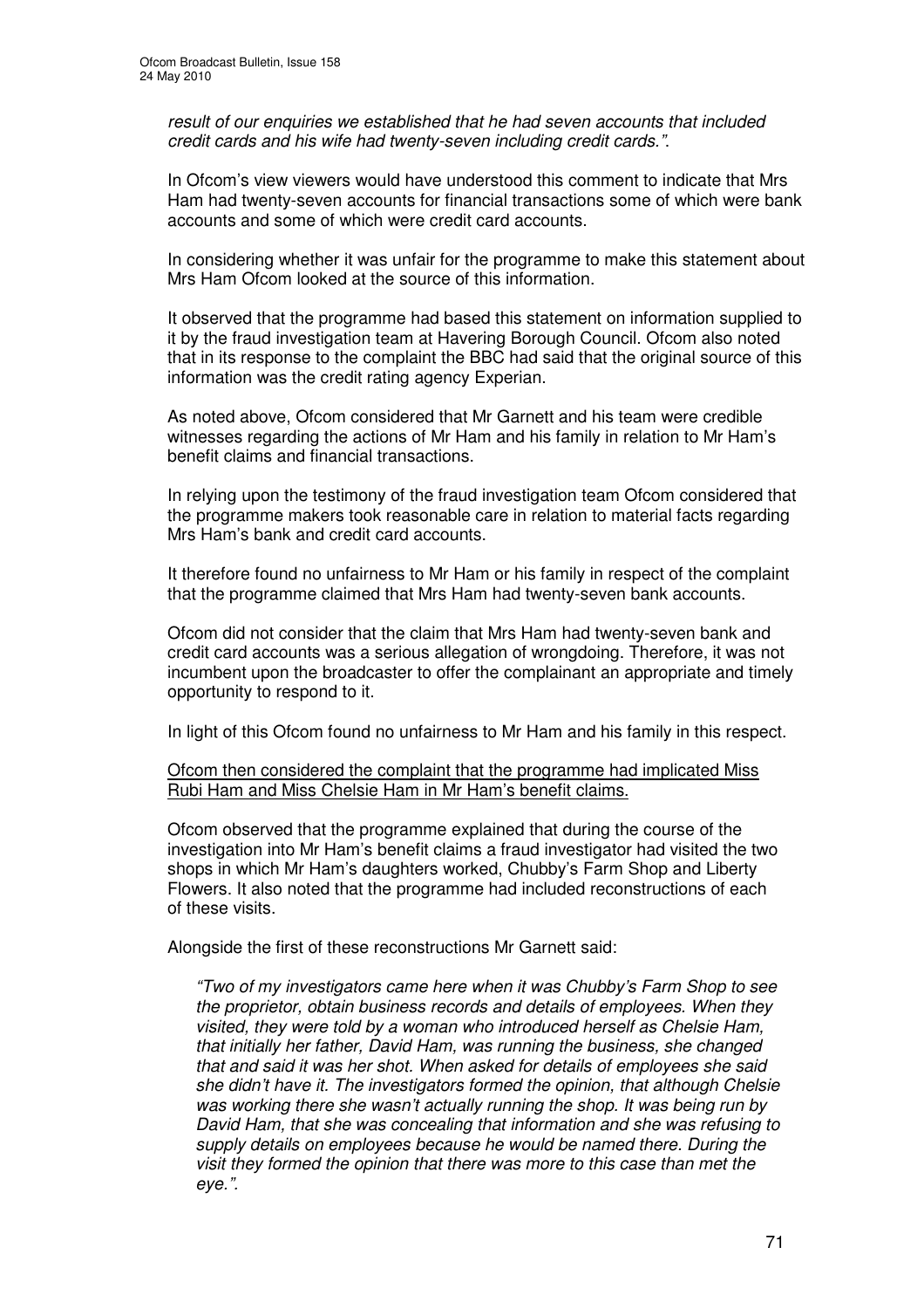*result of our enquiries we established that he had seven accounts that included credit cards and his wife had twenty-seven including credit cards.".*

In Ofcom's view viewers would have understood this comment to indicate that Mrs Ham had twenty-seven accounts for financial transactions some of which were bank accounts and some of which were credit card accounts.

In considering whether it was unfair for the programme to make this statement about Mrs Ham Ofcom looked at the source of this information.

It observed that the programme had based this statement on information supplied to it by the fraud investigation team at Havering Borough Council. Ofcom also noted that in its response to the complaint the BBC had said that the original source of this information was the credit rating agency Experian.

As noted above, Ofcom considered that Mr Garnett and his team were credible witnesses regarding the actions of Mr Ham and his family in relation to Mr Ham's benefit claims and financial transactions.

In relying upon the testimony of the fraud investigation team Ofcom considered that the programme makers took reasonable care in relation to material facts regarding Mrs Ham's bank and credit card accounts.

It therefore found no unfairness to Mr Ham or his family in respect of the complaint that the programme claimed that Mrs Ham had twenty-seven bank accounts.

Ofcom did not consider that the claim that Mrs Ham had twenty-seven bank and credit card accounts was a serious allegation of wrongdoing. Therefore, it was not incumbent upon the broadcaster to offer the complainant an appropriate and timely opportunity to respond to it.

In light of this Ofcom found no unfairness to Mr Ham and his family in this respect.

<u>Ofcom then considered the complaint that the programme had implicated Miss Rubi Ham and Miss Chelsie Ham in Mr Ham's benefit claims.</u>

Ofcom observed that the programme explained that during the course of the investigation into Mr Ham's benefit claims a fraud investigator had visited the two shops in which Mr Ham's daughters worked, Chubby's Farm Shop and Liberty Flowers. It also noted that the programme had included reconstructions of each of these visits.

Alongside the first of these reconstructions Mr Garnett said:

> *"Two of my investigators came here when it was Chubby's Farm Shop to see the proprietor, obtain business records and details of employees. When they visited, they were told by a woman who introduced herself as Chelsie Ham, that initially her father, David Ham, was running the business, she changed that and said it was her shot. When asked for details of employees she said she didn't have it. The investigators formed the opinion, that although Chelsie was working there she wasn't actually running the shop. It was being run by David Ham, that she was concealing that information and she was refusing to supply details on employees because he would be named there. During the visit they formed the opinion that there was more to this case than met the eye.".*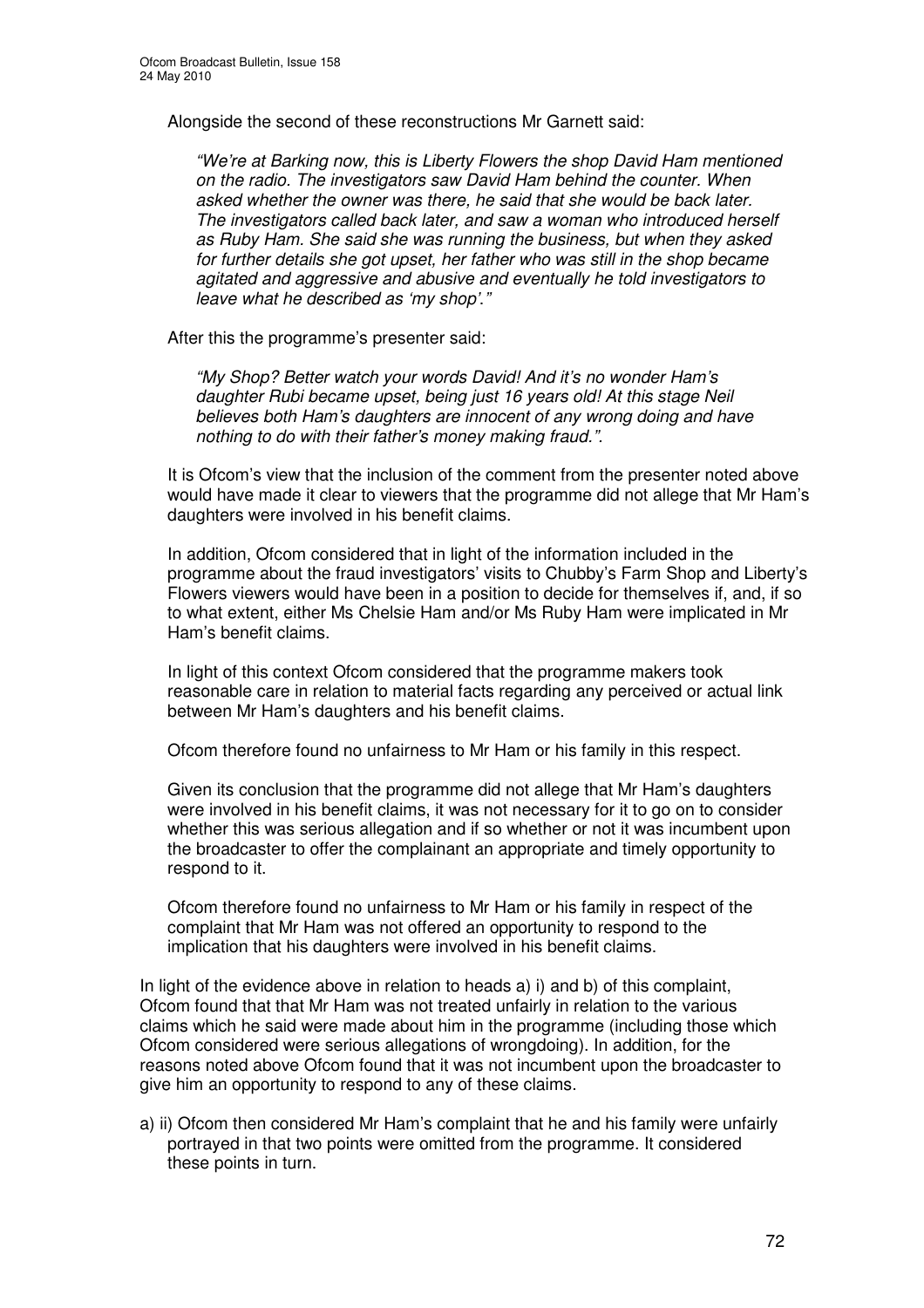Alongside the second of these reconstructions Mr Garnett said:

> *"We're at Barking now, this is Liberty Flowers the shop David Ham mentioned on the radio. The investigators saw David Ham behind the counter. When asked whether the owner was there, he said that she would be back later. The investigators called back later, and saw a woman who introduced herself as Ruby Ham. She said she was running the business, but when they asked for further details she got upset, her father who was still in the shop became agitated and aggressive and abusive and eventually he told investigators to leave what he described as 'my shop'."*

After this the programme's presenter said:

> *"My Shop? Better watch your words David! And it's no wonder Ham's daughter Rubi became upset, being just 16 years old! At this stage Neil believes both Ham's daughters are innocent of any wrong doing and have nothing to do with their father's money making fraud."*.

It is Ofcom's view that the inclusion of the comment from the presenter noted above would have made it clear to viewers that the programme did not allege that Mr Ham's daughters were involved in his benefit claims.

In addition, Ofcom considered that in light of the information included in the programme about the fraud investigators' visits to Chubby's Farm Shop and Liberty's Flowers viewers would have been in a position to decide for themselves if, and, if so to what extent, either Ms Chelsie Ham and/or Ms Ruby Ham were implicated in Mr Ham's benefit claims.

In light of this context Ofcom considered that the programme makers took reasonable care in relation to material facts regarding any perceived or actual link between Mr Ham's daughters and his benefit claims.

Ofcom therefore found no unfairness to Mr Ham or his family in this respect.

Given its conclusion that the programme did not allege that Mr Ham's daughters were involved in his benefit claims, it was not necessary for it to go on to consider whether this was serious allegation and if so whether or not it was incumbent upon the broadcaster to offer the complainant an appropriate and timely opportunity to respond to it.

Ofcom therefore found no unfairness to Mr Ham or his family in respect of the complaint that Mr Ham was not offered an opportunity to respond to the implication that his daughters were involved in his benefit claims.

In light of the evidence above in relation to heads a) i) and b) of this complaint, Ofcom found that that Mr Ham was not treated unfairly in relation to the various claims which he said were made about him in the programme (including those which Ofcom considered were serious allegations of wrongdoing). In addition, for the reasons noted above Ofcom found that it was not incumbent upon the broadcaster to give him an opportunity to respond to any of these claims.

a) ii) Ofcom then considered Mr Ham's complaint that he and his family were unfairly portrayed in that two points were omitted from the programme. It considered these points in turn.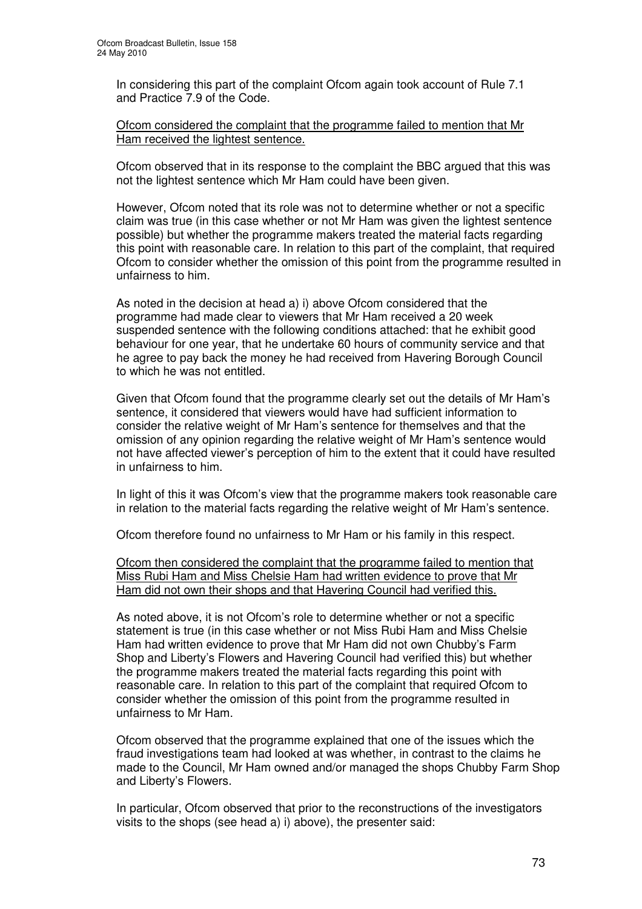In considering this part of the complaint Ofcom again took account of Rule 7.1 and Practice 7.9 of the Code.

<u>Ofcom considered the complaint that the programme failed to mention that Mr Ham received the lightest sentence.</u>

Ofcom observed that in its response to the complaint the BBC argued that this was not the lightest sentence which Mr Ham could have been given.

However, Ofcom noted that its role was not to determine whether or not a specific claim was true (in this case whether or not Mr Ham was given the lightest sentence possible) but whether the programme makers treated the material facts regarding this point with reasonable care. In relation to this part of the complaint, that required Ofcom to consider whether the omission of this point from the programme resulted in unfairness to him.

As noted in the decision at head a) i) above Ofcom considered that the programme had made clear to viewers that Mr Ham received a 20 week suspended sentence with the following conditions attached: that he exhibit good behaviour for one year, that he undertake 60 hours of community service and that he agree to pay back the money he had received from Havering Borough Council to which he was not entitled.

Given that Ofcom found that the programme clearly set out the details of Mr Ham's sentence, it considered that viewers would have had sufficient information to consider the relative weight of Mr Ham's sentence for themselves and that the omission of any opinion regarding the relative weight of Mr Ham's sentence would not have affected viewer's perception of him to the extent that it could have resulted in unfairness to him.

In light of this it was Ofcom's view that the programme makers took reasonable care in relation to the material facts regarding the relative weight of Mr Ham's sentence.

Ofcom therefore found no unfairness to Mr Ham or his family in this respect.

<u>Ofcom then considered the complaint that the programme failed to mention that Miss Rubi Ham and Miss Chelsie Ham had written evidence to prove that Mr Ham did not own their shops and that Havering Council had verified this.</u>

As noted above, it is not Ofcom's role to determine whether or not a specific statement is true (in this case whether or not Miss Rubi Ham and Miss Chelsie Ham had written evidence to prove that Mr Ham did not own Chubby's Farm Shop and Liberty's Flowers and Havering Council had verified this) but whether the programme makers treated the material facts regarding this point with reasonable care. In relation to this part of the complaint that required Ofcom to consider whether the omission of this point from the programme resulted in unfairness to Mr Ham.

Ofcom observed that the programme explained that one of the issues which the fraud investigations team had looked at was whether, in contrast to the claims he made to the Council, Mr Ham owned and/or managed the shops Chubby Farm Shop and Liberty's Flowers.

In particular, Ofcom observed that prior to the reconstructions of the investigators visits to the shops (see head a) i) above), the presenter said: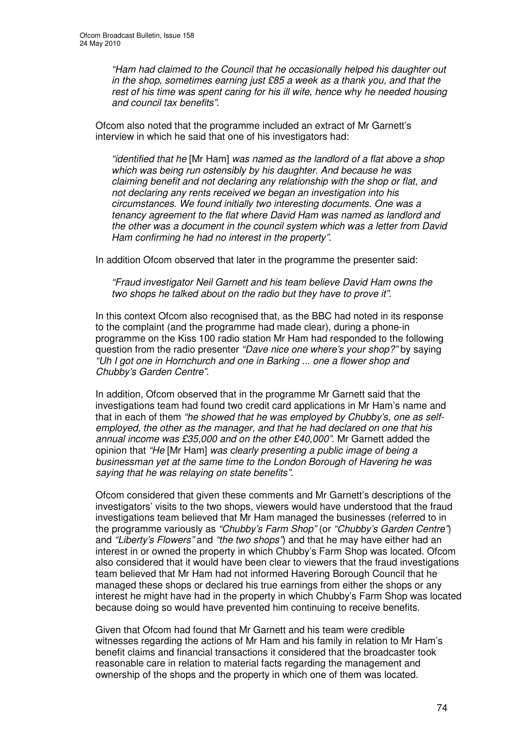*"Ham had claimed to the Council that he occasionally helped his daughter out in the shop, sometimes earning just £85 a week as a thank you, and that the rest of his time was spent caring for his ill wife, hence why he needed housing and council tax benefits"*.

Ofcom also noted that the programme included an extract of Mr Garnett's interview in which he said that one of his investigators had:

*"identified that he* [Mr Ham] *was named as the landlord of a flat above a shop which was being run ostensibly by his daughter. And because he was claiming benefit and not declaring any relationship with the shop or flat, and not declaring any rents received we began an investigation into his circumstances. We found initially two interesting documents. One was a tenancy agreement to the flat where David Ham was named as landlord and the other was a document in the council system which was a letter from David Ham confirming he had no interest in the property"*.

In addition Ofcom observed that later in the programme the presenter said:

*"Fraud investigator Neil Garnett and his team believe David Ham owns the two shops he talked about on the radio but they have to prove it"*.

In this context Ofcom also recognised that, as the BBC had noted in its response to the complaint (and the programme had made clear), during a phone-in programme on the Kiss 100 radio station Mr Ham had responded to the following question from the radio presenter *"Dave nice one where's your shop?"* by saying *"Uh I got one in Hornchurch and one in Barking ... one a flower shop and Chubby's Garden Centre"*.

In addition, Ofcom observed that in the programme Mr Garnett said that the investigations team had found two credit card applications in Mr Ham's name and that in each of them *"he showed that he was employed by Chubby's, one as self-employed, the other as the manager, and that he had declared on one that his annual income was £35,000 and on the other £40,000"*. Mr Garnett added the opinion that *"He* [Mr Ham] *was clearly presenting a public image of being a businessman yet at the same time to the London Borough of Havering he was saying that he was relaying on state benefits"*.

Ofcom considered that given these comments and Mr Garnett's descriptions of the investigators' visits to the two shops, viewers would have understood that the fraud investigations team believed that Mr Ham managed the businesses (referred to in the programme variously as *"Chubby's Farm Shop"* (or *"Chubby's Garden Centre"*) and *"Liberty's Flowers"* and *"the two shops"*) and that he may have either had an interest in or owned the property in which Chubby's Farm Shop was located. Ofcom also considered that it would have been clear to viewers that the fraud investigations team believed that Mr Ham had not informed Havering Borough Council that he managed these shops or declared his true earnings from either the shops or any interest he might have had in the property in which Chubby's Farm Shop was located because doing so would have prevented him continuing to receive benefits.

Given that Ofcom had found that Mr Garnett and his team were credible witnesses regarding the actions of Mr Ham and his family in relation to Mr Ham's benefit claims and financial transactions it considered that the broadcaster took reasonable care in relation to material facts regarding the management and ownership of the shops and the property in which one of them was located.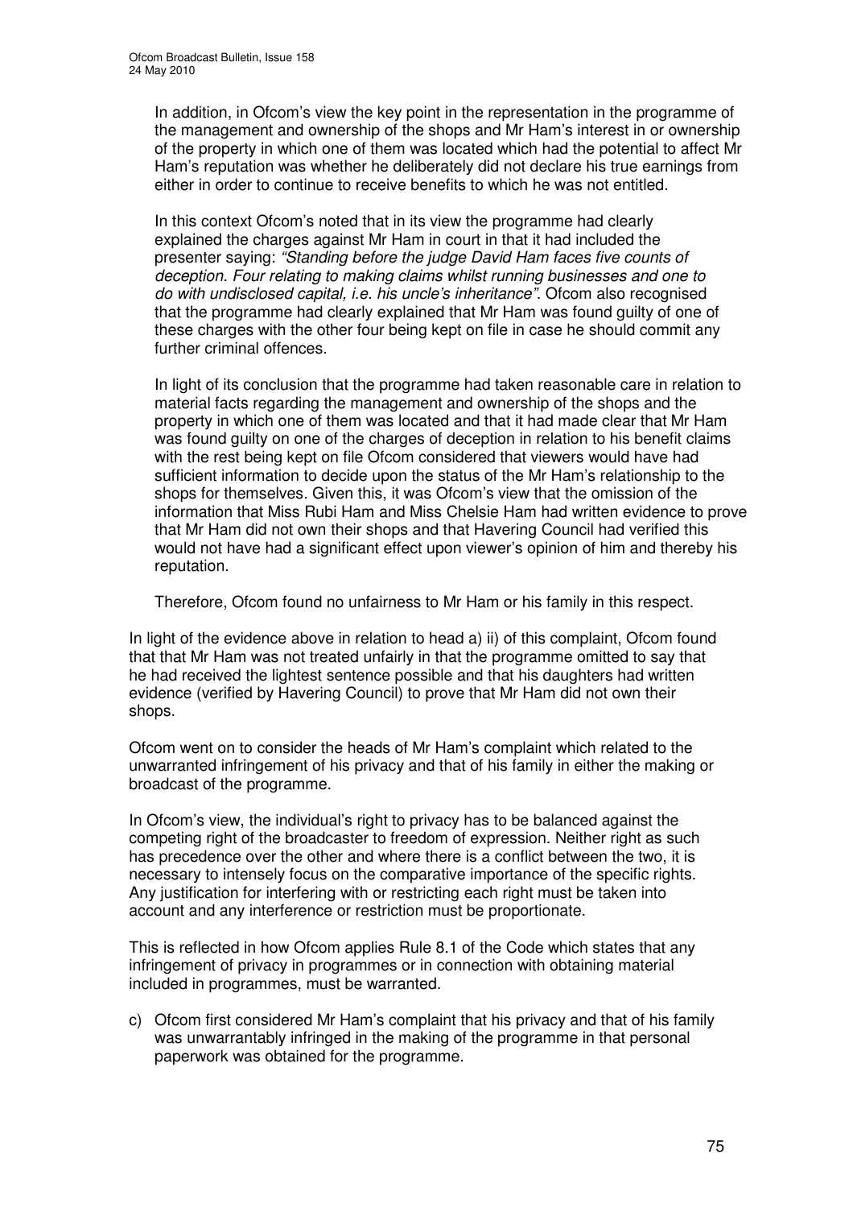In addition, in Ofcom's view the key point in the representation in the programme of the management and ownership of the shops and Mr Ham's interest in or ownership of the property in which one of them was located which had the potential to affect Mr Ham's reputation was whether he deliberately did not declare his true earnings from either in order to continue to receive benefits to which he was not entitled.

In this context Ofcom's noted that in its view the programme had clearly explained the charges against Mr Ham in court in that it had included the presenter saying: *"Standing before the judge David Ham faces five counts of deception. Four relating to making claims whilst running businesses and one to do with undisclosed capital, i.e. his uncle's inheritance"*. Ofcom also recognised that the programme had clearly explained that Mr Ham was found guilty of one of these charges with the other four being kept on file in case he should commit any further criminal offences.

In light of its conclusion that the programme had taken reasonable care in relation to material facts regarding the management and ownership of the shops and the property in which one of them was located and that it had made clear that Mr Ham was found guilty on one of the charges of deception in relation to his benefit claims with the rest being kept on file Ofcom considered that viewers would have had sufficient information to decide upon the status of the Mr Ham's relationship to the shops for themselves. Given this, it was Ofcom's view that the omission of the information that Miss Rubi Ham and Miss Chelsie Ham had written evidence to prove that Mr Ham did not own their shops and that Havering Council had verified this would not have had a significant effect upon viewer's opinion of him and thereby his reputation.

Therefore, Ofcom found no unfairness to Mr Ham or his family in this respect.

In light of the evidence above in relation to head a) ii) of this complaint, Ofcom found that that Mr Ham was not treated unfairly in that the programme omitted to say that he had received the lightest sentence possible and that his daughters had written evidence (verified by Havering Council) to prove that Mr Ham did not own their shops.

Ofcom went on to consider the heads of Mr Ham's complaint which related to the unwarranted infringement of his privacy and that of his family in either the making or broadcast of the programme.

In Ofcom's view, the individual's right to privacy has to be balanced against the competing right of the broadcaster to freedom of expression. Neither right as such has precedence over the other and where there is a conflict between the two, it is necessary to intensely focus on the comparative importance of the specific rights. Any justification for interfering with or restricting each right must be taken into account and any interference or restriction must be proportionate.

This is reflected in how Ofcom applies Rule 8.1 of the Code which states that any infringement of privacy in programmes or in connection with obtaining material included in programmes, must be warranted.

c) Ofcom first considered Mr Ham's complaint that his privacy and that of his family was unwarrantably infringed in the making of the programme in that personal paperwork was obtained for the programme.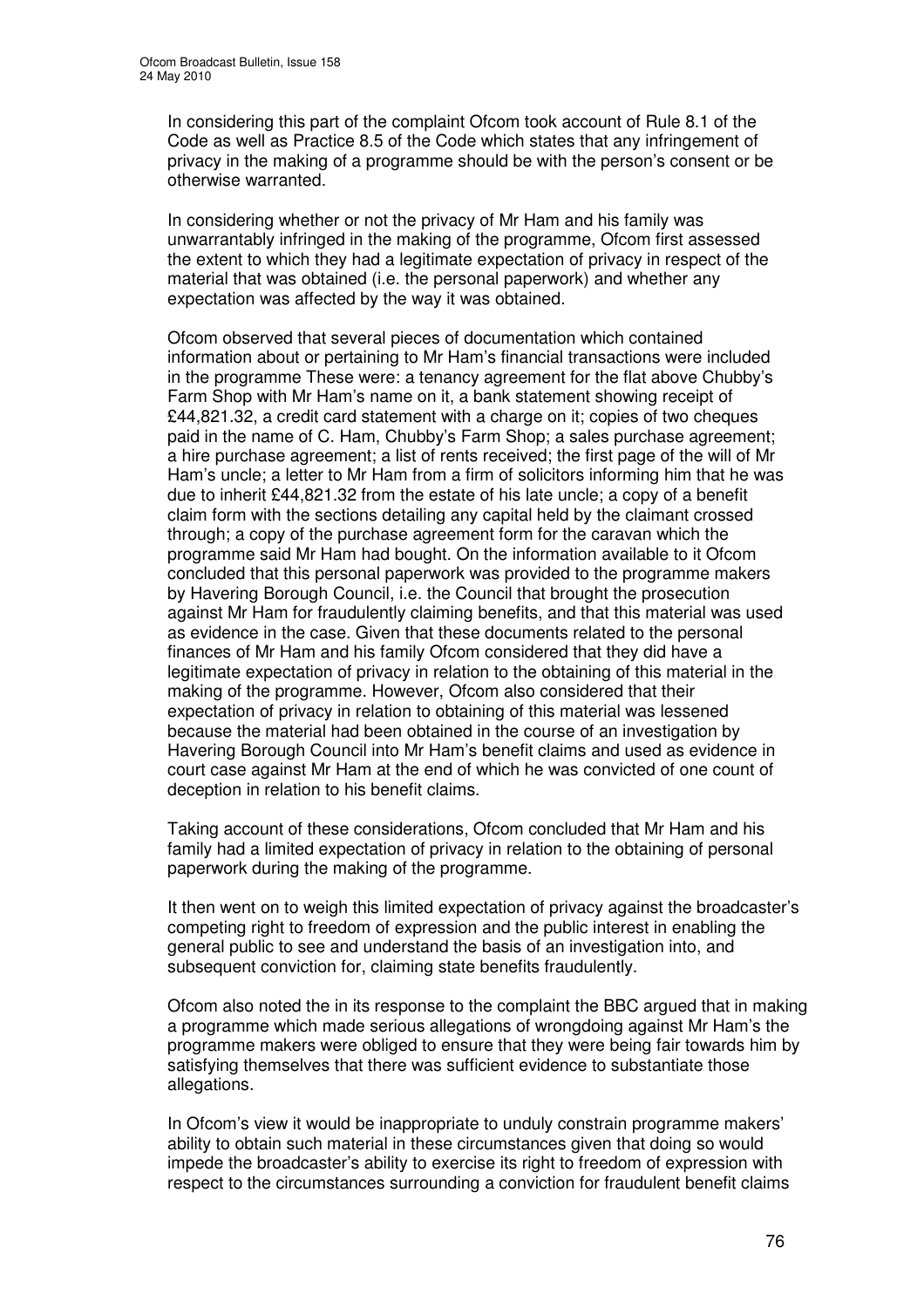In considering this part of the complaint Ofcom took account of Rule 8.1 of the Code as well as Practice 8.5 of the Code which states that any infringement of privacy in the making of a programme should be with the person's consent or be otherwise warranted.

In considering whether or not the privacy of Mr Ham and his family was unwarrantably infringed in the making of the programme, Ofcom first assessed the extent to which they had a legitimate expectation of privacy in respect of the material that was obtained (i.e. the personal paperwork) and whether any expectation was affected by the way it was obtained.

Ofcom observed that several pieces of documentation which contained information about or pertaining to Mr Ham's financial transactions were included in the programme These were: a tenancy agreement for the flat above Chubby's Farm Shop with Mr Ham's name on it, a bank statement showing receipt of £44,821.32, a credit card statement with a charge on it; copies of two cheques paid in the name of C. Ham, Chubby's Farm Shop; a sales purchase agreement; a hire purchase agreement; a list of rents received; the first page of the will of Mr Ham's uncle; a letter to Mr Ham from a firm of solicitors informing him that he was due to inherit £44,821.32 from the estate of his late uncle; a copy of a benefit claim form with the sections detailing any capital held by the claimant crossed through; a copy of the purchase agreement form for the caravan which the programme said Mr Ham had bought. On the information available to it Ofcom concluded that this personal paperwork was provided to the programme makers by Havering Borough Council, i.e. the Council that brought the prosecution against Mr Ham for fraudulently claiming benefits, and that this material was used as evidence in the case. Given that these documents related to the personal finances of Mr Ham and his family Ofcom considered that they did have a legitimate expectation of privacy in relation to the obtaining of this material in the making of the programme. However, Ofcom also considered that their expectation of privacy in relation to obtaining of this material was lessened because the material had been obtained in the course of an investigation by Havering Borough Council into Mr Ham's benefit claims and used as evidence in court case against Mr Ham at the end of which he was convicted of one count of deception in relation to his benefit claims.

Taking account of these considerations, Ofcom concluded that Mr Ham and his family had a limited expectation of privacy in relation to the obtaining of personal paperwork during the making of the programme.

It then went on to weigh this limited expectation of privacy against the broadcaster's competing right to freedom of expression and the public interest in enabling the general public to see and understand the basis of an investigation into, and subsequent conviction for, claiming state benefits fraudulently.

Ofcom also noted the in its response to the complaint the BBC argued that in making a programme which made serious allegations of wrongdoing against Mr Ham's the programme makers were obliged to ensure that they were being fair towards him by satisfying themselves that there was sufficient evidence to substantiate those allegations.

In Ofcom's view it would be inappropriate to unduly constrain programme makers' ability to obtain such material in these circumstances given that doing so would impede the broadcaster's ability to exercise its right to freedom of expression with respect to the circumstances surrounding a conviction for fraudulent benefit claims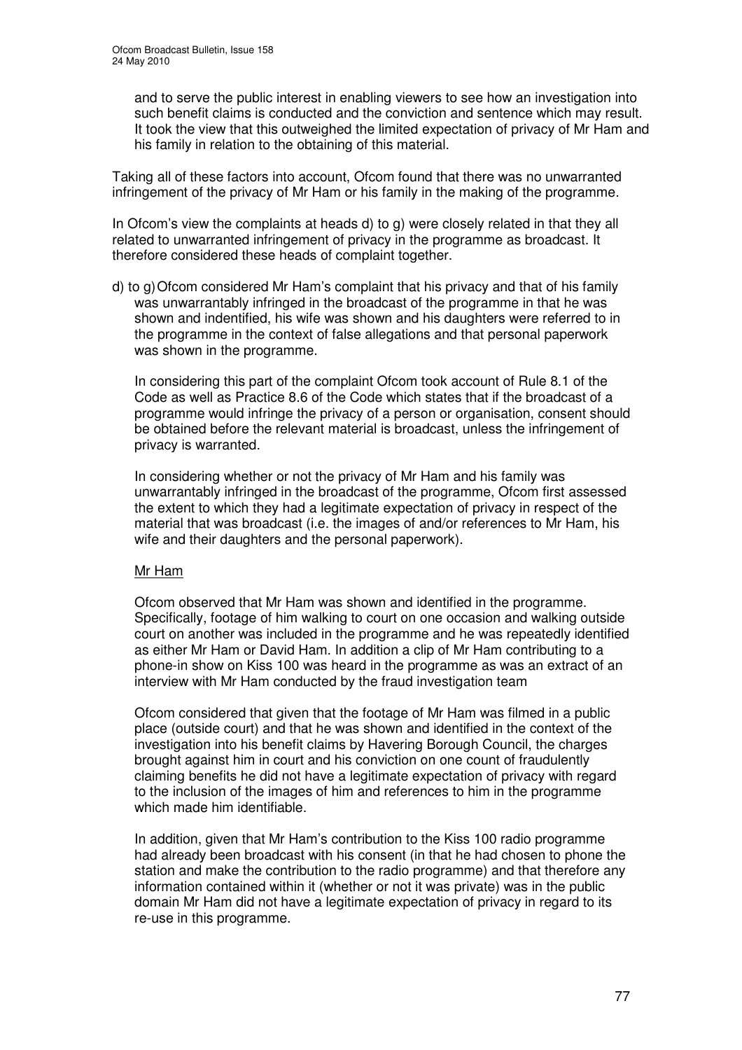and to serve the public interest in enabling viewers to see how an investigation into such benefit claims is conducted and the conviction and sentence which may result. It took the view that this outweighed the limited expectation of privacy of Mr Ham and his family in relation to the obtaining of this material.

Taking all of these factors into account, Ofcom found that there was no unwarranted infringement of the privacy of Mr Ham or his family in the making of the programme.

In Ofcom's view the complaints at heads d) to g) were closely related in that they all related to unwarranted infringement of privacy in the programme as broadcast. It therefore considered these heads of complaint together.

d) to g) Ofcom considered Mr Ham's complaint that his privacy and that of his family was unwarrantably infringed in the broadcast of the programme in that he was shown and indentified, his wife was shown and his daughters were referred to in the programme in the context of false allegations and that personal paperwork was shown in the programme.

In considering this part of the complaint Ofcom took account of Rule 8.1 of the Code as well as Practice 8.6 of the Code which states that if the broadcast of a programme would infringe the privacy of a person or organisation, consent should be obtained before the relevant material is broadcast, unless the infringement of privacy is warranted.

In considering whether or not the privacy of Mr Ham and his family was unwarrantably infringed in the broadcast of the programme, Ofcom first assessed the extent to which they had a legitimate expectation of privacy in respect of the material that was broadcast (i.e. the images of and/or references to Mr Ham, his wife and their daughters and the personal paperwork).

Mr Ham

Ofcom observed that Mr Ham was shown and identified in the programme. Specifically, footage of him walking to court on one occasion and walking outside court on another was included in the programme and he was repeatedly identified as either Mr Ham or David Ham. In addition a clip of Mr Ham contributing to a phone-in show on Kiss 100 was heard in the programme as was an extract of an interview with Mr Ham conducted by the fraud investigation team

Ofcom considered that given that the footage of Mr Ham was filmed in a public place (outside court) and that he was shown and identified in the context of the investigation into his benefit claims by Havering Borough Council, the charges brought against him in court and his conviction on one count of fraudulently claiming benefits he did not have a legitimate expectation of privacy with regard to the inclusion of the images of him and references to him in the programme which made him identifiable.

In addition, given that Mr Ham's contribution to the Kiss 100 radio programme had already been broadcast with his consent (in that he had chosen to phone the station and make the contribution to the radio programme) and that therefore any information contained within it (whether or not it was private) was in the public domain Mr Ham did not have a legitimate expectation of privacy in regard to its re-use in this programme.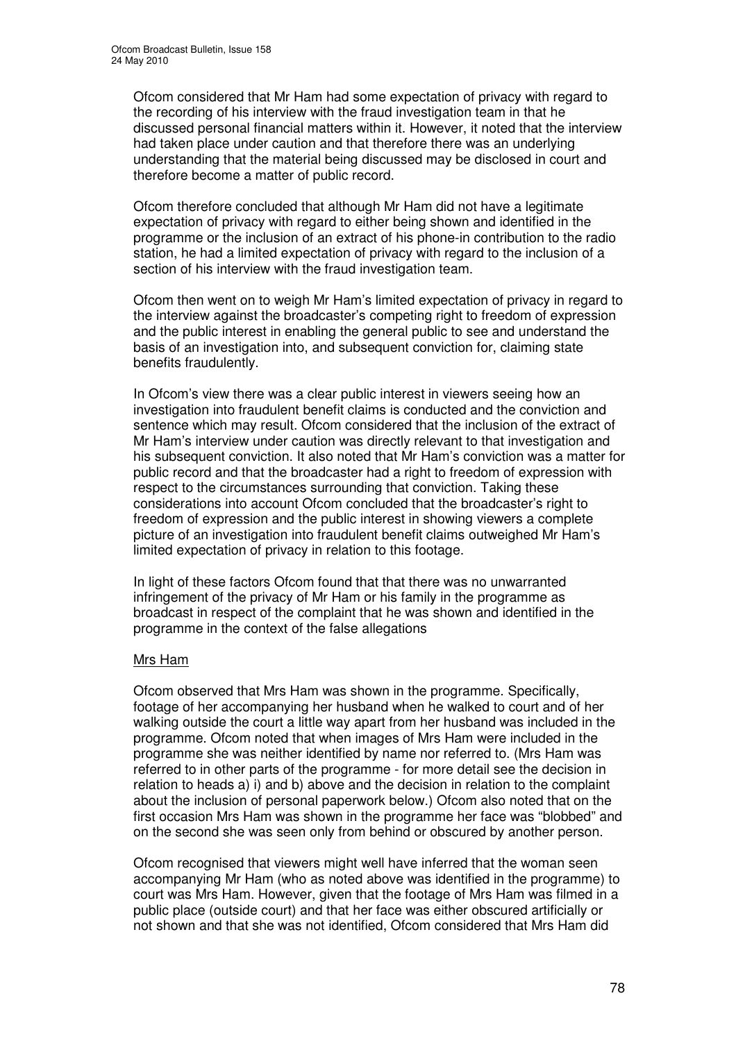Ofcom considered that Mr Ham had some expectation of privacy with regard to the recording of his interview with the fraud investigation team in that he discussed personal financial matters within it. However, it noted that the interview had taken place under caution and that therefore there was an underlying understanding that the material being discussed may be disclosed in court and therefore become a matter of public record.

Ofcom therefore concluded that although Mr Ham did not have a legitimate expectation of privacy with regard to either being shown and identified in the programme or the inclusion of an extract of his phone-in contribution to the radio station, he had a limited expectation of privacy with regard to the inclusion of a section of his interview with the fraud investigation team.

Ofcom then went on to weigh Mr Ham's limited expectation of privacy in regard to the interview against the broadcaster's competing right to freedom of expression and the public interest in enabling the general public to see and understand the basis of an investigation into, and subsequent conviction for, claiming state benefits fraudulently.

In Ofcom's view there was a clear public interest in viewers seeing how an investigation into fraudulent benefit claims is conducted and the conviction and sentence which may result. Ofcom considered that the inclusion of the extract of Mr Ham's interview under caution was directly relevant to that investigation and his subsequent conviction. It also noted that Mr Ham's conviction was a matter for public record and that the broadcaster had a right to freedom of expression with respect to the circumstances surrounding that conviction. Taking these considerations into account Ofcom concluded that the broadcaster's right to freedom of expression and the public interest in showing viewers a complete picture of an investigation into fraudulent benefit claims outweighed Mr Ham's limited expectation of privacy in relation to this footage.

In light of these factors Ofcom found that that there was no unwarranted infringement of the privacy of Mr Ham or his family in the programme as broadcast in respect of the complaint that he was shown and identified in the programme in the context of the false allegations

Mrs Ham

Ofcom observed that Mrs Ham was shown in the programme. Specifically, footage of her accompanying her husband when he walked to court and of her walking outside the court a little way apart from her husband was included in the programme. Ofcom noted that when images of Mrs Ham were included in the programme she was neither identified by name nor referred to. (Mrs Ham was referred to in other parts of the programme - for more detail see the decision in relation to heads a) i) and b) above and the decision in relation to the complaint about the inclusion of personal paperwork below.) Ofcom also noted that on the first occasion Mrs Ham was shown in the programme her face was "blobbed" and on the second she was seen only from behind or obscured by another person.

Ofcom recognised that viewers might well have inferred that the woman seen accompanying Mr Ham (who as noted above was identified in the programme) to court was Mrs Ham. However, given that the footage of Mrs Ham was filmed in a public place (outside court) and that her face was either obscured artificially or not shown and that she was not identified, Ofcom considered that Mrs Ham did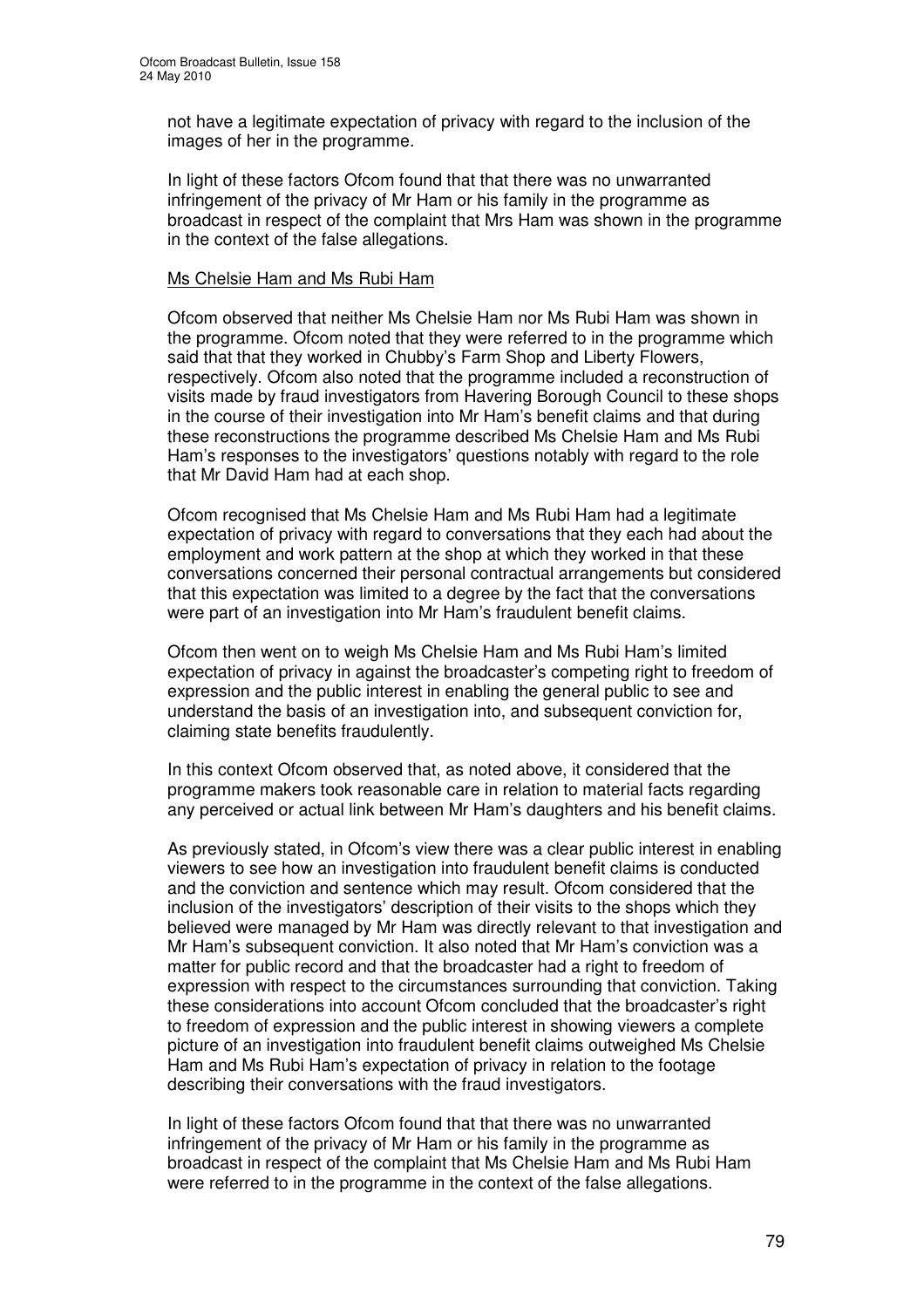not have a legitimate expectation of privacy with regard to the inclusion of the images of her in the programme.

In light of these factors Ofcom found that that there was no unwarranted infringement of the privacy of Mr Ham or his family in the programme as broadcast in respect of the complaint that Mrs Ham was shown in the programme in the context of the false allegations.

Ms Chelsie Ham and Ms Rubi Ham

Ofcom observed that neither Ms Chelsie Ham nor Ms Rubi Ham was shown in the programme. Ofcom noted that they were referred to in the programme which said that that they worked in Chubby's Farm Shop and Liberty Flowers, respectively. Ofcom also noted that the programme included a reconstruction of visits made by fraud investigators from Havering Borough Council to these shops in the course of their investigation into Mr Ham's benefit claims and that during these reconstructions the programme described Ms Chelsie Ham and Ms Rubi Ham's responses to the investigators' questions notably with regard to the role that Mr David Ham had at each shop.

Ofcom recognised that Ms Chelsie Ham and Ms Rubi Ham had a legitimate expectation of privacy with regard to conversations that they each had about the employment and work pattern at the shop at which they worked in that these conversations concerned their personal contractual arrangements but considered that this expectation was limited to a degree by the fact that the conversations were part of an investigation into Mr Ham's fraudulent benefit claims.

Ofcom then went on to weigh Ms Chelsie Ham and Ms Rubi Ham's limited expectation of privacy in against the broadcaster's competing right to freedom of expression and the public interest in enabling the general public to see and understand the basis of an investigation into, and subsequent conviction for, claiming state benefits fraudulently.

In this context Ofcom observed that, as noted above, it considered that the programme makers took reasonable care in relation to material facts regarding any perceived or actual link between Mr Ham's daughters and his benefit claims.

As previously stated, in Ofcom's view there was a clear public interest in enabling viewers to see how an investigation into fraudulent benefit claims is conducted and the conviction and sentence which may result. Ofcom considered that the inclusion of the investigators' description of their visits to the shops which they believed were managed by Mr Ham was directly relevant to that investigation and Mr Ham's subsequent conviction. It also noted that Mr Ham's conviction was a matter for public record and that the broadcaster had a right to freedom of expression with respect to the circumstances surrounding that conviction. Taking these considerations into account Ofcom concluded that the broadcaster's right to freedom of expression and the public interest in showing viewers a complete picture of an investigation into fraudulent benefit claims outweighed Ms Chelsie Ham and Ms Rubi Ham's expectation of privacy in relation to the footage describing their conversations with the fraud investigators.

In light of these factors Ofcom found that that there was no unwarranted infringement of the privacy of Mr Ham or his family in the programme as broadcast in respect of the complaint that Ms Chelsie Ham and Ms Rubi Ham were referred to in the programme in the context of the false allegations.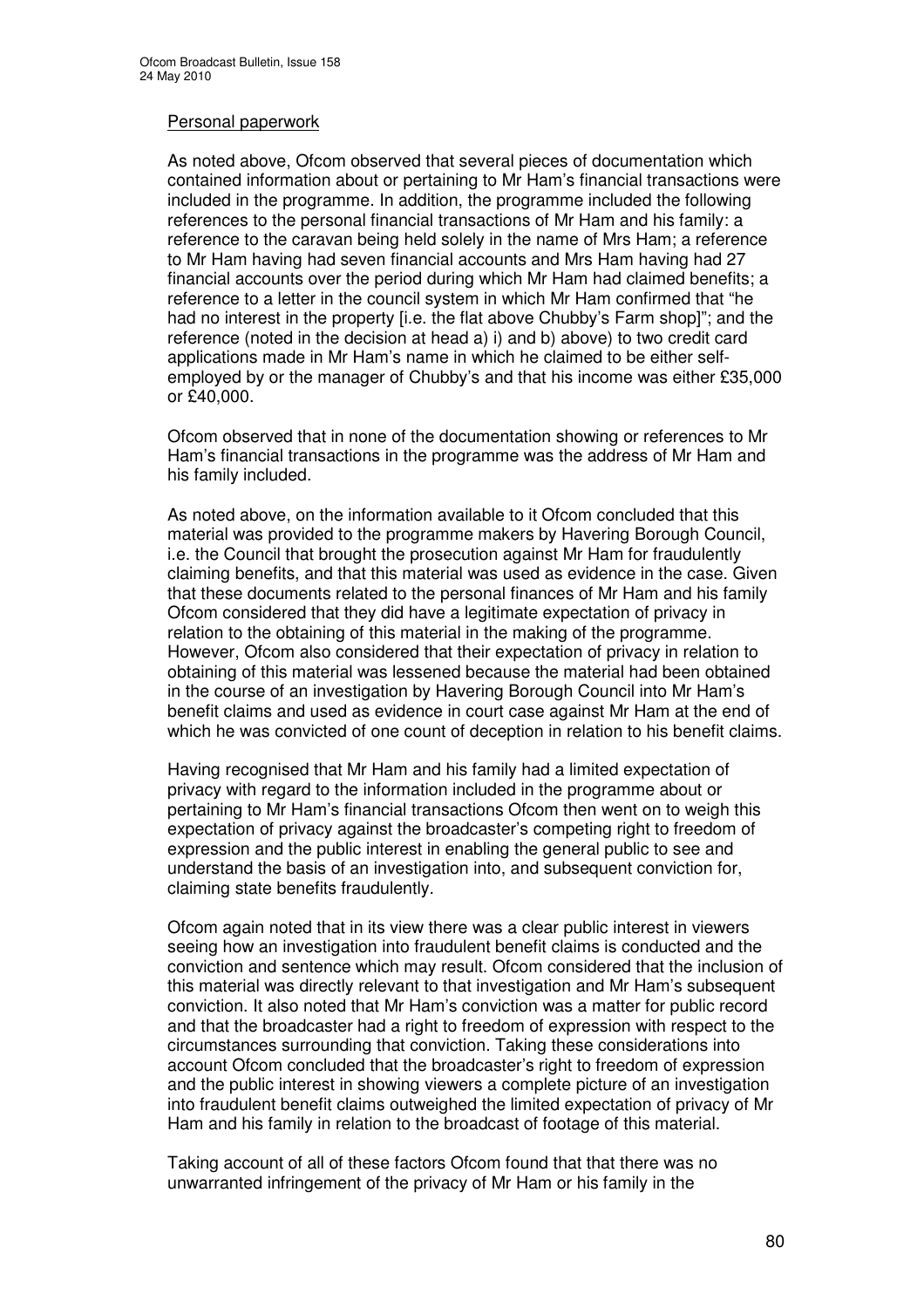Personal paperwork

As noted above, Ofcom observed that several pieces of documentation which contained information about or pertaining to Mr Ham's financial transactions were included in the programme. In addition, the programme included the following references to the personal financial transactions of Mr Ham and his family: a reference to the caravan being held solely in the name of Mrs Ham; a reference to Mr Ham having had seven financial accounts and Mrs Ham having had 27 financial accounts over the period during which Mr Ham had claimed benefits; a reference to a letter in the council system in which Mr Ham confirmed that "he had no interest in the property [i.e. the flat above Chubby's Farm shop]"; and the reference (noted in the decision at head a) i) and b) above) to two credit card applications made in Mr Ham's name in which he claimed to be either self-employed by or the manager of Chubby's and that his income was either £35,000 or £40,000.

Ofcom observed that in none of the documentation showing or references to Mr Ham's financial transactions in the programme was the address of Mr Ham and his family included.

As noted above, on the information available to it Ofcom concluded that this material was provided to the programme makers by Havering Borough Council, i.e. the Council that brought the prosecution against Mr Ham for fraudulently claiming benefits, and that this material was used as evidence in the case. Given that these documents related to the personal finances of Mr Ham and his family Ofcom considered that they did have a legitimate expectation of privacy in relation to the obtaining of this material in the making of the programme. However, Ofcom also considered that their expectation of privacy in relation to obtaining of this material was lessened because the material had been obtained in the course of an investigation by Havering Borough Council into Mr Ham's benefit claims and used as evidence in court case against Mr Ham at the end of which he was convicted of one count of deception in relation to his benefit claims.

Having recognised that Mr Ham and his family had a limited expectation of privacy with regard to the information included in the programme about or pertaining to Mr Ham's financial transactions Ofcom then went on to weigh this expectation of privacy against the broadcaster's competing right to freedom of expression and the public interest in enabling the general public to see and understand the basis of an investigation into, and subsequent conviction for, claiming state benefits fraudulently.

Ofcom again noted that in its view there was a clear public interest in viewers seeing how an investigation into fraudulent benefit claims is conducted and the conviction and sentence which may result. Ofcom considered that the inclusion of this material was directly relevant to that investigation and Mr Ham's subsequent conviction. It also noted that Mr Ham's conviction was a matter for public record and that the broadcaster had a right to freedom of expression with respect to the circumstances surrounding that conviction. Taking these considerations into account Ofcom concluded that the broadcaster's right to freedom of expression and the public interest in showing viewers a complete picture of an investigation into fraudulent benefit claims outweighed the limited expectation of privacy of Mr Ham and his family in relation to the broadcast of footage of this material.

Taking account of all of these factors Ofcom found that that there was no unwarranted infringement of the privacy of Mr Ham or his family in the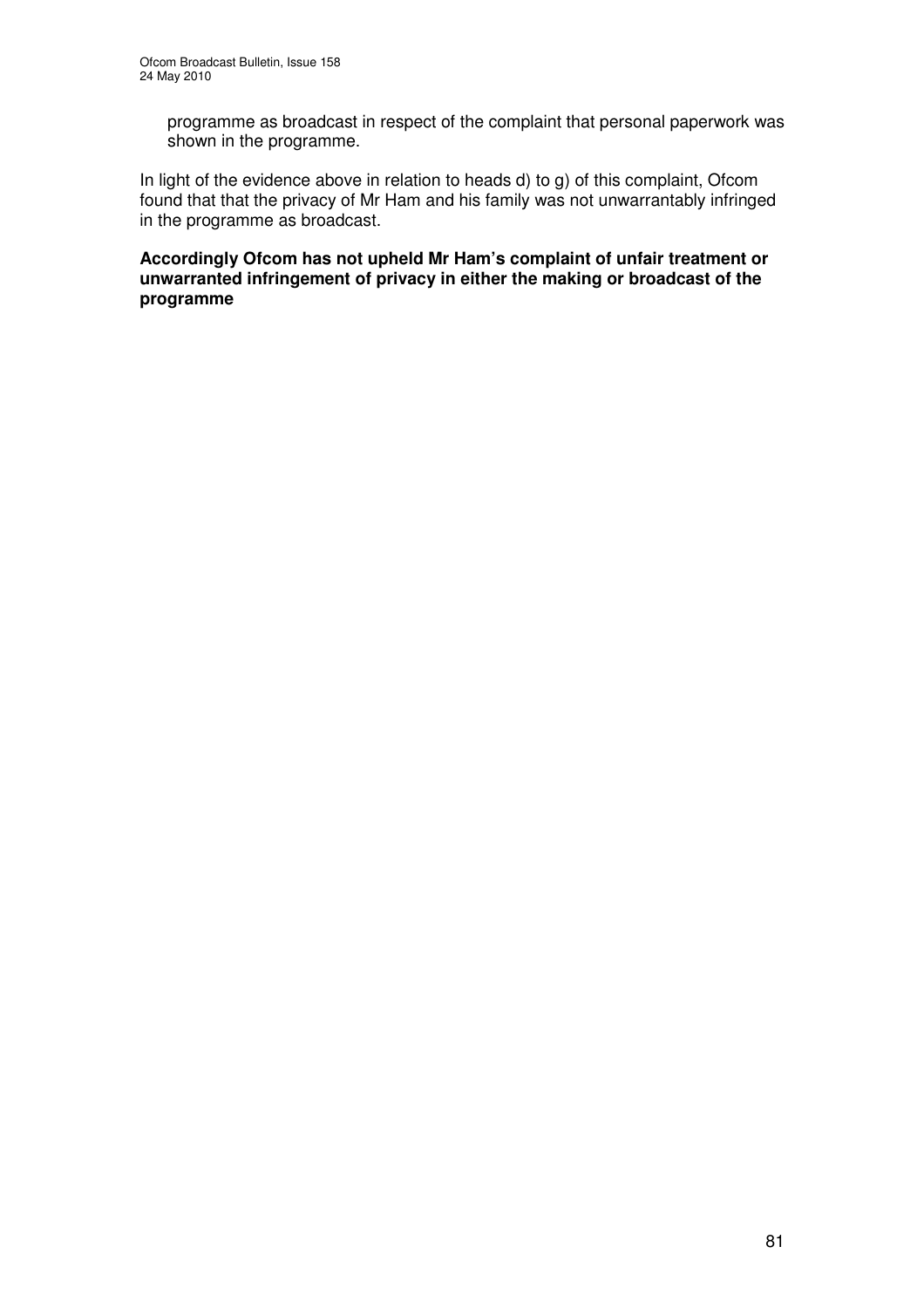programme as broadcast in respect of the complaint that personal paperwork was shown in the programme.

In light of the evidence above in relation to heads d) to g) of this complaint, Ofcom found that that the privacy of Mr Ham and his family was not unwarrantably infringed in the programme as broadcast.

**Accordingly Ofcom has not upheld Mr Ham's complaint of unfair treatment or unwarranted infringement of privacy in either the making or broadcast of the programme**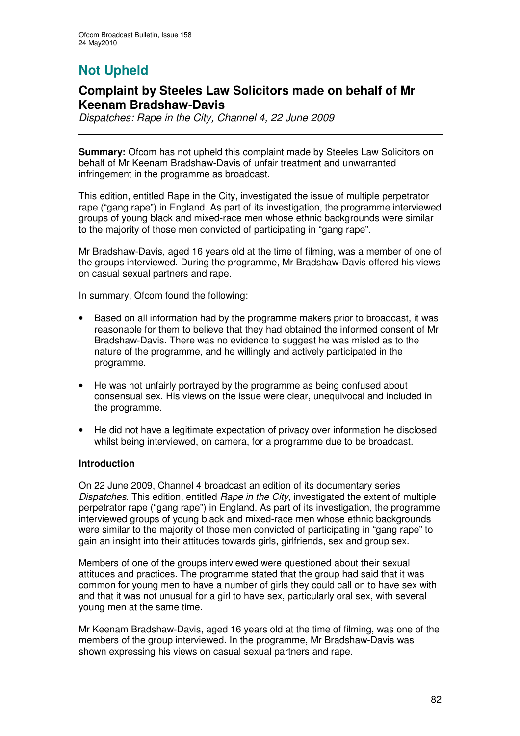# Not Upheld

## Complaint by Steeles Law Solicitors made on behalf of Mr Keenam Bradshaw-Davis

*Dispatches: Rape in the City, Channel 4, 22 June 2009*

---

**Summary:** Ofcom has not upheld this complaint made by Steeles Law Solicitors on behalf of Mr Keenam Bradshaw-Davis of unfair treatment and unwarranted infringement in the programme as broadcast.

This edition, entitled Rape in the City, investigated the issue of multiple perpetrator rape ("gang rape") in England. As part of its investigation, the programme interviewed groups of young black and mixed-race men whose ethnic backgrounds were similar to the majority of those men convicted of participating in "gang rape".

Mr Bradshaw-Davis, aged 16 years old at the time of filming, was a member of one of the groups interviewed. During the programme, Mr Bradshaw-Davis offered his views on casual sexual partners and rape.

In summary, Ofcom found the following:

- Based on all information had by the programme makers prior to broadcast, it was reasonable for them to believe that they had obtained the informed consent of Mr Bradshaw-Davis. There was no evidence to suggest he was misled as to the nature of the programme, and he willingly and actively participated in the programme.
- He was not unfairly portrayed by the programme as being confused about consensual sex. His views on the issue were clear, unequivocal and included in the programme.
- He did not have a legitimate expectation of privacy over information he disclosed whilst being interviewed, on camera, for a programme due to be broadcast.

### Introduction

On 22 June 2009, Channel 4 broadcast an edition of its documentary series *Dispatches*. This edition, entitled *Rape in the City*, investigated the extent of multiple perpetrator rape ("gang rape") in England. As part of its investigation, the programme interviewed groups of young black and mixed-race men whose ethnic backgrounds were similar to the majority of those men convicted of participating in "gang rape" to gain an insight into their attitudes towards girls, girlfriends, sex and group sex.

Members of one of the groups interviewed were questioned about their sexual attitudes and practices. The programme stated that the group had said that it was common for young men to have a number of girls they could call on to have sex with and that it was not unusual for a girl to have sex, particularly oral sex, with several young men at the same time.

Mr Keenam Bradshaw-Davis, aged 16 years old at the time of filming, was one of the members of the group interviewed. In the programme, Mr Bradshaw-Davis was shown expressing his views on casual sexual partners and rape.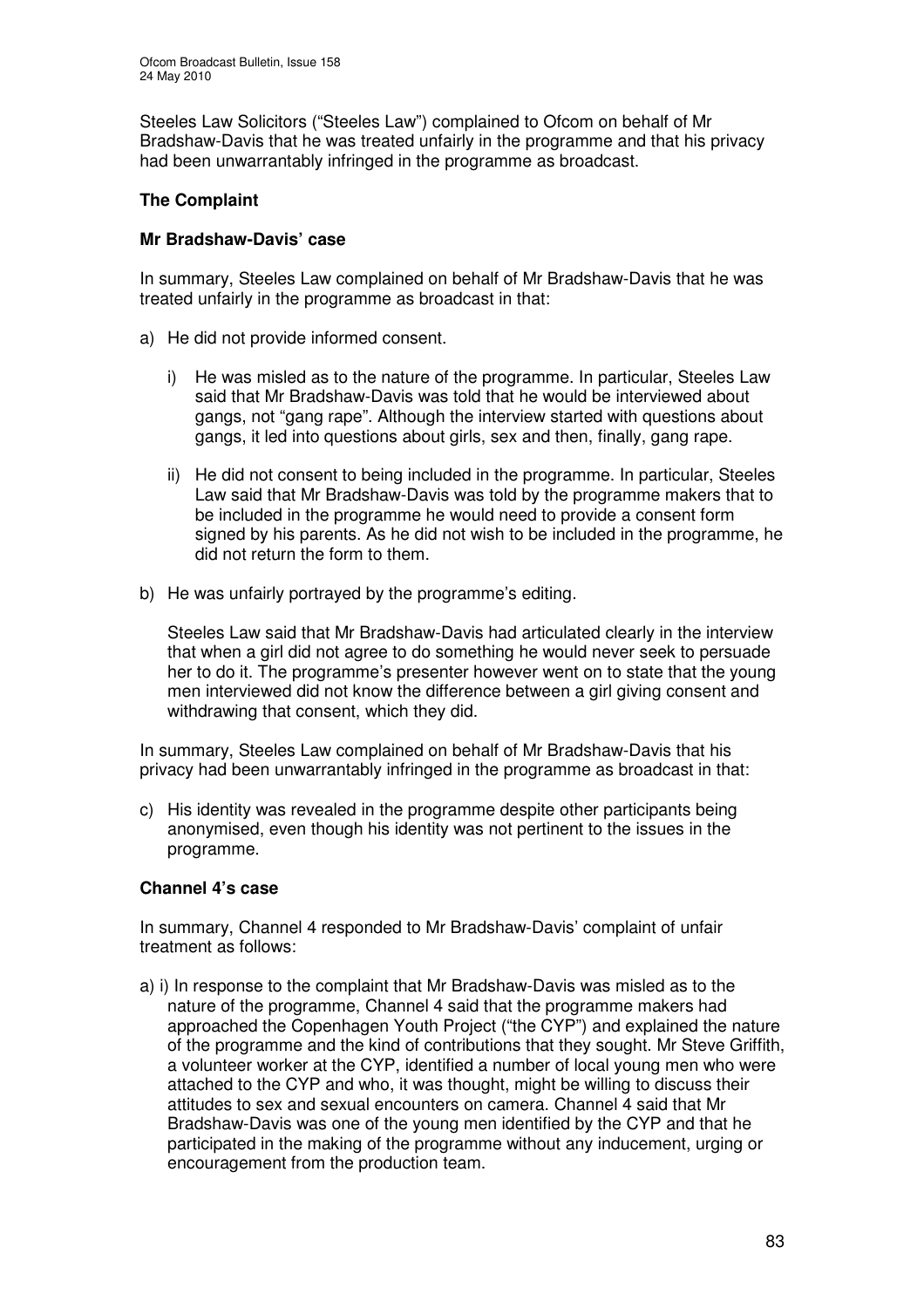Steeles Law Solicitors ("Steeles Law") complained to Ofcom on behalf of Mr Bradshaw-Davis that he was treated unfairly in the programme and that his privacy had been unwarrantably infringed in the programme as broadcast.

## The Complaint

### Mr Bradshaw-Davis' case

In summary, Steeles Law complained on behalf of Mr Bradshaw-Davis that he was treated unfairly in the programme as broadcast in that:

a) He did not provide informed consent.

   i) He was misled as to the nature of the programme. In particular, Steeles Law said that Mr Bradshaw-Davis was told that he would be interviewed about gangs, not "gang rape". Although the interview started with questions about gangs, it led into questions about girls, sex and then, finally, gang rape.

   ii) He did not consent to being included in the programme. In particular, Steeles Law said that Mr Bradshaw-Davis was told by the programme makers that to be included in the programme he would need to provide a consent form signed by his parents. As he did not wish to be included in the programme, he did not return the form to them.

b) He was unfairly portrayed by the programme's editing.

   Steeles Law said that Mr Bradshaw-Davis had articulated clearly in the interview that when a girl did not agree to do something he would never seek to persuade her to do it. The programme's presenter however went on to state that the young men interviewed did not know the difference between a girl giving consent and withdrawing that consent, which they did.

In summary, Steeles Law complained on behalf of Mr Bradshaw-Davis that his privacy had been unwarrantably infringed in the programme as broadcast in that:

c) His identity was revealed in the programme despite other participants being anonymised, even though his identity was not pertinent to the issues in the programme.

### Channel 4's case

In summary, Channel 4 responded to Mr Bradshaw-Davis' complaint of unfair treatment as follows:

a) i) In response to the complaint that Mr Bradshaw-Davis was misled as to the nature of the programme, Channel 4 said that the programme makers had approached the Copenhagen Youth Project ("the CYP") and explained the nature of the programme and the kind of contributions that they sought. Mr Steve Griffith, a volunteer worker at the CYP, identified a number of local young men who were attached to the CYP and who, it was thought, might be willing to discuss their attitudes to sex and sexual encounters on camera. Channel 4 said that Mr Bradshaw-Davis was one of the young men identified by the CYP and that he participated in the making of the programme without any inducement, urging or encouragement from the production team.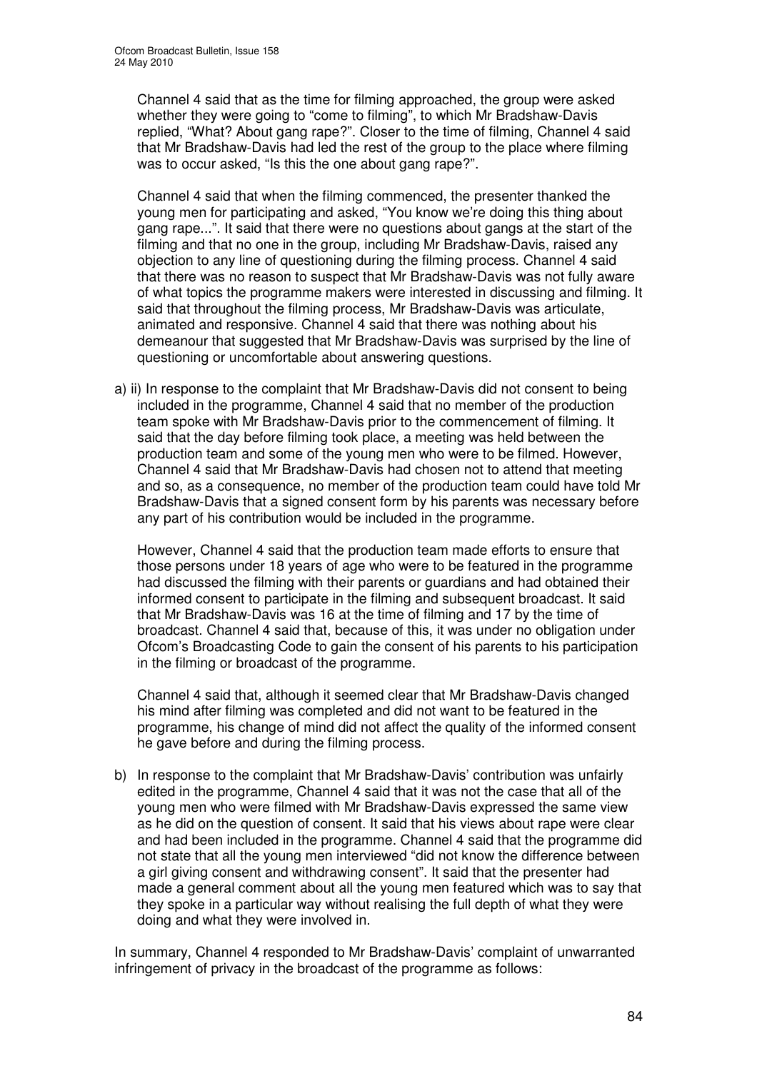Channel 4 said that as the time for filming approached, the group were asked whether they were going to "come to filming", to which Mr Bradshaw-Davis replied, "What? About gang rape?". Closer to the time of filming, Channel 4 said that Mr Bradshaw-Davis had led the rest of the group to the place where filming was to occur asked, "Is this the one about gang rape?".

Channel 4 said that when the filming commenced, the presenter thanked the young men for participating and asked, "You know we're doing this thing about gang rape...". It said that there were no questions about gangs at the start of the filming and that no one in the group, including Mr Bradshaw-Davis, raised any objection to any line of questioning during the filming process. Channel 4 said that there was no reason to suspect that Mr Bradshaw-Davis was not fully aware of what topics the programme makers were interested in discussing and filming. It said that throughout the filming process, Mr Bradshaw-Davis was articulate, animated and responsive. Channel 4 said that there was nothing about his demeanour that suggested that Mr Bradshaw-Davis was surprised by the line of questioning or uncomfortable about answering questions.

a) ii) In response to the complaint that Mr Bradshaw-Davis did not consent to being included in the programme, Channel 4 said that no member of the production team spoke with Mr Bradshaw-Davis prior to the commencement of filming. It said that the day before filming took place, a meeting was held between the production team and some of the young men who were to be filmed. However, Channel 4 said that Mr Bradshaw-Davis had chosen not to attend that meeting and so, as a consequence, no member of the production team could have told Mr Bradshaw-Davis that a signed consent form by his parents was necessary before any part of his contribution would be included in the programme.

However, Channel 4 said that the production team made efforts to ensure that those persons under 18 years of age who were to be featured in the programme had discussed the filming with their parents or guardians and had obtained their informed consent to participate in the filming and subsequent broadcast. It said that Mr Bradshaw-Davis was 16 at the time of filming and 17 by the time of broadcast. Channel 4 said that, because of this, it was under no obligation under Ofcom's Broadcasting Code to gain the consent of his parents to his participation in the filming or broadcast of the programme.

Channel 4 said that, although it seemed clear that Mr Bradshaw-Davis changed his mind after filming was completed and did not want to be featured in the programme, his change of mind did not affect the quality of the informed consent he gave before and during the filming process.

b) In response to the complaint that Mr Bradshaw-Davis' contribution was unfairly edited in the programme, Channel 4 said that it was not the case that all of the young men who were filmed with Mr Bradshaw-Davis expressed the same view as he did on the question of consent. It said that his views about rape were clear and had been included in the programme. Channel 4 said that the programme did not state that all the young men interviewed "did not know the difference between a girl giving consent and withdrawing consent". It said that the presenter had made a general comment about all the young men featured which was to say that they spoke in a particular way without realising the full depth of what they were doing and what they were involved in.

In summary, Channel 4 responded to Mr Bradshaw-Davis' complaint of unwarranted infringement of privacy in the broadcast of the programme as follows: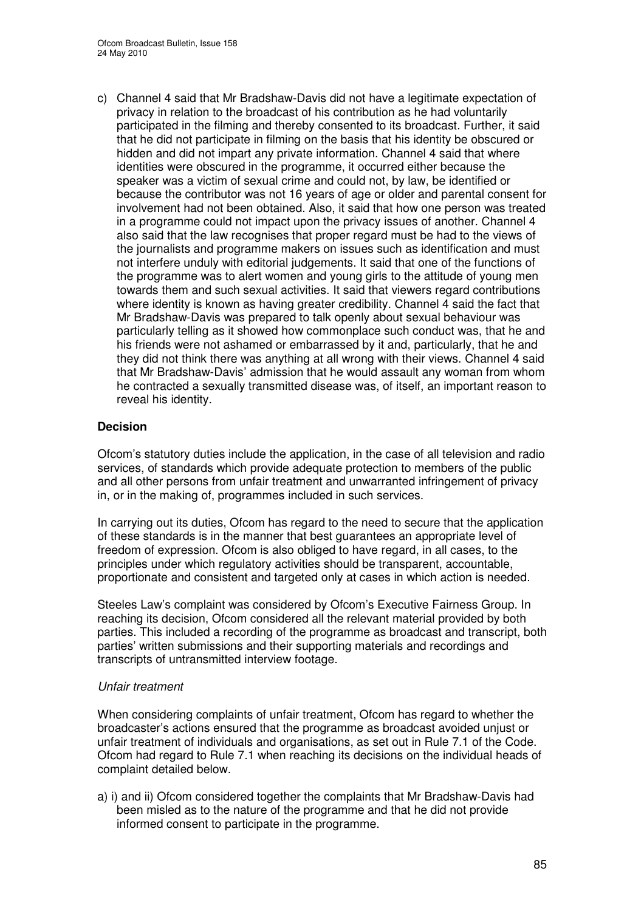c) Channel 4 said that Mr Bradshaw-Davis did not have a legitimate expectation of privacy in relation to the broadcast of his contribution as he had voluntarily participated in the filming and thereby consented to its broadcast. Further, it said that he did not participate in filming on the basis that his identity be obscured or hidden and did not impart any private information. Channel 4 said that where identities were obscured in the programme, it occurred either because the speaker was a victim of sexual crime and could not, by law, be identified or because the contributor was not 16 years of age or older and parental consent for involvement had not been obtained. Also, it said that how one person was treated in a programme could not impact upon the privacy issues of another. Channel 4 also said that the law recognises that proper regard must be had to the views of the journalists and programme makers on issues such as identification and must not interfere unduly with editorial judgements. It said that one of the functions of the programme was to alert women and young girls to the attitude of young men towards them and such sexual activities. It said that viewers regard contributions where identity is known as having greater credibility. Channel 4 said the fact that Mr Bradshaw-Davis was prepared to talk openly about sexual behaviour was particularly telling as it showed how commonplace such conduct was, that he and his friends were not ashamed or embarrassed by it and, particularly, that he and they did not think there was anything at all wrong with their views. Channel 4 said that Mr Bradshaw-Davis' admission that he would assault any woman from whom he contracted a sexually transmitted disease was, of itself, an important reason to reveal his identity.

**Decision**

Ofcom's statutory duties include the application, in the case of all television and radio services, of standards which provide adequate protection to members of the public and all other persons from unfair treatment and unwarranted infringement of privacy in, or in the making of, programmes included in such services.

In carrying out its duties, Ofcom has regard to the need to secure that the application of these standards is in the manner that best guarantees an appropriate level of freedom of expression. Ofcom is also obliged to have regard, in all cases, to the principles under which regulatory activities should be transparent, accountable, proportionate and consistent and targeted only at cases in which action is needed.

Steeles Law's complaint was considered by Ofcom's Executive Fairness Group. In reaching its decision, Ofcom considered all the relevant material provided by both parties. This included a recording of the programme as broadcast and transcript, both parties' written submissions and their supporting materials and recordings and transcripts of untransmitted interview footage.

*Unfair treatment*

When considering complaints of unfair treatment, Ofcom has regard to whether the broadcaster's actions ensured that the programme as broadcast avoided unjust or unfair treatment of individuals and organisations, as set out in Rule 7.1 of the Code. Ofcom had regard to Rule 7.1 when reaching its decisions on the individual heads of complaint detailed below.

a) i) and ii) Ofcom considered together the complaints that Mr Bradshaw-Davis had been misled as to the nature of the programme and that he did not provide informed consent to participate in the programme.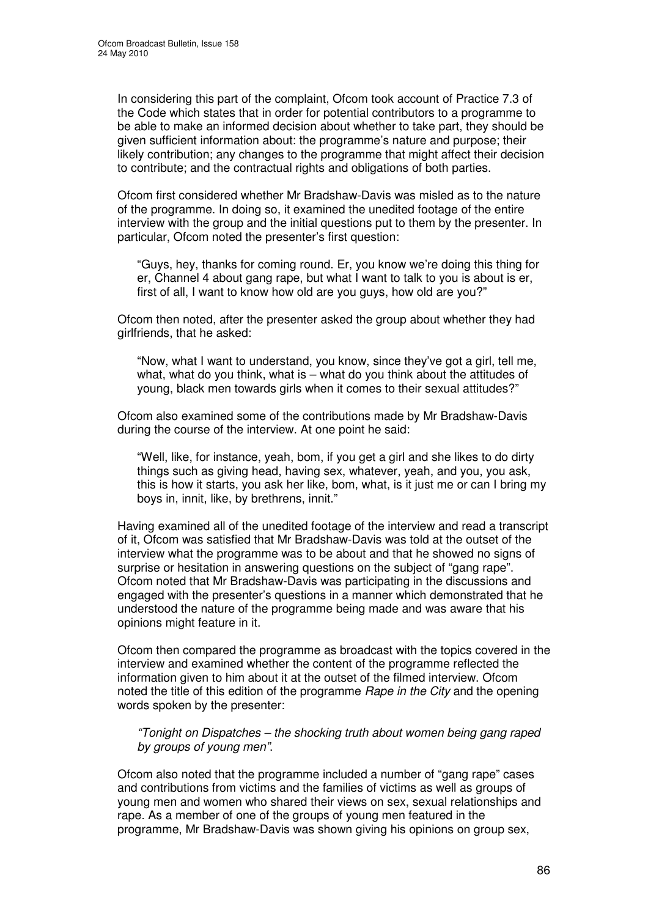In considering this part of the complaint, Ofcom took account of Practice 7.3 of the Code which states that in order for potential contributors to a programme to be able to make an informed decision about whether to take part, they should be given sufficient information about: the programme's nature and purpose; their likely contribution; any changes to the programme that might affect their decision to contribute; and the contractual rights and obligations of both parties.

Ofcom first considered whether Mr Bradshaw-Davis was misled as to the nature of the programme. In doing so, it examined the unedited footage of the entire interview with the group and the initial questions put to them by the presenter. In particular, Ofcom noted the presenter's first question:

> "Guys, hey, thanks for coming round. Er, you know we're doing this thing for er, Channel 4 about gang rape, but what I want to talk to you is about is er, first of all, I want to know how old are you guys, how old are you?"

Ofcom then noted, after the presenter asked the group about whether they had girlfriends, that he asked:

> "Now, what I want to understand, you know, since they've got a girl, tell me, what, what do you think, what is – what do you think about the attitudes of young, black men towards girls when it comes to their sexual attitudes?"

Ofcom also examined some of the contributions made by Mr Bradshaw-Davis during the course of the interview. At one point he said:

> "Well, like, for instance, yeah, bom, if you get a girl and she likes to do dirty things such as giving head, having sex, whatever, yeah, and you, you ask, this is how it starts, you ask her like, bom, what, is it just me or can I bring my boys in, innit, like, by brethrens, innit."

Having examined all of the unedited footage of the interview and read a transcript of it, Ofcom was satisfied that Mr Bradshaw-Davis was told at the outset of the interview what the programme was to be about and that he showed no signs of surprise or hesitation in answering questions on the subject of "gang rape". Ofcom noted that Mr Bradshaw-Davis was participating in the discussions and engaged with the presenter's questions in a manner which demonstrated that he understood the nature of the programme being made and was aware that his opinions might feature in it.

Ofcom then compared the programme as broadcast with the topics covered in the interview and examined whether the content of the programme reflected the information given to him about it at the outset of the filmed interview. Ofcom noted the title of this edition of the programme *Rape in the City* and the opening words spoken by the presenter:

> *"Tonight on Dispatches – the shocking truth about women being gang raped by groups of young men".*

Ofcom also noted that the programme included a number of "gang rape" cases and contributions from victims and the families of victims as well as groups of young men and women who shared their views on sex, sexual relationships and rape. As a member of one of the groups of young men featured in the programme, Mr Bradshaw-Davis was shown giving his opinions on group sex,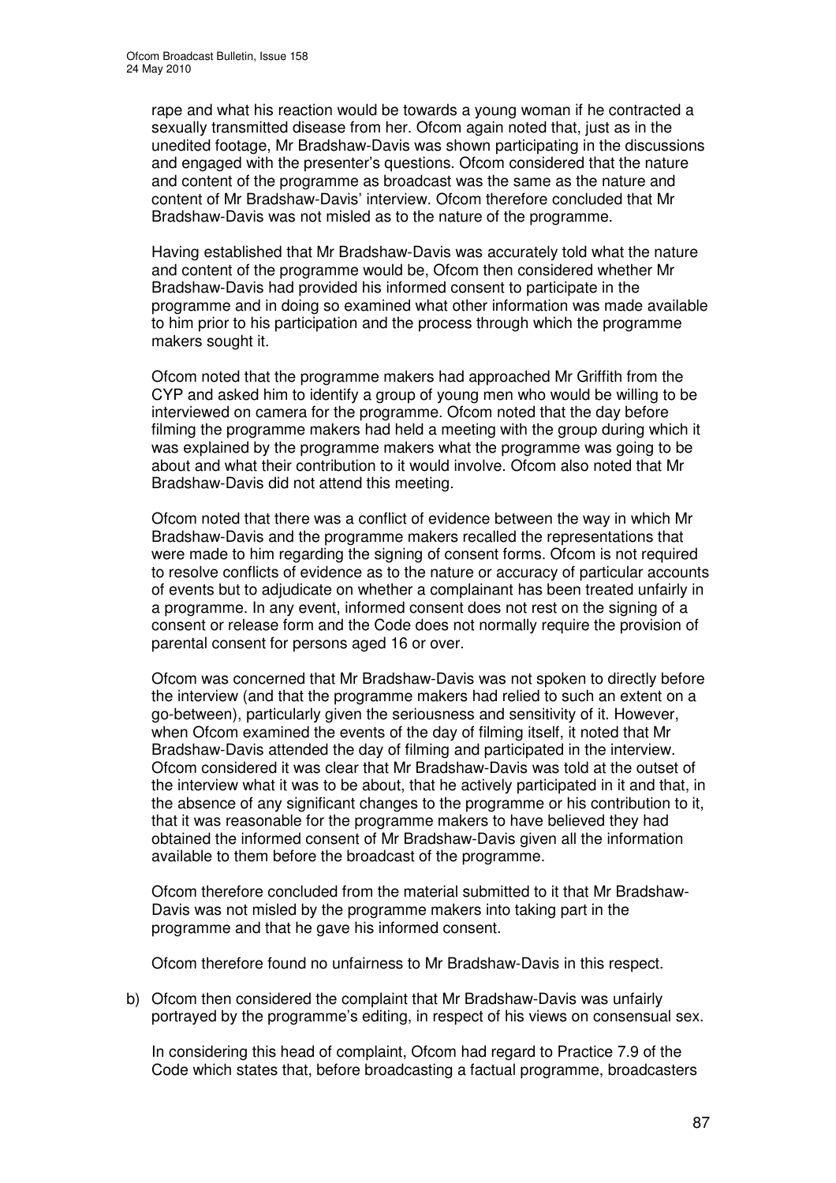rape and what his reaction would be towards a young woman if he contracted a sexually transmitted disease from her. Ofcom again noted that, just as in the unedited footage, Mr Bradshaw-Davis was shown participating in the discussions and engaged with the presenter's questions. Ofcom considered that the nature and content of the programme as broadcast was the same as the nature and content of Mr Bradshaw-Davis' interview. Ofcom therefore concluded that Mr Bradshaw-Davis was not misled as to the nature of the programme.

Having established that Mr Bradshaw-Davis was accurately told what the nature and content of the programme would be, Ofcom then considered whether Mr Bradshaw-Davis had provided his informed consent to participate in the programme and in doing so examined what other information was made available to him prior to his participation and the process through which the programme makers sought it.

Ofcom noted that the programme makers had approached Mr Griffith from the CYP and asked him to identify a group of young men who would be willing to be interviewed on camera for the programme. Ofcom noted that the day before filming the programme makers had held a meeting with the group during which it was explained by the programme makers what the programme was going to be about and what their contribution to it would involve. Ofcom also noted that Mr Bradshaw-Davis did not attend this meeting.

Ofcom noted that there was a conflict of evidence between the way in which Mr Bradshaw-Davis and the programme makers recalled the representations that were made to him regarding the signing of consent forms. Ofcom is not required to resolve conflicts of evidence as to the nature or accuracy of particular accounts of events but to adjudicate on whether a complainant has been treated unfairly in a programme. In any event, informed consent does not rest on the signing of a consent or release form and the Code does not normally require the provision of parental consent for persons aged 16 or over.

Ofcom was concerned that Mr Bradshaw-Davis was not spoken to directly before the interview (and that the programme makers had relied to such an extent on a go-between), particularly given the seriousness and sensitivity of it. However, when Ofcom examined the events of the day of filming itself, it noted that Mr Bradshaw-Davis attended the day of filming and participated in the interview. Ofcom considered it was clear that Mr Bradshaw-Davis was told at the outset of the interview what it was to be about, that he actively participated in it and that, in the absence of any significant changes to the programme or his contribution to it, that it was reasonable for the programme makers to have believed they had obtained the informed consent of Mr Bradshaw-Davis given all the information available to them before the broadcast of the programme.

Ofcom therefore concluded from the material submitted to it that Mr Bradshaw-Davis was not misled by the programme makers into taking part in the programme and that he gave his informed consent.

Ofcom therefore found no unfairness to Mr Bradshaw-Davis in this respect.

b) Ofcom then considered the complaint that Mr Bradshaw-Davis was unfairly portrayed by the programme's editing, in respect of his views on consensual sex.

   In considering this head of complaint, Ofcom had regard to Practice 7.9 of the Code which states that, before broadcasting a factual programme, broadcasters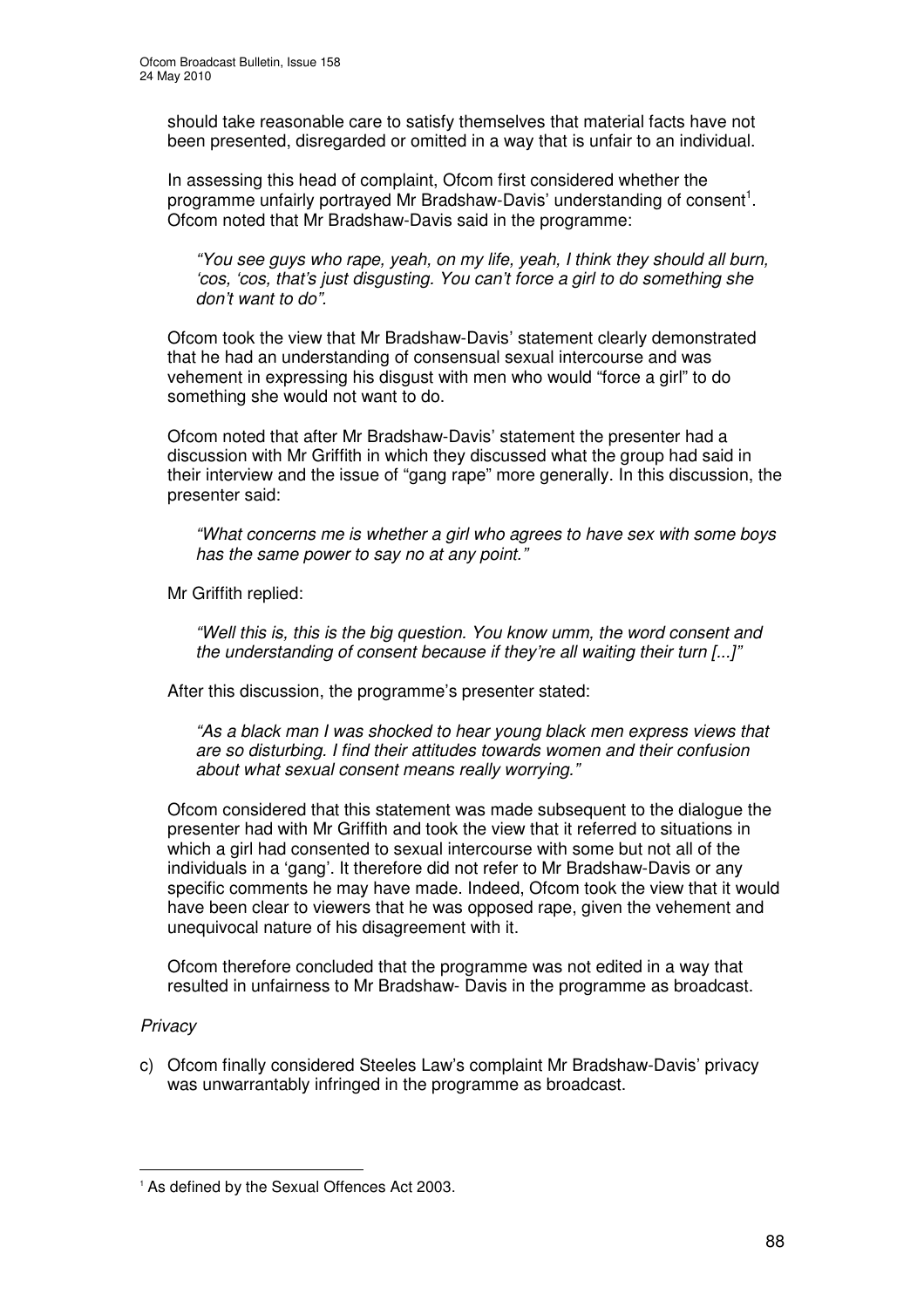should take reasonable care to satisfy themselves that material facts have not been presented, disregarded or omitted in a way that is unfair to an individual.

In assessing this head of complaint, Ofcom first considered whether the programme unfairly portrayed Mr Bradshaw-Davis' understanding of consent[1]. Ofcom noted that Mr Bradshaw-Davis said in the programme:

> *"You see guys who rape, yeah, on my life, yeah, I think they should all burn, 'cos, 'cos, that's just disgusting. You can't force a girl to do something she don't want to do".*

Ofcom took the view that Mr Bradshaw-Davis' statement clearly demonstrated that he had an understanding of consensual sexual intercourse and was vehement in expressing his disgust with men who would "force a girl" to do something she would not want to do.

Ofcom noted that after Mr Bradshaw-Davis' statement the presenter had a discussion with Mr Griffith in which they discussed what the group had said in their interview and the issue of "gang rape" more generally. In this discussion, the presenter said:

> *"What concerns me is whether a girl who agrees to have sex with some boys has the same power to say no at any point."*

Mr Griffith replied:

> *"Well this is, this is the big question. You know umm, the word consent and the understanding of consent because if they're all waiting their turn [...]"*

After this discussion, the programme's presenter stated:

> *"As a black man I was shocked to hear young black men express views that are so disturbing. I find their attitudes towards women and their confusion about what sexual consent means really worrying."*

Ofcom considered that this statement was made subsequent to the dialogue the presenter had with Mr Griffith and took the view that it referred to situations in which a girl had consented to sexual intercourse with some but not all of the individuals in a 'gang'. It therefore did not refer to Mr Bradshaw-Davis or any specific comments he may have made. Indeed, Ofcom took the view that it would have been clear to viewers that he was opposed rape, given the vehement and unequivocal nature of his disagreement with it.

Ofcom therefore concluded that the programme was not edited in a way that resulted in unfairness to Mr Bradshaw- Davis in the programme as broadcast.

*Privacy*

c) Ofcom finally considered Steeles Law's complaint Mr Bradshaw-Davis' privacy was unwarrantably infringed in the programme as broadcast.

---

[1] As defined by the Sexual Offences Act 2003.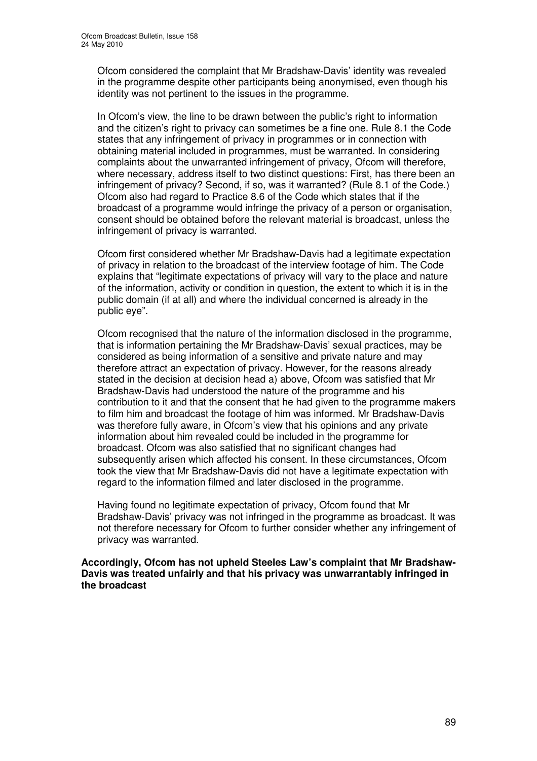Ofcom considered the complaint that Mr Bradshaw-Davis' identity was revealed in the programme despite other participants being anonymised, even though his identity was not pertinent to the issues in the programme.

In Ofcom's view, the line to be drawn between the public's right to information and the citizen's right to privacy can sometimes be a fine one. Rule 8.1 the Code states that any infringement of privacy in programmes or in connection with obtaining material included in programmes, must be warranted. In considering complaints about the unwarranted infringement of privacy, Ofcom will therefore, where necessary, address itself to two distinct questions: First, has there been an infringement of privacy? Second, if so, was it warranted? (Rule 8.1 of the Code.) Ofcom also had regard to Practice 8.6 of the Code which states that if the broadcast of a programme would infringe the privacy of a person or organisation, consent should be obtained before the relevant material is broadcast, unless the infringement of privacy is warranted.

Ofcom first considered whether Mr Bradshaw-Davis had a legitimate expectation of privacy in relation to the broadcast of the interview footage of him. The Code explains that "legitimate expectations of privacy will vary to the place and nature of the information, activity or condition in question, the extent to which it is in the public domain (if at all) and where the individual concerned is already in the public eye".

Ofcom recognised that the nature of the information disclosed in the programme, that is information pertaining the Mr Bradshaw-Davis' sexual practices, may be considered as being information of a sensitive and private nature and may therefore attract an expectation of privacy. However, for the reasons already stated in the decision at decision head a) above, Ofcom was satisfied that Mr Bradshaw-Davis had understood the nature of the programme and his contribution to it and that the consent that he had given to the programme makers to film him and broadcast the footage of him was informed. Mr Bradshaw-Davis was therefore fully aware, in Ofcom's view that his opinions and any private information about him revealed could be included in the programme for broadcast. Ofcom was also satisfied that no significant changes had subsequently arisen which affected his consent. In these circumstances, Ofcom took the view that Mr Bradshaw-Davis did not have a legitimate expectation with regard to the information filmed and later disclosed in the programme.

Having found no legitimate expectation of privacy, Ofcom found that Mr Bradshaw-Davis' privacy was not infringed in the programme as broadcast. It was not therefore necessary for Ofcom to further consider whether any infringement of privacy was warranted.

**Accordingly, Ofcom has not upheld Steeles Law's complaint that Mr Bradshaw-Davis was treated unfairly and that his privacy was unwarrantably infringed in the broadcast**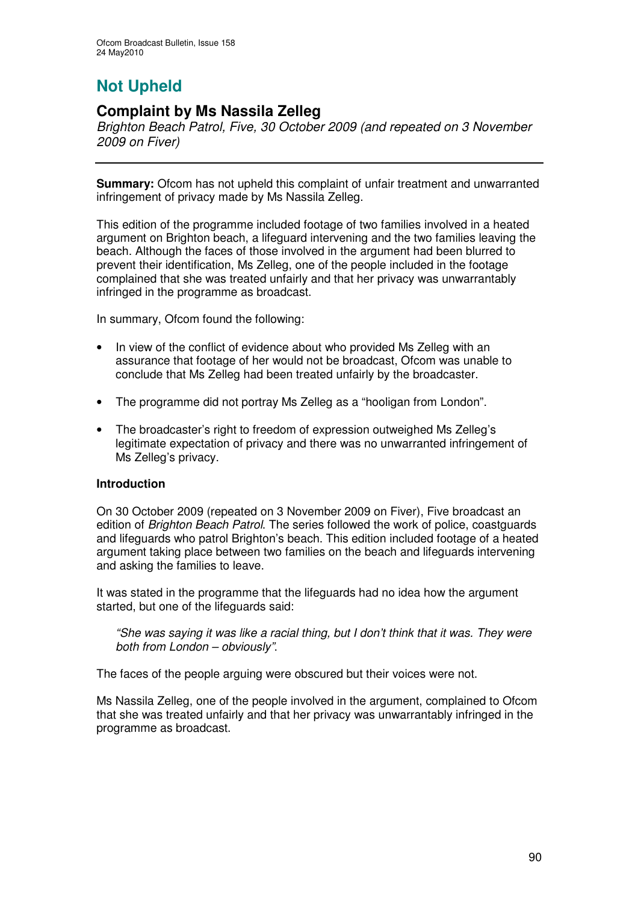# Not Upheld

## Complaint by Ms Nassila Zelleg

*Brighton Beach Patrol, Five, 30 October 2009 (and repeated on 3 November 2009 on Fiver)*

---

**Summary:** Ofcom has not upheld this complaint of unfair treatment and unwarranted infringement of privacy made by Ms Nassila Zelleg.

This edition of the programme included footage of two families involved in a heated argument on Brighton beach, a lifeguard intervening and the two families leaving the beach. Although the faces of those involved in the argument had been blurred to prevent their identification, Ms Zelleg, one of the people included in the footage complained that she was treated unfairly and that her privacy was unwarrantably infringed in the programme as broadcast.

In summary, Ofcom found the following:

- In view of the conflict of evidence about who provided Ms Zelleg with an assurance that footage of her would not be broadcast, Ofcom was unable to conclude that Ms Zelleg had been treated unfairly by the broadcaster.
- The programme did not portray Ms Zelleg as a "hooligan from London".
- The broadcaster's right to freedom of expression outweighed Ms Zelleg's legitimate expectation of privacy and there was no unwarranted infringement of Ms Zelleg's privacy.

**Introduction**

On 30 October 2009 (repeated on 3 November 2009 on Fiver), Five broadcast an edition of *Brighton Beach Patrol*. The series followed the work of police, coastguards and lifeguards who patrol Brighton's beach. This edition included footage of a heated argument taking place between two families on the beach and lifeguards intervening and asking the families to leave.

It was stated in the programme that the lifeguards had no idea how the argument started, but one of the lifeguards said:

> *"She was saying it was like a racial thing, but I don't think that it was. They were both from London – obviously".*

The faces of the people arguing were obscured but their voices were not.

Ms Nassila Zelleg, one of the people involved in the argument, complained to Ofcom that she was treated unfairly and that her privacy was unwarrantably infringed in the programme as broadcast.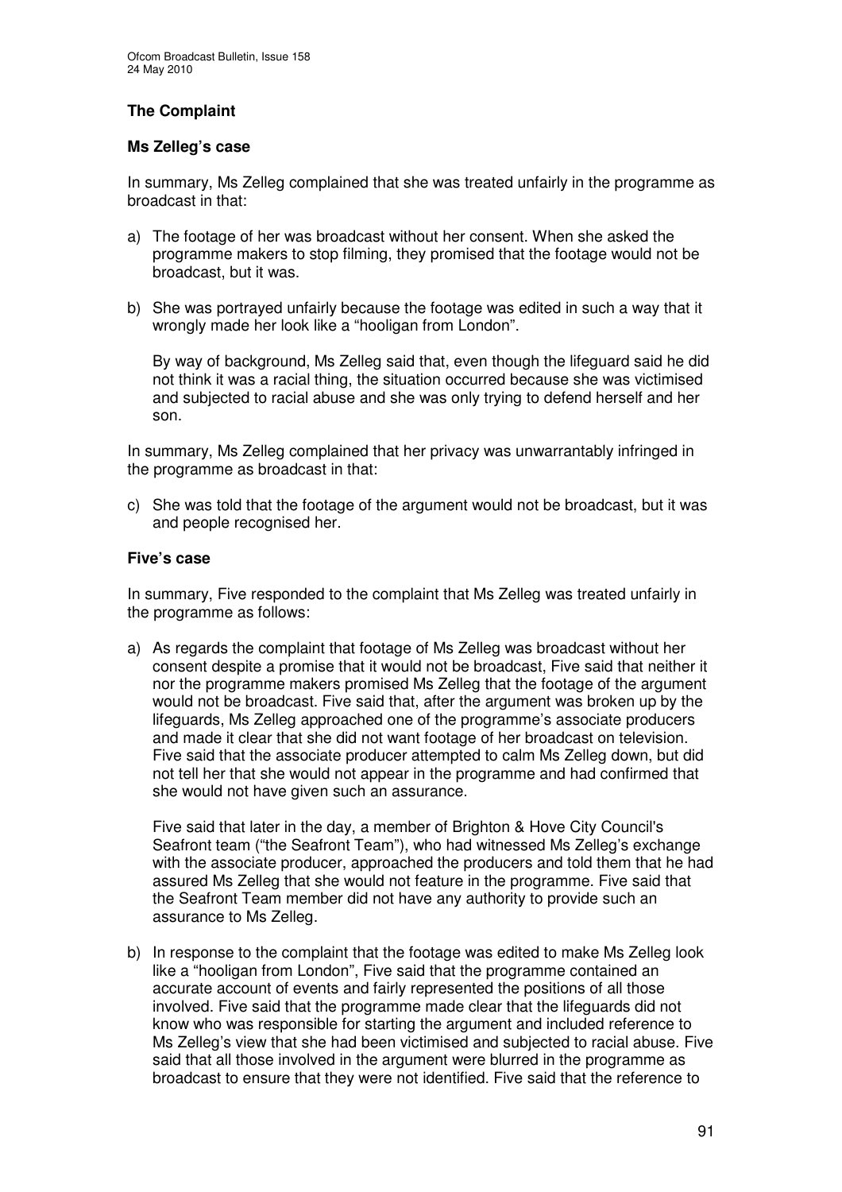## The Complaint

### Ms Zelleg's case

In summary, Ms Zelleg complained that she was treated unfairly in the programme as broadcast in that:

a) The footage of her was broadcast without her consent. When she asked the programme makers to stop filming, they promised that the footage would not be broadcast, but it was.

b) She was portrayed unfairly because the footage was edited in such a way that it wrongly made her look like a "hooligan from London".

   By way of background, Ms Zelleg said that, even though the lifeguard said he did not think it was a racial thing, the situation occurred because she was victimised and subjected to racial abuse and she was only trying to defend herself and her son.

In summary, Ms Zelleg complained that her privacy was unwarrantably infringed in the programme as broadcast in that:

c) She was told that the footage of the argument would not be broadcast, but it was and people recognised her.

### Five's case

In summary, Five responded to the complaint that Ms Zelleg was treated unfairly in the programme as follows:

a) As regards the complaint that footage of Ms Zelleg was broadcast without her consent despite a promise that it would not be broadcast, Five said that neither it nor the programme makers promised Ms Zelleg that the footage of the argument would not be broadcast. Five said that, after the argument was broken up by the lifeguards, Ms Zelleg approached one of the programme's associate producers and made it clear that she did not want footage of her broadcast on television. Five said that the associate producer attempted to calm Ms Zelleg down, but did not tell her that she would not appear in the programme and had confirmed that she would not have given such an assurance.

   Five said that later in the day, a member of Brighton & Hove City Council's Seafront team ("the Seafront Team"), who had witnessed Ms Zelleg's exchange with the associate producer, approached the producers and told them that he had assured Ms Zelleg that she would not feature in the programme. Five said that the Seafront Team member did not have any authority to provide such an assurance to Ms Zelleg.

b) In response to the complaint that the footage was edited to make Ms Zelleg look like a "hooligan from London", Five said that the programme contained an accurate account of events and fairly represented the positions of all those involved. Five said that the programme made clear that the lifeguards did not know who was responsible for starting the argument and included reference to Ms Zelleg's view that she had been victimised and subjected to racial abuse. Five said that all those involved in the argument were blurred in the programme as broadcast to ensure that they were not identified. Five said that the reference to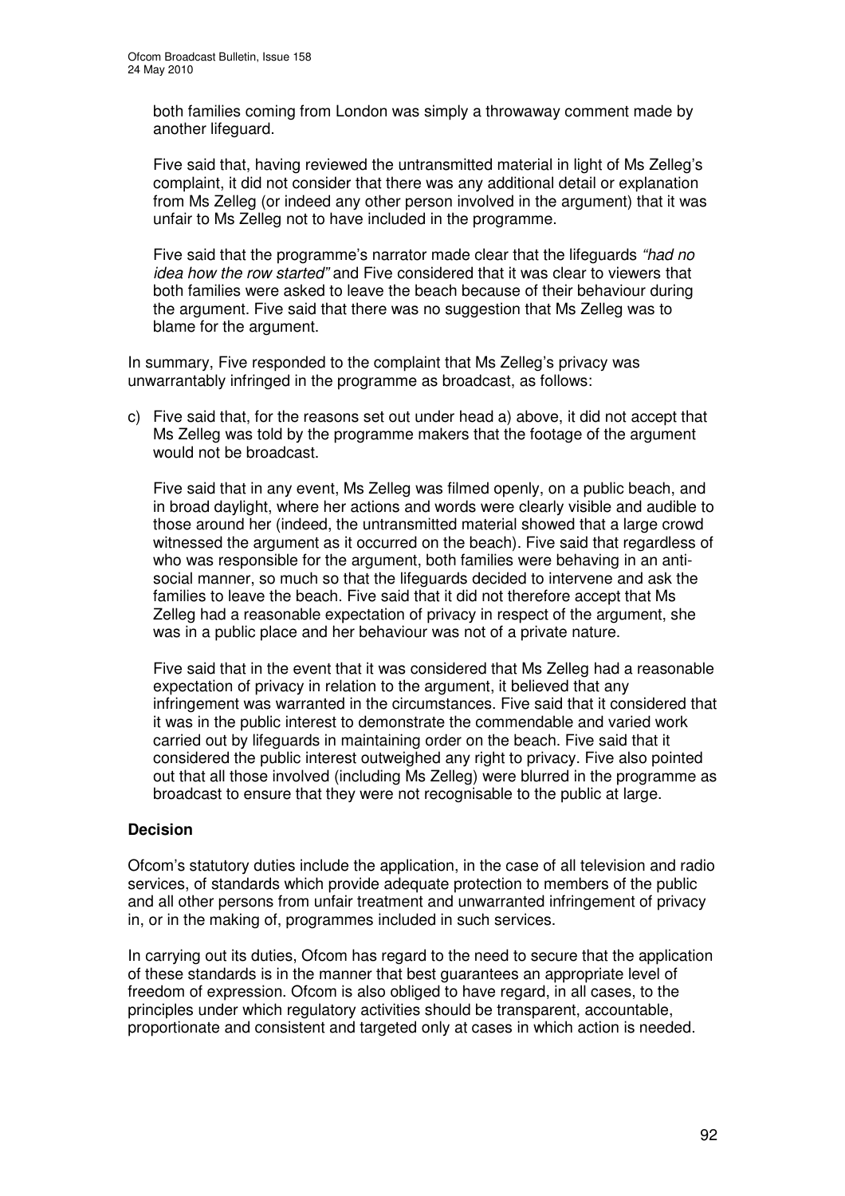both families coming from London was simply a throwaway comment made by another lifeguard.

Five said that, having reviewed the untransmitted material in light of Ms Zelleg's complaint, it did not consider that there was any additional detail or explanation from Ms Zelleg (or indeed any other person involved in the argument) that it was unfair to Ms Zelleg not to have included in the programme.

Five said that the programme's narrator made clear that the lifeguards *"had no idea how the row started"* and Five considered that it was clear to viewers that both families were asked to leave the beach because of their behaviour during the argument. Five said that there was no suggestion that Ms Zelleg was to blame for the argument.

In summary, Five responded to the complaint that Ms Zelleg's privacy was unwarrantably infringed in the programme as broadcast, as follows:

c) Five said that, for the reasons set out under head a) above, it did not accept that Ms Zelleg was told by the programme makers that the footage of the argument would not be broadcast.

   Five said that in any event, Ms Zelleg was filmed openly, on a public beach, and in broad daylight, where her actions and words were clearly visible and audible to those around her (indeed, the untransmitted material showed that a large crowd witnessed the argument as it occurred on the beach). Five said that regardless of who was responsible for the argument, both families were behaving in an anti-social manner, so much so that the lifeguards decided to intervene and ask the families to leave the beach. Five said that it did not therefore accept that Ms Zelleg had a reasonable expectation of privacy in respect of the argument, she was in a public place and her behaviour was not of a private nature.

   Five said that in the event that it was considered that Ms Zelleg had a reasonable expectation of privacy in relation to the argument, it believed that any infringement was warranted in the circumstances. Five said that it considered that it was in the public interest to demonstrate the commendable and varied work carried out by lifeguards in maintaining order on the beach. Five said that it considered the public interest outweighed any right to privacy. Five also pointed out that all those involved (including Ms Zelleg) were blurred in the programme as broadcast to ensure that they were not recognisable to the public at large.

## Decision

Ofcom's statutory duties include the application, in the case of all television and radio services, of standards which provide adequate protection to members of the public and all other persons from unfair treatment and unwarranted infringement of privacy in, or in the making of, programmes included in such services.

In carrying out its duties, Ofcom has regard to the need to secure that the application of these standards is in the manner that best guarantees an appropriate level of freedom of expression. Ofcom is also obliged to have regard, in all cases, to the principles under which regulatory activities should be transparent, accountable, proportionate and consistent and targeted only at cases in which action is needed.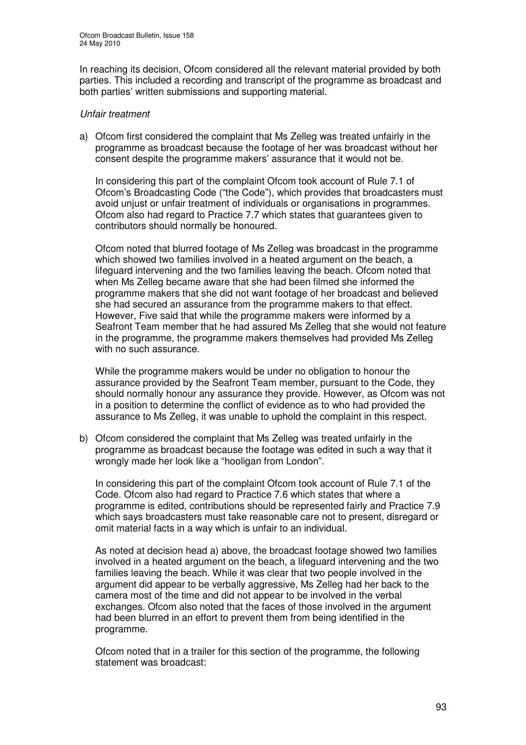In reaching its decision, Ofcom considered all the relevant material provided by both parties. This included a recording and transcript of the programme as broadcast and both parties' written submissions and supporting material.

*Unfair treatment*

a) Ofcom first considered the complaint that Ms Zelleg was treated unfairly in the programme as broadcast because the footage of her was broadcast without her consent despite the programme makers' assurance that it would not be.

   In considering this part of the complaint Ofcom took account of Rule 7.1 of Ofcom's Broadcasting Code ("the Code"), which provides that broadcasters must avoid unjust or unfair treatment of individuals or organisations in programmes. Ofcom also had regard to Practice 7.7 which states that guarantees given to contributors should normally be honoured.

   Ofcom noted that blurred footage of Ms Zelleg was broadcast in the programme which showed two families involved in a heated argument on the beach, a lifeguard intervening and the two families leaving the beach. Ofcom noted that when Ms Zelleg became aware that she had been filmed she informed the programme makers that she did not want footage of her broadcast and believed she had secured an assurance from the programme makers to that effect. However, Five said that while the programme makers were informed by a Seafront Team member that he had assured Ms Zelleg that she would not feature in the programme, the programme makers themselves had provided Ms Zelleg with no such assurance.

   While the programme makers would be under no obligation to honour the assurance provided by the Seafront Team member, pursuant to the Code, they should normally honour any assurance they provide. However, as Ofcom was not in a position to determine the conflict of evidence as to who had provided the assurance to Ms Zelleg, it was unable to uphold the complaint in this respect.

b) Ofcom considered the complaint that Ms Zelleg was treated unfairly in the programme as broadcast because the footage was edited in such a way that it wrongly made her look like a "hooligan from London".

   In considering this part of the complaint Ofcom took account of Rule 7.1 of the Code. Ofcom also had regard to Practice 7.6 which states that where a programme is edited, contributions should be represented fairly and Practice 7.9 which says broadcasters must take reasonable care not to present, disregard or omit material facts in a way which is unfair to an individual.

   As noted at decision head a) above, the broadcast footage showed two families involved in a heated argument on the beach, a lifeguard intervening and the two families leaving the beach. While it was clear that two people involved in the argument did appear to be verbally aggressive, Ms Zelleg had her back to the camera most of the time and did not appear to be involved in the verbal exchanges. Ofcom also noted that the faces of those involved in the argument had been blurred in an effort to prevent them from being identified in the programme.

   Ofcom noted that in a trailer for this section of the programme, the following statement was broadcast: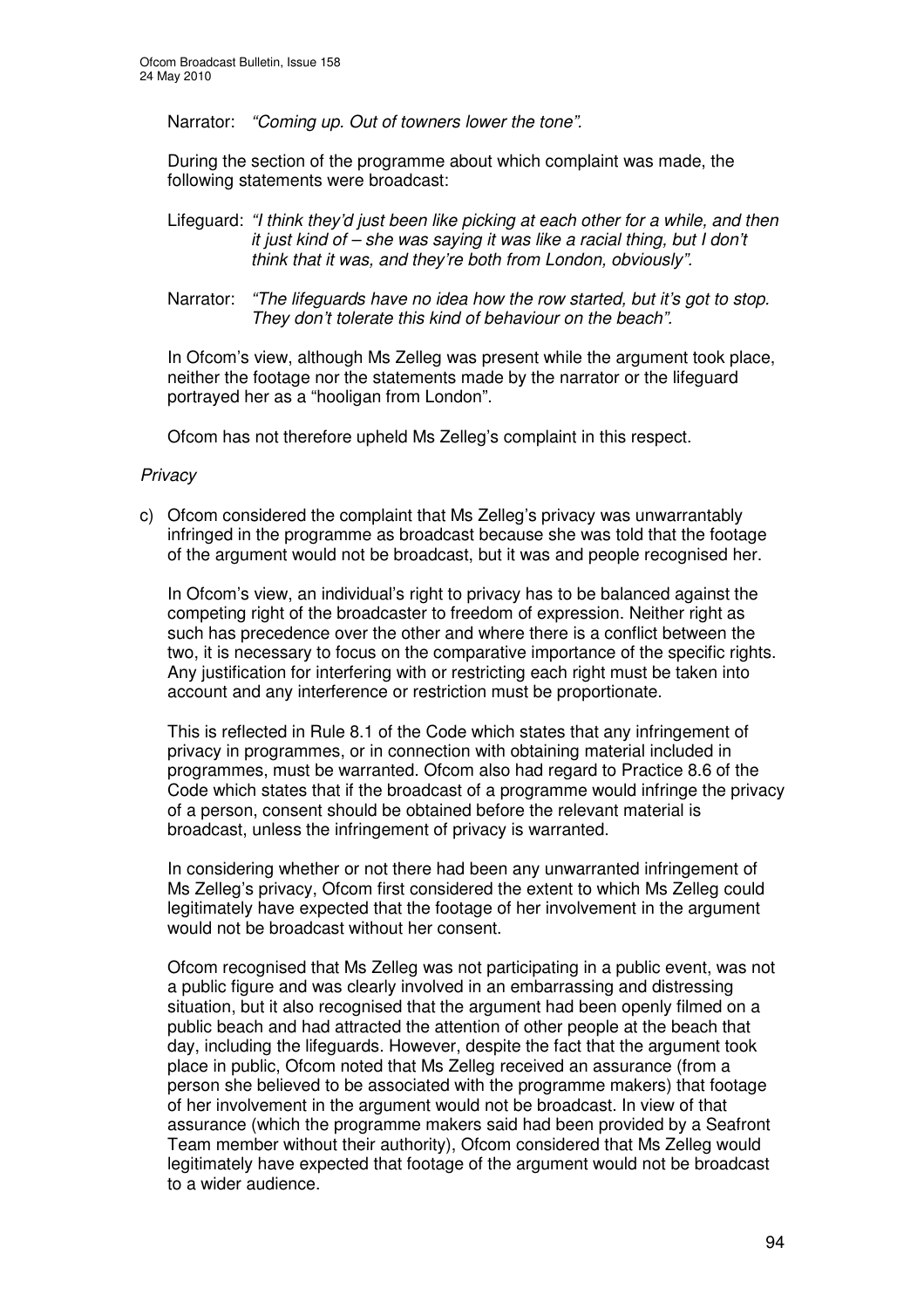Narrator: *"Coming up. Out of towners lower the tone".*

During the section of the programme about which complaint was made, the following statements were broadcast:

Lifeguard: *"I think they'd just been like picking at each other for a while, and then it just kind of – she was saying it was like a racial thing, but I don't think that it was, and they're both from London, obviously".*

Narrator: *"The lifeguards have no idea how the row started, but it's got to stop. They don't tolerate this kind of behaviour on the beach".*

In Ofcom's view, although Ms Zelleg was present while the argument took place, neither the footage nor the statements made by the narrator or the lifeguard portrayed her as a "hooligan from London".

Ofcom has not therefore upheld Ms Zelleg's complaint in this respect.

*Privacy*

c) Ofcom considered the complaint that Ms Zelleg's privacy was unwarrantably infringed in the programme as broadcast because she was told that the footage of the argument would not be broadcast, but it was and people recognised her.

In Ofcom's view, an individual's right to privacy has to be balanced against the competing right of the broadcaster to freedom of expression. Neither right as such has precedence over the other and where there is a conflict between the two, it is necessary to focus on the comparative importance of the specific rights. Any justification for interfering with or restricting each right must be taken into account and any interference or restriction must be proportionate.

This is reflected in Rule 8.1 of the Code which states that any infringement of privacy in programmes, or in connection with obtaining material included in programmes, must be warranted. Ofcom also had regard to Practice 8.6 of the Code which states that if the broadcast of a programme would infringe the privacy of a person, consent should be obtained before the relevant material is broadcast, unless the infringement of privacy is warranted.

In considering whether or not there had been any unwarranted infringement of Ms Zelleg's privacy, Ofcom first considered the extent to which Ms Zelleg could legitimately have expected that the footage of her involvement in the argument would not be broadcast without her consent.

Ofcom recognised that Ms Zelleg was not participating in a public event, was not a public figure and was clearly involved in an embarrassing and distressing situation, but it also recognised that the argument had been openly filmed on a public beach and had attracted the attention of other people at the beach that day, including the lifeguards. However, despite the fact that the argument took place in public, Ofcom noted that Ms Zelleg received an assurance (from a person she believed to be associated with the programme makers) that footage of her involvement in the argument would not be broadcast. In view of that assurance (which the programme makers said had been provided by a Seafront Team member without their authority), Ofcom considered that Ms Zelleg would legitimately have expected that footage of the argument would not be broadcast to a wider audience.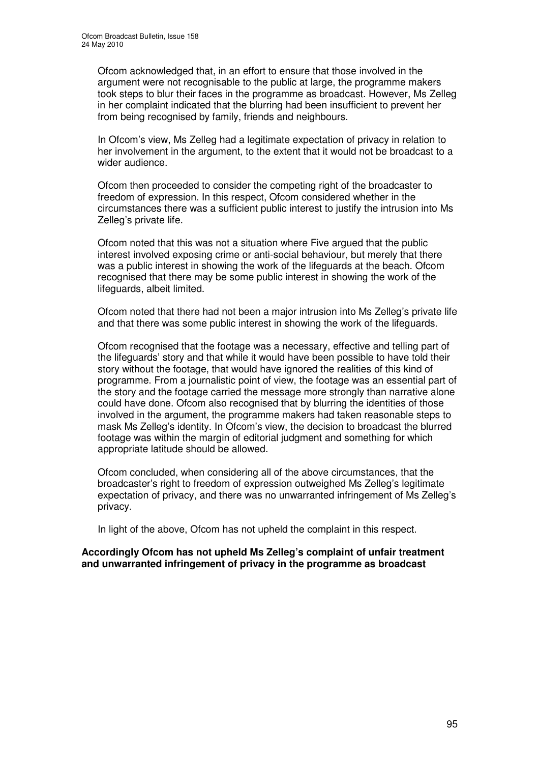Ofcom acknowledged that, in an effort to ensure that those involved in the argument were not recognisable to the public at large, the programme makers took steps to blur their faces in the programme as broadcast. However, Ms Zelleg in her complaint indicated that the blurring had been insufficient to prevent her from being recognised by family, friends and neighbours.

In Ofcom's view, Ms Zelleg had a legitimate expectation of privacy in relation to her involvement in the argument, to the extent that it would not be broadcast to a wider audience.

Ofcom then proceeded to consider the competing right of the broadcaster to freedom of expression. In this respect, Ofcom considered whether in the circumstances there was a sufficient public interest to justify the intrusion into Ms Zelleg's private life.

Ofcom noted that this was not a situation where Five argued that the public interest involved exposing crime or anti-social behaviour, but merely that there was a public interest in showing the work of the lifeguards at the beach. Ofcom recognised that there may be some public interest in showing the work of the lifeguards, albeit limited.

Ofcom noted that there had not been a major intrusion into Ms Zelleg's private life and that there was some public interest in showing the work of the lifeguards.

Ofcom recognised that the footage was a necessary, effective and telling part of the lifeguards' story and that while it would have been possible to have told their story without the footage, that would have ignored the realities of this kind of programme. From a journalistic point of view, the footage was an essential part of the story and the footage carried the message more strongly than narrative alone could have done. Ofcom also recognised that by blurring the identities of those involved in the argument, the programme makers had taken reasonable steps to mask Ms Zelleg's identity. In Ofcom's view, the decision to broadcast the blurred footage was within the margin of editorial judgment and something for which appropriate latitude should be allowed.

Ofcom concluded, when considering all of the above circumstances, that the broadcaster's right to freedom of expression outweighed Ms Zelleg's legitimate expectation of privacy, and there was no unwarranted infringement of Ms Zelleg's privacy.

In light of the above, Ofcom has not upheld the complaint in this respect.

**Accordingly Ofcom has not upheld Ms Zelleg's complaint of unfair treatment and unwarranted infringement of privacy in the programme as broadcast**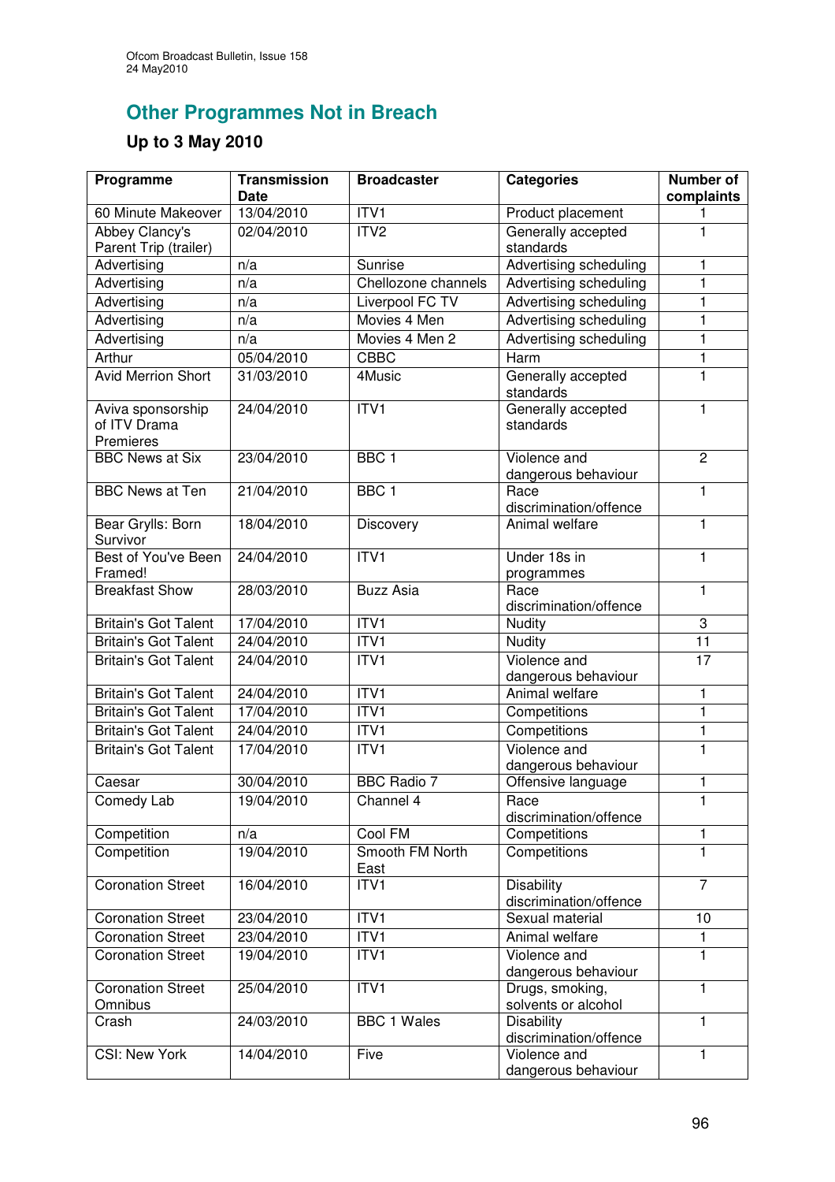## Other Programmes Not in Breach

### Up to 3 May 2010

| Programme | Transmission Date | Broadcaster | Categories | Number of complaints |
|---|---|---|---|---|
| 60 Minute Makeover | 13/04/2010 | ITV1 | Product placement | 1 |
| Abbey Clancy's Parent Trip (trailer) | 02/04/2010 | ITV2 | Generally accepted standards | 1 |
| Advertising | n/a | Sunrise | Advertising scheduling | 1 |
| Advertising | n/a | Chellozone channels | Advertising scheduling | 1 |
| Advertising | n/a | Liverpool FC TV | Advertising scheduling | 1 |
| Advertising | n/a | Movies 4 Men | Advertising scheduling | 1 |
| Advertising | n/a | Movies 4 Men 2 | Advertising scheduling | 1 |
| Arthur | 05/04/2010 | CBBC | Harm | 1 |
| Avid Merrion Short | 31/03/2010 | 4Music | Generally accepted standards | 1 |
| Aviva sponsorship of ITV Drama Premieres | 24/04/2010 | ITV1 | Generally accepted standards | 1 |
| BBC News at Six | 23/04/2010 | BBC 1 | Violence and dangerous behaviour | 2 |
| BBC News at Ten | 21/04/2010 | BBC 1 | Race discrimination/offence | 1 |
| Bear Grylls: Born Survivor | 18/04/2010 | Discovery | Animal welfare | 1 |
| Best of You've Been Framed! | 24/04/2010 | ITV1 | Under 18s in programmes | 1 |
| Breakfast Show | 28/03/2010 | Buzz Asia | Race discrimination/offence | 1 |
| Britain's Got Talent | 17/04/2010 | ITV1 | Nudity | 3 |
| Britain's Got Talent | 24/04/2010 | ITV1 | Nudity | 11 |
| Britain's Got Talent | 24/04/2010 | ITV1 | Violence and dangerous behaviour | 17 |
| Britain's Got Talent | 24/04/2010 | ITV1 | Animal welfare | 1 |
| Britain's Got Talent | 17/04/2010 | ITV1 | Competitions | 1 |
| Britain's Got Talent | 24/04/2010 | ITV1 | Competitions | 1 |
| Britain's Got Talent | 17/04/2010 | ITV1 | Violence and dangerous behaviour | 1 |
| Caesar | 30/04/2010 | BBC Radio 7 | Offensive language | 1 |
| Comedy Lab | 19/04/2010 | Channel 4 | Race discrimination/offence | 1 |
| Competition | n/a | Cool FM | Competitions | 1 |
| Competition | 19/04/2010 | Smooth FM North East | Competitions | 1 |
| Coronation Street | 16/04/2010 | ITV1 | Disability discrimination/offence | 7 |
| Coronation Street | 23/04/2010 | ITV1 | Sexual material | 10 |
| Coronation Street | 23/04/2010 | ITV1 | Animal welfare | 1 |
| Coronation Street | 19/04/2010 | ITV1 | Violence and dangerous behaviour | 1 |
| Coronation Street Omnibus | 25/04/2010 | ITV1 | Drugs, smoking, solvents or alcohol | 1 |
| Crash | 24/03/2010 | BBC 1 Wales | Disability discrimination/offence | 1 |
| CSI: New York | 14/04/2010 | Five | Violence and dangerous behaviour | 1 |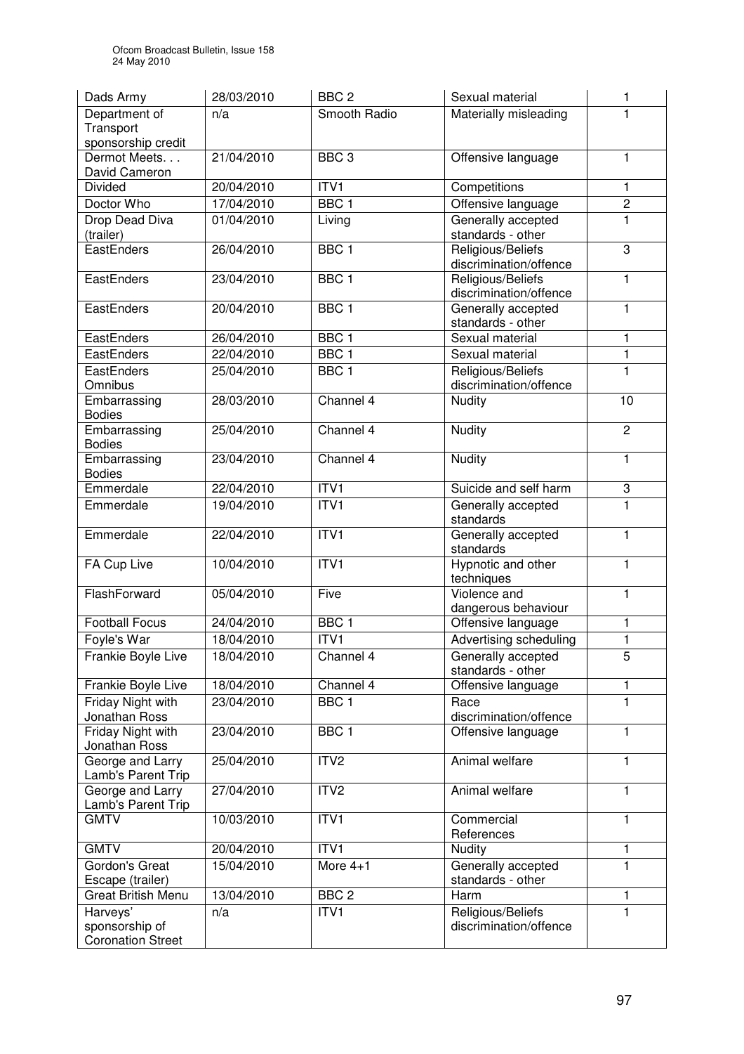| Dads Army | 28/03/2010 | BBC 2 | Sexual material | 1 |
|---|---|---|---|---|
| Department of Transport sponsorship credit | n/a | Smooth Radio | Materially misleading | 1 |
| Dermot Meets. . . David Cameron | 21/04/2010 | BBC 3 | Offensive language | 1 |
| Divided | 20/04/2010 | ITV1 | Competitions | 1 |
| Doctor Who | 17/04/2010 | BBC 1 | Offensive language | 2 |
| Drop Dead Diva (trailer) | 01/04/2010 | Living | Generally accepted standards - other | 1 |
| EastEnders | 26/04/2010 | BBC 1 | Religious/Beliefs discrimination/offence | 3 |
| EastEnders | 23/04/2010 | BBC 1 | Religious/Beliefs discrimination/offence | 1 |
| EastEnders | 20/04/2010 | BBC 1 | Generally accepted standards - other | 1 |
| EastEnders | 26/04/2010 | BBC 1 | Sexual material | 1 |
| EastEnders | 22/04/2010 | BBC 1 | Sexual material | 1 |
| EastEnders Omnibus | 25/04/2010 | BBC 1 | Religious/Beliefs discrimination/offence | 1 |
| Embarrassing Bodies | 28/03/2010 | Channel 4 | Nudity | 10 |
| Embarrassing Bodies | 25/04/2010 | Channel 4 | Nudity | 2 |
| Embarrassing Bodies | 23/04/2010 | Channel 4 | Nudity | 1 |
| Emmerdale | 22/04/2010 | ITV1 | Suicide and self harm | 3 |
| Emmerdale | 19/04/2010 | ITV1 | Generally accepted standards | 1 |
| Emmerdale | 22/04/2010 | ITV1 | Generally accepted standards | 1 |
| FA Cup Live | 10/04/2010 | ITV1 | Hypnotic and other techniques | 1 |
| FlashForward | 05/04/2010 | Five | Violence and dangerous behaviour | 1 |
| Football Focus | 24/04/2010 | BBC 1 | Offensive language | 1 |
| Foyle's War | 18/04/2010 | ITV1 | Advertising scheduling | 1 |
| Frankie Boyle Live | 18/04/2010 | Channel 4 | Generally accepted standards - other | 5 |
| Frankie Boyle Live | 18/04/2010 | Channel 4 | Offensive language | 1 |
| Friday Night with Jonathan Ross | 23/04/2010 | BBC 1 | Race discrimination/offence | 1 |
| Friday Night with Jonathan Ross | 23/04/2010 | BBC 1 | Offensive language | 1 |
| George and Larry Lamb's Parent Trip | 25/04/2010 | ITV2 | Animal welfare | 1 |
| George and Larry Lamb's Parent Trip | 27/04/2010 | ITV2 | Animal welfare | 1 |
| GMTV | 10/03/2010 | ITV1 | Commercial References | 1 |
| GMTV | 20/04/2010 | ITV1 | Nudity | 1 |
| Gordon's Great Escape (trailer) | 15/04/2010 | More 4+1 | Generally accepted standards - other | 1 |
| Great British Menu | 13/04/2010 | BBC 2 | Harm | 1 |
| Harveys' sponsorship of Coronation Street | n/a | ITV1 | Religious/Beliefs discrimination/offence | 1 |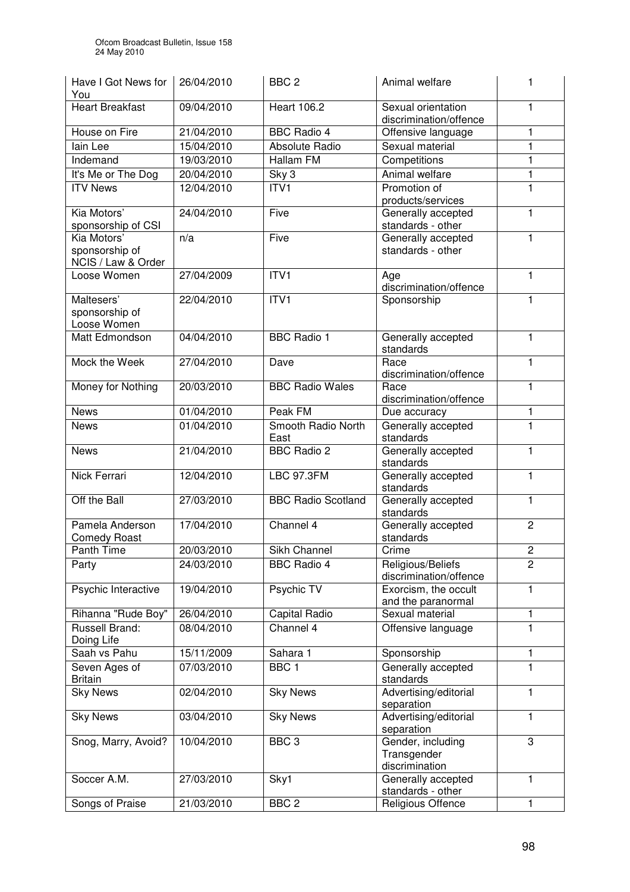| Have I Got News for You | 26/04/2010 | BBC 2 | Animal welfare | 1 |
|---|---|---|---|---|
| Heart Breakfast | 09/04/2010 | Heart 106.2 | Sexual orientation discrimination/offence | 1 |
| House on Fire | 21/04/2010 | BBC Radio 4 | Offensive language | 1 |
| Iain Lee | 15/04/2010 | Absolute Radio | Sexual material | 1 |
| Indemand | 19/03/2010 | Hallam FM | Competitions | 1 |
| It's Me or The Dog | 20/04/2010 | Sky 3 | Animal welfare | 1 |
| ITV News | 12/04/2010 | ITV1 | Promotion of products/services | 1 |
| Kia Motors' sponsorship of CSI | 24/04/2010 | Five | Generally accepted standards - other | 1 |
| Kia Motors' sponsorship of NCIS / Law & Order | n/a | Five | Generally accepted standards - other | 1 |
| Loose Women | 27/04/2009 | ITV1 | Age discrimination/offence | 1 |
| Maltesers' sponsorship of Loose Women | 22/04/2010 | ITV1 | Sponsorship | 1 |
| Matt Edmondson | 04/04/2010 | BBC Radio 1 | Generally accepted standards | 1 |
| Mock the Week | 27/04/2010 | Dave | Race discrimination/offence | 1 |
| Money for Nothing | 20/03/2010 | BBC Radio Wales | Race discrimination/offence | 1 |
| News | 01/04/2010 | Peak FM | Due accuracy | 1 |
| News | 01/04/2010 | Smooth Radio North East | Generally accepted standards | 1 |
| News | 21/04/2010 | BBC Radio 2 | Generally accepted standards | 1 |
| Nick Ferrari | 12/04/2010 | LBC 97.3FM | Generally accepted standards | 1 |
| Off the Ball | 27/03/2010 | BBC Radio Scotland | Generally accepted standards | 1 |
| Pamela Anderson Comedy Roast | 17/04/2010 | Channel 4 | Generally accepted standards | 2 |
| Panth Time | 20/03/2010 | Sikh Channel | Crime | 2 |
| Party | 24/03/2010 | BBC Radio 4 | Religious/Beliefs discrimination/offence | 2 |
| Psychic Interactive | 19/04/2010 | Psychic TV | Exorcism, the occult and the paranormal | 1 |
| Rihanna "Rude Boy" | 26/04/2010 | Capital Radio | Sexual material | 1 |
| Russell Brand: Doing Life | 08/04/2010 | Channel 4 | Offensive language | 1 |
| Saah vs Pahu | 15/11/2009 | Sahara 1 | Sponsorship | 1 |
| Seven Ages of Britain | 07/03/2010 | BBC 1 | Generally accepted standards | 1 |
| Sky News | 02/04/2010 | Sky News | Advertising/editorial separation | 1 |
| Sky News | 03/04/2010 | Sky News | Advertising/editorial separation | 1 |
| Snog, Marry, Avoid? | 10/04/2010 | BBC 3 | Gender, including Transgender discrimination | 3 |
| Soccer A.M. | 27/03/2010 | Sky1 | Generally accepted standards - other | 1 |
| Songs of Praise | 21/03/2010 | BBC 2 | Religious Offence | 1 |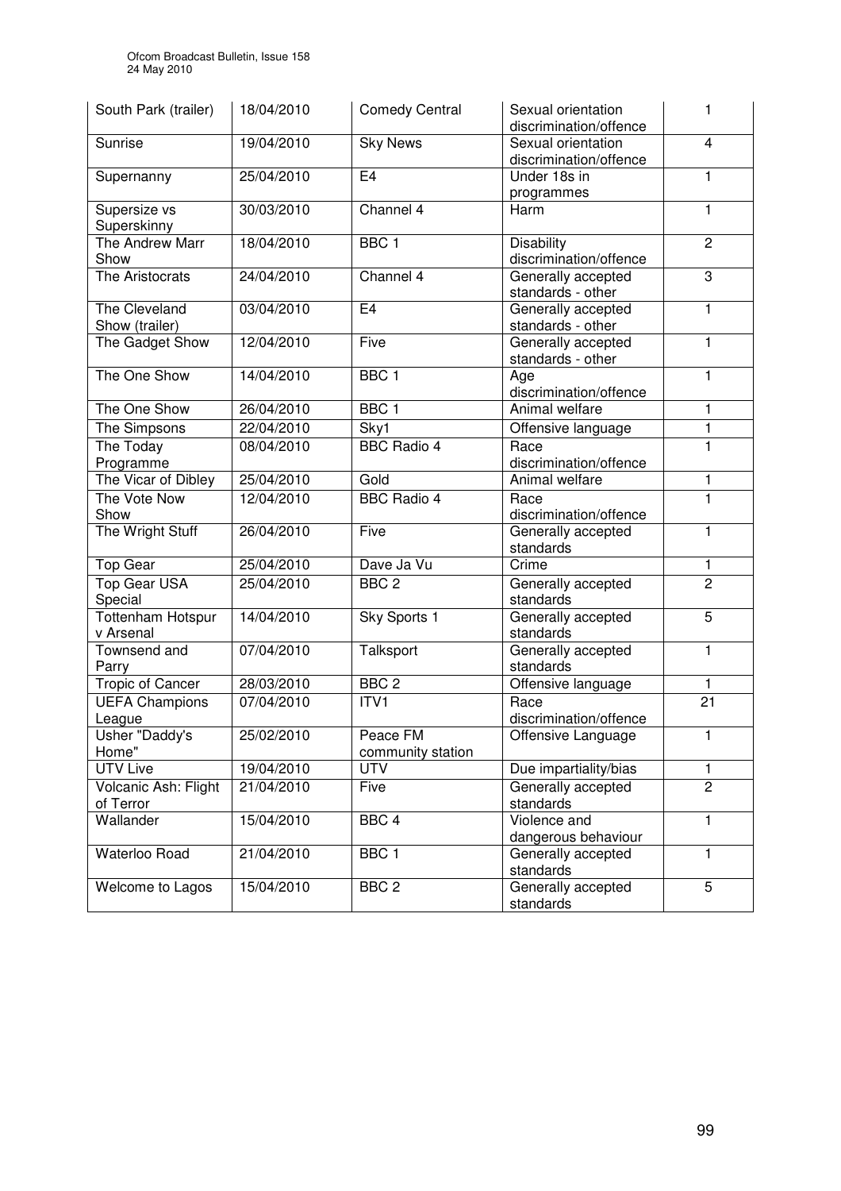| | | | | |
|---|---|---|---|---|
| South Park (trailer) | 18/04/2010 | Comedy Central | Sexual orientation discrimination/offence | 1 |
| Sunrise | 19/04/2010 | Sky News | Sexual orientation discrimination/offence | 4 |
| Supernanny | 25/04/2010 | E4 | Under 18s in programmes | 1 |
| Supersize vs Superskinny | 30/03/2010 | Channel 4 | Harm | 1 |
| The Andrew Marr Show | 18/04/2010 | BBC 1 | Disability discrimination/offence | 2 |
| The Aristocrats | 24/04/2010 | Channel 4 | Generally accepted standards - other | 3 |
| The Cleveland Show (trailer) | 03/04/2010 | E4 | Generally accepted standards - other | 1 |
| The Gadget Show | 12/04/2010 | Five | Generally accepted standards - other | 1 |
| The One Show | 14/04/2010 | BBC 1 | Age discrimination/offence | 1 |
| The One Show | 26/04/2010 | BBC 1 | Animal welfare | 1 |
| The Simpsons | 22/04/2010 | Sky1 | Offensive language | 1 |
| The Today Programme | 08/04/2010 | BBC Radio 4 | Race discrimination/offence | 1 |
| The Vicar of Dibley | 25/04/2010 | Gold | Animal welfare | 1 |
| The Vote Now Show | 12/04/2010 | BBC Radio 4 | Race discrimination/offence | 1 |
| The Wright Stuff | 26/04/2010 | Five | Generally accepted standards | 1 |
| Top Gear | 25/04/2010 | Dave Ja Vu | Crime | 1 |
| Top Gear USA Special | 25/04/2010 | BBC 2 | Generally accepted standards | 2 |
| Tottenham Hotspur v Arsenal | 14/04/2010 | Sky Sports 1 | Generally accepted standards | 5 |
| Townsend and Parry | 07/04/2010 | Talksport | Generally accepted standards | 1 |
| Tropic of Cancer | 28/03/2010 | BBC 2 | Offensive language | 1 |
| UEFA Champions League | 07/04/2010 | ITV1 | Race discrimination/offence | 21 |
| Usher "Daddy's Home" | 25/02/2010 | Peace FM community station | Offensive Language | 1 |
| UTV Live | 19/04/2010 | UTV | Due impartiality/bias | 1 |
| Volcanic Ash: Flight of Terror | 21/04/2010 | Five | Generally accepted standards | 2 |
| Wallander | 15/04/2010 | BBC 4 | Violence and dangerous behaviour | 1 |
| Waterloo Road | 21/04/2010 | BBC 1 | Generally accepted standards | 1 |
| Welcome to Lagos | 15/04/2010 | BBC 2 | Generally accepted standards | 5 |